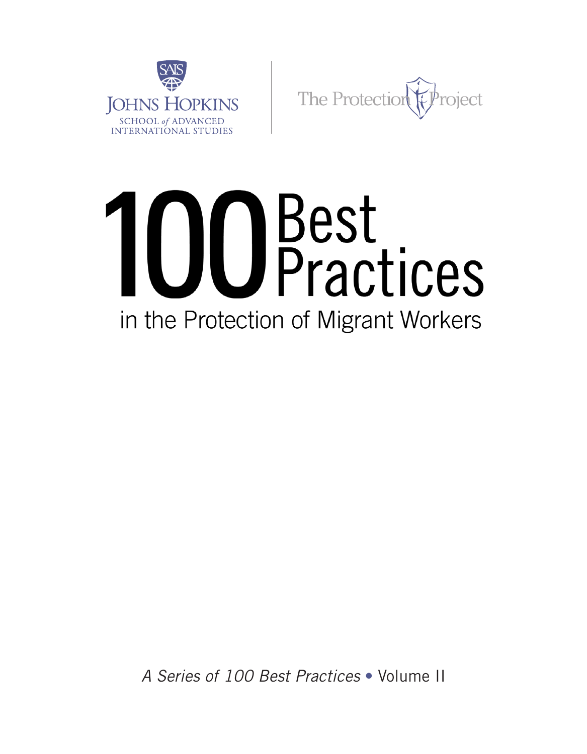SAIS

JOHNS HOPKINS

SCHOOL *of* ADVANCED INTERNATIONAL STUDIES

The Protection Project

# 100 Best Practices

## in the Protection of Migrant Workers

*A Series of 100 Best Practices* • Volume II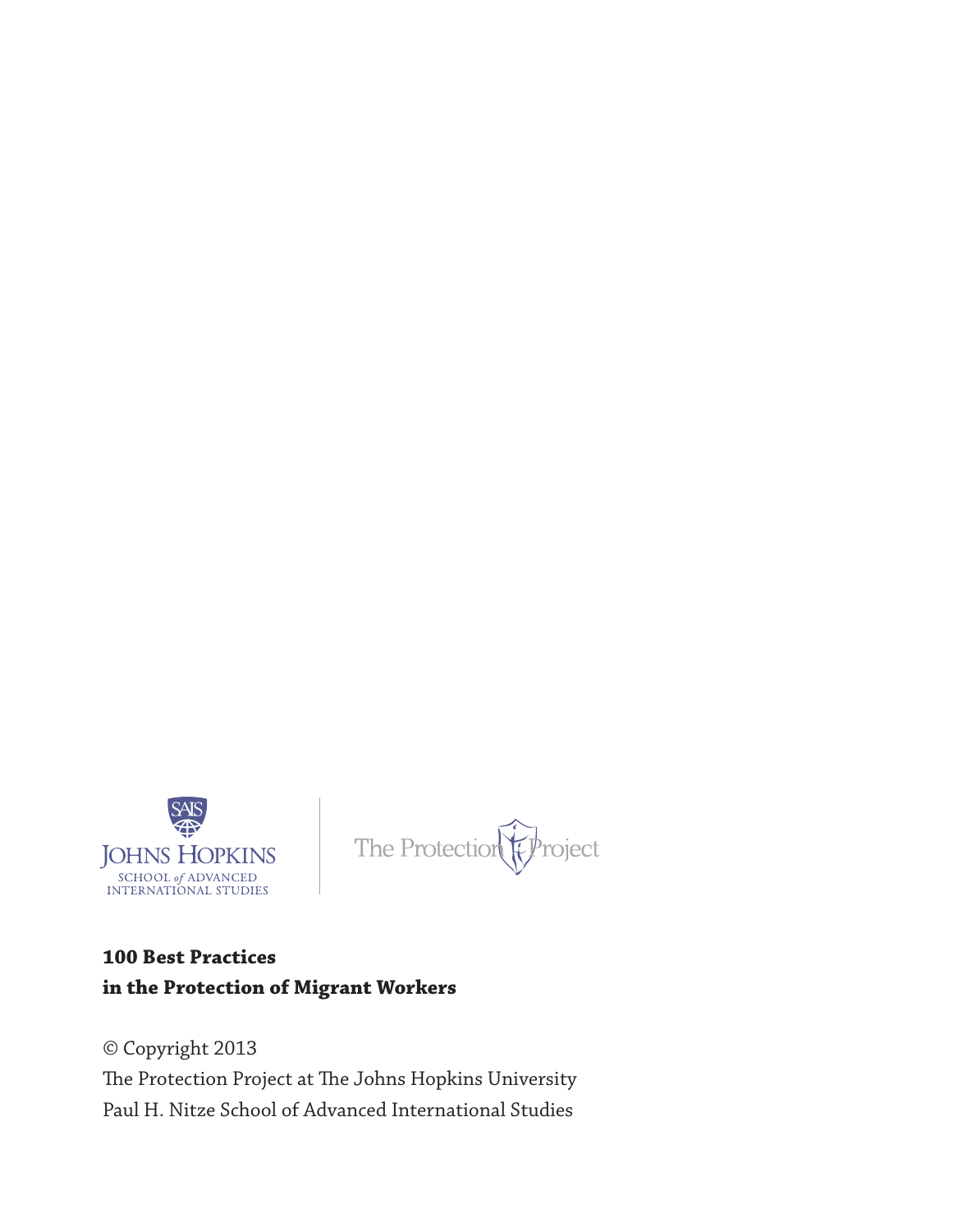SAIS
JOHNS HOPKINS
SCHOOL *of* ADVANCED
INTERNATIONAL STUDIES

The Protection Project

**100 Best Practices**
**in the Protection of Migrant Workers**

© Copyright 2013
The Protection Project at The Johns Hopkins University
Paul H. Nitze School of Advanced International Studies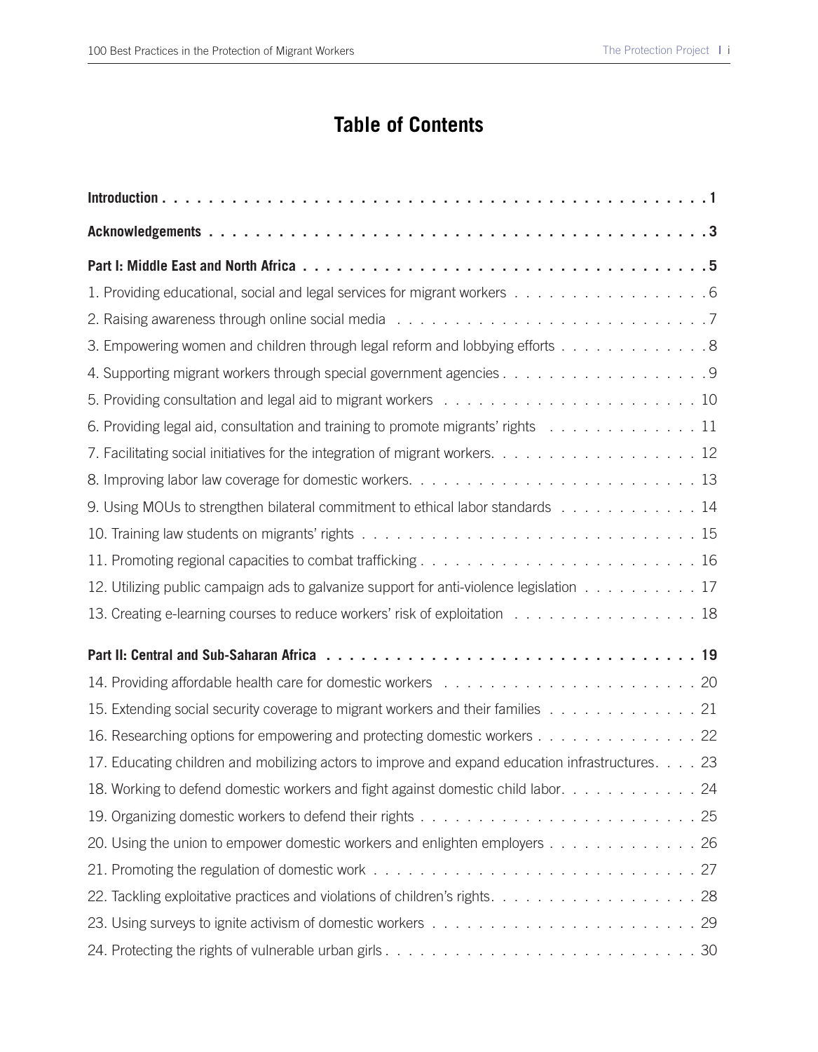# Table of Contents

**Introduction . . . . . . . . . . . . . . . . . . . . . . . . . . . . . . . . . . . . . . . . . . . . . . . 1**

**Acknowledgements . . . . . . . . . . . . . . . . . . . . . . . . . . . . . . . . . . . . . . . . . . . 3**

**Part I: Middle East and North Africa . . . . . . . . . . . . . . . . . . . . . . . . . . . . . . . . 5**

1. Providing educational, social and legal services for migrant workers . . . . . . . . . . . . . . . . . 6
2. Raising awareness through online social media . . . . . . . . . . . . . . . . . . . . . . . . . . . 7
3. Empowering women and children through legal reform and lobbying efforts . . . . . . . . . . . . . 8
4. Supporting migrant workers through special government agencies . . . . . . . . . . . . . . . . . . 9
5. Providing consultation and legal aid to migrant workers . . . . . . . . . . . . . . . . . . . . . . 10
6. Providing legal aid, consultation and training to promote migrants' rights . . . . . . . . . . . . . 11
7. Facilitating social initiatives for the integration of migrant workers. . . . . . . . . . . . . . . . . 12
8. Improving labor law coverage for domestic workers. . . . . . . . . . . . . . . . . . . . . . . . . 13
9. Using MOUs to strengthen bilateral commitment to ethical labor standards . . . . . . . . . . . . 14
10. Training law students on migrants' rights . . . . . . . . . . . . . . . . . . . . . . . . . . . . . 15
11. Promoting regional capacities to combat trafficking . . . . . . . . . . . . . . . . . . . . . . . . 16
12. Utilizing public campaign ads to galvanize support for anti-violence legislation . . . . . . . . . . 17
13. Creating e-learning courses to reduce workers' risk of exploitation . . . . . . . . . . . . . . . . 18

**Part II: Central and Sub-Saharan Africa . . . . . . . . . . . . . . . . . . . . . . . . . . . . . . 19**

14. Providing affordable health care for domestic workers . . . . . . . . . . . . . . . . . . . . . . 20
15. Extending social security coverage to migrant workers and their families . . . . . . . . . . . . . 21
16. Researching options for empowering and protecting domestic workers . . . . . . . . . . . . . . 22
17. Educating children and mobilizing actors to improve and expand education infrastructures. . . . 23
18. Working to defend domestic workers and fight against domestic child labor. . . . . . . . . . . . 24
19. Organizing domestic workers to defend their rights . . . . . . . . . . . . . . . . . . . . . . . . 25
20. Using the union to empower domestic workers and enlighten employers . . . . . . . . . . . . . 26
21. Promoting the regulation of domestic work . . . . . . . . . . . . . . . . . . . . . . . . . . . . 27
22. Tackling exploitative practices and violations of children's rights. . . . . . . . . . . . . . . . . . 28
23. Using surveys to ignite activism of domestic workers . . . . . . . . . . . . . . . . . . . . . . . 29
24. Protecting the rights of vulnerable urban girls . . . . . . . . . . . . . . . . . . . . . . . . . . . 30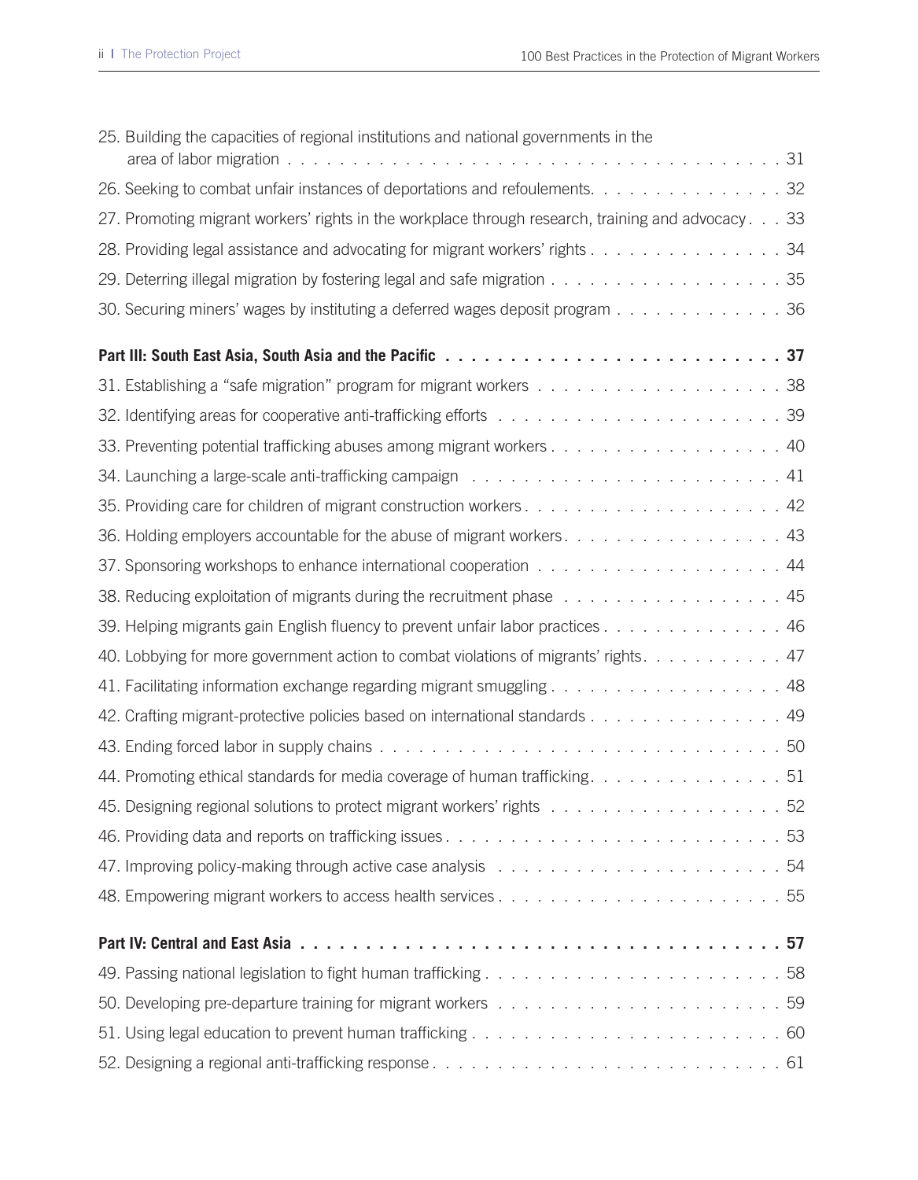25. Building the capacities of regional institutions and national governments in the area of labor migration . . . . . . . . . . . . . . . . . . . . . . . . . . . . . . . . . . . . . . . 31
26. Seeking to combat unfair instances of deportations and refoulements. . . . . . . . . . . . . . . . 32
27. Promoting migrant workers' rights in the workplace through research, training and advocacy . . . 33
28. Providing legal assistance and advocating for migrant workers' rights . . . . . . . . . . . . . . . 34
29. Deterring illegal migration by fostering legal and safe migration . . . . . . . . . . . . . . . . . . 35
30. Securing miners' wages by instituting a deferred wages deposit program . . . . . . . . . . . . . 36

**Part III: South East Asia, South Asia and the Pacific . . . . . . . . . . . . . . . . . . . . . . . . . . 37**

31. Establishing a "safe migration" program for migrant workers . . . . . . . . . . . . . . . . . . . 38
32. Identifying areas for cooperative anti-trafficking efforts . . . . . . . . . . . . . . . . . . . . . . 39
33. Preventing potential trafficking abuses among migrant workers . . . . . . . . . . . . . . . . . . 40
34. Launching a large-scale anti-trafficking campaign . . . . . . . . . . . . . . . . . . . . . . . . 41
35. Providing care for children of migrant construction workers . . . . . . . . . . . . . . . . . . . . 42
36. Holding employers accountable for the abuse of migrant workers. . . . . . . . . . . . . . . . . 43
37. Sponsoring workshops to enhance international cooperation . . . . . . . . . . . . . . . . . . . 44
38. Reducing exploitation of migrants during the recruitment phase . . . . . . . . . . . . . . . . . 45
39. Helping migrants gain English fluency to prevent unfair labor practices . . . . . . . . . . . . . . 46
40. Lobbying for more government action to combat violations of migrants' rights. . . . . . . . . . . 47
41. Facilitating information exchange regarding migrant smuggling . . . . . . . . . . . . . . . . . . 48
42. Crafting migrant-protective policies based on international standards . . . . . . . . . . . . . . . 49
43. Ending forced labor in supply chains . . . . . . . . . . . . . . . . . . . . . . . . . . . . . . . 50
44. Promoting ethical standards for media coverage of human trafficking. . . . . . . . . . . . . . . 51
45. Designing regional solutions to protect migrant workers' rights . . . . . . . . . . . . . . . . . . 52
46. Providing data and reports on trafficking issues . . . . . . . . . . . . . . . . . . . . . . . . . . 53
47. Improving policy-making through active case analysis . . . . . . . . . . . . . . . . . . . . . . 54
48. Empowering migrant workers to access health services . . . . . . . . . . . . . . . . . . . . . . 55

**Part IV: Central and East Asia . . . . . . . . . . . . . . . . . . . . . . . . . . . . . . . . . . . . . 57**

49. Passing national legislation to fight human trafficking . . . . . . . . . . . . . . . . . . . . . . . 58
50. Developing pre-departure training for migrant workers . . . . . . . . . . . . . . . . . . . . . . 59
51. Using legal education to prevent human trafficking . . . . . . . . . . . . . . . . . . . . . . . . 60
52. Designing a regional anti-trafficking response . . . . . . . . . . . . . . . . . . . . . . . . . . . 61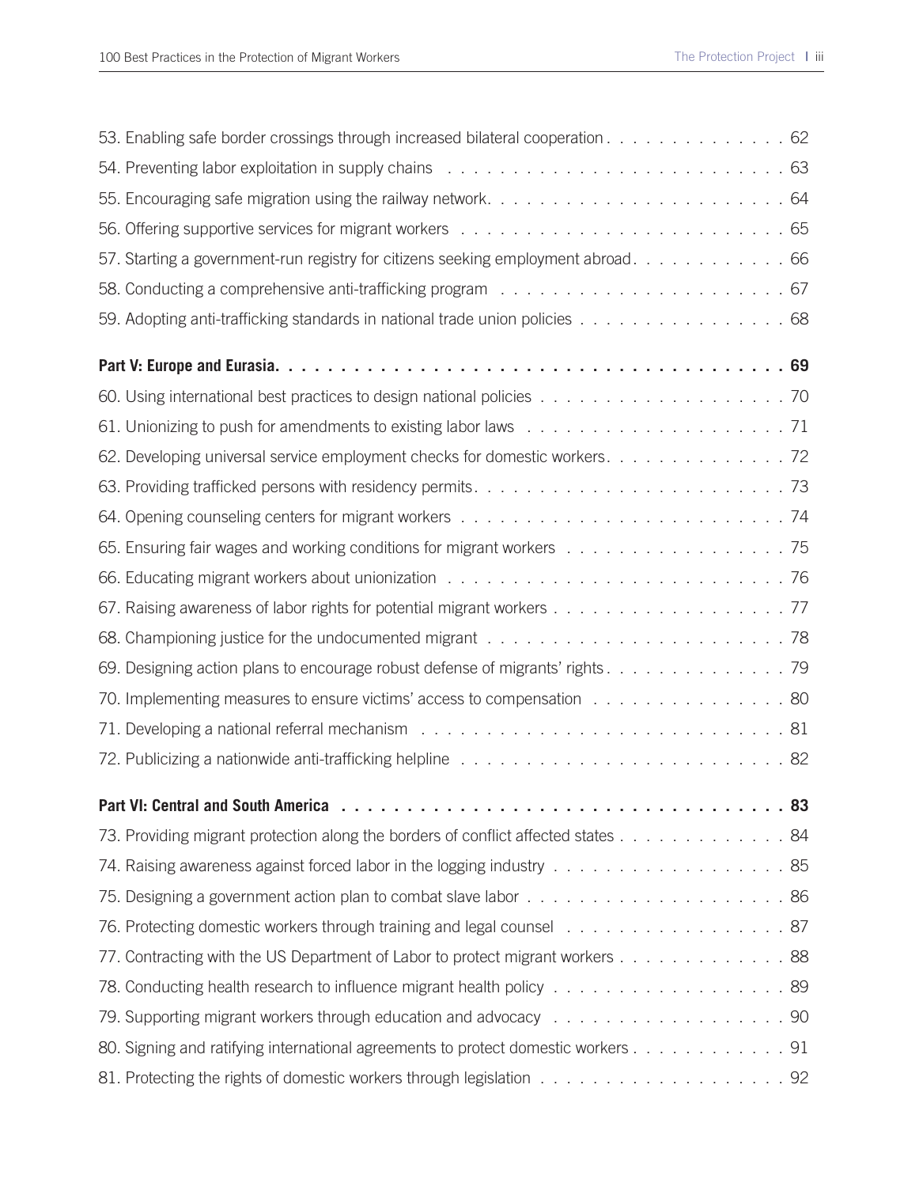53. Enabling safe border crossings through increased bilateral cooperation . . . . . . . . . . . . . . 62
54. Preventing labor exploitation in supply chains . . . . . . . . . . . . . . . . . . . . . . . . . . 63
55. Encouraging safe migration using the railway network . . . . . . . . . . . . . . . . . . . . . . . 64
56. Offering supportive services for migrant workers . . . . . . . . . . . . . . . . . . . . . . . . . 65
57. Starting a government-run registry for citizens seeking employment abroad . . . . . . . . . . . . 66
58. Conducting a comprehensive anti-trafficking program . . . . . . . . . . . . . . . . . . . . . . 67
59. Adopting anti-trafficking standards in national trade union policies . . . . . . . . . . . . . . . . 68

**Part V: Europe and Eurasia . . . . . . . . . . . . . . . . . . . . . . . . . . . . . . . . . . . . . . 69**

60. Using international best practices to design national policies . . . . . . . . . . . . . . . . . . . 70
61. Unionizing to push for amendments to existing labor laws . . . . . . . . . . . . . . . . . . . . . 71
62. Developing universal service employment checks for domestic workers . . . . . . . . . . . . . . 72
63. Providing trafficked persons with residency permits . . . . . . . . . . . . . . . . . . . . . . . . 73
64. Opening counseling centers for migrant workers . . . . . . . . . . . . . . . . . . . . . . . . . . 74
65. Ensuring fair wages and working conditions for migrant workers . . . . . . . . . . . . . . . . . . 75
66. Educating migrant workers about unionization . . . . . . . . . . . . . . . . . . . . . . . . . . . 76
67. Raising awareness of labor rights for potential migrant workers . . . . . . . . . . . . . . . . . . 77
68. Championing justice for the undocumented migrant . . . . . . . . . . . . . . . . . . . . . . . . 78
69. Designing action plans to encourage robust defense of migrants' rights . . . . . . . . . . . . . . 79
70. Implementing measures to ensure victims' access to compensation . . . . . . . . . . . . . . . . 80
71. Developing a national referral mechanism . . . . . . . . . . . . . . . . . . . . . . . . . . . . . 81
72. Publicizing a nationwide anti-trafficking helpline . . . . . . . . . . . . . . . . . . . . . . . . . 82

**Part VI: Central and South America . . . . . . . . . . . . . . . . . . . . . . . . . . . . . . . . . 83**

73. Providing migrant protection along the borders of conflict affected states . . . . . . . . . . . . . 84
74. Raising awareness against forced labor in the logging industry . . . . . . . . . . . . . . . . . . 85
75. Designing a government action plan to combat slave labor . . . . . . . . . . . . . . . . . . . . 86
76. Protecting domestic workers through training and legal counsel . . . . . . . . . . . . . . . . . . 87
77. Contracting with the US Department of Labor to protect migrant workers . . . . . . . . . . . . . 88
78. Conducting health research to influence migrant health policy . . . . . . . . . . . . . . . . . . 89
79. Supporting migrant workers through education and advocacy . . . . . . . . . . . . . . . . . . . 90
80. Signing and ratifying international agreements to protect domestic workers . . . . . . . . . . . . 91
81. Protecting the rights of domestic workers through legislation . . . . . . . . . . . . . . . . . . . 92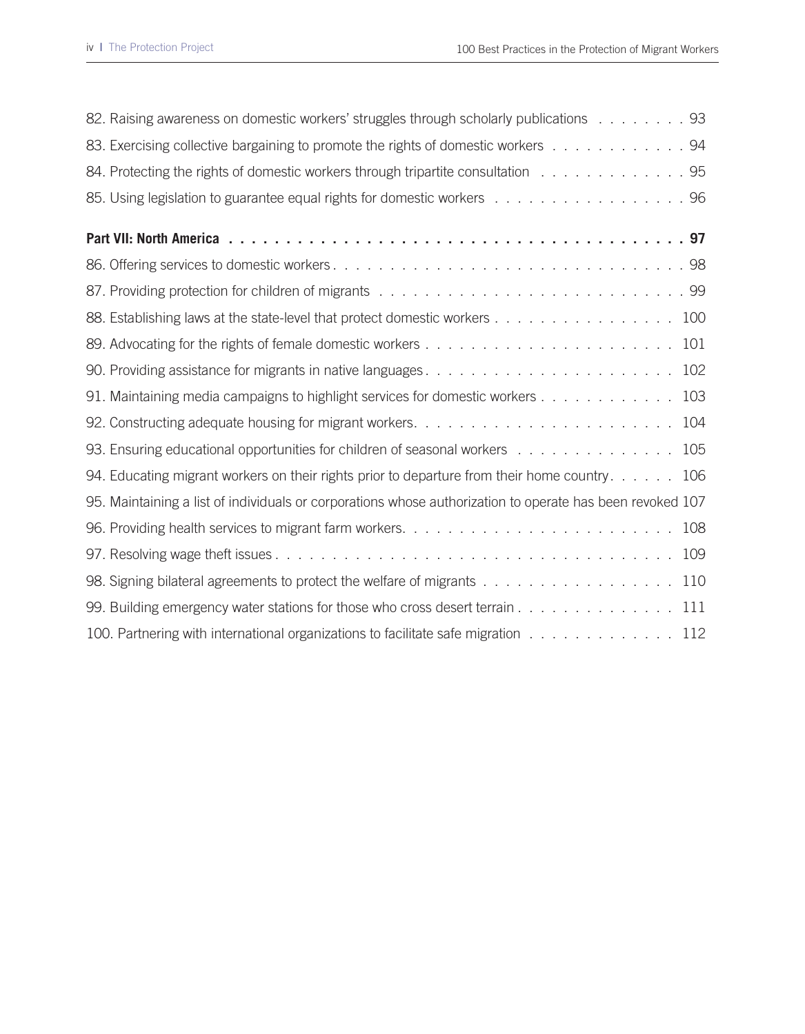82. Raising awareness on domestic workers' struggles through scholarly publications . . . . . . . . 93
83. Exercising collective bargaining to promote the rights of domestic workers . . . . . . . . . . . . 94
84. Protecting the rights of domestic workers through tripartite consultation . . . . . . . . . . . . . 95
85. Using legislation to guarantee equal rights for domestic workers . . . . . . . . . . . . . . . . . 96

**Part VII: North America . . . . . . . . . . . . . . . . . . . . . . . . . . . . . . . . . . . . . . . . 97**

86. Offering services to domestic workers . . . . . . . . . . . . . . . . . . . . . . . . . . . . . . 98
87. Providing protection for children of migrants . . . . . . . . . . . . . . . . . . . . . . . . . . . 99
88. Establishing laws at the state-level that protect domestic workers . . . . . . . . . . . . . . . . 100
89. Advocating for the rights of female domestic workers . . . . . . . . . . . . . . . . . . . . . . 101
90. Providing assistance for migrants in native languages . . . . . . . . . . . . . . . . . . . . . . 102
91. Maintaining media campaigns to highlight services for domestic workers . . . . . . . . . . . . 103
92. Constructing adequate housing for migrant workers. . . . . . . . . . . . . . . . . . . . . . . 104
93. Ensuring educational opportunities for children of seasonal workers . . . . . . . . . . . . . . 105
94. Educating migrant workers on their rights prior to departure from their home country. . . . . . 106
95. Maintaining a list of individuals or corporations whose authorization to operate has been revoked 107
96. Providing health services to migrant farm workers. . . . . . . . . . . . . . . . . . . . . . . . 108
97. Resolving wage theft issues . . . . . . . . . . . . . . . . . . . . . . . . . . . . . . . . . . . 109
98. Signing bilateral agreements to protect the welfare of migrants . . . . . . . . . . . . . . . . . 110
99. Building emergency water stations for those who cross desert terrain . . . . . . . . . . . . . . 111
100. Partnering with international organizations to facilitate safe migration . . . . . . . . . . . . . 112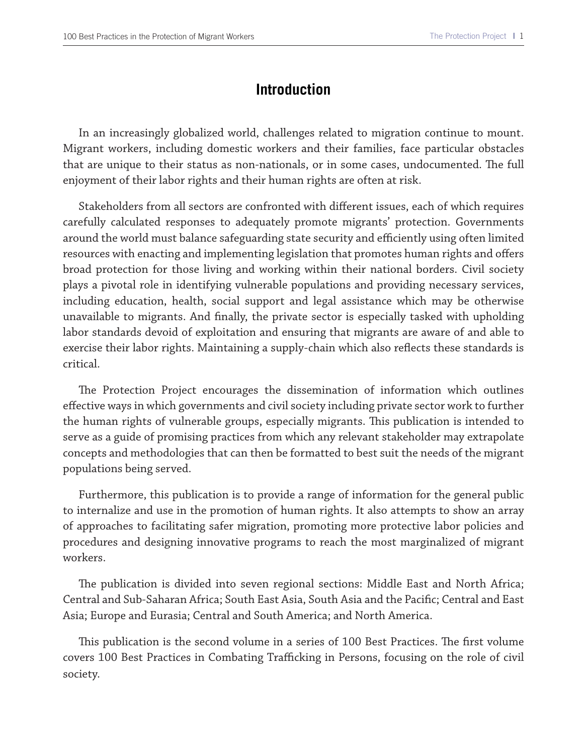# Introduction

In an increasingly globalized world, challenges related to migration continue to mount. Migrant workers, including domestic workers and their families, face particular obstacles that are unique to their status as non-nationals, or in some cases, undocumented. The full enjoyment of their labor rights and their human rights are often at risk.

Stakeholders from all sectors are confronted with different issues, each of which requires carefully calculated responses to adequately promote migrants' protection. Governments around the world must balance safeguarding state security and efficiently using often limited resources with enacting and implementing legislation that promotes human rights and offers broad protection for those living and working within their national borders. Civil society plays a pivotal role in identifying vulnerable populations and providing necessary services, including education, health, social support and legal assistance which may be otherwise unavailable to migrants. And finally, the private sector is especially tasked with upholding labor standards devoid of exploitation and ensuring that migrants are aware of and able to exercise their labor rights. Maintaining a supply-chain which also reflects these standards is critical.

The Protection Project encourages the dissemination of information which outlines effective ways in which governments and civil society including private sector work to further the human rights of vulnerable groups, especially migrants. This publication is intended to serve as a guide of promising practices from which any relevant stakeholder may extrapolate concepts and methodologies that can then be formatted to best suit the needs of the migrant populations being served.

Furthermore, this publication is to provide a range of information for the general public to internalize and use in the promotion of human rights. It also attempts to show an array of approaches to facilitating safer migration, promoting more protective labor policies and procedures and designing innovative programs to reach the most marginalized of migrant workers.

The publication is divided into seven regional sections: Middle East and North Africa; Central and Sub-Saharan Africa; South East Asia, South Asia and the Pacific; Central and East Asia; Europe and Eurasia; Central and South America; and North America.

This publication is the second volume in a series of 100 Best Practices. The first volume covers 100 Best Practices in Combating Trafficking in Persons, focusing on the role of civil society.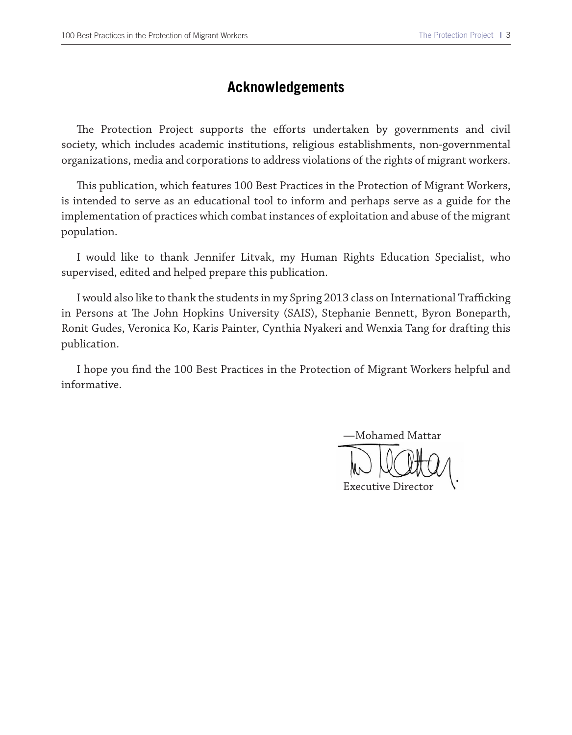# Acknowledgements

The Protection Project supports the efforts undertaken by governments and civil society, which includes academic institutions, religious establishments, non-governmental organizations, media and corporations to address violations of the rights of migrant workers.

This publication, which features 100 Best Practices in the Protection of Migrant Workers, is intended to serve as an educational tool to inform and perhaps serve as a guide for the implementation of practices which combat instances of exploitation and abuse of the migrant population.

I would like to thank Jennifer Litvak, my Human Rights Education Specialist, who supervised, edited and helped prepare this publication.

I would also like to thank the students in my Spring 2013 class on International Trafficking in Persons at The John Hopkins University (SAIS), Stephanie Bennett, Byron Boneparth, Ronit Gudes, Veronica Ko, Karis Painter, Cynthia Nyakeri and Wenxia Tang for drafting this publication.

I hope you find the 100 Best Practices in the Protection of Migrant Workers helpful and informative.

—Mohamed Mattar

Executive Director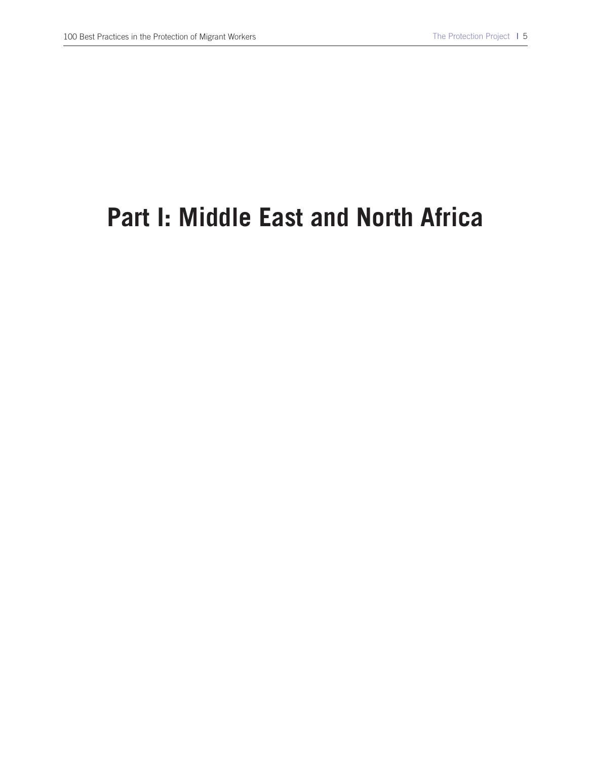# Part I: Middle East and North Africa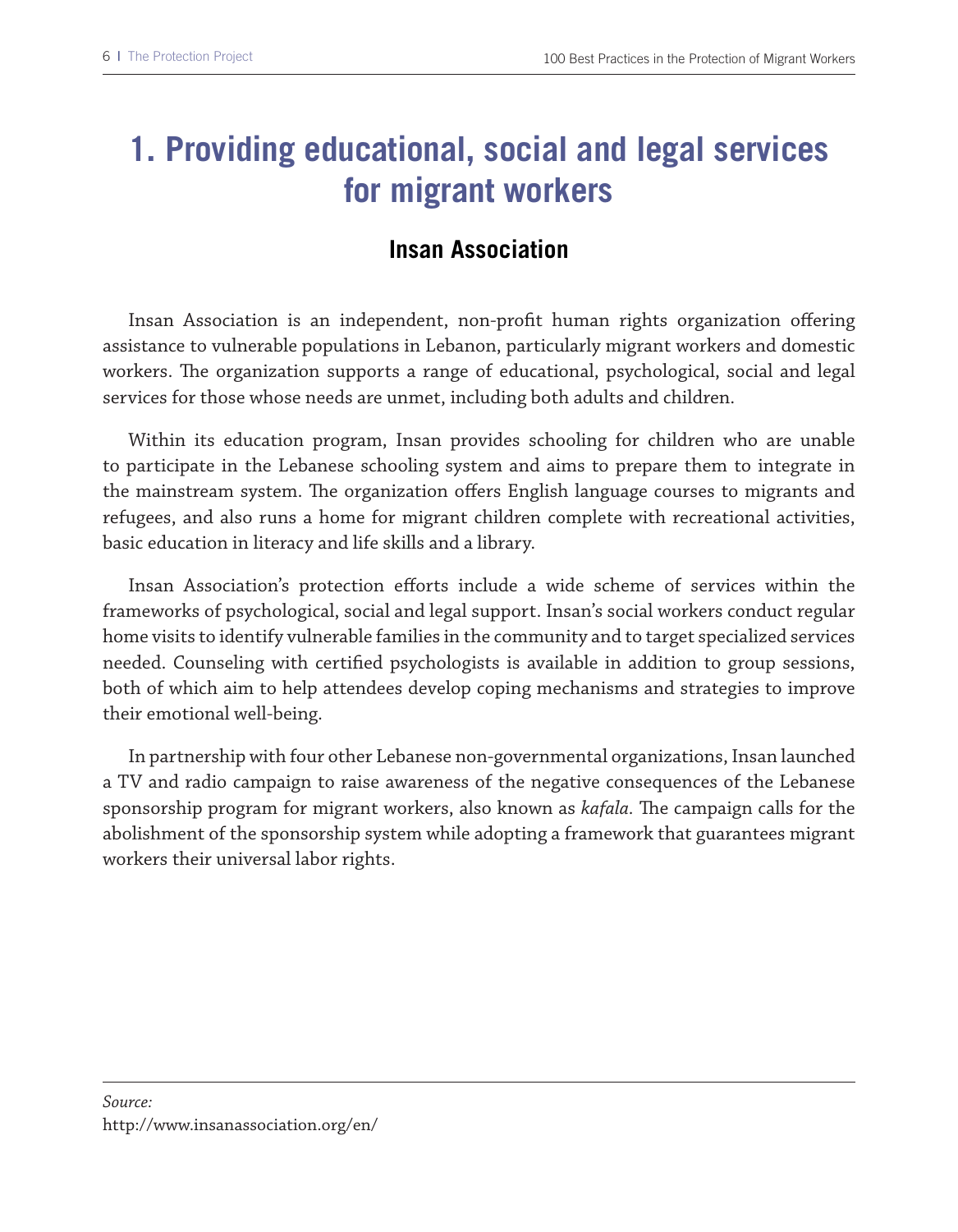# 1. Providing educational, social and legal services for migrant workers

## Insan Association

Insan Association is an independent, non-profit human rights organization offering assistance to vulnerable populations in Lebanon, particularly migrant workers and domestic workers. The organization supports a range of educational, psychological, social and legal services for those whose needs are unmet, including both adults and children.

Within its education program, Insan provides schooling for children who are unable to participate in the Lebanese schooling system and aims to prepare them to integrate in the mainstream system. The organization offers English language courses to migrants and refugees, and also runs a home for migrant children complete with recreational activities, basic education in literacy and life skills and a library.

Insan Association's protection efforts include a wide scheme of services within the frameworks of psychological, social and legal support. Insan's social workers conduct regular home visits to identify vulnerable families in the community and to target specialized services needed. Counseling with certified psychologists is available in addition to group sessions, both of which aim to help attendees develop coping mechanisms and strategies to improve their emotional well-being.

In partnership with four other Lebanese non-governmental organizations, Insan launched a TV and radio campaign to raise awareness of the negative consequences of the Lebanese sponsorship program for migrant workers, also known as *kafala*. The campaign calls for the abolishment of the sponsorship system while adopting a framework that guarantees migrant workers their universal labor rights.

---

*Source:*
http://www.insanassociation.org/en/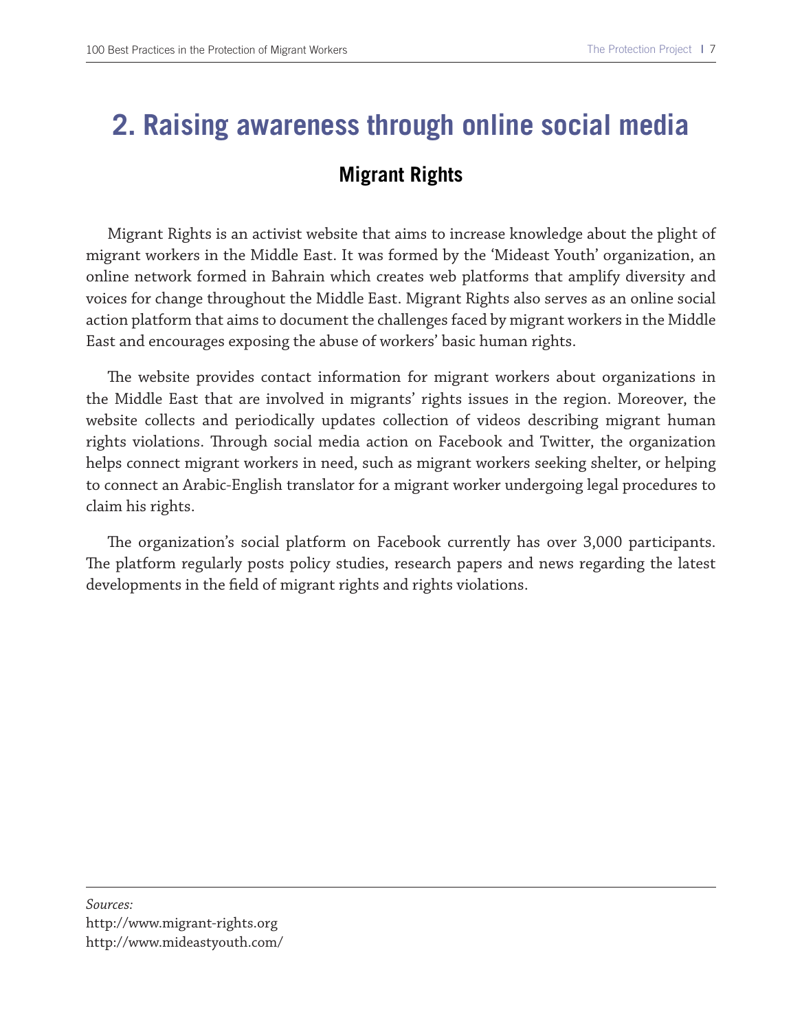## 2. Raising awareness through online social media

### Migrant Rights

Migrant Rights is an activist website that aims to increase knowledge about the plight of migrant workers in the Middle East. It was formed by the 'Mideast Youth' organization, an online network formed in Bahrain which creates web platforms that amplify diversity and voices for change throughout the Middle East. Migrant Rights also serves as an online social action platform that aims to document the challenges faced by migrant workers in the Middle East and encourages exposing the abuse of workers' basic human rights.

The website provides contact information for migrant workers about organizations in the Middle East that are involved in migrants' rights issues in the region. Moreover, the website collects and periodically updates collection of videos describing migrant human rights violations. Through social media action on Facebook and Twitter, the organization helps connect migrant workers in need, such as migrant workers seeking shelter, or helping to connect an Arabic-English translator for a migrant worker undergoing legal procedures to claim his rights.

The organization's social platform on Facebook currently has over 3,000 participants. The platform regularly posts policy studies, research papers and news regarding the latest developments in the field of migrant rights and rights violations.

---

*Sources:*
http://www.migrant-rights.org
http://www.mideastyouth.com/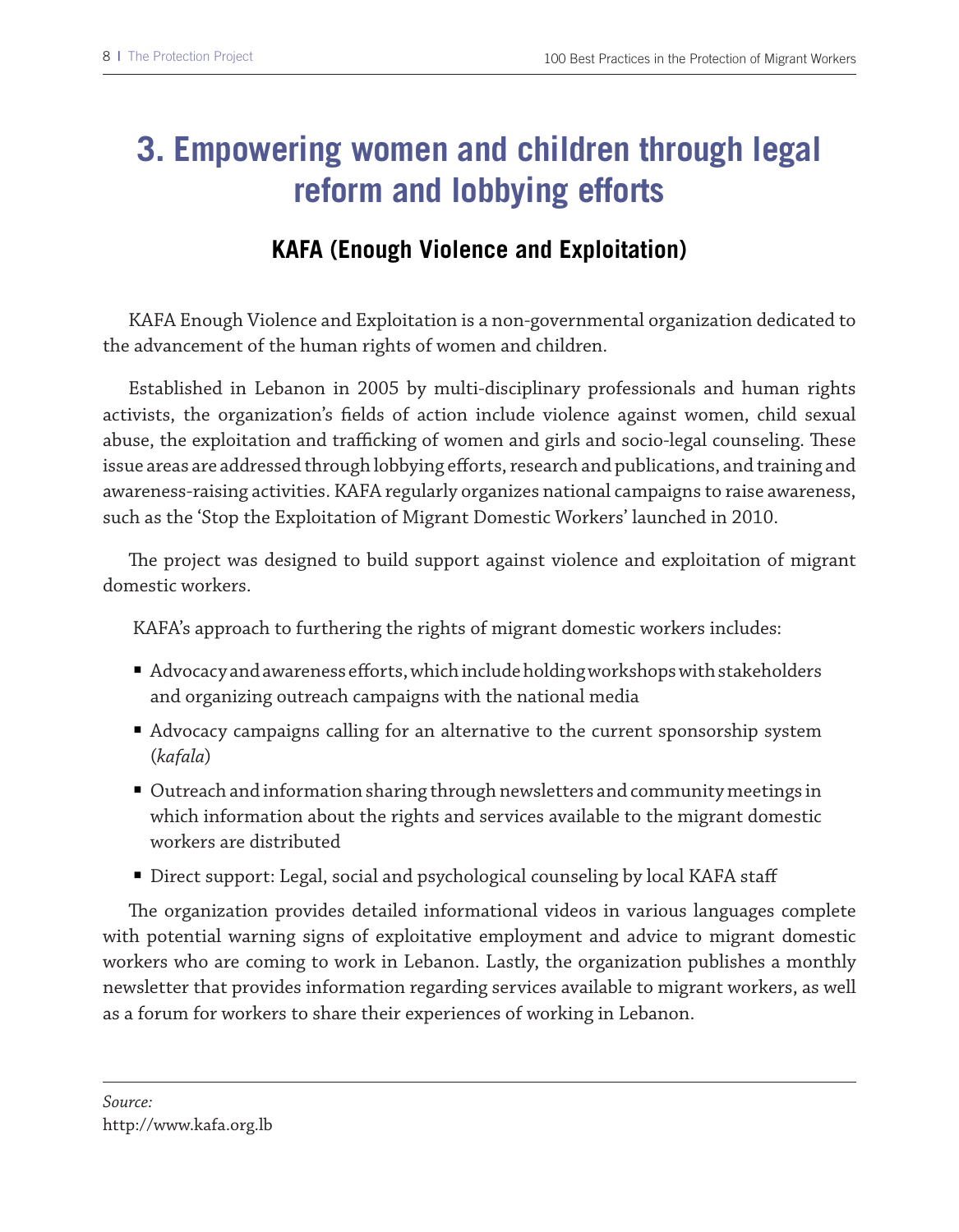# 3. Empowering women and children through legal reform and lobbying efforts

## KAFA (Enough Violence and Exploitation)

KAFA Enough Violence and Exploitation is a non-governmental organization dedicated to the advancement of the human rights of women and children.

Established in Lebanon in 2005 by multi-disciplinary professionals and human rights activists, the organization's fields of action include violence against women, child sexual abuse, the exploitation and trafficking of women and girls and socio-legal counseling. These issue areas are addressed through lobbying efforts, research and publications, and training and awareness-raising activities. KAFA regularly organizes national campaigns to raise awareness, such as the 'Stop the Exploitation of Migrant Domestic Workers' launched in 2010.

The project was designed to build support against violence and exploitation of migrant domestic workers.

KAFA's approach to furthering the rights of migrant domestic workers includes:

- Advocacy and awareness efforts, which include holding workshops with stakeholders and organizing outreach campaigns with the national media
- Advocacy campaigns calling for an alternative to the current sponsorship system (*kafala*)
- Outreach and information sharing through newsletters and community meetings in which information about the rights and services available to the migrant domestic workers are distributed
- Direct support: Legal, social and psychological counseling by local KAFA staff

The organization provides detailed informational videos in various languages complete with potential warning signs of exploitative employment and advice to migrant domestic workers who are coming to work in Lebanon. Lastly, the organization publishes a monthly newsletter that provides information regarding services available to migrant workers, as well as a forum for workers to share their experiences of working in Lebanon.

---

*Source:*
http://www.kafa.org.lb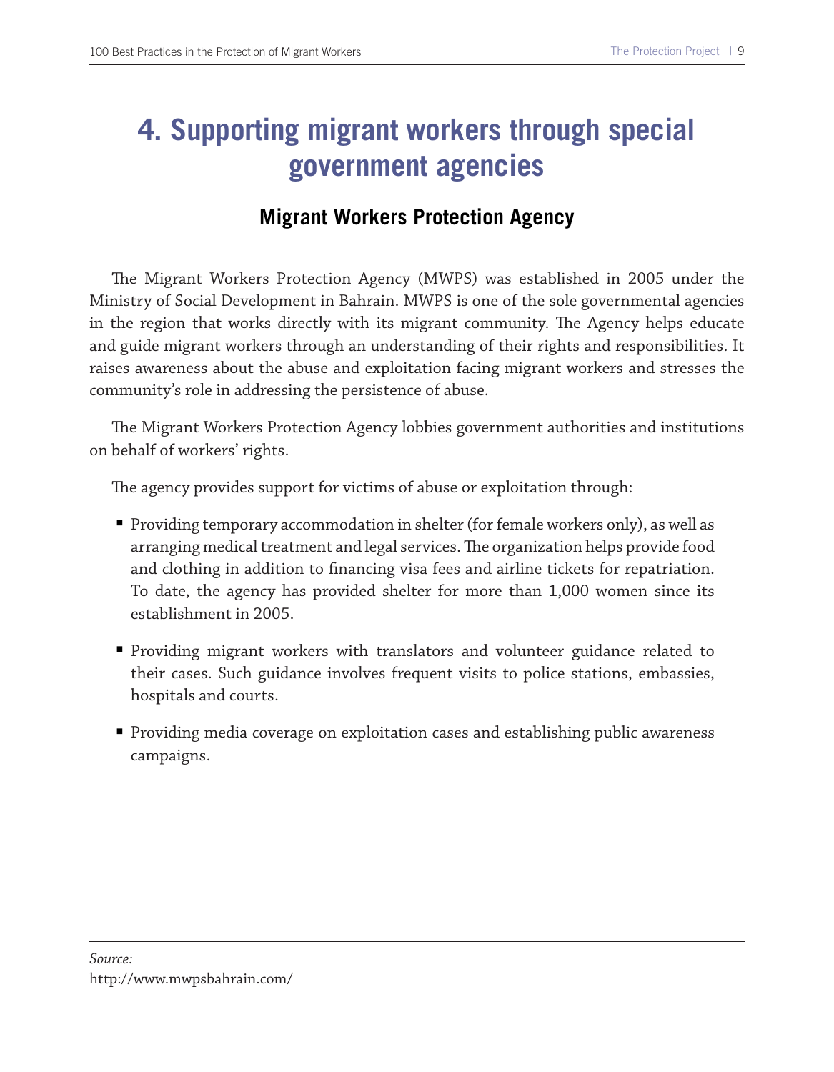# 4. Supporting migrant workers through special government agencies

## Migrant Workers Protection Agency

The Migrant Workers Protection Agency (MWPS) was established in 2005 under the Ministry of Social Development in Bahrain. MWPS is one of the sole governmental agencies in the region that works directly with its migrant community. The Agency helps educate and guide migrant workers through an understanding of their rights and responsibilities. It raises awareness about the abuse and exploitation facing migrant workers and stresses the community's role in addressing the persistence of abuse.

The Migrant Workers Protection Agency lobbies government authorities and institutions on behalf of workers' rights.

The agency provides support for victims of abuse or exploitation through:

- Providing temporary accommodation in shelter (for female workers only), as well as arranging medical treatment and legal services. The organization helps provide food and clothing in addition to financing visa fees and airline tickets for repatriation. To date, the agency has provided shelter for more than 1,000 women since its establishment in 2005.
- Providing migrant workers with translators and volunteer guidance related to their cases. Such guidance involves frequent visits to police stations, embassies, hospitals and courts.
- Providing media coverage on exploitation cases and establishing public awareness campaigns.

---

*Source:*
http://www.mwpsbahrain.com/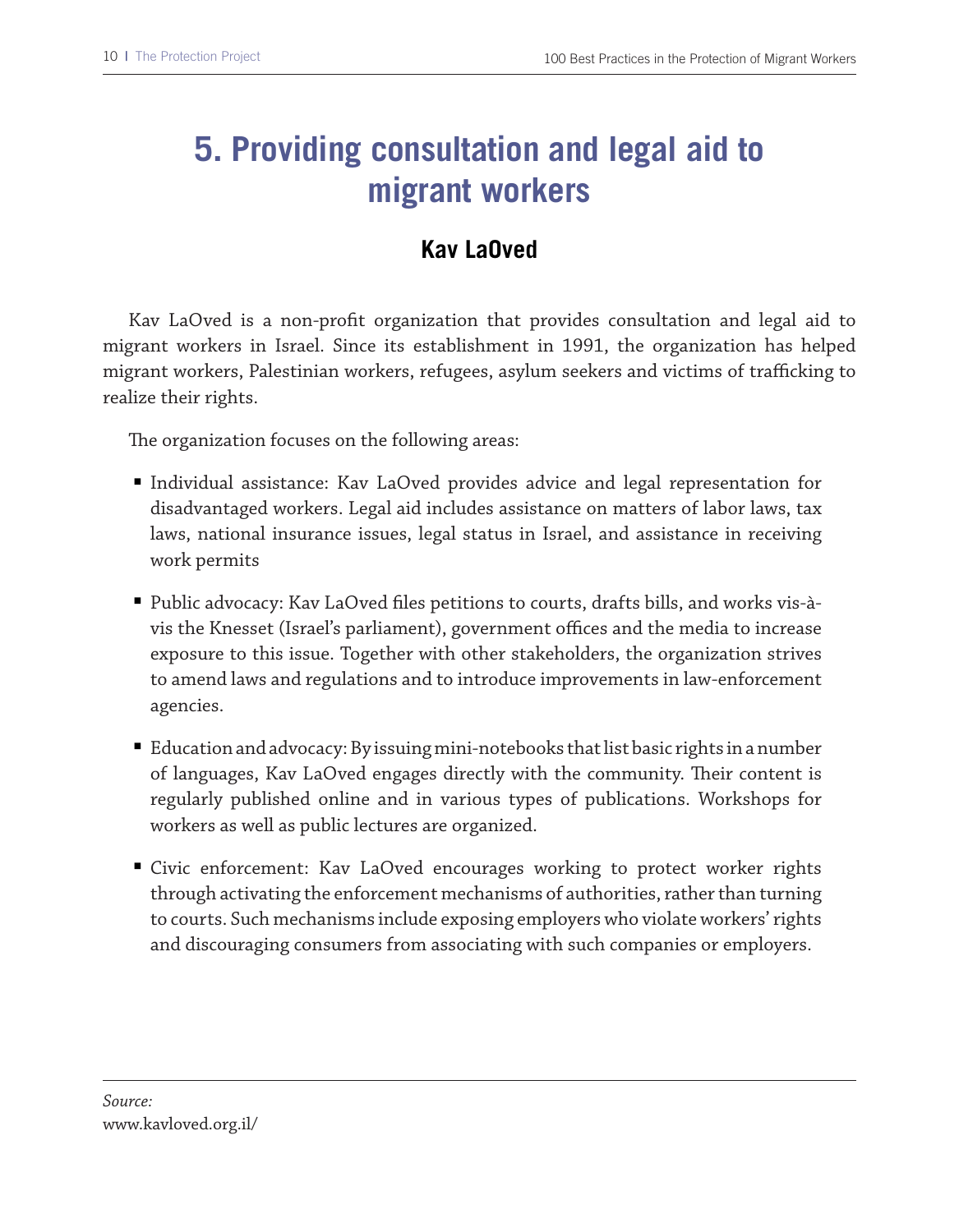# 5. Providing consultation and legal aid to migrant workers

## Kav LaOved

Kav LaOved is a non-profit organization that provides consultation and legal aid to migrant workers in Israel. Since its establishment in 1991, the organization has helped migrant workers, Palestinian workers, refugees, asylum seekers and victims of trafficking to realize their rights.

The organization focuses on the following areas:

- Individual assistance: Kav LaOved provides advice and legal representation for disadvantaged workers. Legal aid includes assistance on matters of labor laws, tax laws, national insurance issues, legal status in Israel, and assistance in receiving work permits

- Public advocacy: Kav LaOved files petitions to courts, drafts bills, and works vis-à-vis the Knesset (Israel's parliament), government offices and the media to increase exposure to this issue. Together with other stakeholders, the organization strives to amend laws and regulations and to introduce improvements in law-enforcement agencies.

- Education and advocacy: By issuing mini-notebooks that list basic rights in a number of languages, Kav LaOved engages directly with the community. Their content is regularly published online and in various types of publications. Workshops for workers as well as public lectures are organized.

- Civic enforcement: Kav LaOved encourages working to protect worker rights through activating the enforcement mechanisms of authorities, rather than turning to courts. Such mechanisms include exposing employers who violate workers' rights and discouraging consumers from associating with such companies or employers.

---

*Source:*
www.kavloved.org.il/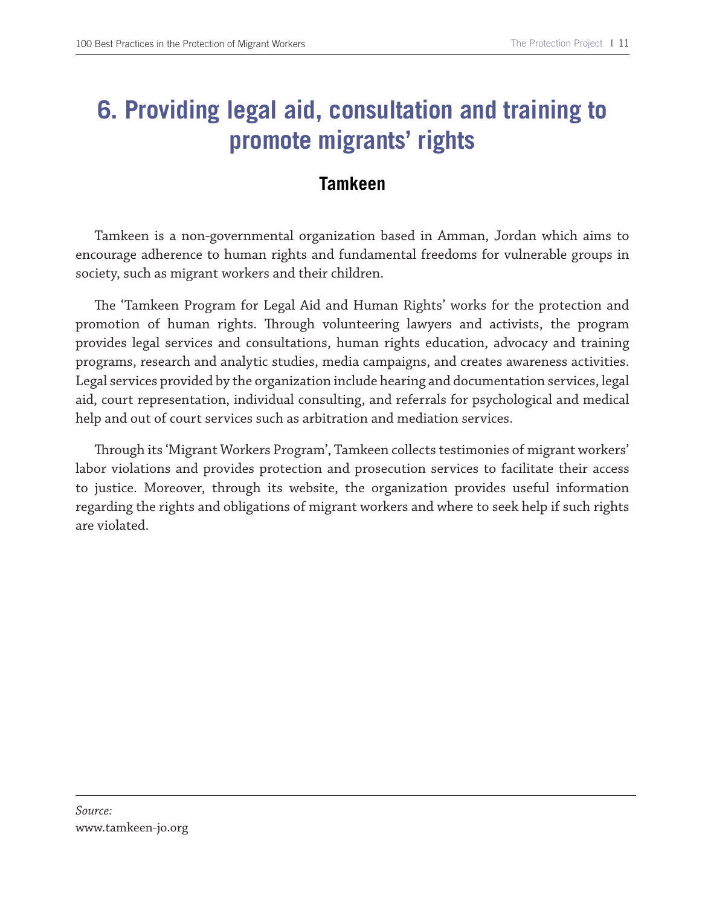# 6. Providing legal aid, consultation and training to promote migrants' rights

## Tamkeen

Tamkeen is a non-governmental organization based in Amman, Jordan which aims to encourage adherence to human rights and fundamental freedoms for vulnerable groups in society, such as migrant workers and their children.

The 'Tamkeen Program for Legal Aid and Human Rights' works for the protection and promotion of human rights. Through volunteering lawyers and activists, the program provides legal services and consultations, human rights education, advocacy and training programs, research and analytic studies, media campaigns, and creates awareness activities. Legal services provided by the organization include hearing and documentation services, legal aid, court representation, individual consulting, and referrals for psychological and medical help and out of court services such as arbitration and mediation services.

Through its 'Migrant Workers Program', Tamkeen collects testimonies of migrant workers' labor violations and provides protection and prosecution services to facilitate their access to justice. Moreover, through its website, the organization provides useful information regarding the rights and obligations of migrant workers and where to seek help if such rights are violated.

---

*Source:*
www.tamkeen-jo.org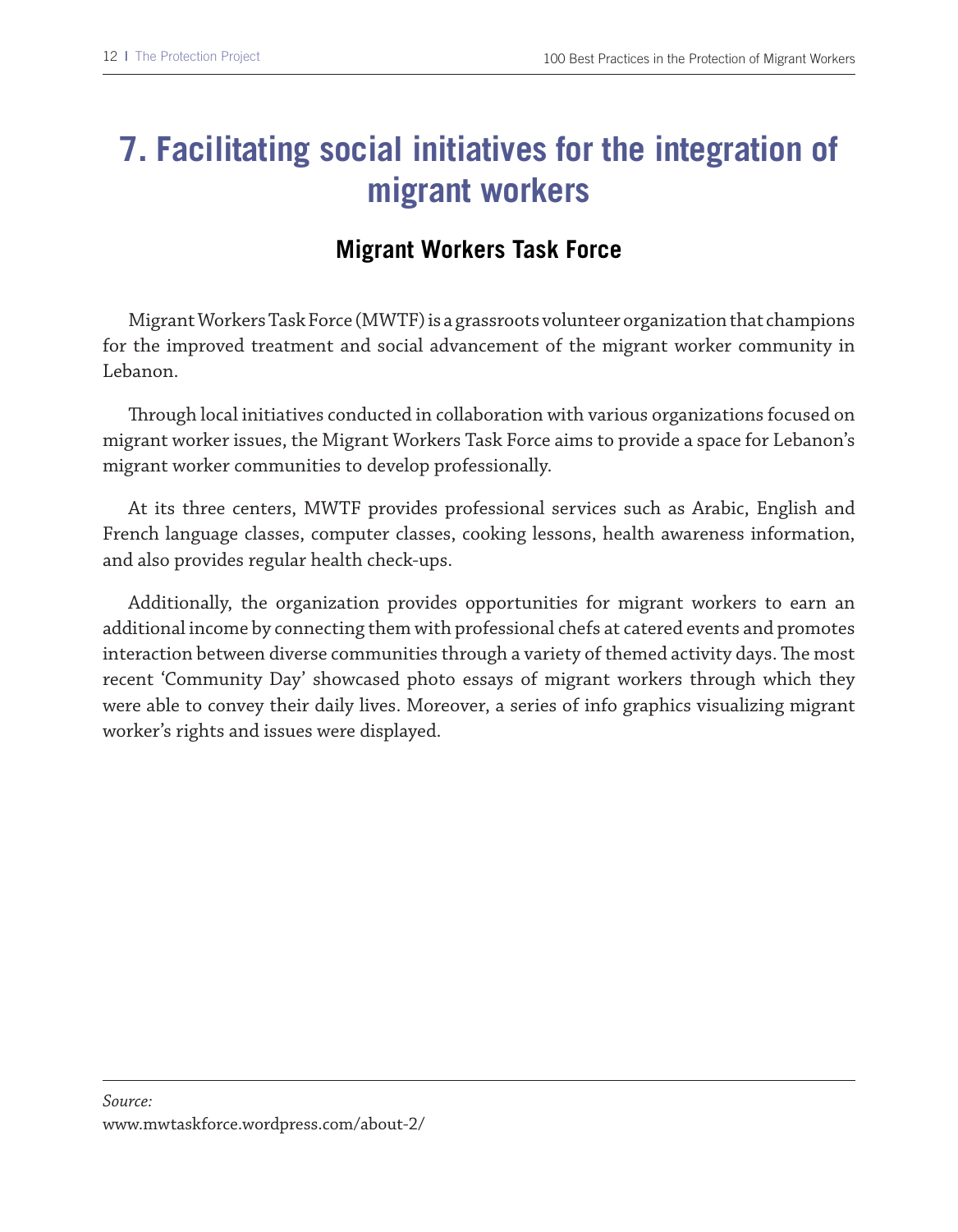# 7. Facilitating social initiatives for the integration of migrant workers

## Migrant Workers Task Force

Migrant Workers Task Force (MWTF) is a grassroots volunteer organization that champions for the improved treatment and social advancement of the migrant worker community in Lebanon.

Through local initiatives conducted in collaboration with various organizations focused on migrant worker issues, the Migrant Workers Task Force aims to provide a space for Lebanon's migrant worker communities to develop professionally.

At its three centers, MWTF provides professional services such as Arabic, English and French language classes, computer classes, cooking lessons, health awareness information, and also provides regular health check-ups.

Additionally, the organization provides opportunities for migrant workers to earn an additional income by connecting them with professional chefs at catered events and promotes interaction between diverse communities through a variety of themed activity days. The most recent 'Community Day' showcased photo essays of migrant workers through which they were able to convey their daily lives. Moreover, a series of info graphics visualizing migrant worker's rights and issues were displayed.

---

*Source:*
www.mwtaskforce.wordpress.com/about-2/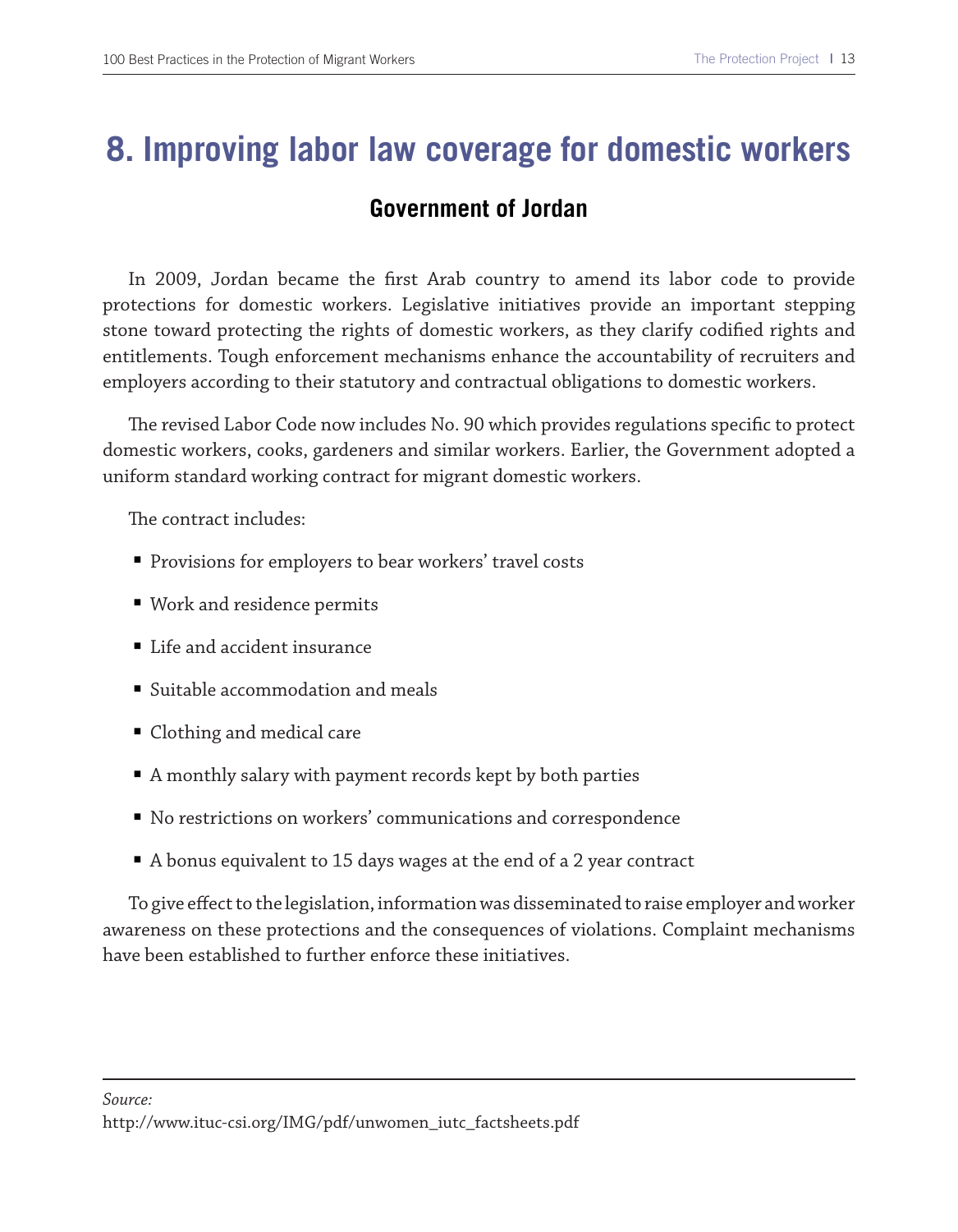# 8. Improving labor law coverage for domestic workers

## Government of Jordan

In 2009, Jordan became the first Arab country to amend its labor code to provide protections for domestic workers. Legislative initiatives provide an important stepping stone toward protecting the rights of domestic workers, as they clarify codified rights and entitlements. Tough enforcement mechanisms enhance the accountability of recruiters and employers according to their statutory and contractual obligations to domestic workers.

The revised Labor Code now includes No. 90 which provides regulations specific to protect domestic workers, cooks, gardeners and similar workers. Earlier, the Government adopted a uniform standard working contract for migrant domestic workers.

The contract includes:

- Provisions for employers to bear workers' travel costs
- Work and residence permits
- Life and accident insurance
- Suitable accommodation and meals
- Clothing and medical care
- A monthly salary with payment records kept by both parties
- No restrictions on workers' communications and correspondence
- A bonus equivalent to 15 days wages at the end of a 2 year contract

To give effect to the legislation, information was disseminated to raise employer and worker awareness on these protections and the consequences of violations. Complaint mechanisms have been established to further enforce these initiatives.

---

*Source:*
http://www.ituc-csi.org/IMG/pdf/unwomen_iutc_factsheets.pdf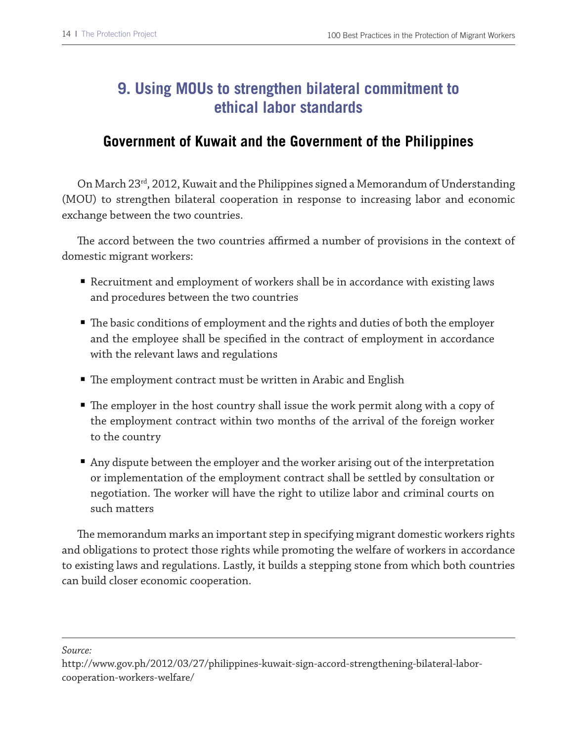## 9. Using MOUs to strengthen bilateral commitment to ethical labor standards

### Government of Kuwait and the Government of the Philippines

On March 23rd, 2012, Kuwait and the Philippines signed a Memorandum of Understanding (MOU) to strengthen bilateral cooperation in response to increasing labor and economic exchange between the two countries.

The accord between the two countries affirmed a number of provisions in the context of domestic migrant workers:

- Recruitment and employment of workers shall be in accordance with existing laws and procedures between the two countries
- The basic conditions of employment and the rights and duties of both the employer and the employee shall be specified in the contract of employment in accordance with the relevant laws and regulations
- The employment contract must be written in Arabic and English
- The employer in the host country shall issue the work permit along with a copy of the employment contract within two months of the arrival of the foreign worker to the country
- Any dispute between the employer and the worker arising out of the interpretation or implementation of the employment contract shall be settled by consultation or negotiation. The worker will have the right to utilize labor and criminal courts on such matters

The memorandum marks an important step in specifying migrant domestic workers rights and obligations to protect those rights while promoting the welfare of workers in accordance to existing laws and regulations. Lastly, it builds a stepping stone from which both countries can build closer economic cooperation.

---

*Source:*
http://www.gov.ph/2012/03/27/philippines-kuwait-sign-accord-strengthening-bilateral-labor-cooperation-workers-welfare/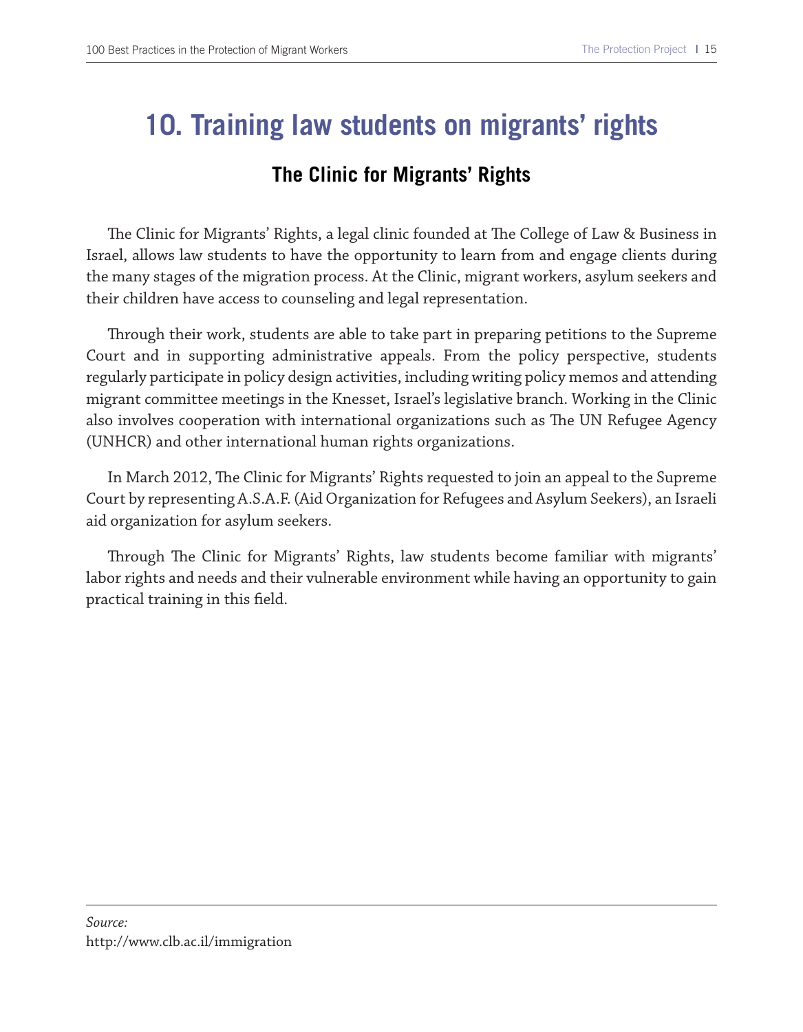# 10. Training law students on migrants' rights

## The Clinic for Migrants' Rights

The Clinic for Migrants' Rights, a legal clinic founded at The College of Law & Business in Israel, allows law students to have the opportunity to learn from and engage clients during the many stages of the migration process. At the Clinic, migrant workers, asylum seekers and their children have access to counseling and legal representation.

Through their work, students are able to take part in preparing petitions to the Supreme Court and in supporting administrative appeals. From the policy perspective, students regularly participate in policy design activities, including writing policy memos and attending migrant committee meetings in the Knesset, Israel's legislative branch. Working in the Clinic also involves cooperation with international organizations such as The UN Refugee Agency (UNHCR) and other international human rights organizations.

In March 2012, The Clinic for Migrants' Rights requested to join an appeal to the Supreme Court by representing A.S.A.F. (Aid Organization for Refugees and Asylum Seekers), an Israeli aid organization for asylum seekers.

Through The Clinic for Migrants' Rights, law students become familiar with migrants' labor rights and needs and their vulnerable environment while having an opportunity to gain practical training in this field.

*Source:*
http://www.clb.ac.il/immigration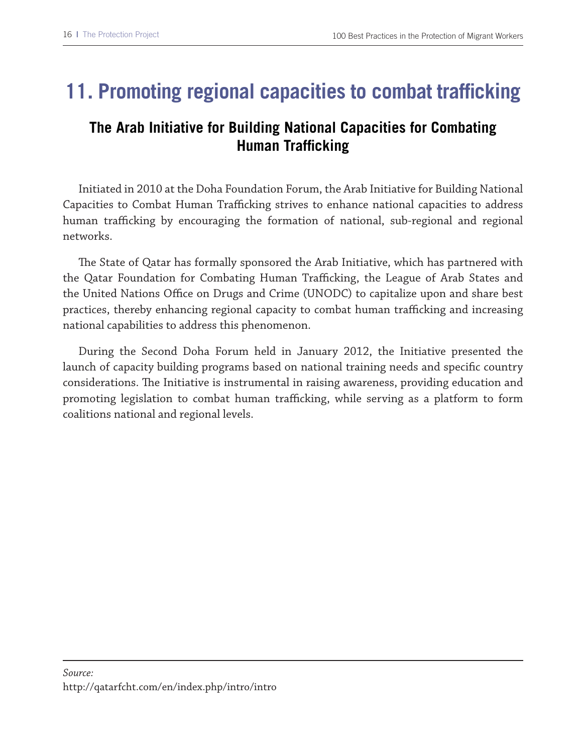# 11. Promoting regional capacities to combat trafficking

## The Arab Initiative for Building National Capacities for Combating Human Trafficking

Initiated in 2010 at the Doha Foundation Forum, the Arab Initiative for Building National Capacities to Combat Human Trafficking strives to enhance national capacities to address human trafficking by encouraging the formation of national, sub-regional and regional networks.

The State of Qatar has formally sponsored the Arab Initiative, which has partnered with the Qatar Foundation for Combating Human Trafficking, the League of Arab States and the United Nations Office on Drugs and Crime (UNODC) to capitalize upon and share best practices, thereby enhancing regional capacity to combat human trafficking and increasing national capabilities to address this phenomenon.

During the Second Doha Forum held in January 2012, the Initiative presented the launch of capacity building programs based on national training needs and specific country considerations. The Initiative is instrumental in raising awareness, providing education and promoting legislation to combat human trafficking, while serving as a platform to form coalitions national and regional levels.

---

*Source:*
http://qatarfcht.com/en/index.php/intro/intro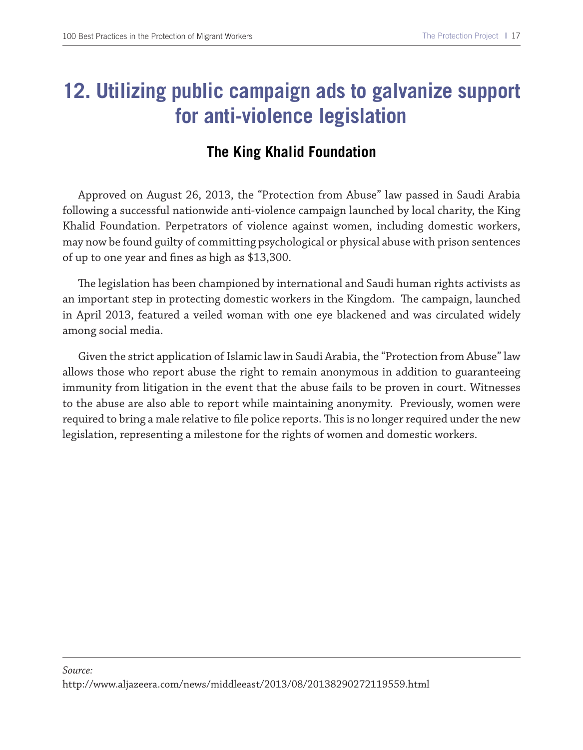# 12. Utilizing public campaign ads to galvanize support for anti-violence legislation

## The King Khalid Foundation

Approved on August 26, 2013, the "Protection from Abuse" law passed in Saudi Arabia following a successful nationwide anti-violence campaign launched by local charity, the King Khalid Foundation. Perpetrators of violence against women, including domestic workers, may now be found guilty of committing psychological or physical abuse with prison sentences of up to one year and fines as high as $13,300.

The legislation has been championed by international and Saudi human rights activists as an important step in protecting domestic workers in the Kingdom. The campaign, launched in April 2013, featured a veiled woman with one eye blackened and was circulated widely among social media.

Given the strict application of Islamic law in Saudi Arabia, the "Protection from Abuse" law allows those who report abuse the right to remain anonymous in addition to guaranteeing immunity from litigation in the event that the abuse fails to be proven in court. Witnesses to the abuse are also able to report while maintaining anonymity. Previously, women were required to bring a male relative to file police reports. This is no longer required under the new legislation, representing a milestone for the rights of women and domestic workers.

---

*Source:*
http://www.aljazeera.com/news/middleeast/2013/08/20138290272119559.html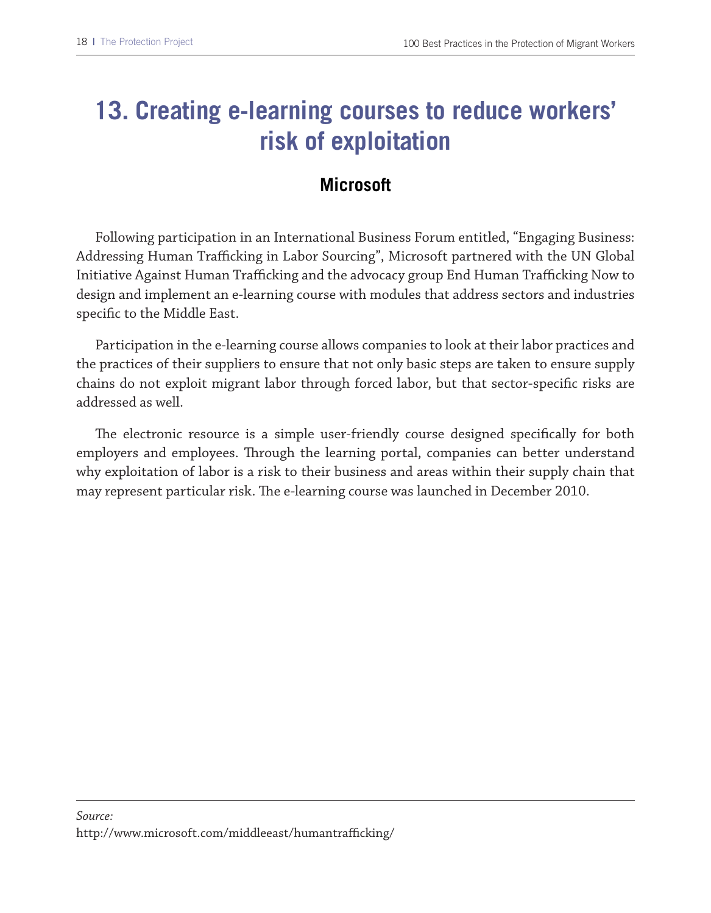# 13. Creating e-learning courses to reduce workers' risk of exploitation

## Microsoft

Following participation in an International Business Forum entitled, "Engaging Business: Addressing Human Trafficking in Labor Sourcing", Microsoft partnered with the UN Global Initiative Against Human Trafficking and the advocacy group End Human Trafficking Now to design and implement an e-learning course with modules that address sectors and industries specific to the Middle East.

Participation in the e-learning course allows companies to look at their labor practices and the practices of their suppliers to ensure that not only basic steps are taken to ensure supply chains do not exploit migrant labor through forced labor, but that sector-specific risks are addressed as well.

The electronic resource is a simple user-friendly course designed specifically for both employers and employees. Through the learning portal, companies can better understand why exploitation of labor is a risk to their business and areas within their supply chain that may represent particular risk. The e-learning course was launched in December 2010.

---

*Source:*
http://www.microsoft.com/middleeast/humantrafficking/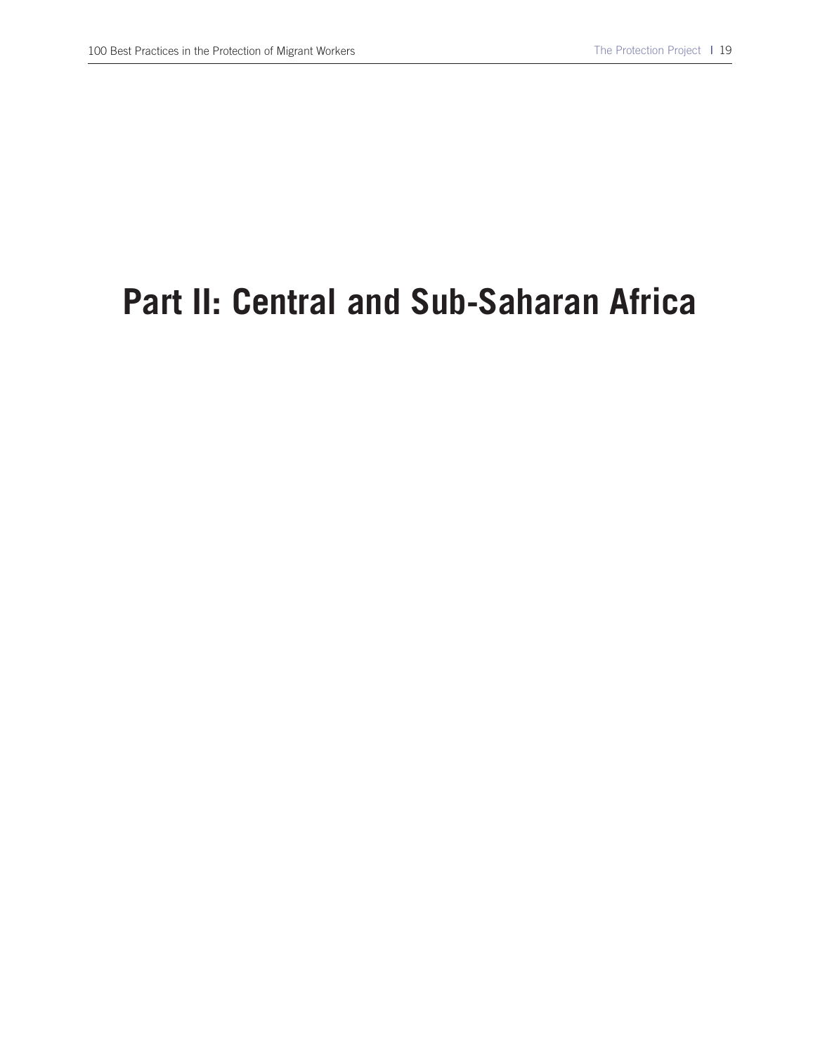# Part II: Central and Sub-Saharan Africa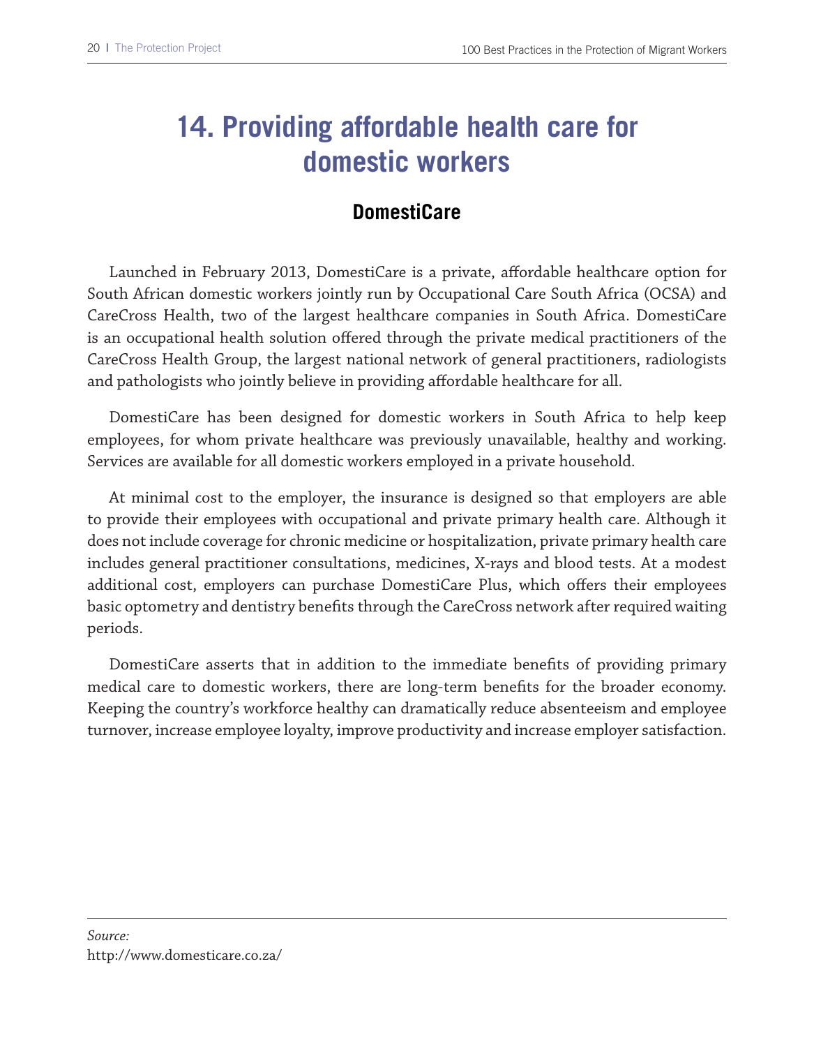# 14. Providing affordable health care for domestic workers

## DomestiCare

Launched in February 2013, DomestiCare is a private, affordable healthcare option for South African domestic workers jointly run by Occupational Care South Africa (OCSA) and CareCross Health, two of the largest healthcare companies in South Africa. DomestiCare is an occupational health solution offered through the private medical practitioners of the CareCross Health Group, the largest national network of general practitioners, radiologists and pathologists who jointly believe in providing affordable healthcare for all.

DomestiCare has been designed for domestic workers in South Africa to help keep employees, for whom private healthcare was previously unavailable, healthy and working. Services are available for all domestic workers employed in a private household.

At minimal cost to the employer, the insurance is designed so that employers are able to provide their employees with occupational and private primary health care. Although it does not include coverage for chronic medicine or hospitalization, private primary health care includes general practitioner consultations, medicines, X-rays and blood tests. At a modest additional cost, employers can purchase DomestiCare Plus, which offers their employees basic optometry and dentistry benefits through the CareCross network after required waiting periods.

DomestiCare asserts that in addition to the immediate benefits of providing primary medical care to domestic workers, there are long-term benefits for the broader economy. Keeping the country's workforce healthy can dramatically reduce absenteeism and employee turnover, increase employee loyalty, improve productivity and increase employer satisfaction.

---

*Source:*
http://www.domesticare.co.za/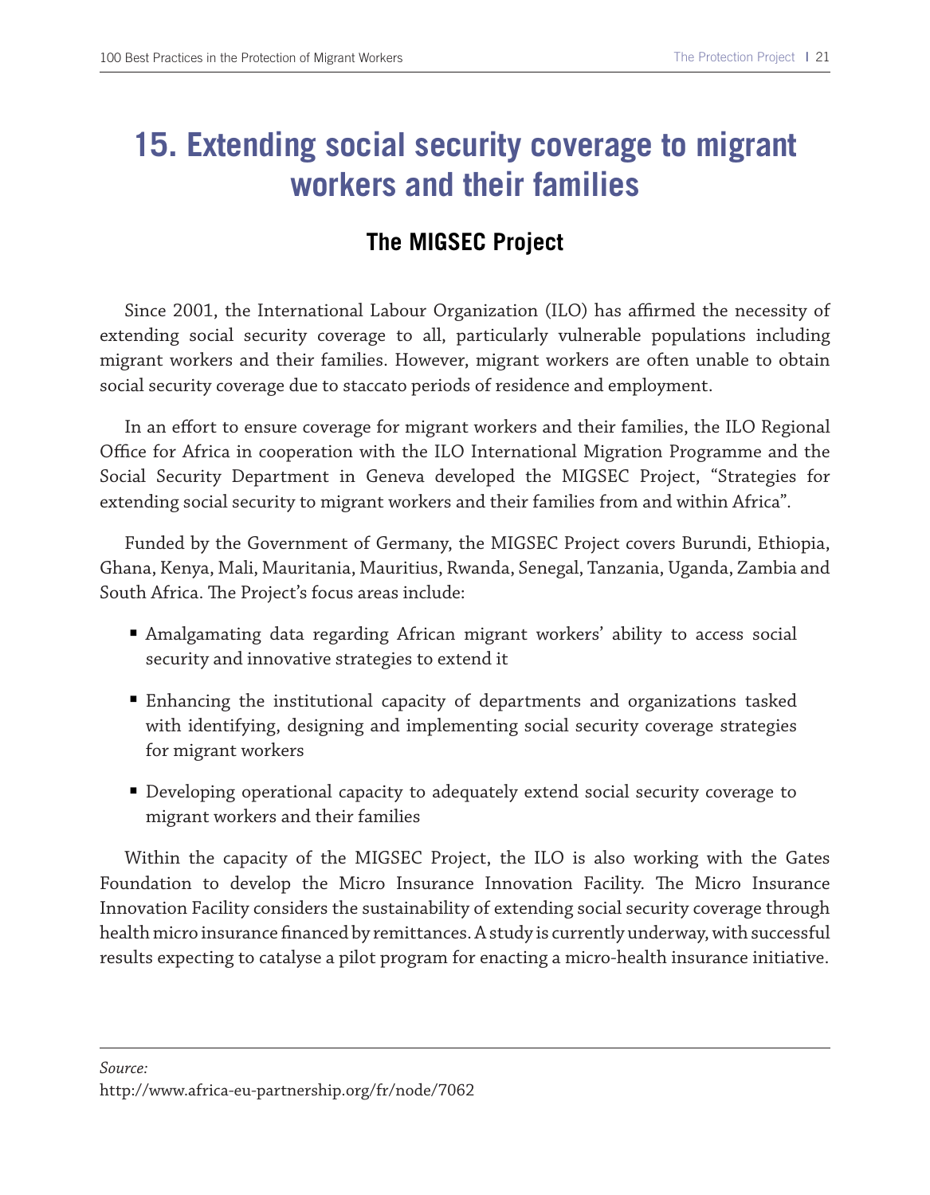# 15. Extending social security coverage to migrant workers and their families

## The MIGSEC Project

Since 2001, the International Labour Organization (ILO) has affirmed the necessity of extending social security coverage to all, particularly vulnerable populations including migrant workers and their families. However, migrant workers are often unable to obtain social security coverage due to staccato periods of residence and employment.

In an effort to ensure coverage for migrant workers and their families, the ILO Regional Office for Africa in cooperation with the ILO International Migration Programme and the Social Security Department in Geneva developed the MIGSEC Project, "Strategies for extending social security to migrant workers and their families from and within Africa".

Funded by the Government of Germany, the MIGSEC Project covers Burundi, Ethiopia, Ghana, Kenya, Mali, Mauritania, Mauritius, Rwanda, Senegal, Tanzania, Uganda, Zambia and South Africa. The Project's focus areas include:

- Amalgamating data regarding African migrant workers' ability to access social security and innovative strategies to extend it
- Enhancing the institutional capacity of departments and organizations tasked with identifying, designing and implementing social security coverage strategies for migrant workers
- Developing operational capacity to adequately extend social security coverage to migrant workers and their families

Within the capacity of the MIGSEC Project, the ILO is also working with the Gates Foundation to develop the Micro Insurance Innovation Facility. The Micro Insurance Innovation Facility considers the sustainability of extending social security coverage through health micro insurance financed by remittances. A study is currently underway, with successful results expecting to catalyse a pilot program for enacting a micro-health insurance initiative.

---

*Source:*
http://www.africa-eu-partnership.org/fr/node/7062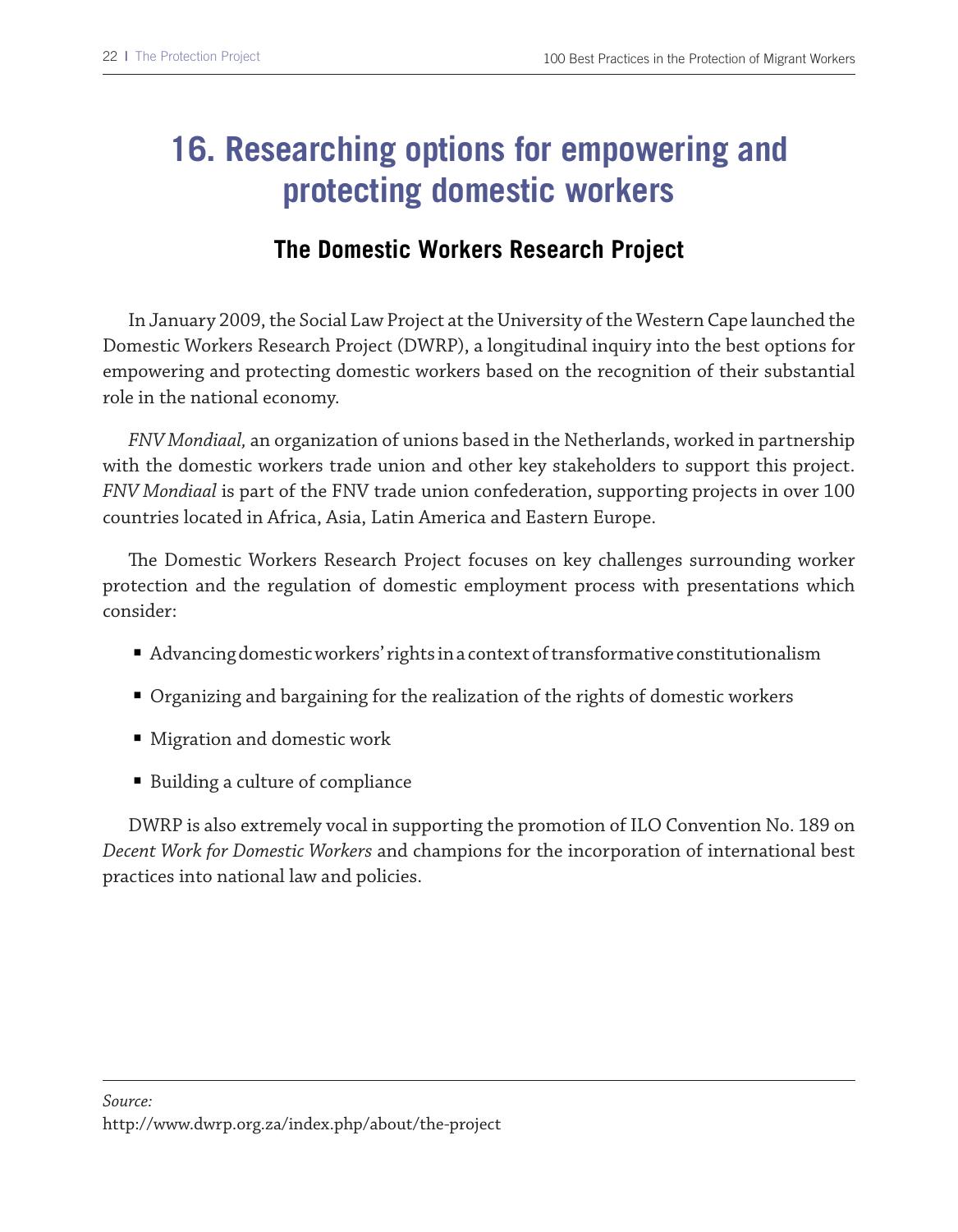# 16. Researching options for empowering and protecting domestic workers

## The Domestic Workers Research Project

In January 2009, the Social Law Project at the University of the Western Cape launched the Domestic Workers Research Project (DWRP), a longitudinal inquiry into the best options for empowering and protecting domestic workers based on the recognition of their substantial role in the national economy.

*FNV Mondiaal,* an organization of unions based in the Netherlands, worked in partnership with the domestic workers trade union and other key stakeholders to support this project. *FNV Mondiaal* is part of the FNV trade union confederation, supporting projects in over 100 countries located in Africa, Asia, Latin America and Eastern Europe.

The Domestic Workers Research Project focuses on key challenges surrounding worker protection and the regulation of domestic employment process with presentations which consider:

- Advancing domestic workers' rights in a context of transformative constitutionalism
- Organizing and bargaining for the realization of the rights of domestic workers
- Migration and domestic work
- Building a culture of compliance

DWRP is also extremely vocal in supporting the promotion of ILO Convention No. 189 on *Decent Work for Domestic Workers* and champions for the incorporation of international best practices into national law and policies.

---

*Source:*
http://www.dwrp.org.za/index.php/about/the-project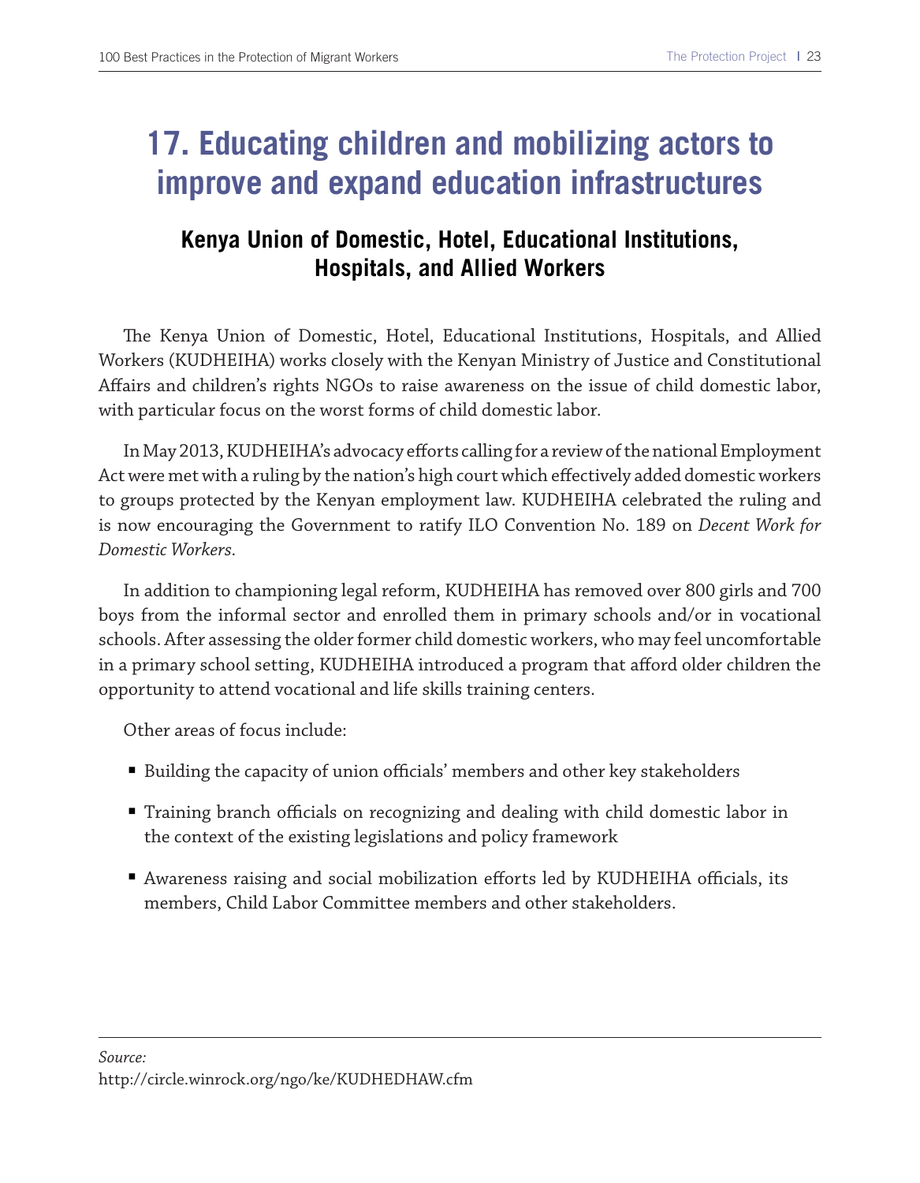# 17. Educating children and mobilizing actors to improve and expand education infrastructures

## Kenya Union of Domestic, Hotel, Educational Institutions, Hospitals, and Allied Workers

The Kenya Union of Domestic, Hotel, Educational Institutions, Hospitals, and Allied Workers (KUDHEIHA) works closely with the Kenyan Ministry of Justice and Constitutional Affairs and children's rights NGOs to raise awareness on the issue of child domestic labor, with particular focus on the worst forms of child domestic labor.

In May 2013, KUDHEIHA's advocacy efforts calling for a review of the national Employment Act were met with a ruling by the nation's high court which effectively added domestic workers to groups protected by the Kenyan employment law. KUDHEIHA celebrated the ruling and is now encouraging the Government to ratify ILO Convention No. 189 on *Decent Work for Domestic Workers*.

In addition to championing legal reform, KUDHEIHA has removed over 800 girls and 700 boys from the informal sector and enrolled them in primary schools and/or in vocational schools. After assessing the older former child domestic workers, who may feel uncomfortable in a primary school setting, KUDHEIHA introduced a program that afford older children the opportunity to attend vocational and life skills training centers.

Other areas of focus include:

- Building the capacity of union officials' members and other key stakeholders
- Training branch officials on recognizing and dealing with child domestic labor in the context of the existing legislations and policy framework
- Awareness raising and social mobilization efforts led by KUDHEIHA officials, its members, Child Labor Committee members and other stakeholders.

*Source:*
http://circle.winrock.org/ngo/ke/KUDHEDHAW.cfm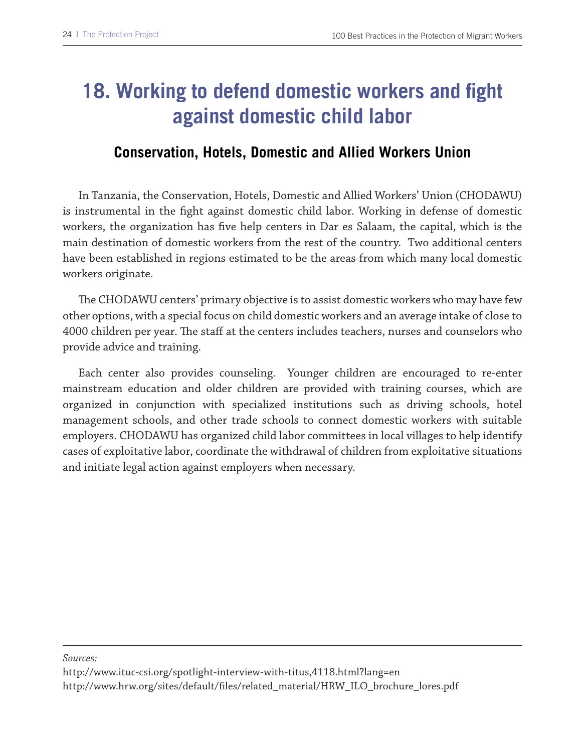# 18. Working to defend domestic workers and fight against domestic child labor

## Conservation, Hotels, Domestic and Allied Workers Union

In Tanzania, the Conservation, Hotels, Domestic and Allied Workers' Union (CHODAWU) is instrumental in the fight against domestic child labor. Working in defense of domestic workers, the organization has five help centers in Dar es Salaam, the capital, which is the main destination of domestic workers from the rest of the country. Two additional centers have been established in regions estimated to be the areas from which many local domestic workers originate.

The CHODAWU centers' primary objective is to assist domestic workers who may have few other options, with a special focus on child domestic workers and an average intake of close to 4000 children per year. The staff at the centers includes teachers, nurses and counselors who provide advice and training.

Each center also provides counseling. Younger children are encouraged to re-enter mainstream education and older children are provided with training courses, which are organized in conjunction with specialized institutions such as driving schools, hotel management schools, and other trade schools to connect domestic workers with suitable employers. CHODAWU has organized child labor committees in local villages to help identify cases of exploitative labor, coordinate the withdrawal of children from exploitative situations and initiate legal action against employers when necessary.

---

*Sources:*

http://www.ituc-csi.org/spotlight-interview-with-titus,4118.html?lang=en

http://www.hrw.org/sites/default/files/related_material/HRW_ILO_brochure_lores.pdf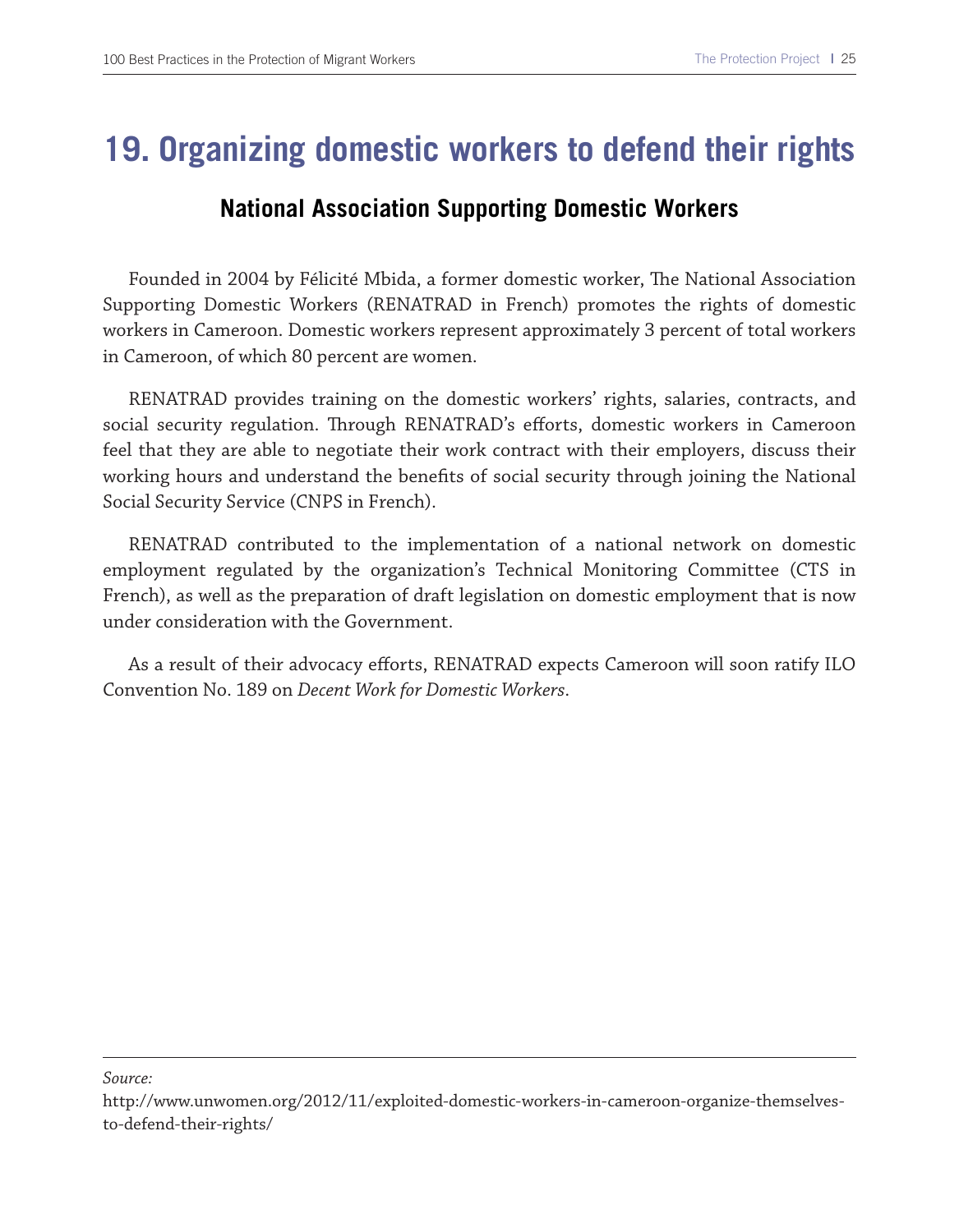# 19. Organizing domestic workers to defend their rights

## National Association Supporting Domestic Workers

Founded in 2004 by Félicité Mbida, a former domestic worker, The National Association Supporting Domestic Workers (RENATRAD in French) promotes the rights of domestic workers in Cameroon. Domestic workers represent approximately 3 percent of total workers in Cameroon, of which 80 percent are women.

RENATRAD provides training on the domestic workers' rights, salaries, contracts, and social security regulation. Through RENATRAD's efforts, domestic workers in Cameroon feel that they are able to negotiate their work contract with their employers, discuss their working hours and understand the benefits of social security through joining the National Social Security Service (CNPS in French).

RENATRAD contributed to the implementation of a national network on domestic employment regulated by the organization's Technical Monitoring Committee (CTS in French), as well as the preparation of draft legislation on domestic employment that is now under consideration with the Government.

As a result of their advocacy efforts, RENATRAD expects Cameroon will soon ratify ILO Convention No. 189 on *Decent Work for Domestic Workers*.

---

*Source:*
http://www.unwomen.org/2012/11/exploited-domestic-workers-in-cameroon-organize-themselves-to-defend-their-rights/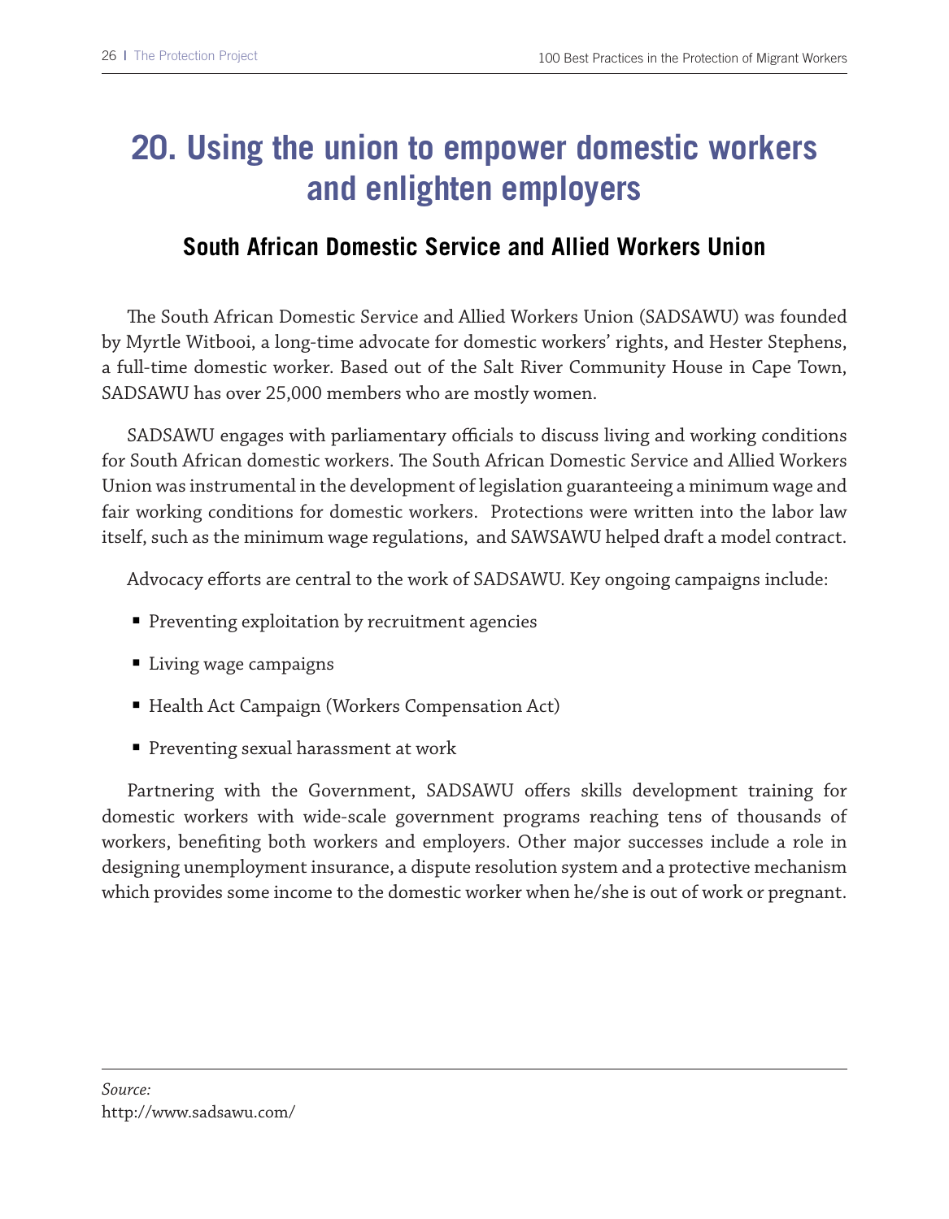# 20. Using the union to empower domestic workers and enlighten employers

## South African Domestic Service and Allied Workers Union

The South African Domestic Service and Allied Workers Union (SADSAWU) was founded by Myrtle Witbooi, a long-time advocate for domestic workers' rights, and Hester Stephens, a full-time domestic worker. Based out of the Salt River Community House in Cape Town, SADSAWU has over 25,000 members who are mostly women.

SADSAWU engages with parliamentary officials to discuss living and working conditions for South African domestic workers. The South African Domestic Service and Allied Workers Union was instrumental in the development of legislation guaranteeing a minimum wage and fair working conditions for domestic workers. Protections were written into the labor law itself, such as the minimum wage regulations, and SAWSAWU helped draft a model contract.

Advocacy efforts are central to the work of SADSAWU. Key ongoing campaigns include:

- Preventing exploitation by recruitment agencies
- Living wage campaigns
- Health Act Campaign (Workers Compensation Act)
- Preventing sexual harassment at work

Partnering with the Government, SADSAWU offers skills development training for domestic workers with wide-scale government programs reaching tens of thousands of workers, benefiting both workers and employers. Other major successes include a role in designing unemployment insurance, a dispute resolution system and a protective mechanism which provides some income to the domestic worker when he/she is out of work or pregnant.

*Source:*
http://www.sadsawu.com/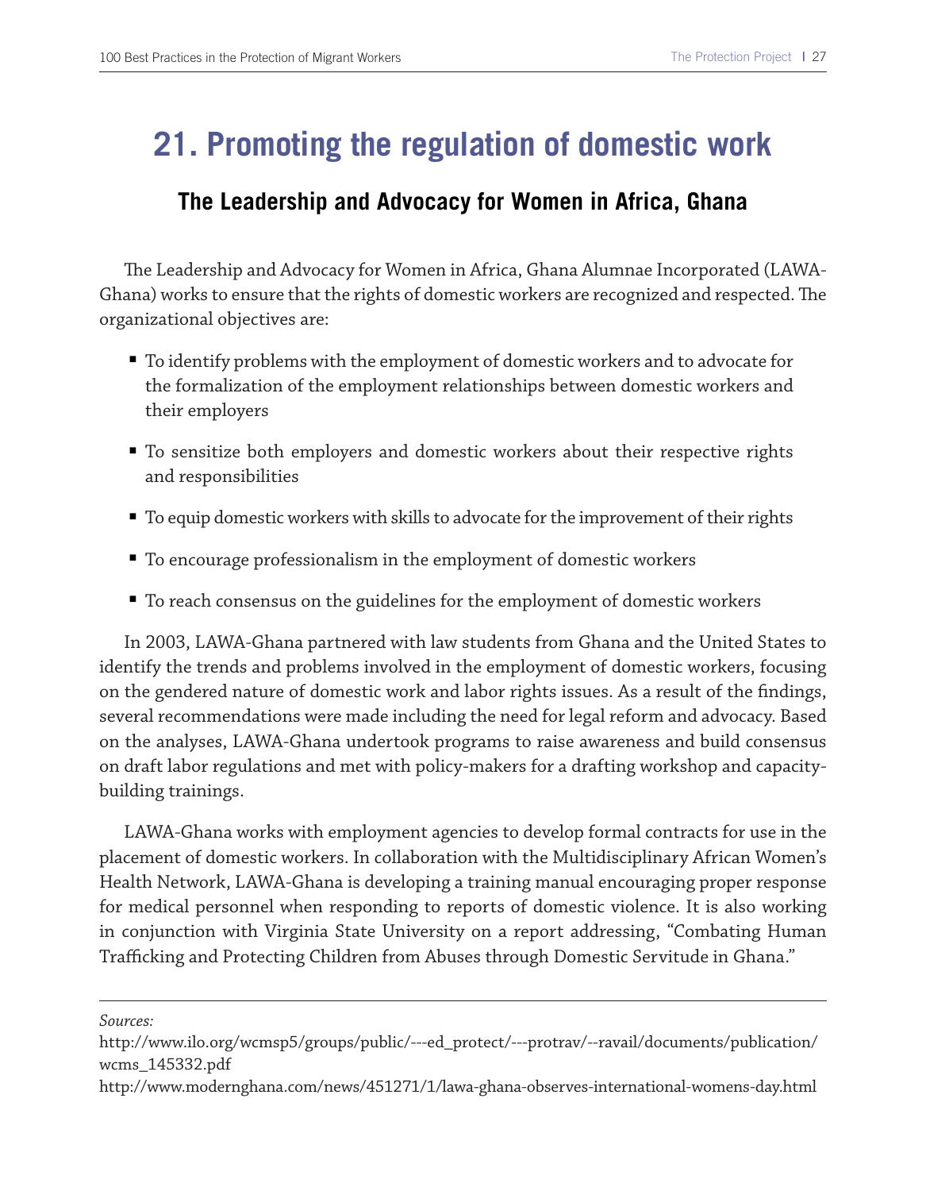# 21. Promoting the regulation of domestic work

## The Leadership and Advocacy for Women in Africa, Ghana

The Leadership and Advocacy for Women in Africa, Ghana Alumnae Incorporated (LAWA-Ghana) works to ensure that the rights of domestic workers are recognized and respected. The organizational objectives are:

- To identify problems with the employment of domestic workers and to advocate for the formalization of the employment relationships between domestic workers and their employers
- To sensitize both employers and domestic workers about their respective rights and responsibilities
- To equip domestic workers with skills to advocate for the improvement of their rights
- To encourage professionalism in the employment of domestic workers
- To reach consensus on the guidelines for the employment of domestic workers

In 2003, LAWA-Ghana partnered with law students from Ghana and the United States to identify the trends and problems involved in the employment of domestic workers, focusing on the gendered nature of domestic work and labor rights issues. As a result of the findings, several recommendations were made including the need for legal reform and advocacy. Based on the analyses, LAWA-Ghana undertook programs to raise awareness and build consensus on draft labor regulations and met with policy-makers for a drafting workshop and capacity-building trainings.

LAWA-Ghana works with employment agencies to develop formal contracts for use in the placement of domestic workers. In collaboration with the Multidisciplinary African Women's Health Network, LAWA-Ghana is developing a training manual encouraging proper response for medical personnel when responding to reports of domestic violence. It is also working in conjunction with Virginia State University on a report addressing, "Combating Human Trafficking and Protecting Children from Abuses through Domestic Servitude in Ghana."

---

*Sources:*

http://www.ilo.org/wcmsp5/groups/public/---ed_protect/---protrav/--ravail/documents/publication/wcms_145332.pdf

http://www.modernghana.com/news/451271/1/lawa-ghana-observes-international-womens-day.html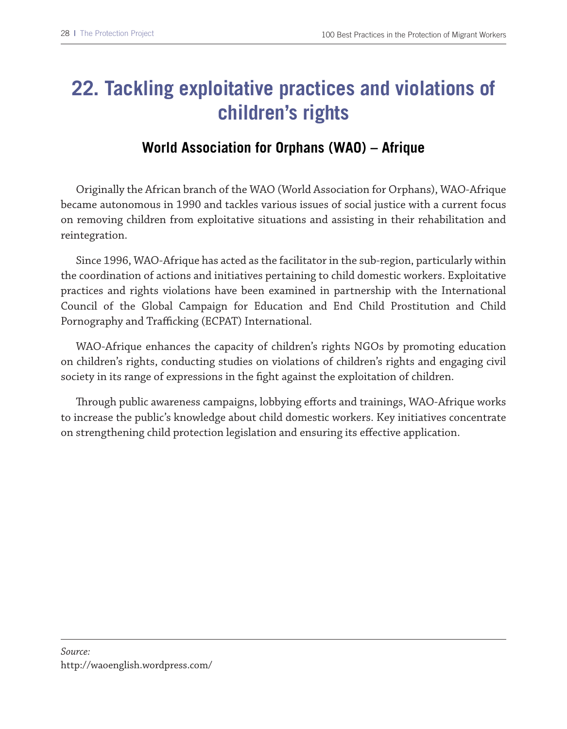# 22. Tackling exploitative practices and violations of children's rights

## World Association for Orphans (WAO) – Afrique

Originally the African branch of the WAO (World Association for Orphans), WAO-Afrique became autonomous in 1990 and tackles various issues of social justice with a current focus on removing children from exploitative situations and assisting in their rehabilitation and reintegration.

Since 1996, WAO-Afrique has acted as the facilitator in the sub-region, particularly within the coordination of actions and initiatives pertaining to child domestic workers. Exploitative practices and rights violations have been examined in partnership with the International Council of the Global Campaign for Education and End Child Prostitution and Child Pornography and Trafficking (ECPAT) International.

WAO-Afrique enhances the capacity of children's rights NGOs by promoting education on children's rights, conducting studies on violations of children's rights and engaging civil society in its range of expressions in the fight against the exploitation of children.

Through public awareness campaigns, lobbying efforts and trainings, WAO-Afrique works to increase the public's knowledge about child domestic workers. Key initiatives concentrate on strengthening child protection legislation and ensuring its effective application.

---

*Source:*
http://waoenglish.wordpress.com/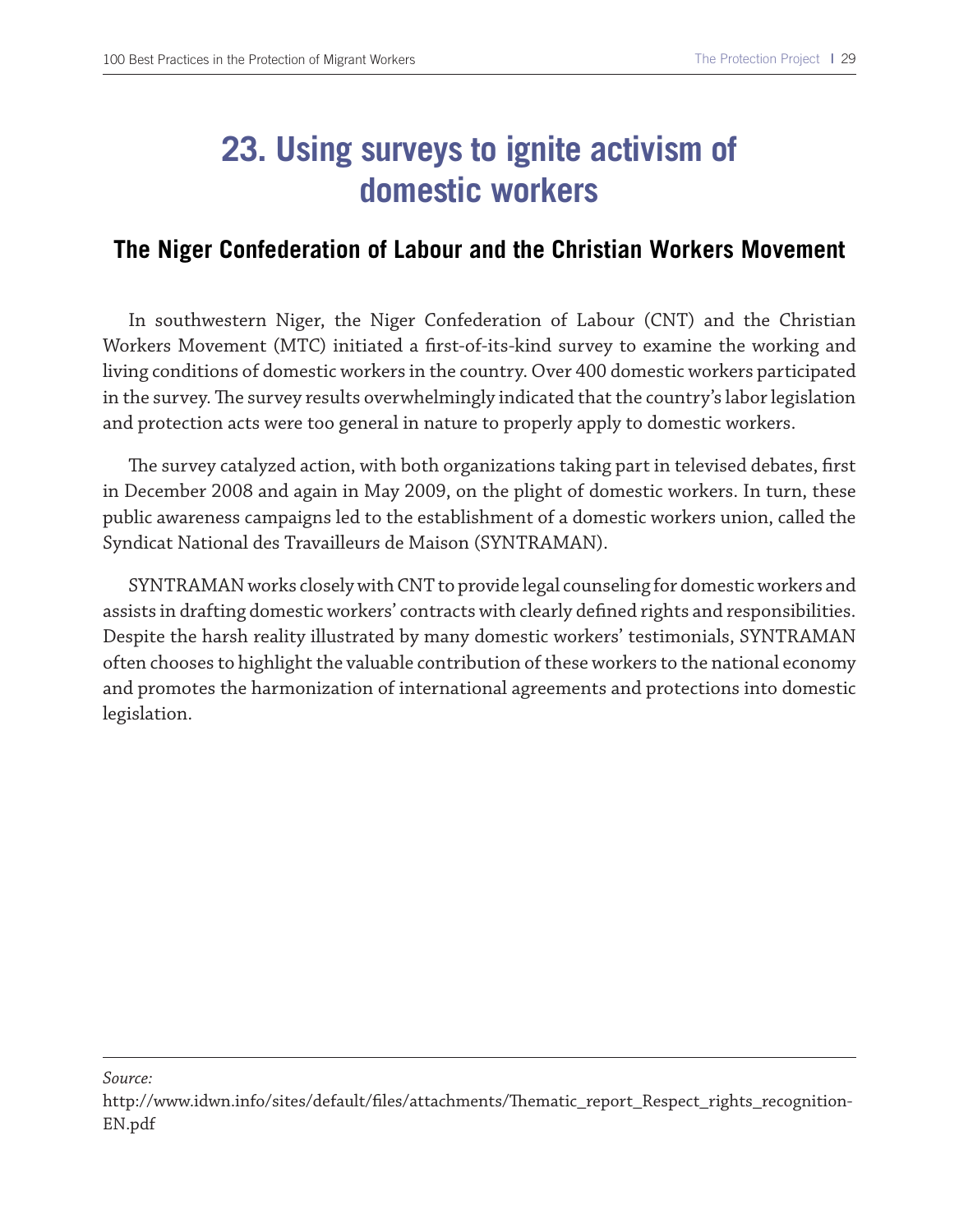# 23. Using surveys to ignite activism of domestic workers

## The Niger Confederation of Labour and the Christian Workers Movement

In southwestern Niger, the Niger Confederation of Labour (CNT) and the Christian Workers Movement (MTC) initiated a first-of-its-kind survey to examine the working and living conditions of domestic workers in the country. Over 400 domestic workers participated in the survey. The survey results overwhelmingly indicated that the country's labor legislation and protection acts were too general in nature to properly apply to domestic workers.

The survey catalyzed action, with both organizations taking part in televised debates, first in December 2008 and again in May 2009, on the plight of domestic workers. In turn, these public awareness campaigns led to the establishment of a domestic workers union, called the Syndicat National des Travailleurs de Maison (SYNTRAMAN).

SYNTRAMAN works closely with CNT to provide legal counseling for domestic workers and assists in drafting domestic workers' contracts with clearly defined rights and responsibilities. Despite the harsh reality illustrated by many domestic workers' testimonials, SYNTRAMAN often chooses to highlight the valuable contribution of these workers to the national economy and promotes the harmonization of international agreements and protections into domestic legislation.

---

*Source:*
http://www.idwn.info/sites/default/files/attachments/Thematic_report_Respect_rights_recognition-EN.pdf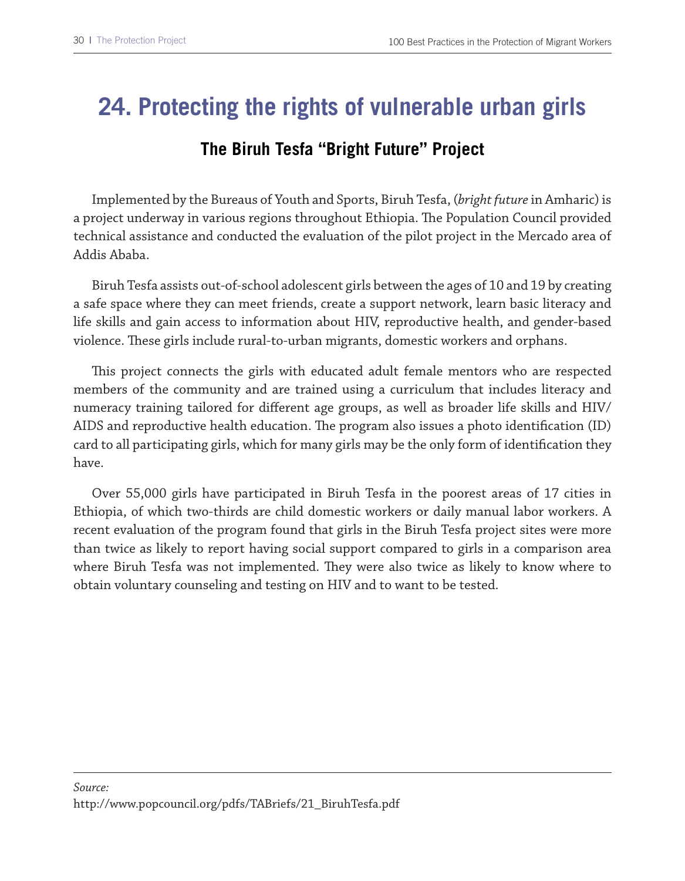# 24. Protecting the rights of vulnerable urban girls

## The Biruh Tesfa "Bright Future" Project

Implemented by the Bureaus of Youth and Sports, Biruh Tesfa, (*bright future* in Amharic) is a project underway in various regions throughout Ethiopia. The Population Council provided technical assistance and conducted the evaluation of the pilot project in the Mercado area of Addis Ababa.

Biruh Tesfa assists out-of-school adolescent girls between the ages of 10 and 19 by creating a safe space where they can meet friends, create a support network, learn basic literacy and life skills and gain access to information about HIV, reproductive health, and gender-based violence. These girls include rural-to-urban migrants, domestic workers and orphans.

This project connects the girls with educated adult female mentors who are respected members of the community and are trained using a curriculum that includes literacy and numeracy training tailored for different age groups, as well as broader life skills and HIV/AIDS and reproductive health education. The program also issues a photo identification (ID) card to all participating girls, which for many girls may be the only form of identification they have.

Over 55,000 girls have participated in Biruh Tesfa in the poorest areas of 17 cities in Ethiopia, of which two-thirds are child domestic workers or daily manual labor workers. A recent evaluation of the program found that girls in the Biruh Tesfa project sites were more than twice as likely to report having social support compared to girls in a comparison area where Biruh Tesfa was not implemented. They were also twice as likely to know where to obtain voluntary counseling and testing on HIV and to want to be tested.

---

*Source:*
http://www.popcouncil.org/pdfs/TABriefs/21_BiruhTesfa.pdf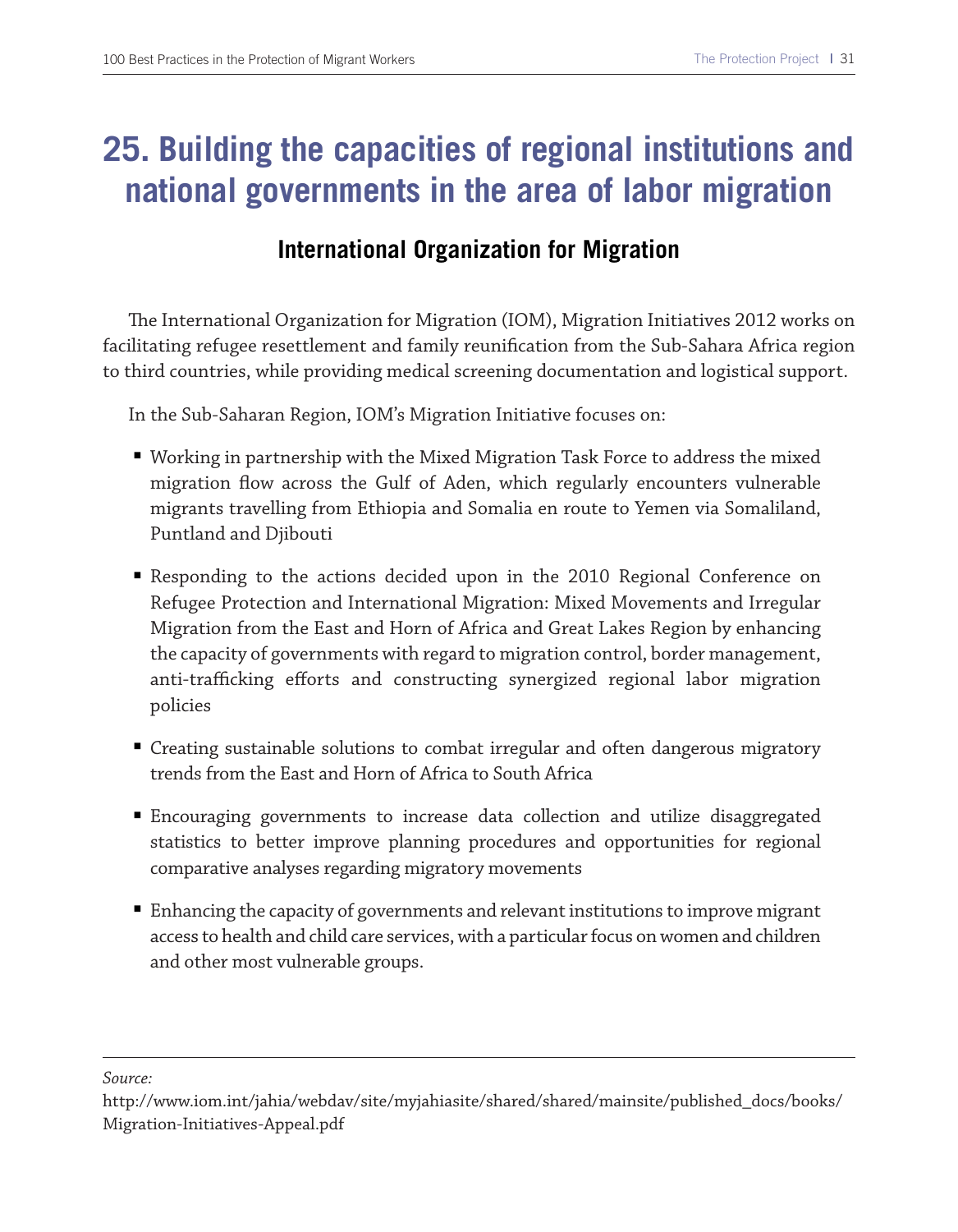# 25. Building the capacities of regional institutions and national governments in the area of labor migration

## International Organization for Migration

The International Organization for Migration (IOM), Migration Initiatives 2012 works on facilitating refugee resettlement and family reunification from the Sub-Sahara Africa region to third countries, while providing medical screening documentation and logistical support.

In the Sub-Saharan Region, IOM's Migration Initiative focuses on:

- Working in partnership with the Mixed Migration Task Force to address the mixed migration flow across the Gulf of Aden, which regularly encounters vulnerable migrants travelling from Ethiopia and Somalia en route to Yemen via Somaliland, Puntland and Djibouti
- Responding to the actions decided upon in the 2010 Regional Conference on Refugee Protection and International Migration: Mixed Movements and Irregular Migration from the East and Horn of Africa and Great Lakes Region by enhancing the capacity of governments with regard to migration control, border management, anti-trafficking efforts and constructing synergized regional labor migration policies
- Creating sustainable solutions to combat irregular and often dangerous migratory trends from the East and Horn of Africa to South Africa
- Encouraging governments to increase data collection and utilize disaggregated statistics to better improve planning procedures and opportunities for regional comparative analyses regarding migratory movements
- Enhancing the capacity of governments and relevant institutions to improve migrant access to health and child care services, with a particular focus on women and children and other most vulnerable groups.

---

*Source:*
http://www.iom.int/jahia/webdav/site/myjahiasite/shared/shared/mainsite/published_docs/books/Migration-Initiatives-Appeal.pdf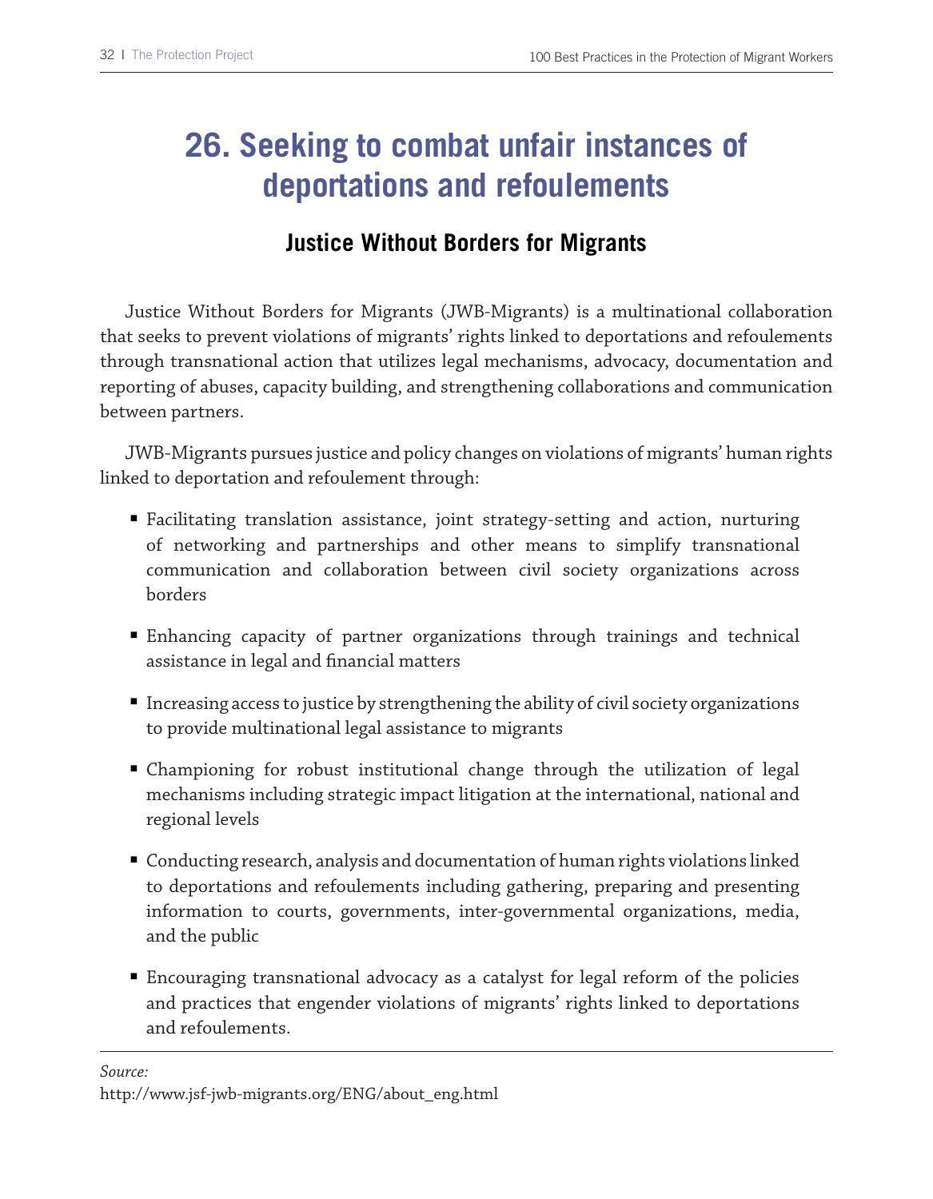# 26. Seeking to combat unfair instances of deportations and refoulements

## Justice Without Borders for Migrants

Justice Without Borders for Migrants (JWB-Migrants) is a multinational collaboration that seeks to prevent violations of migrants' rights linked to deportations and refoulements through transnational action that utilizes legal mechanisms, advocacy, documentation and reporting of abuses, capacity building, and strengthening collaborations and communication between partners.

JWB-Migrants pursues justice and policy changes on violations of migrants' human rights linked to deportation and refoulement through:

- Facilitating translation assistance, joint strategy-setting and action, nurturing of networking and partnerships and other means to simplify transnational communication and collaboration between civil society organizations across borders
- Enhancing capacity of partner organizations through trainings and technical assistance in legal and financial matters
- Increasing access to justice by strengthening the ability of civil society organizations to provide multinational legal assistance to migrants
- Championing for robust institutional change through the utilization of legal mechanisms including strategic impact litigation at the international, national and regional levels
- Conducting research, analysis and documentation of human rights violations linked to deportations and refoulements including gathering, preparing and presenting information to courts, governments, inter-governmental organizations, media, and the public
- Encouraging transnational advocacy as a catalyst for legal reform of the policies and practices that engender violations of migrants' rights linked to deportations and refoulements.

---

*Source:*
http://www.jsf-jwb-migrants.org/ENG/about_eng.html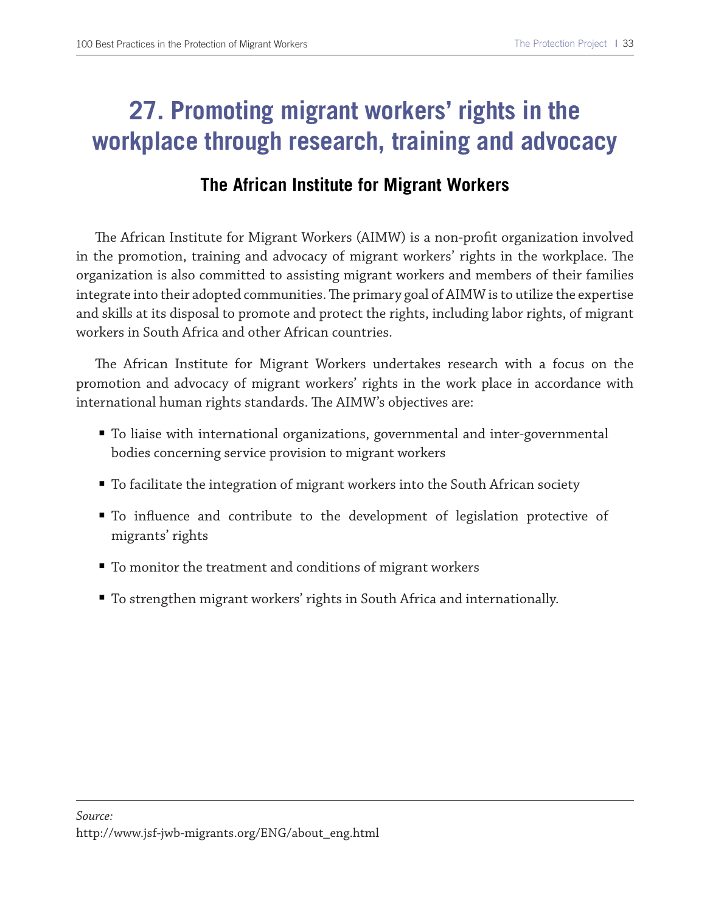# 27. Promoting migrant workers' rights in the workplace through research, training and advocacy

## The African Institute for Migrant Workers

The African Institute for Migrant Workers (AIMW) is a non-profit organization involved in the promotion, training and advocacy of migrant workers' rights in the workplace. The organization is also committed to assisting migrant workers and members of their families integrate into their adopted communities. The primary goal of AIMW is to utilize the expertise and skills at its disposal to promote and protect the rights, including labor rights, of migrant workers in South Africa and other African countries.

The African Institute for Migrant Workers undertakes research with a focus on the promotion and advocacy of migrant workers' rights in the work place in accordance with international human rights standards. The AIMW's objectives are:

- To liaise with international organizations, governmental and inter-governmental bodies concerning service provision to migrant workers
- To facilitate the integration of migrant workers into the South African society
- To influence and contribute to the development of legislation protective of migrants' rights
- To monitor the treatment and conditions of migrant workers
- To strengthen migrant workers' rights in South Africa and internationally.

---

*Source:*
http://www.jsf-jwb-migrants.org/ENG/about_eng.html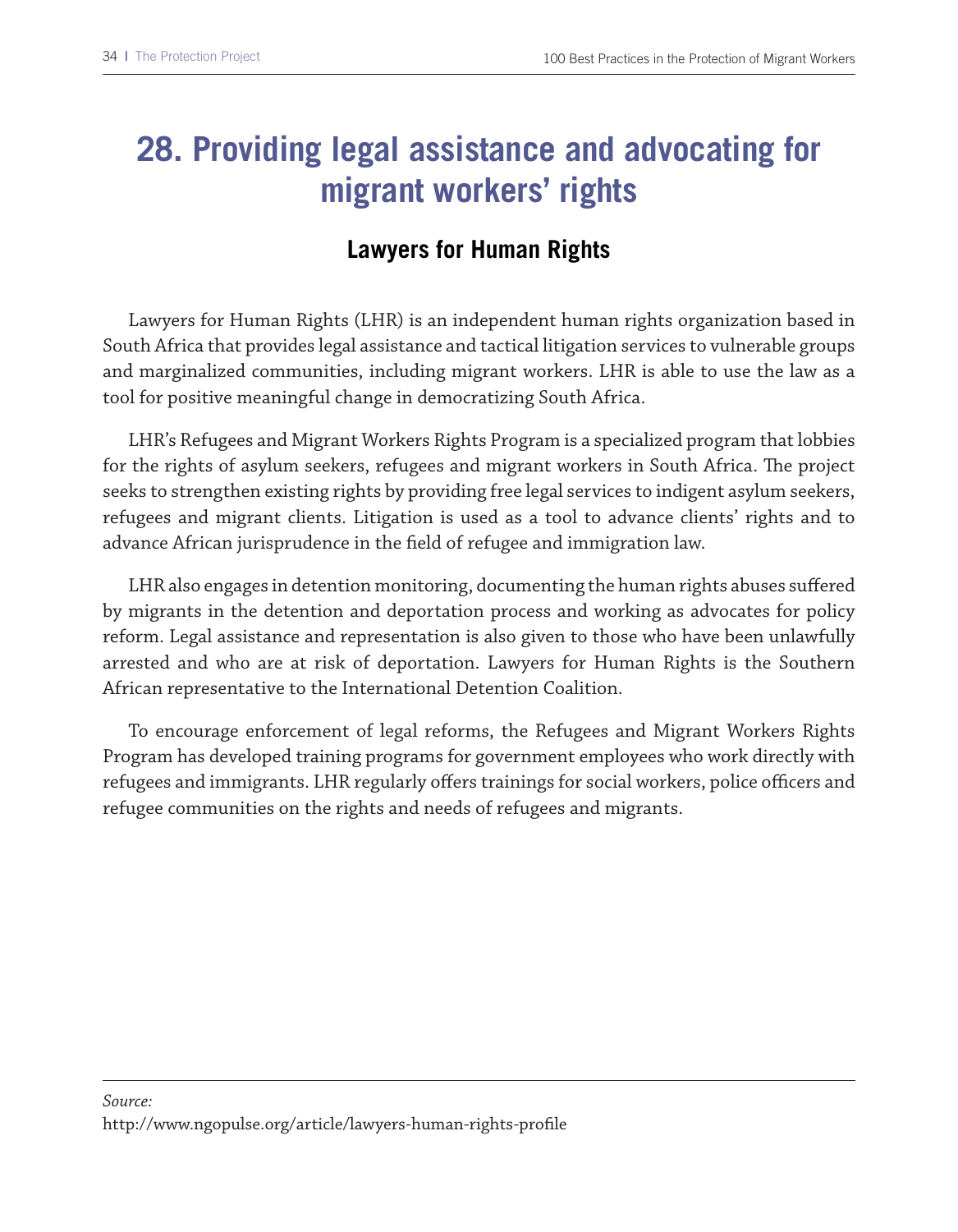# 28. Providing legal assistance and advocating for migrant workers' rights

## Lawyers for Human Rights

Lawyers for Human Rights (LHR) is an independent human rights organization based in South Africa that provides legal assistance and tactical litigation services to vulnerable groups and marginalized communities, including migrant workers. LHR is able to use the law as a tool for positive meaningful change in democratizing South Africa.

LHR's Refugees and Migrant Workers Rights Program is a specialized program that lobbies for the rights of asylum seekers, refugees and migrant workers in South Africa. The project seeks to strengthen existing rights by providing free legal services to indigent asylum seekers, refugees and migrant clients. Litigation is used as a tool to advance clients' rights and to advance African jurisprudence in the field of refugee and immigration law.

LHR also engages in detention monitoring, documenting the human rights abuses suffered by migrants in the detention and deportation process and working as advocates for policy reform. Legal assistance and representation is also given to those who have been unlawfully arrested and who are at risk of deportation. Lawyers for Human Rights is the Southern African representative to the International Detention Coalition.

To encourage enforcement of legal reforms, the Refugees and Migrant Workers Rights Program has developed training programs for government employees who work directly with refugees and immigrants. LHR regularly offers trainings for social workers, police officers and refugee communities on the rights and needs of refugees and migrants.

---

*Source:*
http://www.ngopulse.org/article/lawyers-human-rights-profile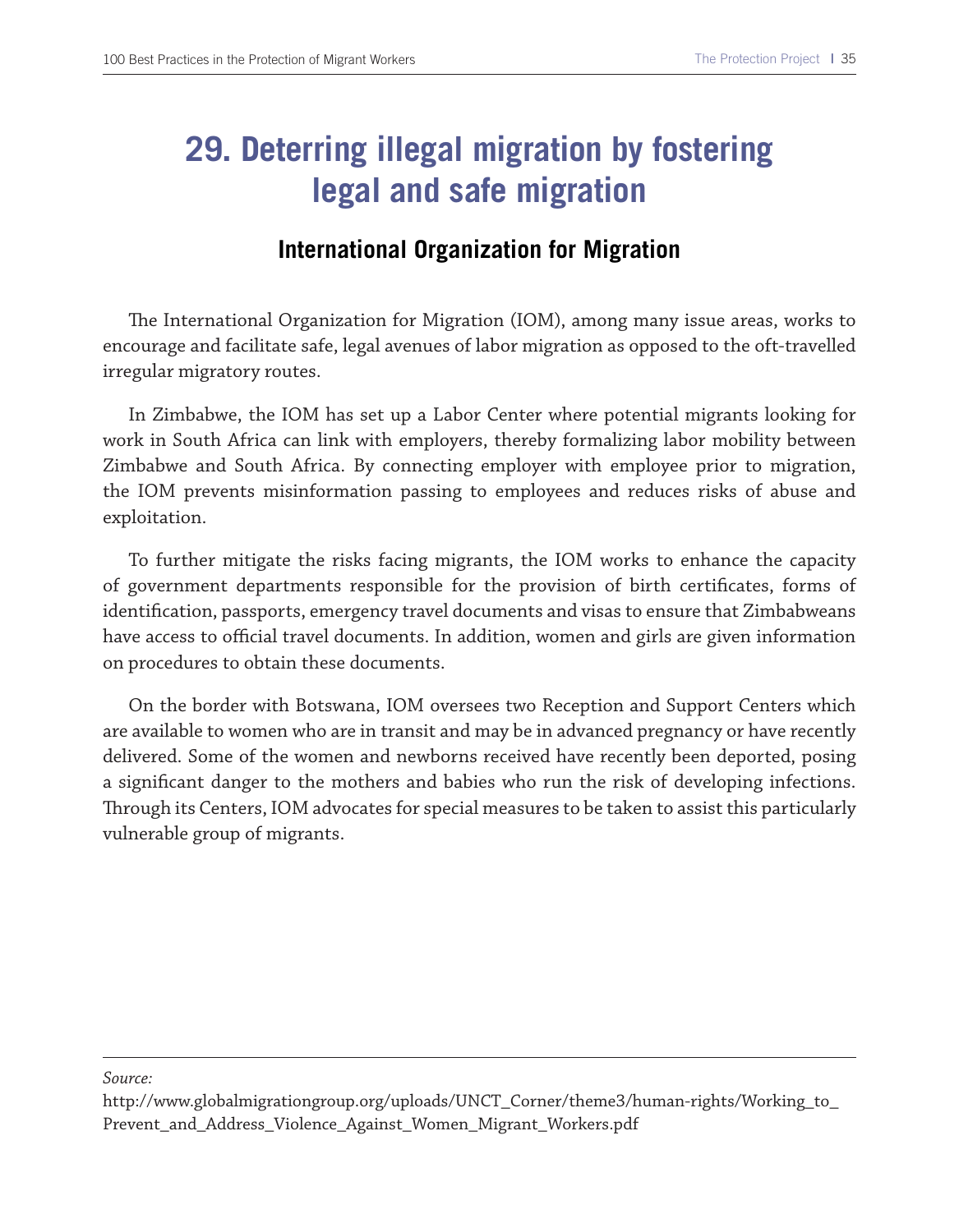# 29. Deterring illegal migration by fostering legal and safe migration

## International Organization for Migration

The International Organization for Migration (IOM), among many issue areas, works to encourage and facilitate safe, legal avenues of labor migration as opposed to the oft-travelled irregular migratory routes.

In Zimbabwe, the IOM has set up a Labor Center where potential migrants looking for work in South Africa can link with employers, thereby formalizing labor mobility between Zimbabwe and South Africa. By connecting employer with employee prior to migration, the IOM prevents misinformation passing to employees and reduces risks of abuse and exploitation.

To further mitigate the risks facing migrants, the IOM works to enhance the capacity of government departments responsible for the provision of birth certificates, forms of identification, passports, emergency travel documents and visas to ensure that Zimbabweans have access to official travel documents. In addition, women and girls are given information on procedures to obtain these documents.

On the border with Botswana, IOM oversees two Reception and Support Centers which are available to women who are in transit and may be in advanced pregnancy or have recently delivered. Some of the women and newborns received have recently been deported, posing a significant danger to the mothers and babies who run the risk of developing infections. Through its Centers, IOM advocates for special measures to be taken to assist this particularly vulnerable group of migrants.

---

*Source:*
http://www.globalmigrationgroup.org/uploads/UNCT_Corner/theme3/human-rights/Working_to_Prevent_and_Address_Violence_Against_Women_Migrant_Workers.pdf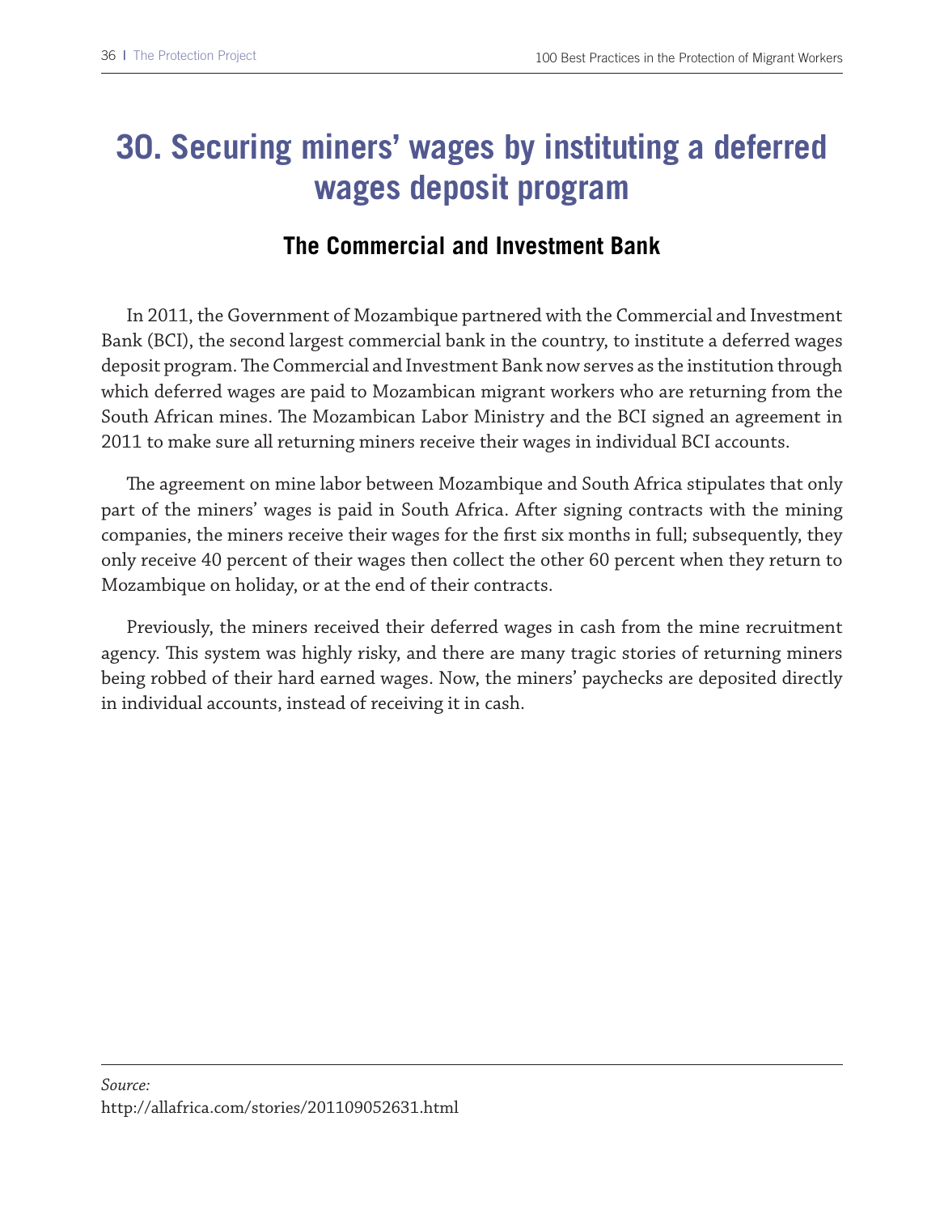# 30. Securing miners' wages by instituting a deferred wages deposit program

## The Commercial and Investment Bank

In 2011, the Government of Mozambique partnered with the Commercial and Investment Bank (BCI), the second largest commercial bank in the country, to institute a deferred wages deposit program. The Commercial and Investment Bank now serves as the institution through which deferred wages are paid to Mozambican migrant workers who are returning from the South African mines. The Mozambican Labor Ministry and the BCI signed an agreement in 2011 to make sure all returning miners receive their wages in individual BCI accounts.

The agreement on mine labor between Mozambique and South Africa stipulates that only part of the miners' wages is paid in South Africa. After signing contracts with the mining companies, the miners receive their wages for the first six months in full; subsequently, they only receive 40 percent of their wages then collect the other 60 percent when they return to Mozambique on holiday, or at the end of their contracts.

Previously, the miners received their deferred wages in cash from the mine recruitment agency. This system was highly risky, and there are many tragic stories of returning miners being robbed of their hard earned wages. Now, the miners' paychecks are deposited directly in individual accounts, instead of receiving it in cash.

---

*Source:*
http://allafrica.com/stories/201109052631.html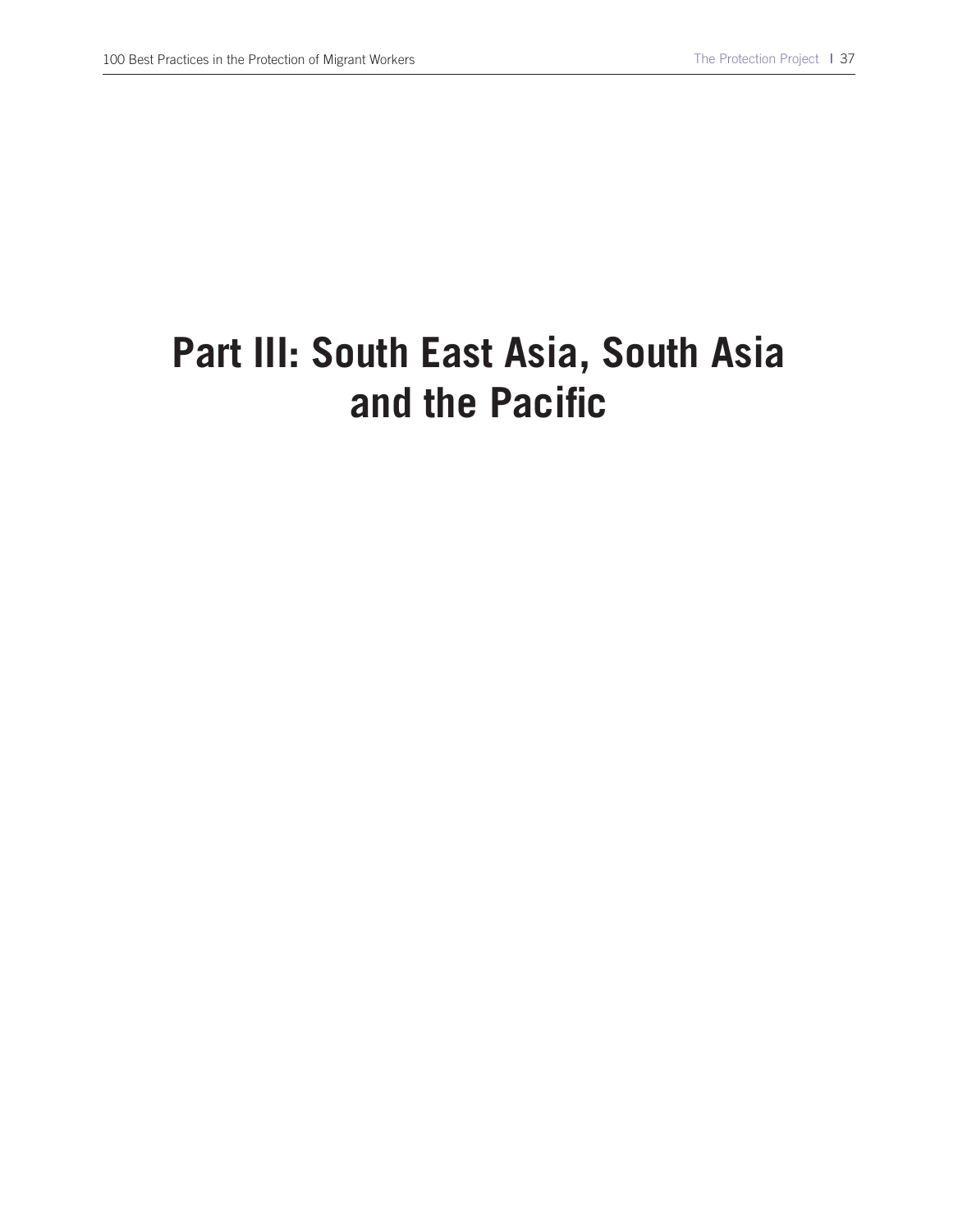# Part III: South East Asia, South Asia and the Pacific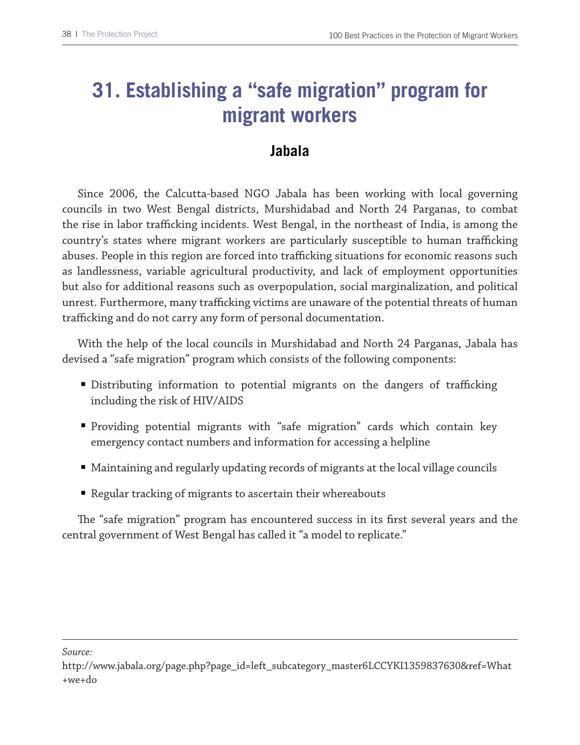# 31. Establishing a "safe migration" program for migrant workers

## Jabala

Since 2006, the Calcutta-based NGO Jabala has been working with local governing councils in two West Bengal districts, Murshidabad and North 24 Parganas, to combat the rise in labor trafficking incidents. West Bengal, in the northeast of India, is among the country's states where migrant workers are particularly susceptible to human trafficking abuses. People in this region are forced into trafficking situations for economic reasons such as landlessness, variable agricultural productivity, and lack of employment opportunities but also for additional reasons such as overpopulation, social marginalization, and political unrest. Furthermore, many trafficking victims are unaware of the potential threats of human trafficking and do not carry any form of personal documentation.

With the help of the local councils in Murshidabad and North 24 Parganas, Jabala has devised a "safe migration" program which consists of the following components:

- Distributing information to potential migrants on the dangers of trafficking including the risk of HIV/AIDS
- Providing potential migrants with "safe migration" cards which contain key emergency contact numbers and information for accessing a helpline
- Maintaining and regularly updating records of migrants at the local village councils
- Regular tracking of migrants to ascertain their whereabouts

The "safe migration" program has encountered success in its first several years and the central government of West Bengal has called it "a model to replicate."

---

*Source:*
http://www.jabala.org/page.php?page_id=left_subcategory_master6LCCYKI1359837630&ref=What+we+do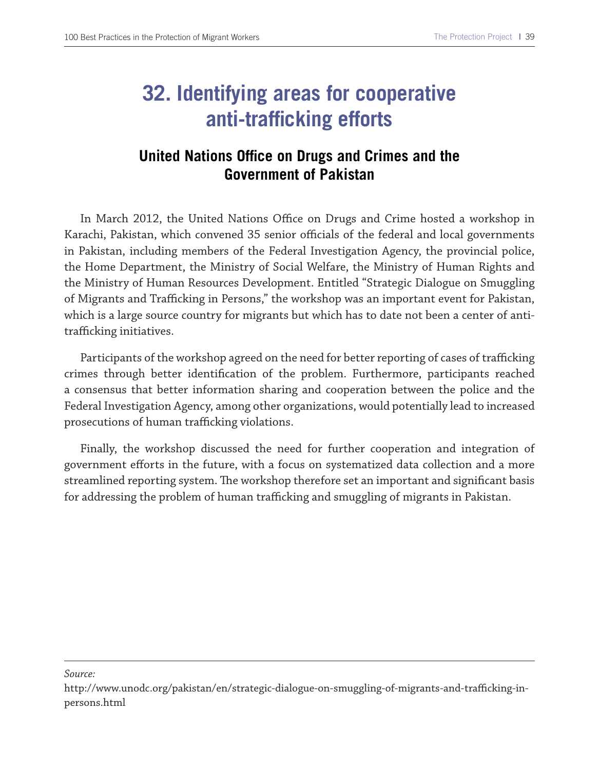# 32. Identifying areas for cooperative anti-trafficking efforts

## United Nations Office on Drugs and Crimes and the Government of Pakistan

In March 2012, the United Nations Office on Drugs and Crime hosted a workshop in Karachi, Pakistan, which convened 35 senior officials of the federal and local governments in Pakistan, including members of the Federal Investigation Agency, the provincial police, the Home Department, the Ministry of Social Welfare, the Ministry of Human Rights and the Ministry of Human Resources Development. Entitled "Strategic Dialogue on Smuggling of Migrants and Trafficking in Persons," the workshop was an important event for Pakistan, which is a large source country for migrants but which has to date not been a center of anti-trafficking initiatives.

Participants of the workshop agreed on the need for better reporting of cases of trafficking crimes through better identification of the problem. Furthermore, participants reached a consensus that better information sharing and cooperation between the police and the Federal Investigation Agency, among other organizations, would potentially lead to increased prosecutions of human trafficking violations.

Finally, the workshop discussed the need for further cooperation and integration of government efforts in the future, with a focus on systematized data collection and a more streamlined reporting system. The workshop therefore set an important and significant basis for addressing the problem of human trafficking and smuggling of migrants in Pakistan.

---

*Source:*
http://www.unodc.org/pakistan/en/strategic-dialogue-on-smuggling-of-migrants-and-trafficking-in-persons.html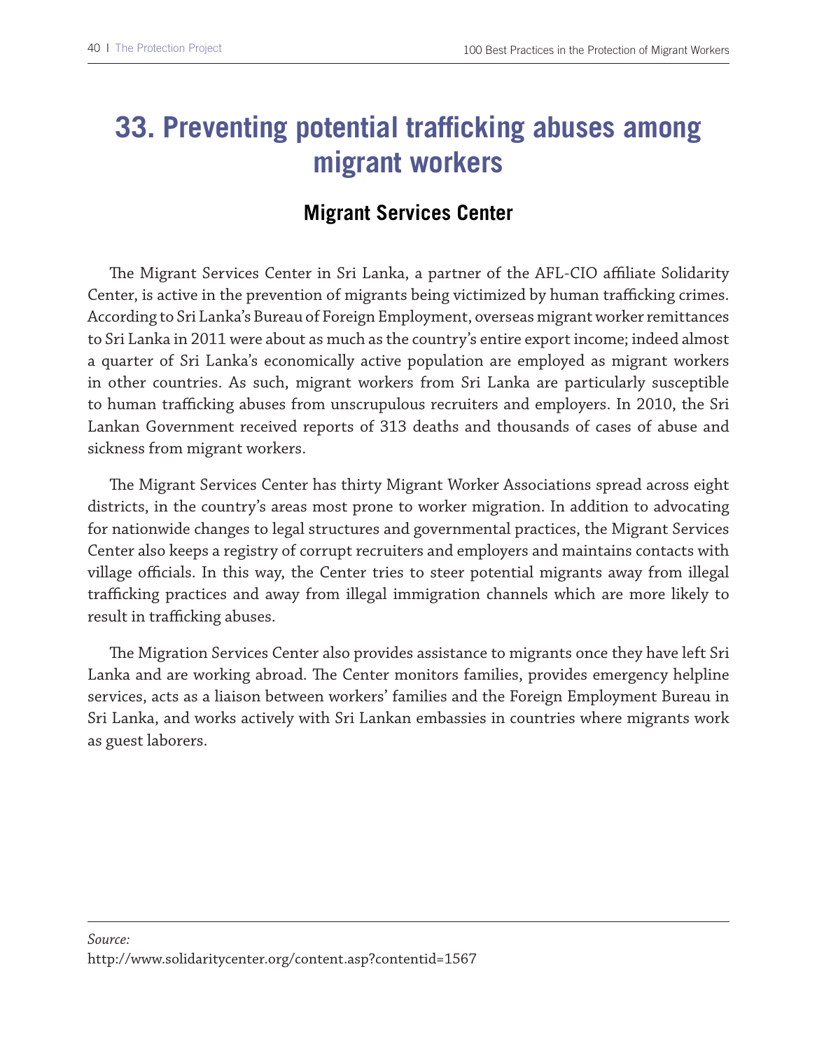# 33. Preventing potential trafficking abuses among migrant workers

## Migrant Services Center

The Migrant Services Center in Sri Lanka, a partner of the AFL-CIO affiliate Solidarity Center, is active in the prevention of migrants being victimized by human trafficking crimes. According to Sri Lanka's Bureau of Foreign Employment, overseas migrant worker remittances to Sri Lanka in 2011 were about as much as the country's entire export income; indeed almost a quarter of Sri Lanka's economically active population are employed as migrant workers in other countries. As such, migrant workers from Sri Lanka are particularly susceptible to human trafficking abuses from unscrupulous recruiters and employers. In 2010, the Sri Lankan Government received reports of 313 deaths and thousands of cases of abuse and sickness from migrant workers.

The Migrant Services Center has thirty Migrant Worker Associations spread across eight districts, in the country's areas most prone to worker migration. In addition to advocating for nationwide changes to legal structures and governmental practices, the Migrant Services Center also keeps a registry of corrupt recruiters and employers and maintains contacts with village officials. In this way, the Center tries to steer potential migrants away from illegal trafficking practices and away from illegal immigration channels which are more likely to result in trafficking abuses.

The Migration Services Center also provides assistance to migrants once they have left Sri Lanka and are working abroad. The Center monitors families, provides emergency helpline services, acts as a liaison between workers' families and the Foreign Employment Bureau in Sri Lanka, and works actively with Sri Lankan embassies in countries where migrants work as guest laborers.

---

*Source:*
http://www.solidaritycenter.org/content.asp?contentid=1567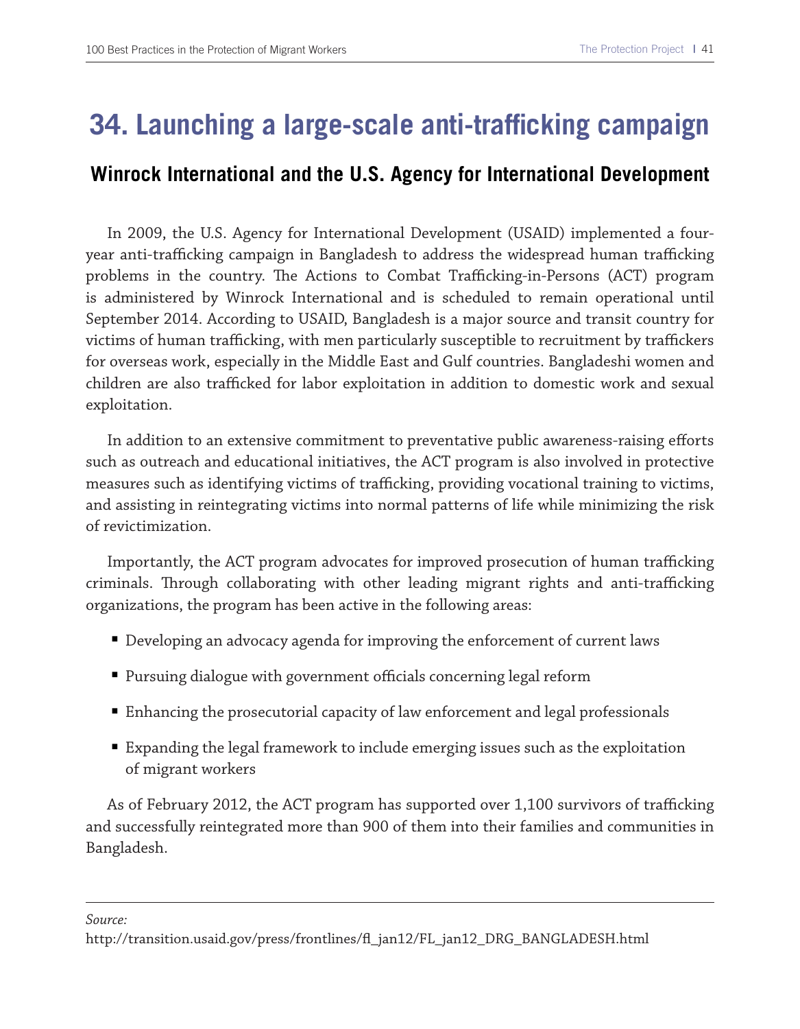# 34. Launching a large-scale anti-trafficking campaign

## Winrock International and the U.S. Agency for International Development

In 2009, the U.S. Agency for International Development (USAID) implemented a four-year anti-trafficking campaign in Bangladesh to address the widespread human trafficking problems in the country. The Actions to Combat Trafficking-in-Persons (ACT) program is administered by Winrock International and is scheduled to remain operational until September 2014. According to USAID, Bangladesh is a major source and transit country for victims of human trafficking, with men particularly susceptible to recruitment by traffickers for overseas work, especially in the Middle East and Gulf countries. Bangladeshi women and children are also trafficked for labor exploitation in addition to domestic work and sexual exploitation.

In addition to an extensive commitment to preventative public awareness-raising efforts such as outreach and educational initiatives, the ACT program is also involved in protective measures such as identifying victims of trafficking, providing vocational training to victims, and assisting in reintegrating victims into normal patterns of life while minimizing the risk of revictimization.

Importantly, the ACT program advocates for improved prosecution of human trafficking criminals. Through collaborating with other leading migrant rights and anti-trafficking organizations, the program has been active in the following areas:

- Developing an advocacy agenda for improving the enforcement of current laws
- Pursuing dialogue with government officials concerning legal reform
- Enhancing the prosecutorial capacity of law enforcement and legal professionals
- Expanding the legal framework to include emerging issues such as the exploitation of migrant workers

As of February 2012, the ACT program has supported over 1,100 survivors of trafficking and successfully reintegrated more than 900 of them into their families and communities in Bangladesh.

---

*Source:*
http://transition.usaid.gov/press/frontlines/fl_jan12/FL_jan12_DRG_BANGLADESH.html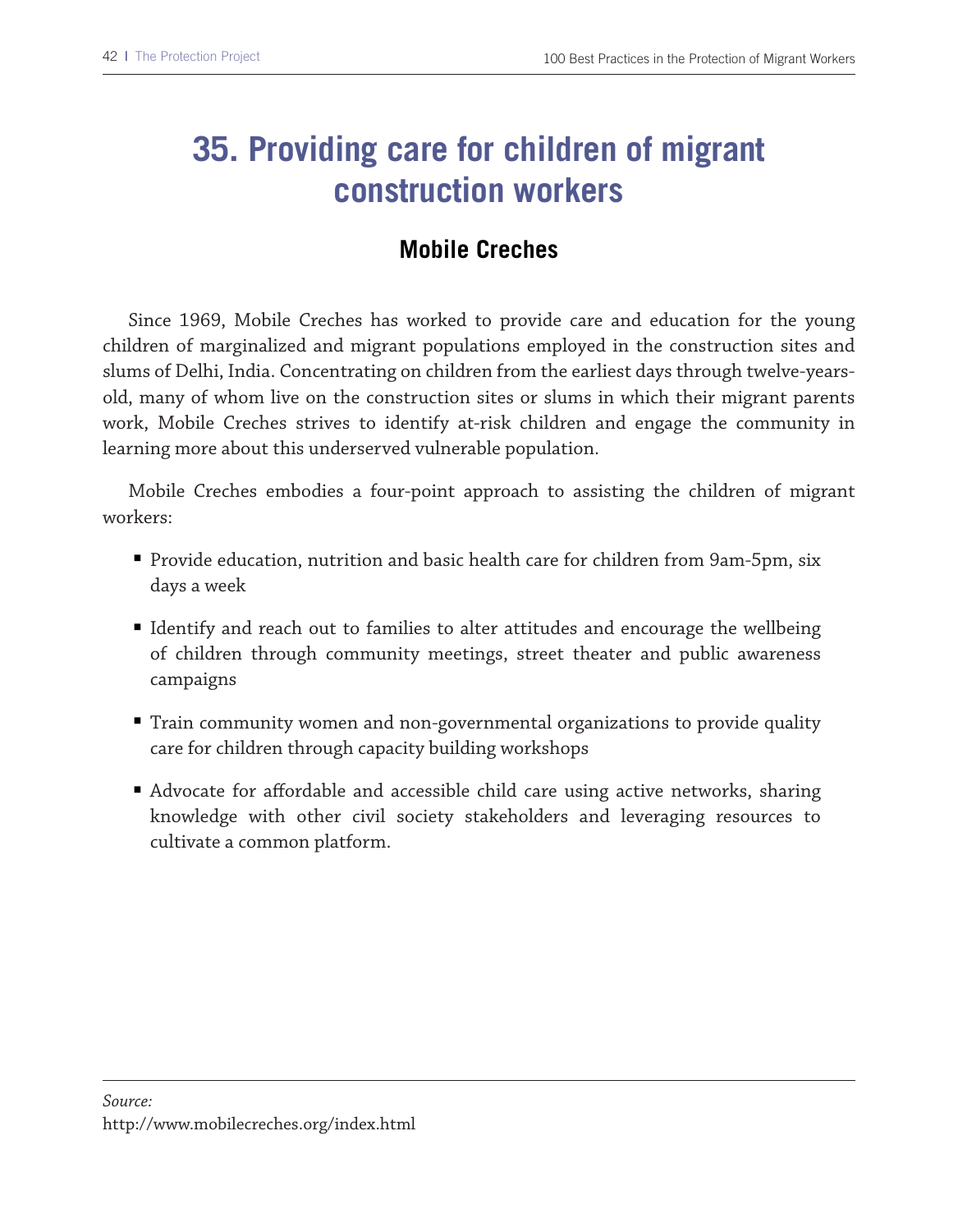# 35. Providing care for children of migrant construction workers

## Mobile Creches

Since 1969, Mobile Creches has worked to provide care and education for the young children of marginalized and migrant populations employed in the construction sites and slums of Delhi, India. Concentrating on children from the earliest days through twelve-years-old, many of whom live on the construction sites or slums in which their migrant parents work, Mobile Creches strives to identify at-risk children and engage the community in learning more about this underserved vulnerable population.

Mobile Creches embodies a four-point approach to assisting the children of migrant workers:

- Provide education, nutrition and basic health care for children from 9am-5pm, six days a week
- Identify and reach out to families to alter attitudes and encourage the wellbeing of children through community meetings, street theater and public awareness campaigns
- Train community women and non-governmental organizations to provide quality care for children through capacity building workshops
- Advocate for affordable and accessible child care using active networks, sharing knowledge with other civil society stakeholders and leveraging resources to cultivate a common platform.

---

*Source:*
http://www.mobilecreches.org/index.html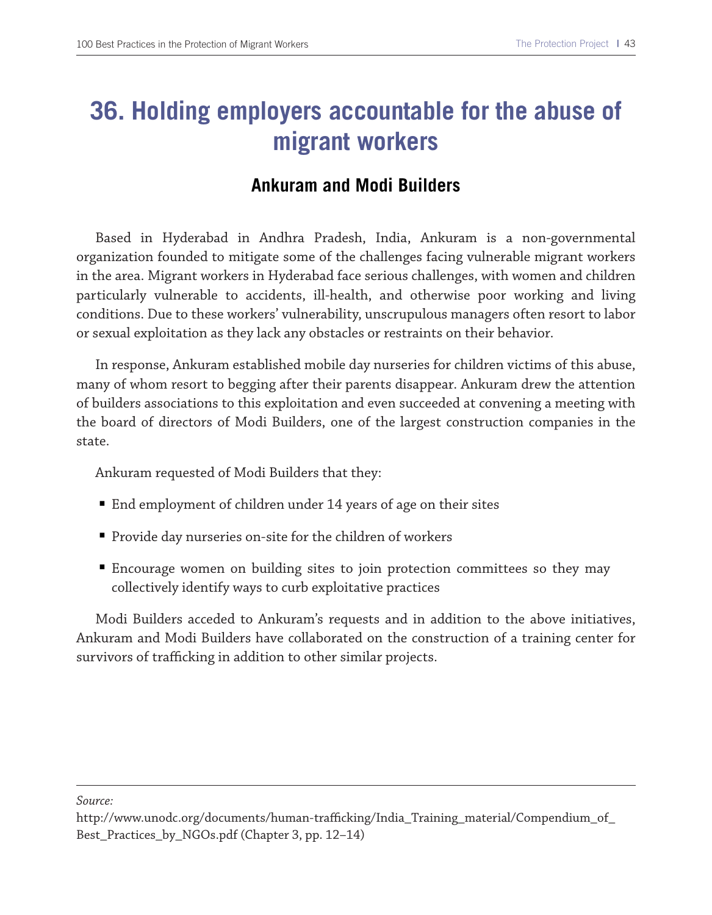# 36. Holding employers accountable for the abuse of migrant workers

## Ankuram and Modi Builders

Based in Hyderabad in Andhra Pradesh, India, Ankuram is a non-governmental organization founded to mitigate some of the challenges facing vulnerable migrant workers in the area. Migrant workers in Hyderabad face serious challenges, with women and children particularly vulnerable to accidents, ill-health, and otherwise poor working and living conditions. Due to these workers' vulnerability, unscrupulous managers often resort to labor or sexual exploitation as they lack any obstacles or restraints on their behavior.

In response, Ankuram established mobile day nurseries for children victims of this abuse, many of whom resort to begging after their parents disappear. Ankuram drew the attention of builders associations to this exploitation and even succeeded at convening a meeting with the board of directors of Modi Builders, one of the largest construction companies in the state.

Ankuram requested of Modi Builders that they:

- End employment of children under 14 years of age on their sites
- Provide day nurseries on-site for the children of workers
- Encourage women on building sites to join protection committees so they may collectively identify ways to curb exploitative practices

Modi Builders acceded to Ankuram's requests and in addition to the above initiatives, Ankuram and Modi Builders have collaborated on the construction of a training center for survivors of trafficking in addition to other similar projects.

*Source:*
http://www.unodc.org/documents/human-trafficking/India_Training_material/Compendium_of_Best_Practices_by_NGOs.pdf (Chapter 3, pp. 12–14)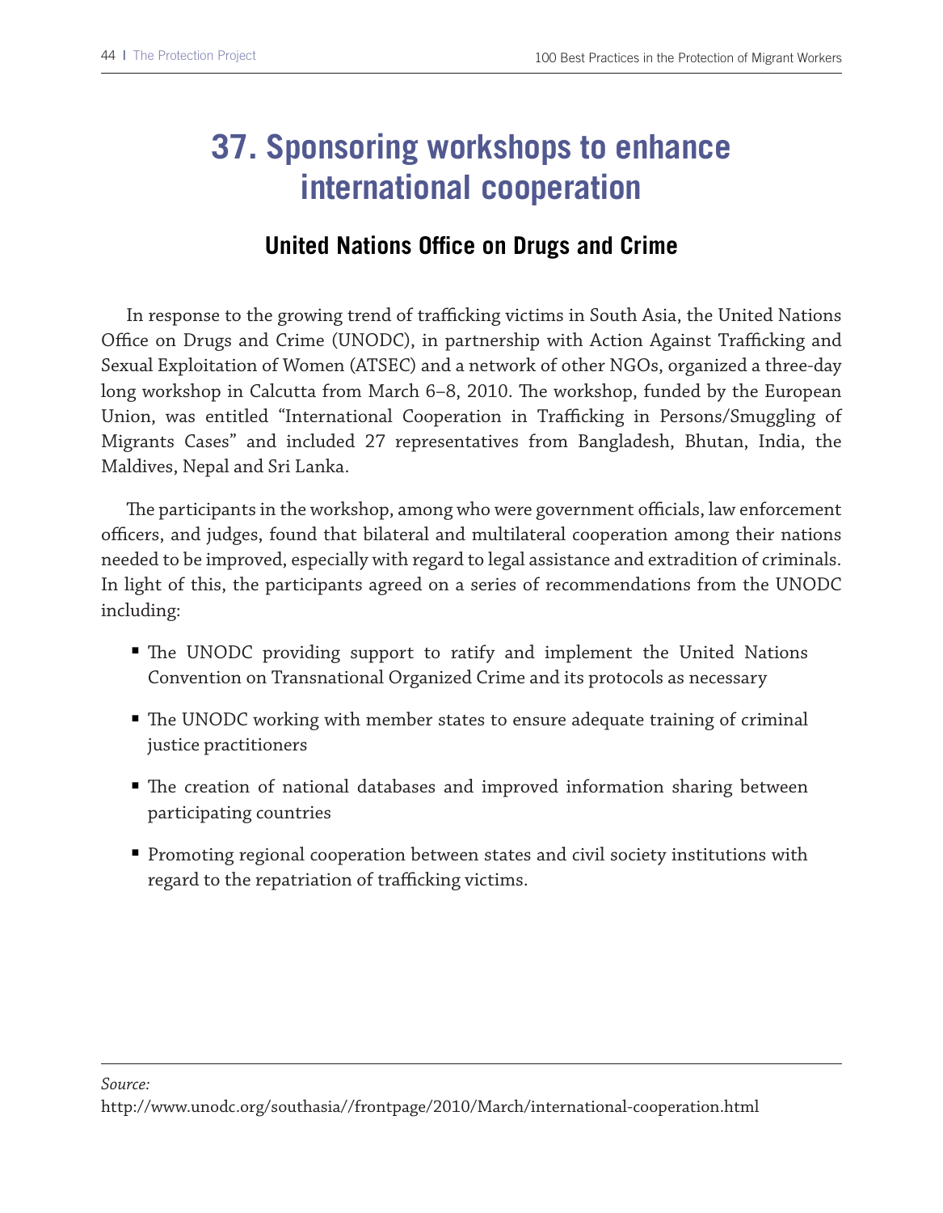# 37. Sponsoring workshops to enhance international cooperation

## United Nations Office on Drugs and Crime

In response to the growing trend of trafficking victims in South Asia, the United Nations Office on Drugs and Crime (UNODC), in partnership with Action Against Trafficking and Sexual Exploitation of Women (ATSEC) and a network of other NGOs, organized a three-day long workshop in Calcutta from March 6–8, 2010. The workshop, funded by the European Union, was entitled "International Cooperation in Trafficking in Persons/Smuggling of Migrants Cases" and included 27 representatives from Bangladesh, Bhutan, India, the Maldives, Nepal and Sri Lanka.

The participants in the workshop, among who were government officials, law enforcement officers, and judges, found that bilateral and multilateral cooperation among their nations needed to be improved, especially with regard to legal assistance and extradition of criminals. In light of this, the participants agreed on a series of recommendations from the UNODC including:

- The UNODC providing support to ratify and implement the United Nations Convention on Transnational Organized Crime and its protocols as necessary
- The UNODC working with member states to ensure adequate training of criminal justice practitioners
- The creation of national databases and improved information sharing between participating countries
- Promoting regional cooperation between states and civil society institutions with regard to the repatriation of trafficking victims.

*Source:*
http://www.unodc.org/southasia//frontpage/2010/March/international-cooperation.html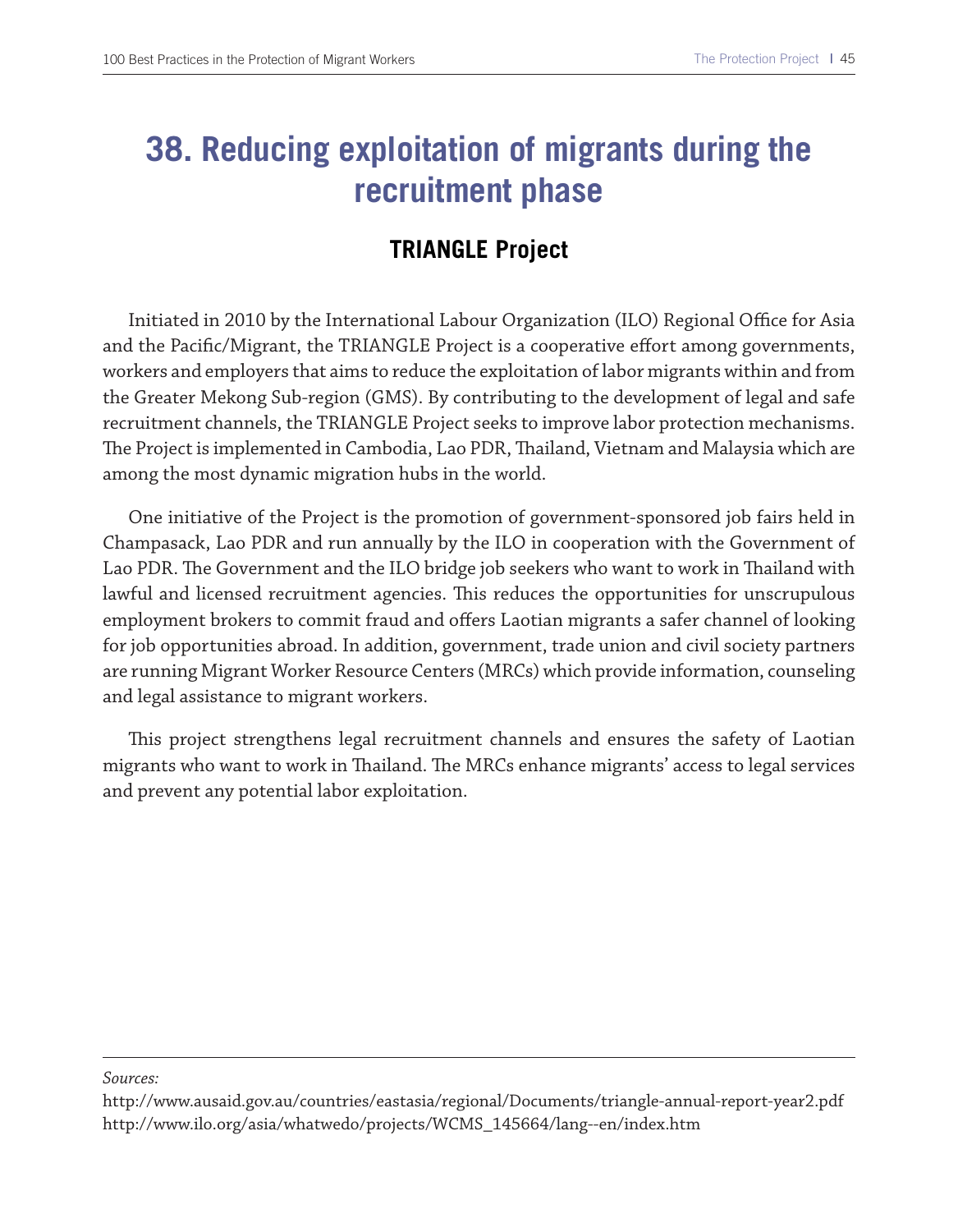# 38. Reducing exploitation of migrants during the recruitment phase

## TRIANGLE Project

Initiated in 2010 by the International Labour Organization (ILO) Regional Office for Asia and the Pacific/Migrant, the TRIANGLE Project is a cooperative effort among governments, workers and employers that aims to reduce the exploitation of labor migrants within and from the Greater Mekong Sub-region (GMS). By contributing to the development of legal and safe recruitment channels, the TRIANGLE Project seeks to improve labor protection mechanisms. The Project is implemented in Cambodia, Lao PDR, Thailand, Vietnam and Malaysia which are among the most dynamic migration hubs in the world.

One initiative of the Project is the promotion of government-sponsored job fairs held in Champasack, Lao PDR and run annually by the ILO in cooperation with the Government of Lao PDR. The Government and the ILO bridge job seekers who want to work in Thailand with lawful and licensed recruitment agencies. This reduces the opportunities for unscrupulous employment brokers to commit fraud and offers Laotian migrants a safer channel of looking for job opportunities abroad. In addition, government, trade union and civil society partners are running Migrant Worker Resource Centers (MRCs) which provide information, counseling and legal assistance to migrant workers.

This project strengthens legal recruitment channels and ensures the safety of Laotian migrants who want to work in Thailand. The MRCs enhance migrants' access to legal services and prevent any potential labor exploitation.

---

*Sources:*

http://www.ausaid.gov.au/countries/eastasia/regional/Documents/triangle-annual-report-year2.pdf
http://www.ilo.org/asia/whatwedo/projects/WCMS_145664/lang--en/index.htm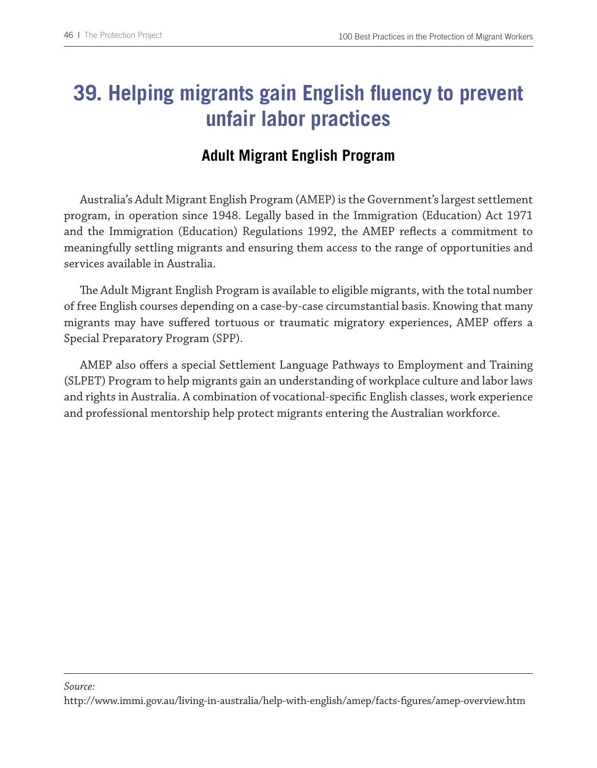# 39. Helping migrants gain English fluency to prevent unfair labor practices

## Adult Migrant English Program

Australia's Adult Migrant English Program (AMEP) is the Government's largest settlement program, in operation since 1948. Legally based in the Immigration (Education) Act 1971 and the Immigration (Education) Regulations 1992, the AMEP reflects a commitment to meaningfully settling migrants and ensuring them access to the range of opportunities and services available in Australia.

The Adult Migrant English Program is available to eligible migrants, with the total number of free English courses depending on a case-by-case circumstantial basis. Knowing that many migrants may have suffered tortuous or traumatic migratory experiences, AMEP offers a Special Preparatory Program (SPP).

AMEP also offers a special Settlement Language Pathways to Employment and Training (SLPET) Program to help migrants gain an understanding of workplace culture and labor laws and rights in Australia. A combination of vocational-specific English classes, work experience and professional mentorship help protect migrants entering the Australian workforce.

---

*Source:*

http://www.immi.gov.au/living-in-australia/help-with-english/amep/facts-figures/amep-overview.htm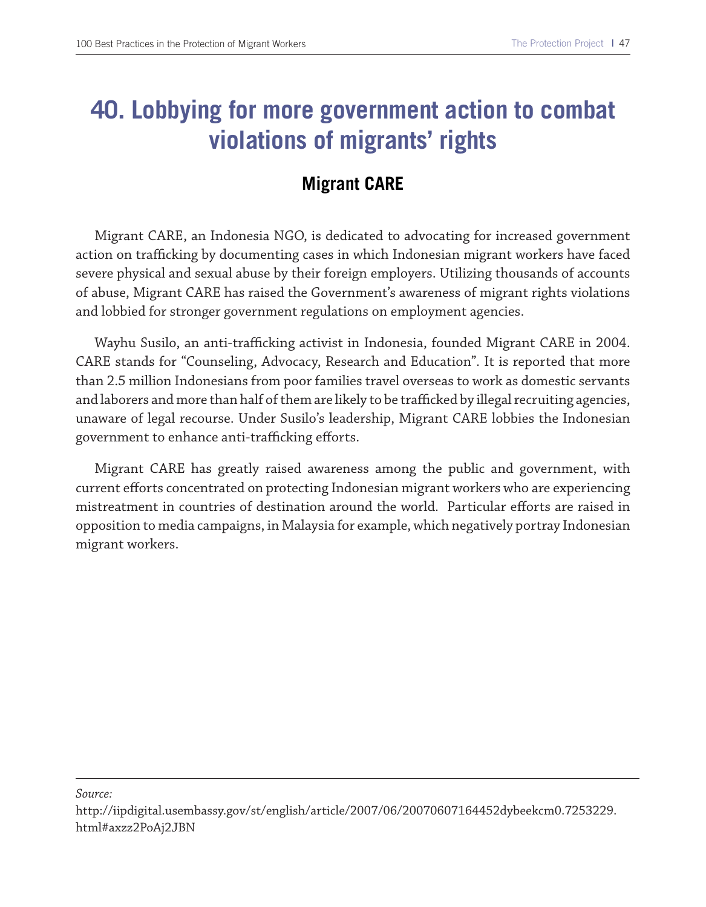# 40. Lobbying for more government action to combat violations of migrants' rights

## Migrant CARE

Migrant CARE, an Indonesia NGO, is dedicated to advocating for increased government action on trafficking by documenting cases in which Indonesian migrant workers have faced severe physical and sexual abuse by their foreign employers. Utilizing thousands of accounts of abuse, Migrant CARE has raised the Government's awareness of migrant rights violations and lobbied for stronger government regulations on employment agencies.

Wayhu Susilo, an anti-trafficking activist in Indonesia, founded Migrant CARE in 2004. CARE stands for "Counseling, Advocacy, Research and Education". It is reported that more than 2.5 million Indonesians from poor families travel overseas to work as domestic servants and laborers and more than half of them are likely to be trafficked by illegal recruiting agencies, unaware of legal recourse. Under Susilo's leadership, Migrant CARE lobbies the Indonesian government to enhance anti-trafficking efforts.

Migrant CARE has greatly raised awareness among the public and government, with current efforts concentrated on protecting Indonesian migrant workers who are experiencing mistreatment in countries of destination around the world. Particular efforts are raised in opposition to media campaigns, in Malaysia for example, which negatively portray Indonesian migrant workers.

---

*Source:*

http://iipdigital.usembassy.gov/st/english/article/2007/06/20070607164452dybeekcm0.7253229.html#axzz2PoAj2JBN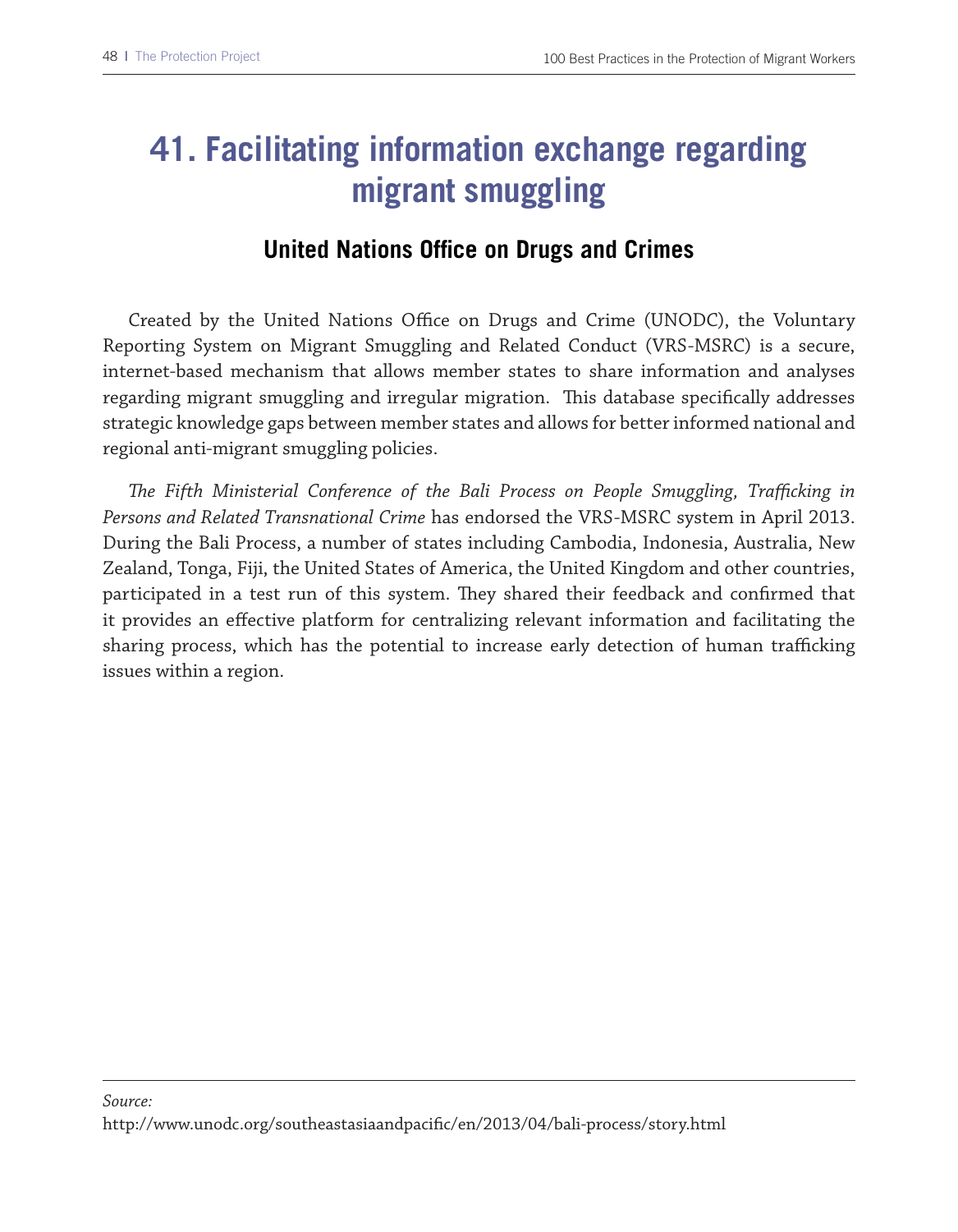# 41. Facilitating information exchange regarding migrant smuggling

## United Nations Office on Drugs and Crimes

Created by the United Nations Office on Drugs and Crime (UNODC), the Voluntary Reporting System on Migrant Smuggling and Related Conduct (VRS-MSRC) is a secure, internet-based mechanism that allows member states to share information and analyses regarding migrant smuggling and irregular migration. This database specifically addresses strategic knowledge gaps between member states and allows for better informed national and regional anti-migrant smuggling policies.

*The Fifth Ministerial Conference of the Bali Process on People Smuggling, Trafficking in Persons and Related Transnational Crime* has endorsed the VRS-MSRC system in April 2013. During the Bali Process, a number of states including Cambodia, Indonesia, Australia, New Zealand, Tonga, Fiji, the United States of America, the United Kingdom and other countries, participated in a test run of this system. They shared their feedback and confirmed that it provides an effective platform for centralizing relevant information and facilitating the sharing process, which has the potential to increase early detection of human trafficking issues within a region.

---

*Source:*
http://www.unodc.org/southeastasiaandpacific/en/2013/04/bali-process/story.html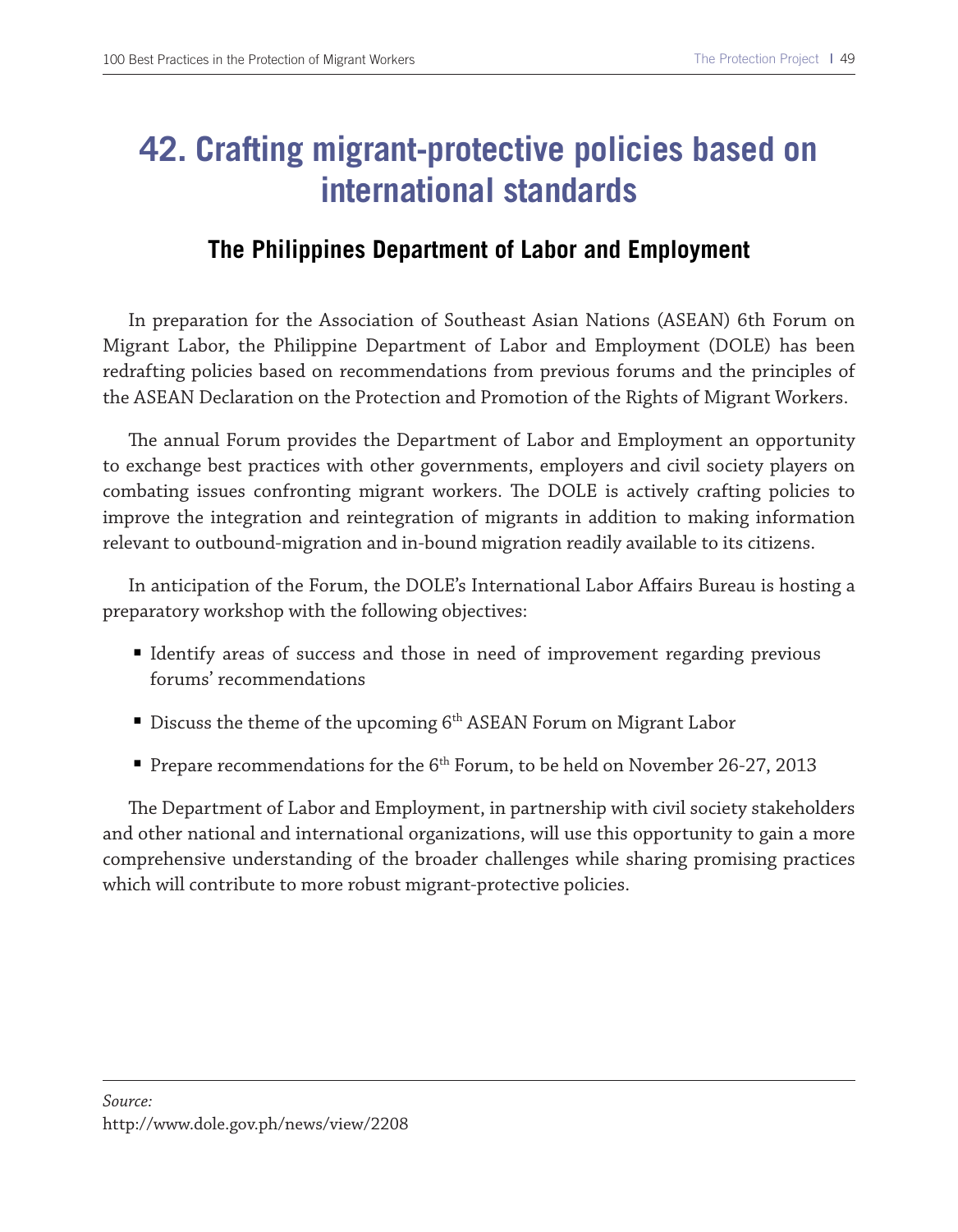# 42. Crafting migrant-protective policies based on international standards

## The Philippines Department of Labor and Employment

In preparation for the Association of Southeast Asian Nations (ASEAN) 6th Forum on Migrant Labor, the Philippine Department of Labor and Employment (DOLE) has been redrafting policies based on recommendations from previous forums and the principles of the ASEAN Declaration on the Protection and Promotion of the Rights of Migrant Workers.

The annual Forum provides the Department of Labor and Employment an opportunity to exchange best practices with other governments, employers and civil society players on combating issues confronting migrant workers. The DOLE is actively crafting policies to improve the integration and reintegration of migrants in addition to making information relevant to outbound-migration and in-bound migration readily available to its citizens.

In anticipation of the Forum, the DOLE's International Labor Affairs Bureau is hosting a preparatory workshop with the following objectives:

- Identify areas of success and those in need of improvement regarding previous forums' recommendations
- Discuss the theme of the upcoming 6th ASEAN Forum on Migrant Labor
- Prepare recommendations for the 6th Forum, to be held on November 26-27, 2013

The Department of Labor and Employment, in partnership with civil society stakeholders and other national and international organizations, will use this opportunity to gain a more comprehensive understanding of the broader challenges while sharing promising practices which will contribute to more robust migrant-protective policies.

---

*Source:*
http://www.dole.gov.ph/news/view/2208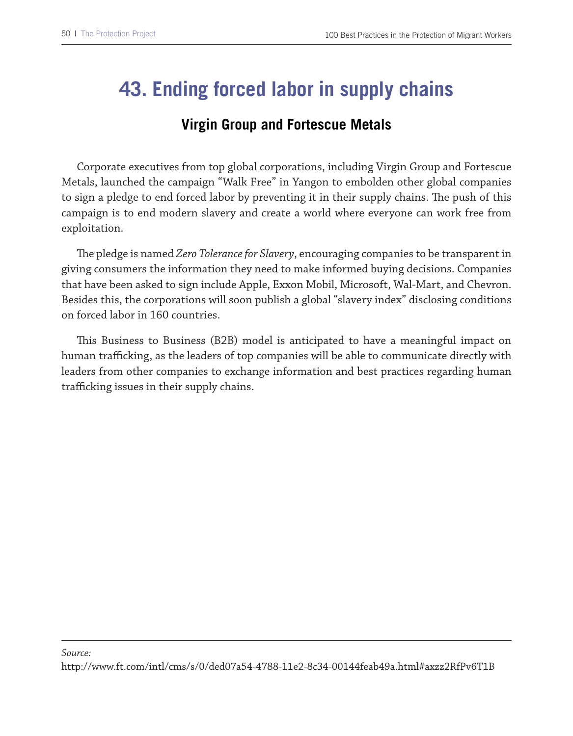# 43. Ending forced labor in supply chains

## Virgin Group and Fortescue Metals

Corporate executives from top global corporations, including Virgin Group and Fortescue Metals, launched the campaign "Walk Free" in Yangon to embolden other global companies to sign a pledge to end forced labor by preventing it in their supply chains. The push of this campaign is to end modern slavery and create a world where everyone can work free from exploitation.

The pledge is named *Zero Tolerance for Slavery*, encouraging companies to be transparent in giving consumers the information they need to make informed buying decisions. Companies that have been asked to sign include Apple, Exxon Mobil, Microsoft, Wal-Mart, and Chevron. Besides this, the corporations will soon publish a global "slavery index" disclosing conditions on forced labor in 160 countries.

This Business to Business (B2B) model is anticipated to have a meaningful impact on human trafficking, as the leaders of top companies will be able to communicate directly with leaders from other companies to exchange information and best practices regarding human trafficking issues in their supply chains.

---

*Source:*
http://www.ft.com/intl/cms/s/0/ded07a54-4788-11e2-8c34-00144feab49a.html#axzz2RfPv6T1B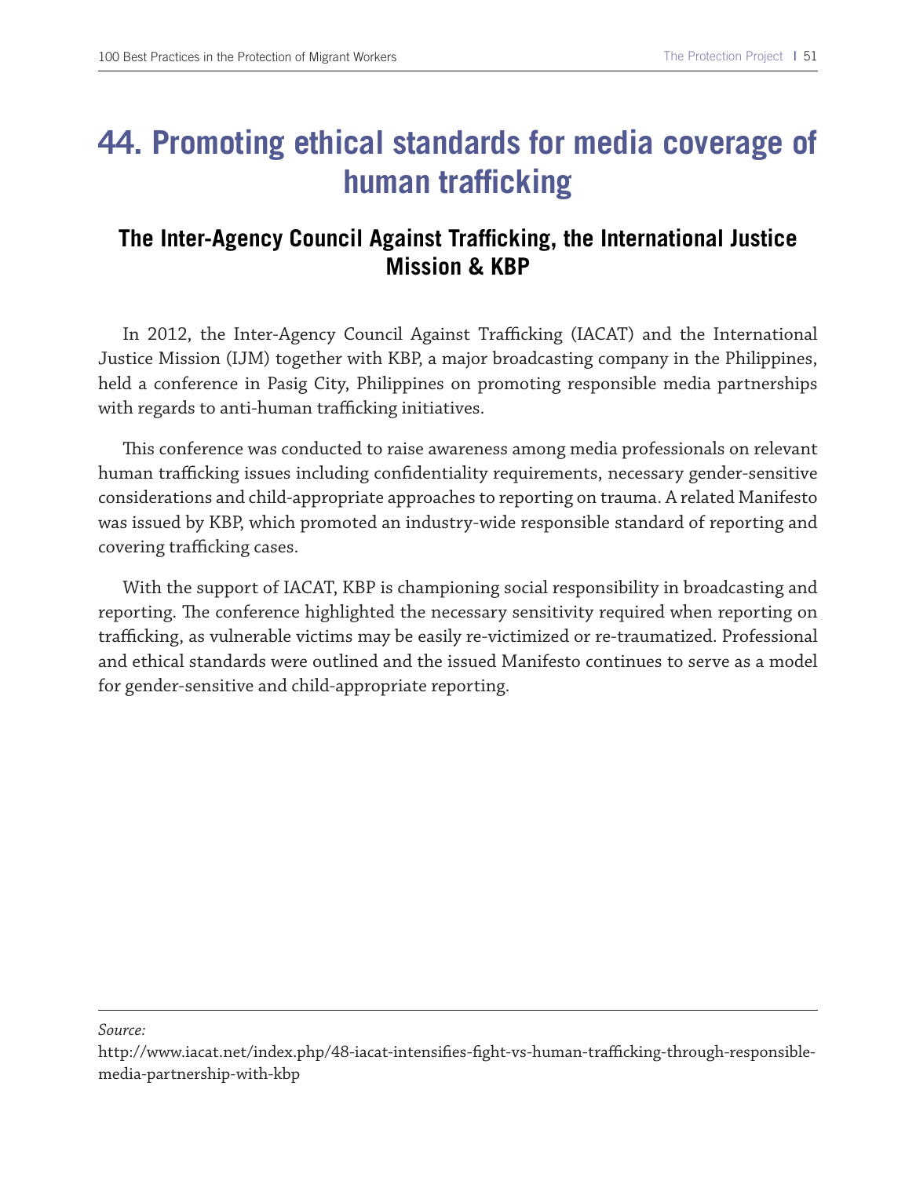# 44. Promoting ethical standards for media coverage of human trafficking

## The Inter-Agency Council Against Trafficking, the International Justice Mission & KBP

In 2012, the Inter-Agency Council Against Trafficking (IACAT) and the International Justice Mission (IJM) together with KBP, a major broadcasting company in the Philippines, held a conference in Pasig City, Philippines on promoting responsible media partnerships with regards to anti-human trafficking initiatives.

This conference was conducted to raise awareness among media professionals on relevant human trafficking issues including confidentiality requirements, necessary gender-sensitive considerations and child-appropriate approaches to reporting on trauma. A related Manifesto was issued by KBP, which promoted an industry-wide responsible standard of reporting and covering trafficking cases.

With the support of IACAT, KBP is championing social responsibility in broadcasting and reporting. The conference highlighted the necessary sensitivity required when reporting on trafficking, as vulnerable victims may be easily re-victimized or re-traumatized. Professional and ethical standards were outlined and the issued Manifesto continues to serve as a model for gender-sensitive and child-appropriate reporting.

---

*Source:*
http://www.iacat.net/index.php/48-iacat-intensifies-fight-vs-human-trafficking-through-responsible-media-partnership-with-kbp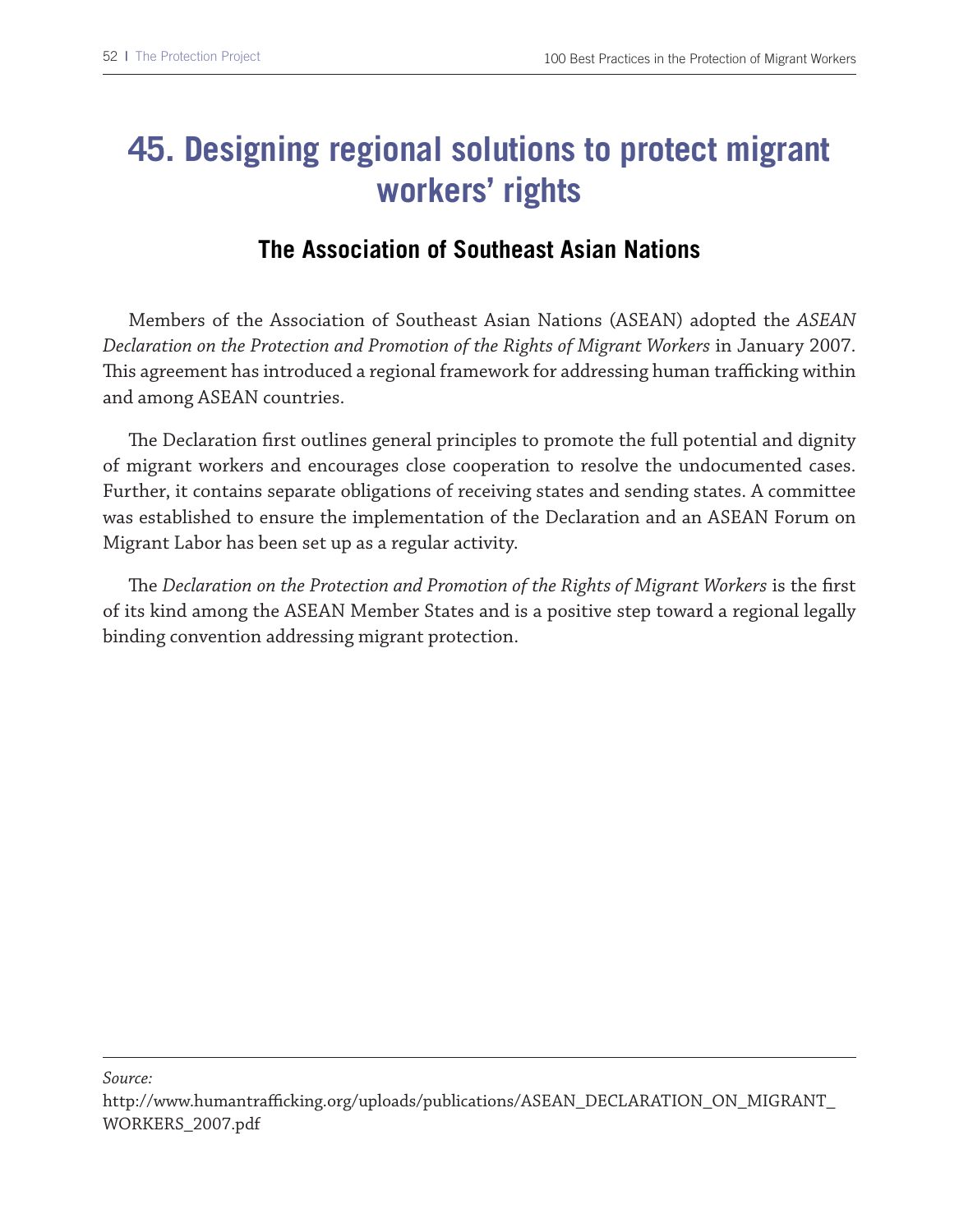# 45. Designing regional solutions to protect migrant workers' rights

## The Association of Southeast Asian Nations

Members of the Association of Southeast Asian Nations (ASEAN) adopted the *ASEAN Declaration on the Protection and Promotion of the Rights of Migrant Workers* in January 2007. This agreement has introduced a regional framework for addressing human trafficking within and among ASEAN countries.

The Declaration first outlines general principles to promote the full potential and dignity of migrant workers and encourages close cooperation to resolve the undocumented cases. Further, it contains separate obligations of receiving states and sending states. A committee was established to ensure the implementation of the Declaration and an ASEAN Forum on Migrant Labor has been set up as a regular activity.

The *Declaration on the Protection and Promotion of the Rights of Migrant Workers* is the first of its kind among the ASEAN Member States and is a positive step toward a regional legally binding convention addressing migrant protection.

---

*Source:*
http://www.humantrafficking.org/uploads/publications/ASEAN_DECLARATION_ON_MIGRANT_WORKERS_2007.pdf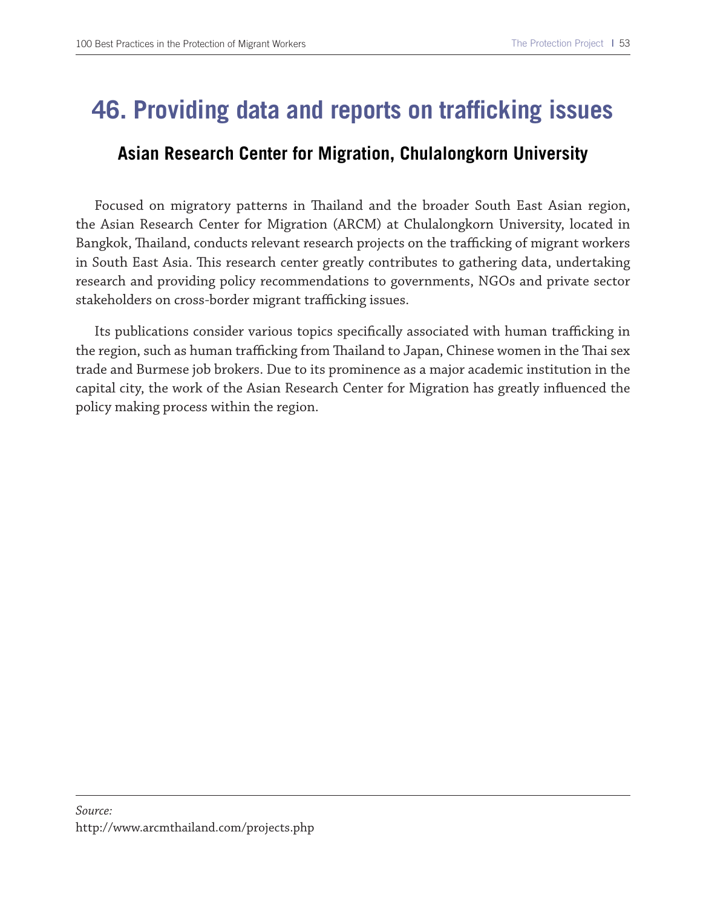# 46. Providing data and reports on trafficking issues

## Asian Research Center for Migration, Chulalongkorn University

Focused on migratory patterns in Thailand and the broader South East Asian region, the Asian Research Center for Migration (ARCM) at Chulalongkorn University, located in Bangkok, Thailand, conducts relevant research projects on the trafficking of migrant workers in South East Asia. This research center greatly contributes to gathering data, undertaking research and providing policy recommendations to governments, NGOs and private sector stakeholders on cross-border migrant trafficking issues.

Its publications consider various topics specifically associated with human trafficking in the region, such as human trafficking from Thailand to Japan, Chinese women in the Thai sex trade and Burmese job brokers. Due to its prominence as a major academic institution in the capital city, the work of the Asian Research Center for Migration has greatly influenced the policy making process within the region.

---

*Source:*
http://www.arcmthailand.com/projects.php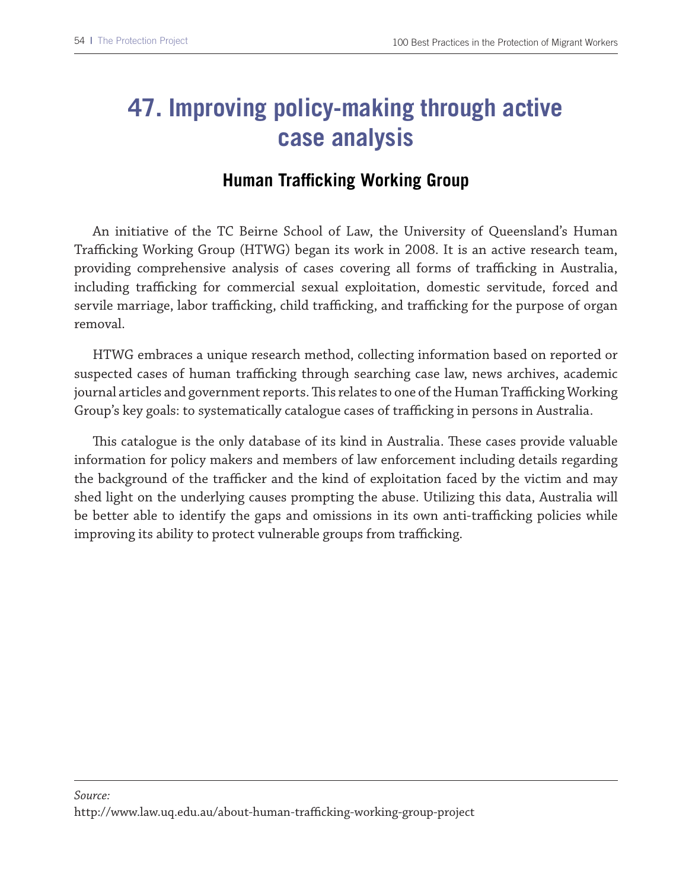# 47. Improving policy-making through active case analysis

## Human Trafficking Working Group

An initiative of the TC Beirne School of Law, the University of Queensland's Human Trafficking Working Group (HTWG) began its work in 2008. It is an active research team, providing comprehensive analysis of cases covering all forms of trafficking in Australia, including trafficking for commercial sexual exploitation, domestic servitude, forced and servile marriage, labor trafficking, child trafficking, and trafficking for the purpose of organ removal.

HTWG embraces a unique research method, collecting information based on reported or suspected cases of human trafficking through searching case law, news archives, academic journal articles and government reports. This relates to one of the Human Trafficking Working Group's key goals: to systematically catalogue cases of trafficking in persons in Australia.

This catalogue is the only database of its kind in Australia. These cases provide valuable information for policy makers and members of law enforcement including details regarding the background of the trafficker and the kind of exploitation faced by the victim and may shed light on the underlying causes prompting the abuse. Utilizing this data, Australia will be better able to identify the gaps and omissions in its own anti-trafficking policies while improving its ability to protect vulnerable groups from trafficking.

---

*Source:*
http://www.law.uq.edu.au/about-human-trafficking-working-group-project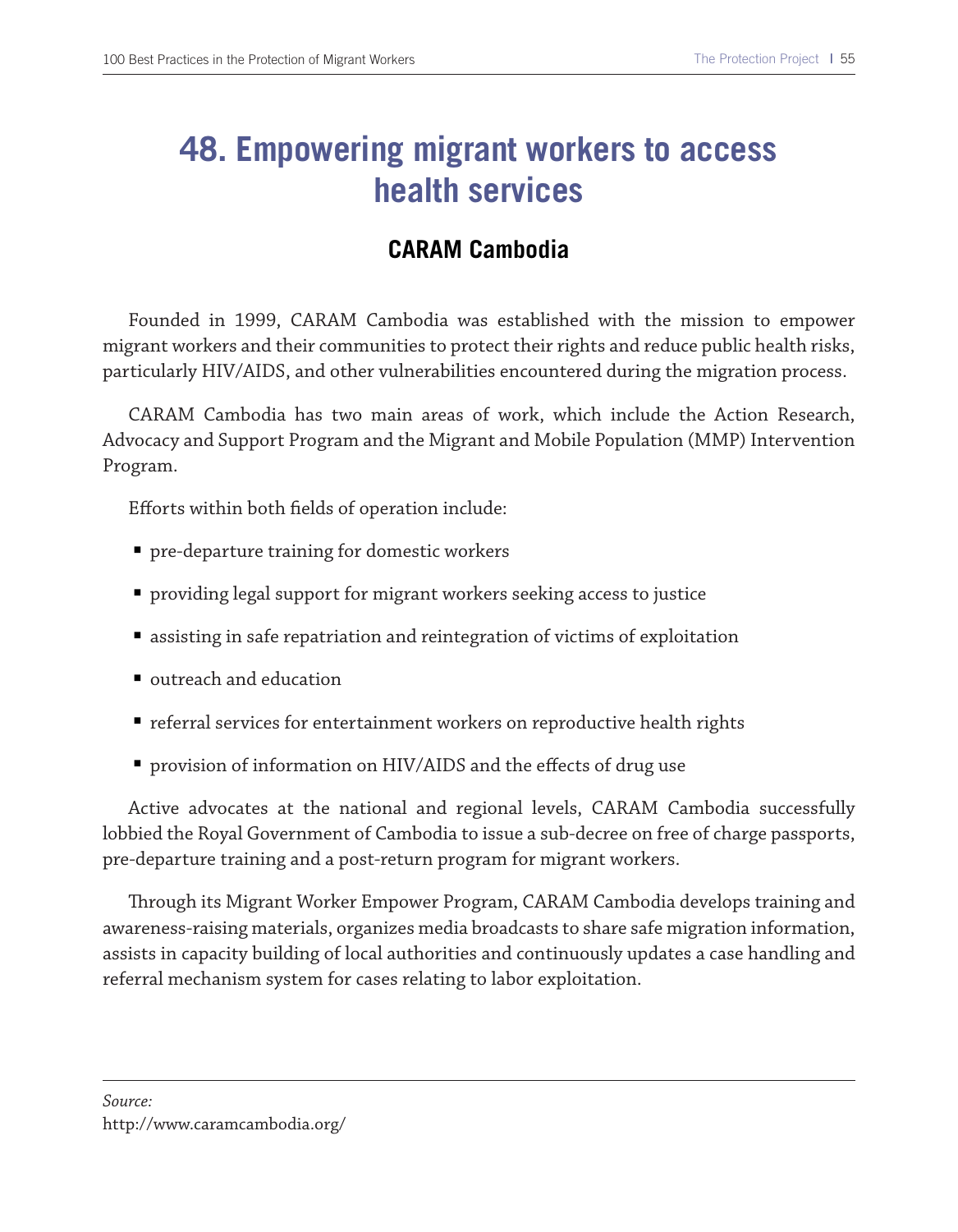# 48. Empowering migrant workers to access health services

## CARAM Cambodia

Founded in 1999, CARAM Cambodia was established with the mission to empower migrant workers and their communities to protect their rights and reduce public health risks, particularly HIV/AIDS, and other vulnerabilities encountered during the migration process.

CARAM Cambodia has two main areas of work, which include the Action Research, Advocacy and Support Program and the Migrant and Mobile Population (MMP) Intervention Program.

Efforts within both fields of operation include:

- pre-departure training for domestic workers
- providing legal support for migrant workers seeking access to justice
- assisting in safe repatriation and reintegration of victims of exploitation
- outreach and education
- referral services for entertainment workers on reproductive health rights
- provision of information on HIV/AIDS and the effects of drug use

Active advocates at the national and regional levels, CARAM Cambodia successfully lobbied the Royal Government of Cambodia to issue a sub-decree on free of charge passports, pre-departure training and a post-return program for migrant workers.

Through its Migrant Worker Empower Program, CARAM Cambodia develops training and awareness-raising materials, organizes media broadcasts to share safe migration information, assists in capacity building of local authorities and continuously updates a case handling and referral mechanism system for cases relating to labor exploitation.

*Source:*
http://www.caramcambodia.org/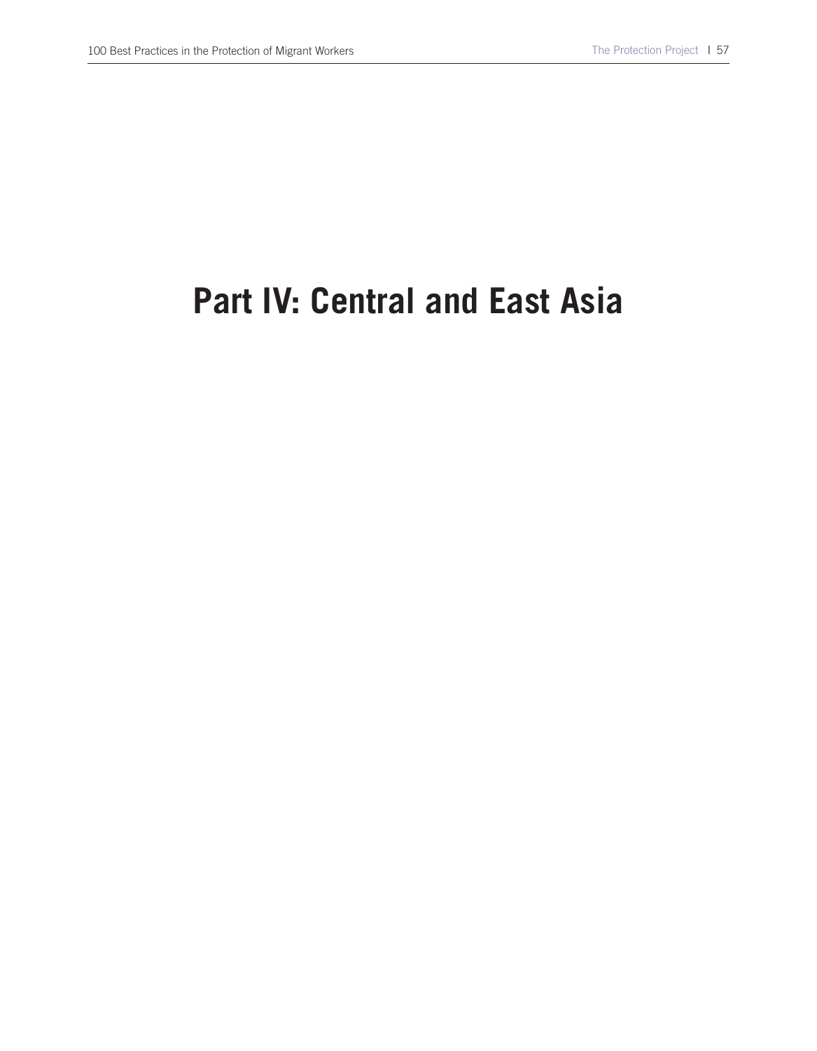# Part IV: Central and East Asia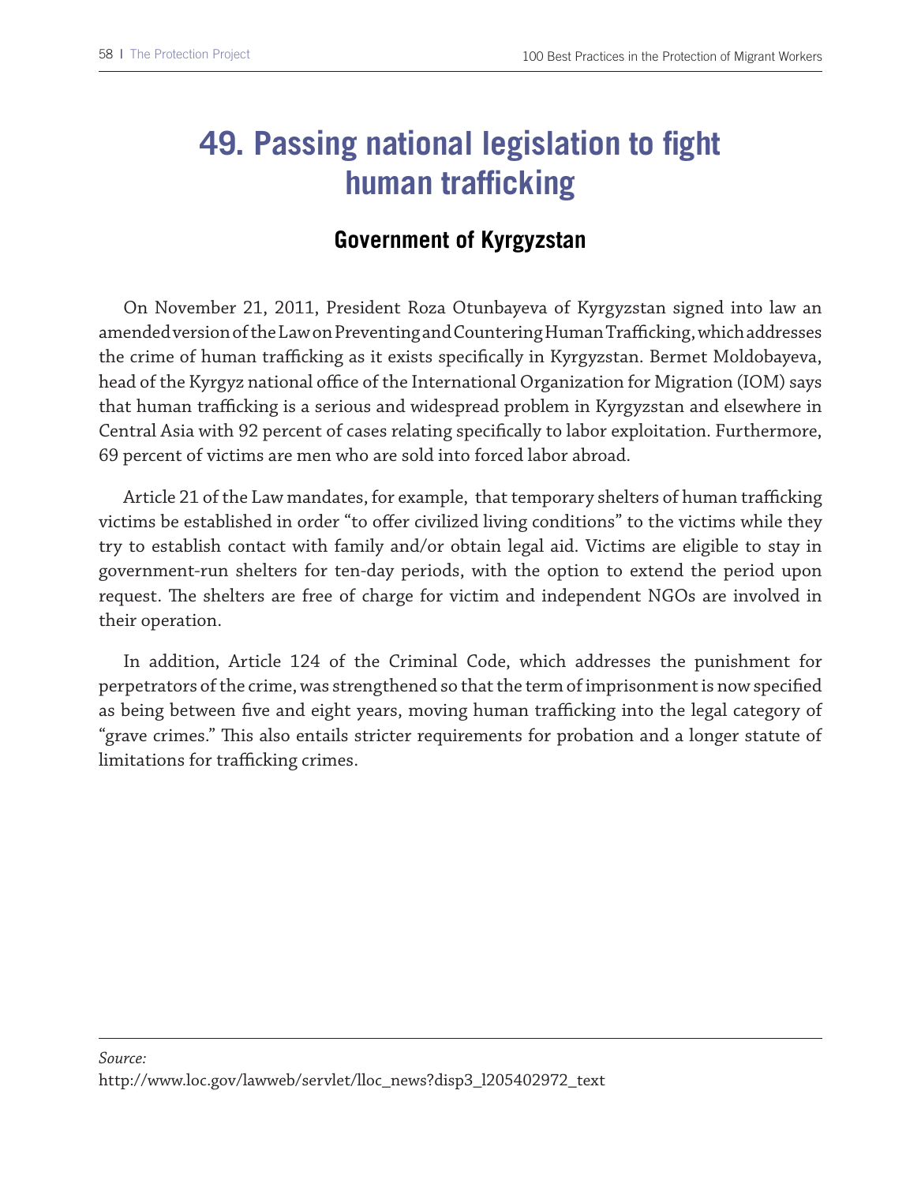# 49. Passing national legislation to fight human trafficking

## Government of Kyrgyzstan

On November 21, 2011, President Roza Otunbayeva of Kyrgyzstan signed into law an amended version of the Law on Preventing and Countering Human Trafficking, which addresses the crime of human trafficking as it exists specifically in Kyrgyzstan. Bermet Moldobayeva, head of the Kyrgyz national office of the International Organization for Migration (IOM) says that human trafficking is a serious and widespread problem in Kyrgyzstan and elsewhere in Central Asia with 92 percent of cases relating specifically to labor exploitation. Furthermore, 69 percent of victims are men who are sold into forced labor abroad.

Article 21 of the Law mandates, for example, that temporary shelters of human trafficking victims be established in order "to offer civilized living conditions" to the victims while they try to establish contact with family and/or obtain legal aid. Victims are eligible to stay in government-run shelters for ten-day periods, with the option to extend the period upon request. The shelters are free of charge for victim and independent NGOs are involved in their operation.

In addition, Article 124 of the Criminal Code, which addresses the punishment for perpetrators of the crime, was strengthened so that the term of imprisonment is now specified as being between five and eight years, moving human trafficking into the legal category of "grave crimes." This also entails stricter requirements for probation and a longer statute of limitations for trafficking crimes.

---

*Source:*
http://www.loc.gov/lawweb/servlet/lloc_news?disp3_l205402972_text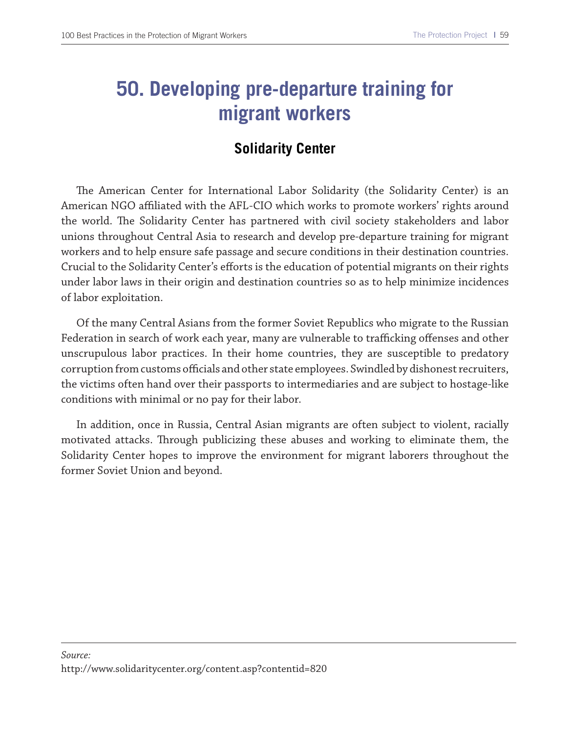# 50. Developing pre-departure training for migrant workers

## Solidarity Center

The American Center for International Labor Solidarity (the Solidarity Center) is an American NGO affiliated with the AFL-CIO which works to promote workers' rights around the world. The Solidarity Center has partnered with civil society stakeholders and labor unions throughout Central Asia to research and develop pre-departure training for migrant workers and to help ensure safe passage and secure conditions in their destination countries. Crucial to the Solidarity Center's efforts is the education of potential migrants on their rights under labor laws in their origin and destination countries so as to help minimize incidences of labor exploitation.

Of the many Central Asians from the former Soviet Republics who migrate to the Russian Federation in search of work each year, many are vulnerable to trafficking offenses and other unscrupulous labor practices. In their home countries, they are susceptible to predatory corruption from customs officials and other state employees. Swindled by dishonest recruiters, the victims often hand over their passports to intermediaries and are subject to hostage-like conditions with minimal or no pay for their labor.

In addition, once in Russia, Central Asian migrants are often subject to violent, racially motivated attacks. Through publicizing these abuses and working to eliminate them, the Solidarity Center hopes to improve the environment for migrant laborers throughout the former Soviet Union and beyond.

---

*Source:*
http://www.solidaritycenter.org/content.asp?contentid=820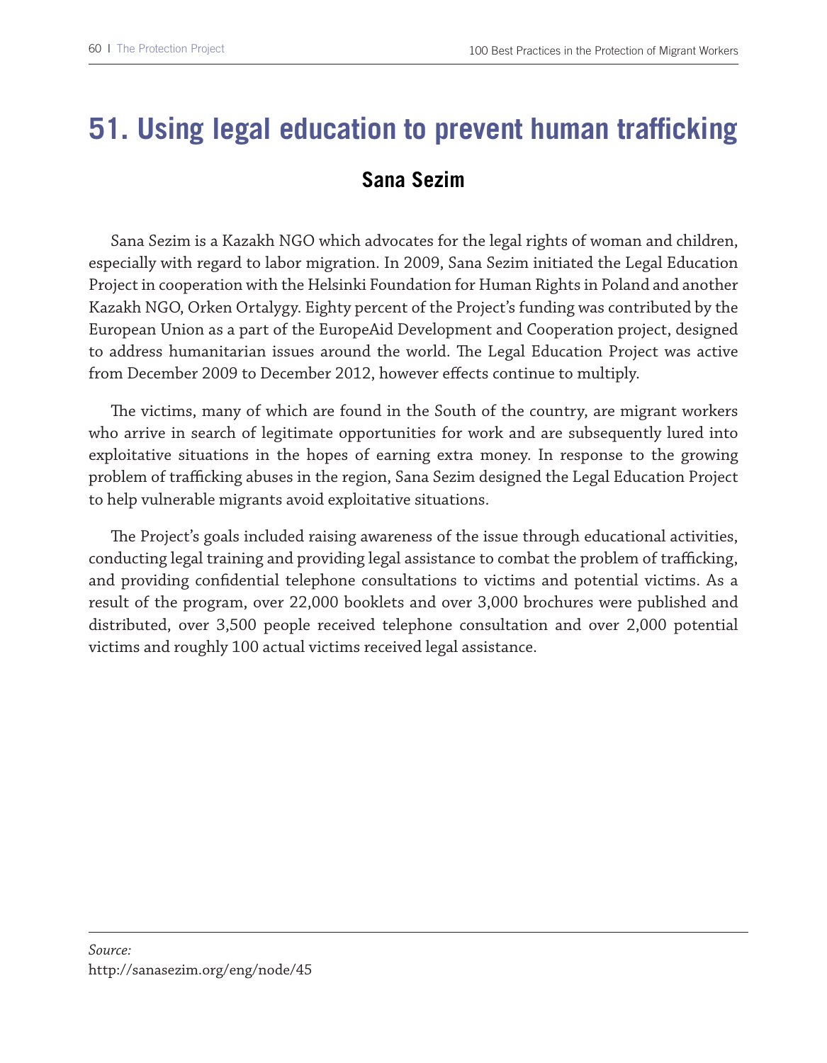# 51. Using legal education to prevent human trafficking

## Sana Sezim

Sana Sezim is a Kazakh NGO which advocates for the legal rights of woman and children, especially with regard to labor migration. In 2009, Sana Sezim initiated the Legal Education Project in cooperation with the Helsinki Foundation for Human Rights in Poland and another Kazakh NGO, Orken Ortalygy. Eighty percent of the Project's funding was contributed by the European Union as a part of the EuropeAid Development and Cooperation project, designed to address humanitarian issues around the world. The Legal Education Project was active from December 2009 to December 2012, however effects continue to multiply.

The victims, many of which are found in the South of the country, are migrant workers who arrive in search of legitimate opportunities for work and are subsequently lured into exploitative situations in the hopes of earning extra money. In response to the growing problem of trafficking abuses in the region, Sana Sezim designed the Legal Education Project to help vulnerable migrants avoid exploitative situations.

The Project's goals included raising awareness of the issue through educational activities, conducting legal training and providing legal assistance to combat the problem of trafficking, and providing confidential telephone consultations to victims and potential victims. As a result of the program, over 22,000 booklets and over 3,000 brochures were published and distributed, over 3,500 people received telephone consultation and over 2,000 potential victims and roughly 100 actual victims received legal assistance.

---

*Source:*
http://sanasezim.org/eng/node/45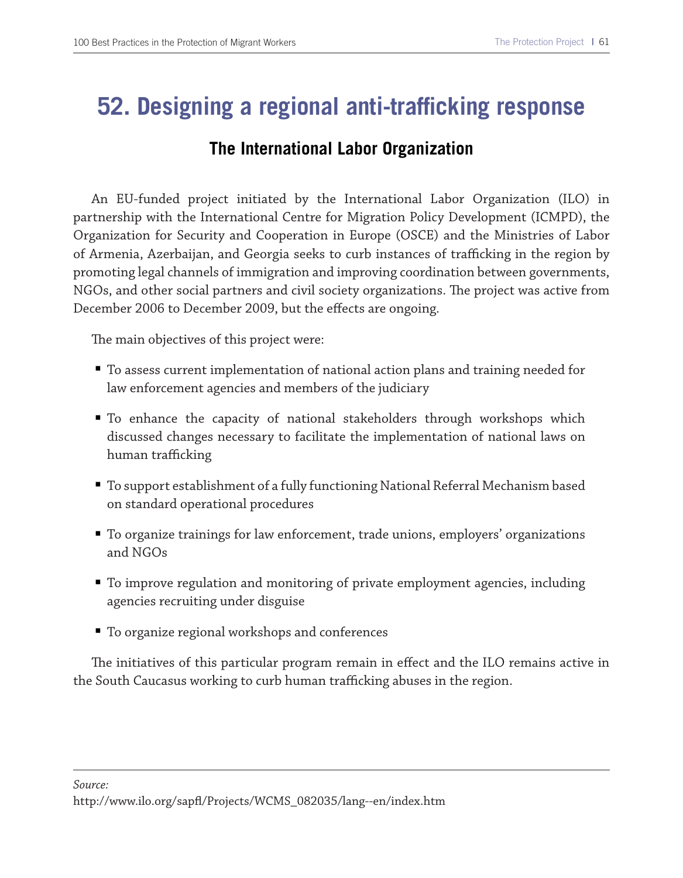# 52. Designing a regional anti-trafficking response

## The International Labor Organization

An EU-funded project initiated by the International Labor Organization (ILO) in partnership with the International Centre for Migration Policy Development (ICMPD), the Organization for Security and Cooperation in Europe (OSCE) and the Ministries of Labor of Armenia, Azerbaijan, and Georgia seeks to curb instances of trafficking in the region by promoting legal channels of immigration and improving coordination between governments, NGOs, and other social partners and civil society organizations. The project was active from December 2006 to December 2009, but the effects are ongoing.

The main objectives of this project were:

- To assess current implementation of national action plans and training needed for law enforcement agencies and members of the judiciary
- To enhance the capacity of national stakeholders through workshops which discussed changes necessary to facilitate the implementation of national laws on human trafficking
- To support establishment of a fully functioning National Referral Mechanism based on standard operational procedures
- To organize trainings for law enforcement, trade unions, employers' organizations and NGOs
- To improve regulation and monitoring of private employment agencies, including agencies recruiting under disguise
- To organize regional workshops and conferences

The initiatives of this particular program remain in effect and the ILO remains active in the South Caucasus working to curb human trafficking abuses in the region.

---

*Source:*
http://www.ilo.org/sapfl/Projects/WCMS_082035/lang--en/index.htm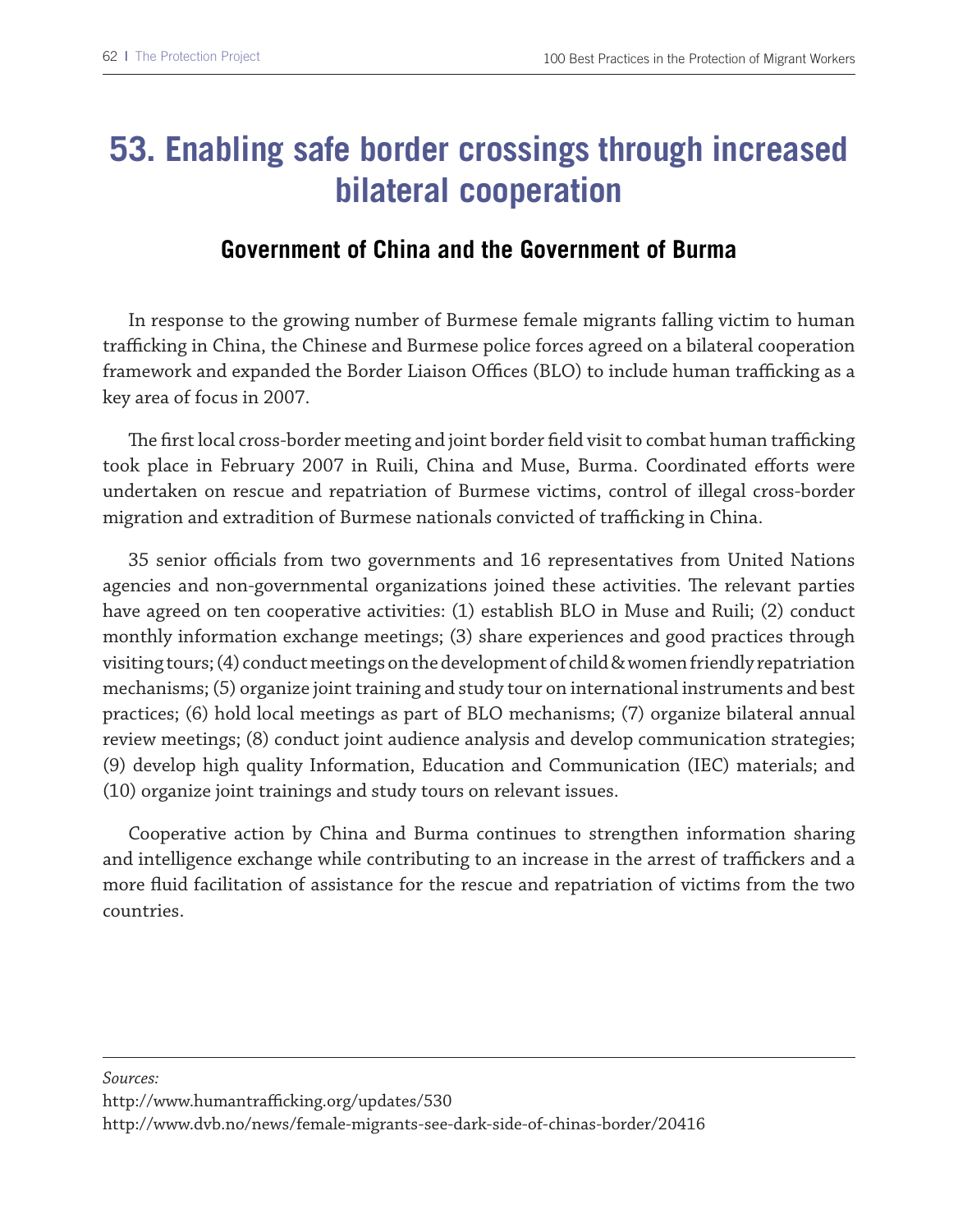# 53. Enabling safe border crossings through increased bilateral cooperation

## Government of China and the Government of Burma

In response to the growing number of Burmese female migrants falling victim to human trafficking in China, the Chinese and Burmese police forces agreed on a bilateral cooperation framework and expanded the Border Liaison Offices (BLO) to include human trafficking as a key area of focus in 2007.

The first local cross-border meeting and joint border field visit to combat human trafficking took place in February 2007 in Ruili, China and Muse, Burma. Coordinated efforts were undertaken on rescue and repatriation of Burmese victims, control of illegal cross-border migration and extradition of Burmese nationals convicted of trafficking in China.

35 senior officials from two governments and 16 representatives from United Nations agencies and non-governmental organizations joined these activities. The relevant parties have agreed on ten cooperative activities: (1) establish BLO in Muse and Ruili; (2) conduct monthly information exchange meetings; (3) share experiences and good practices through visiting tours; (4) conduct meetings on the development of child & women friendly repatriation mechanisms; (5) organize joint training and study tour on international instruments and best practices; (6) hold local meetings as part of BLO mechanisms; (7) organize bilateral annual review meetings; (8) conduct joint audience analysis and develop communication strategies; (9) develop high quality Information, Education and Communication (IEC) materials; and (10) organize joint trainings and study tours on relevant issues.

Cooperative action by China and Burma continues to strengthen information sharing and intelligence exchange while contributing to an increase in the arrest of traffickers and a more fluid facilitation of assistance for the rescue and repatriation of victims from the two countries.

---

*Sources:*
http://www.humantrafficking.org/updates/530
http://www.dvb.no/news/female-migrants-see-dark-side-of-chinas-border/20416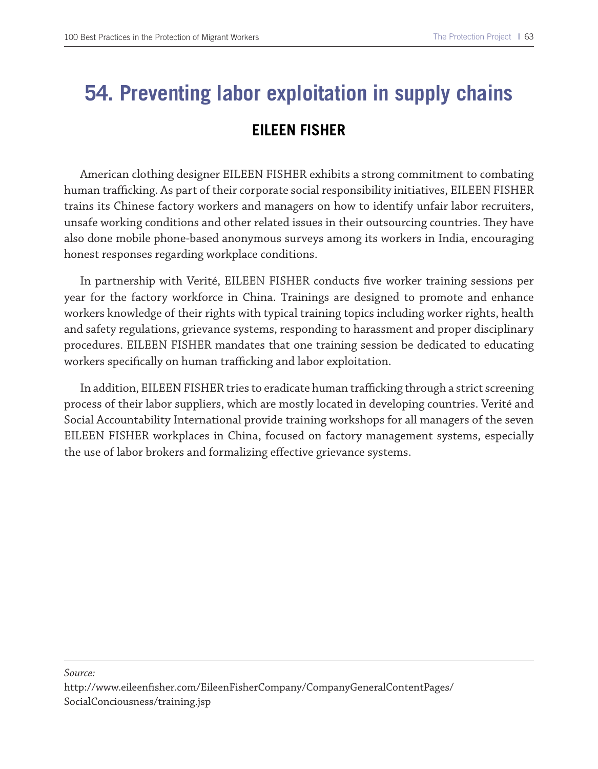# 54. Preventing labor exploitation in supply chains

## EILEEN FISHER

American clothing designer EILEEN FISHER exhibits a strong commitment to combating human trafficking. As part of their corporate social responsibility initiatives, EILEEN FISHER trains its Chinese factory workers and managers on how to identify unfair labor recruiters, unsafe working conditions and other related issues in their outsourcing countries. They have also done mobile phone-based anonymous surveys among its workers in India, encouraging honest responses regarding workplace conditions.

In partnership with Verité, EILEEN FISHER conducts five worker training sessions per year for the factory workforce in China. Trainings are designed to promote and enhance workers knowledge of their rights with typical training topics including worker rights, health and safety regulations, grievance systems, responding to harassment and proper disciplinary procedures. EILEEN FISHER mandates that one training session be dedicated to educating workers specifically on human trafficking and labor exploitation.

In addition, EILEEN FISHER tries to eradicate human trafficking through a strict screening process of their labor suppliers, which are mostly located in developing countries. Verité and Social Accountability International provide training workshops for all managers of the seven EILEEN FISHER workplaces in China, focused on factory management systems, especially the use of labor brokers and formalizing effective grievance systems.

---

*Source:*
http://www.eileenfisher.com/EileenFisherCompany/CompanyGeneralContentPages/SocialConciousness/training.jsp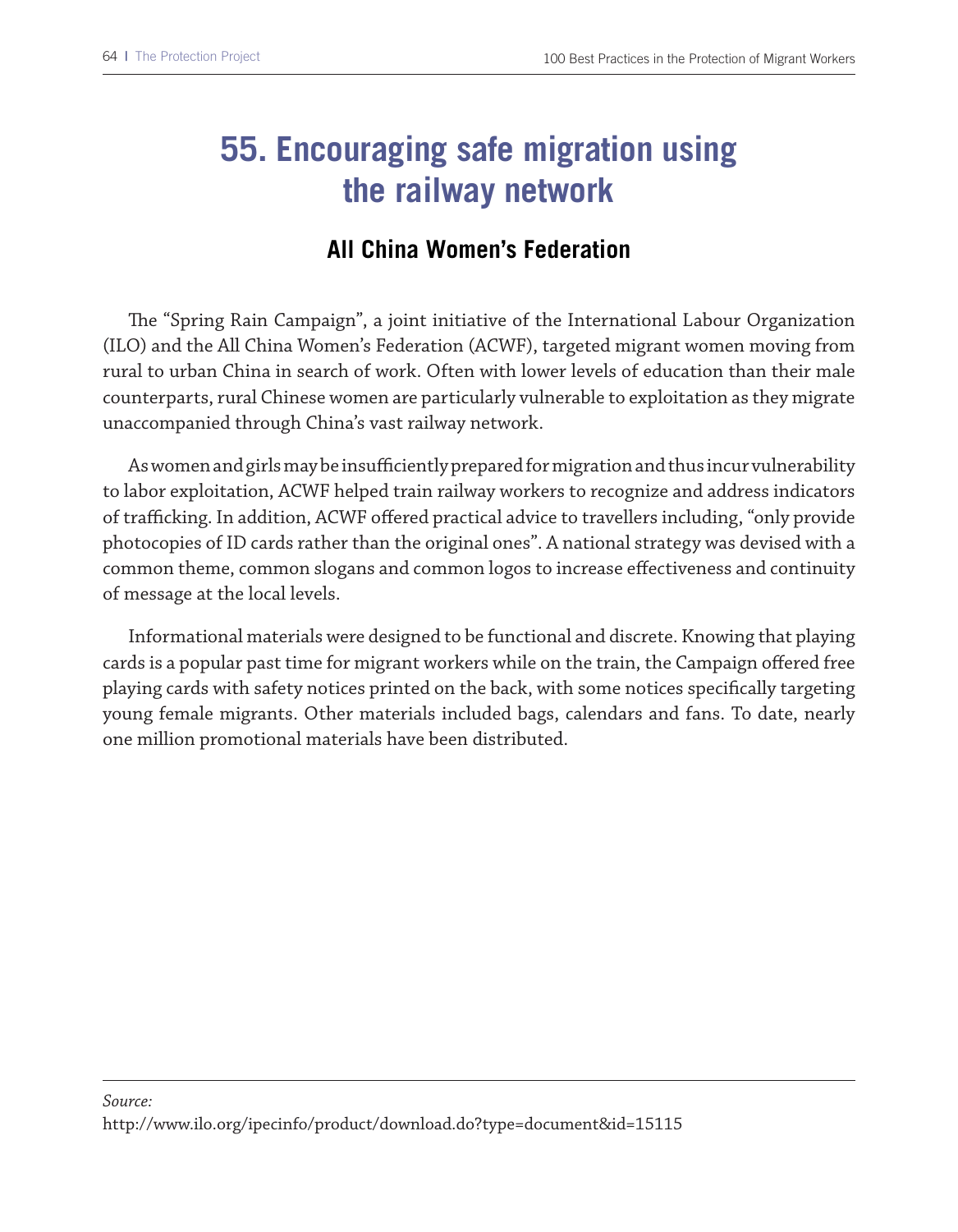# 55. Encouraging safe migration using the railway network

## All China Women's Federation

The "Spring Rain Campaign", a joint initiative of the International Labour Organization (ILO) and the All China Women's Federation (ACWF), targeted migrant women moving from rural to urban China in search of work. Often with lower levels of education than their male counterparts, rural Chinese women are particularly vulnerable to exploitation as they migrate unaccompanied through China's vast railway network.

As women and girls may be insufficiently prepared for migration and thus incur vulnerability to labor exploitation, ACWF helped train railway workers to recognize and address indicators of trafficking. In addition, ACWF offered practical advice to travellers including, "only provide photocopies of ID cards rather than the original ones". A national strategy was devised with a common theme, common slogans and common logos to increase effectiveness and continuity of message at the local levels.

Informational materials were designed to be functional and discrete. Knowing that playing cards is a popular past time for migrant workers while on the train, the Campaign offered free playing cards with safety notices printed on the back, with some notices specifically targeting young female migrants. Other materials included bags, calendars and fans. To date, nearly one million promotional materials have been distributed.

---

*Source:*
http://www.ilo.org/ipecinfo/product/download.do?type=document&id=15115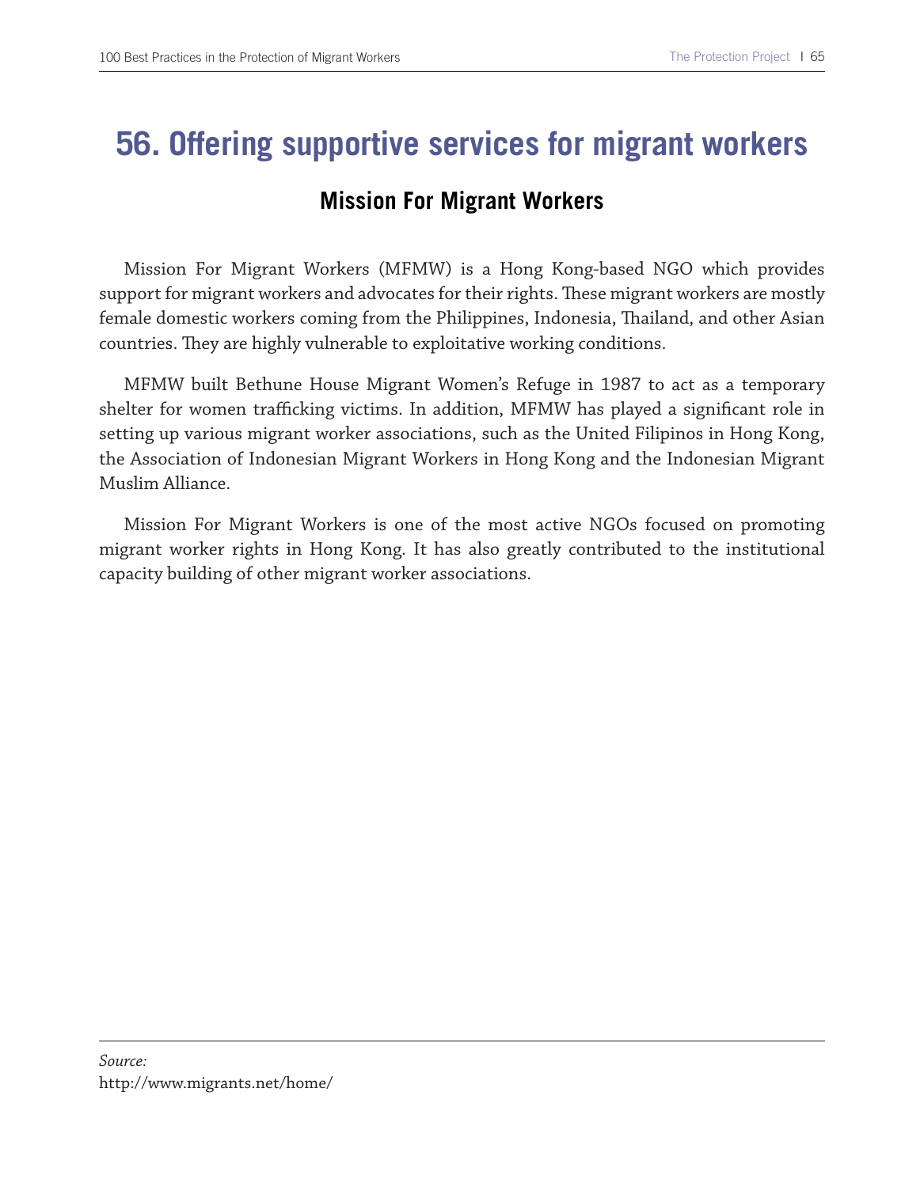# 56. Offering supportive services for migrant workers

## Mission For Migrant Workers

Mission For Migrant Workers (MFMW) is a Hong Kong-based NGO which provides support for migrant workers and advocates for their rights. These migrant workers are mostly female domestic workers coming from the Philippines, Indonesia, Thailand, and other Asian countries. They are highly vulnerable to exploitative working conditions.

MFMW built Bethune House Migrant Women's Refuge in 1987 to act as a temporary shelter for women trafficking victims. In addition, MFMW has played a significant role in setting up various migrant worker associations, such as the United Filipinos in Hong Kong, the Association of Indonesian Migrant Workers in Hong Kong and the Indonesian Migrant Muslim Alliance.

Mission For Migrant Workers is one of the most active NGOs focused on promoting migrant worker rights in Hong Kong. It has also greatly contributed to the institutional capacity building of other migrant worker associations.

*Source:*
http://www.migrants.net/home/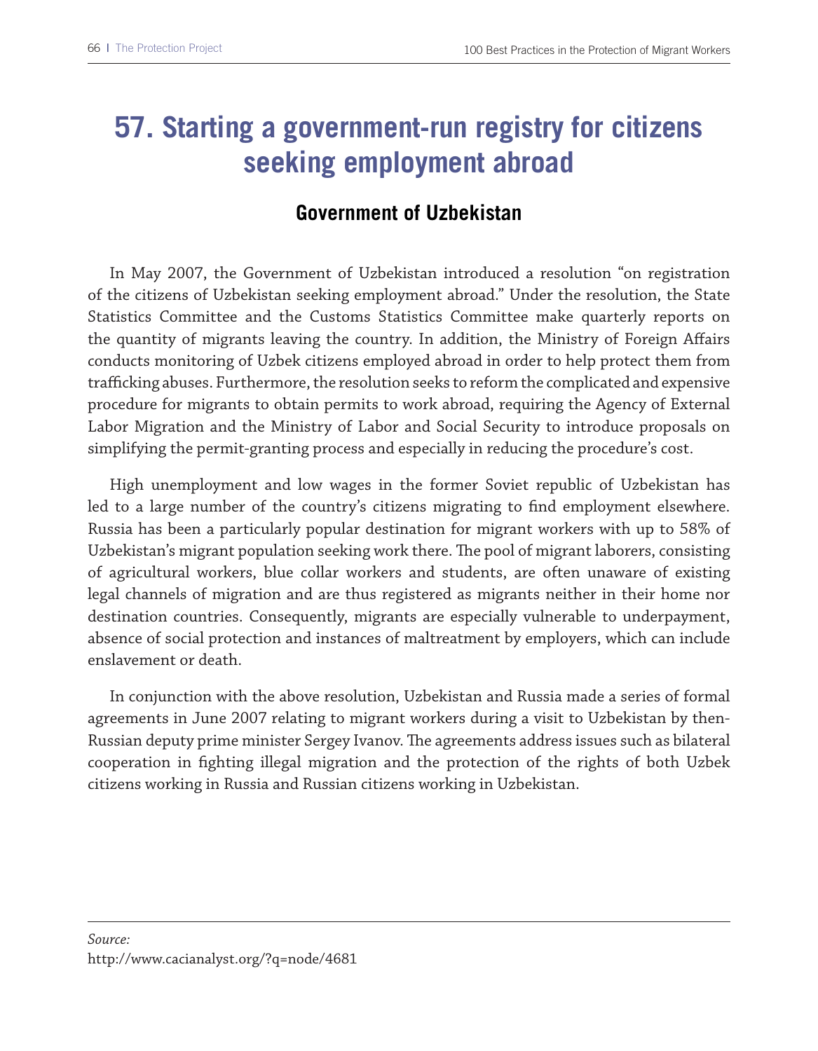# 57. Starting a government-run registry for citizens seeking employment abroad

## Government of Uzbekistan

In May 2007, the Government of Uzbekistan introduced a resolution "on registration of the citizens of Uzbekistan seeking employment abroad." Under the resolution, the State Statistics Committee and the Customs Statistics Committee make quarterly reports on the quantity of migrants leaving the country. In addition, the Ministry of Foreign Affairs conducts monitoring of Uzbek citizens employed abroad in order to help protect them from trafficking abuses. Furthermore, the resolution seeks to reform the complicated and expensive procedure for migrants to obtain permits to work abroad, requiring the Agency of External Labor Migration and the Ministry of Labor and Social Security to introduce proposals on simplifying the permit-granting process and especially in reducing the procedure's cost.

High unemployment and low wages in the former Soviet republic of Uzbekistan has led to a large number of the country's citizens migrating to find employment elsewhere. Russia has been a particularly popular destination for migrant workers with up to 58% of Uzbekistan's migrant population seeking work there. The pool of migrant laborers, consisting of agricultural workers, blue collar workers and students, are often unaware of existing legal channels of migration and are thus registered as migrants neither in their home nor destination countries. Consequently, migrants are especially vulnerable to underpayment, absence of social protection and instances of maltreatment by employers, which can include enslavement or death.

In conjunction with the above resolution, Uzbekistan and Russia made a series of formal agreements in June 2007 relating to migrant workers during a visit to Uzbekistan by then-Russian deputy prime minister Sergey Ivanov. The agreements address issues such as bilateral cooperation in fighting illegal migration and the protection of the rights of both Uzbek citizens working in Russia and Russian citizens working in Uzbekistan.

---

*Source:*
http://www.cacianalyst.org/?q=node/4681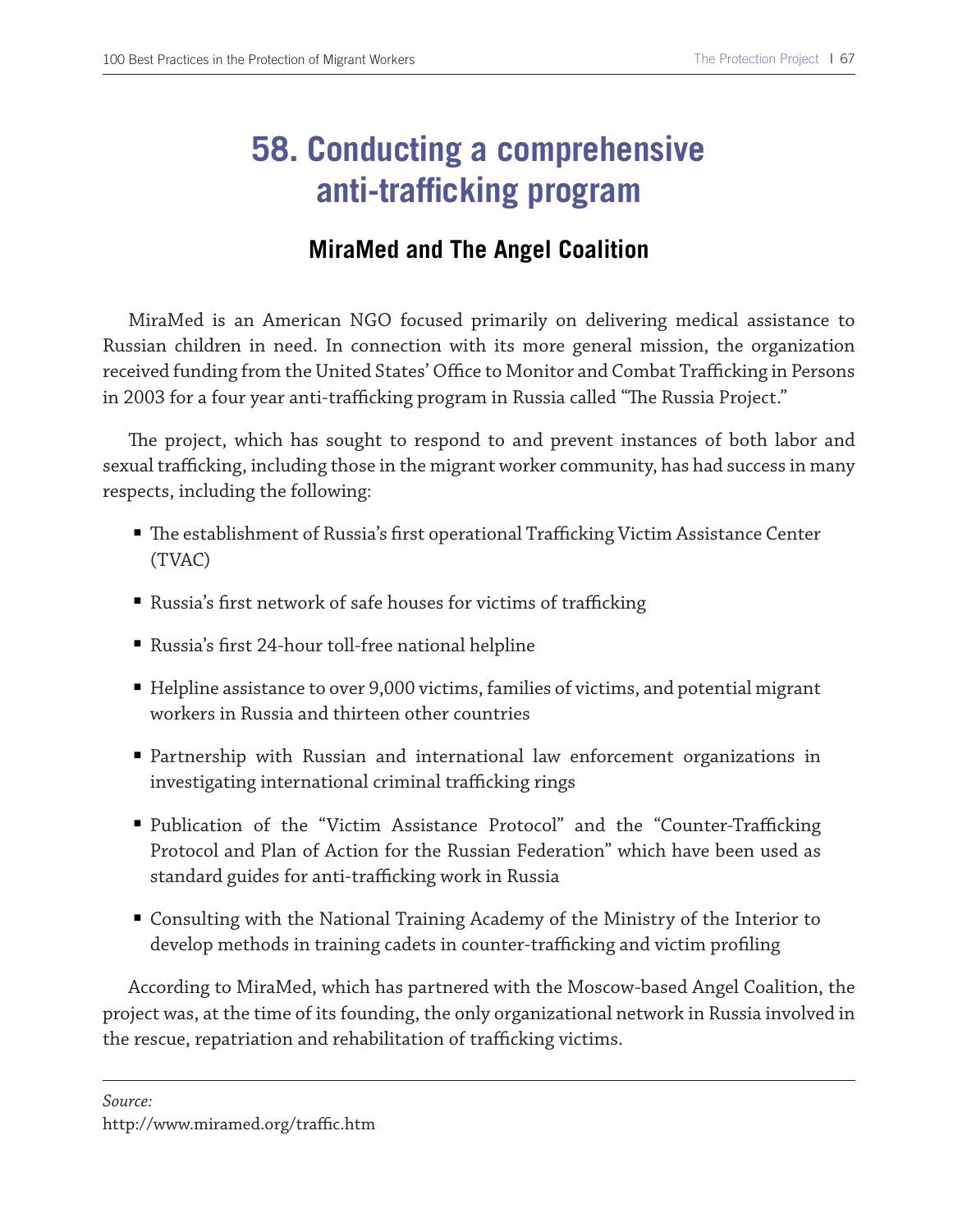# 58. Conducting a comprehensive anti-trafficking program

## MiraMed and The Angel Coalition

MiraMed is an American NGO focused primarily on delivering medical assistance to Russian children in need. In connection with its more general mission, the organization received funding from the United States' Office to Monitor and Combat Trafficking in Persons in 2003 for a four year anti-trafficking program in Russia called "The Russia Project."

The project, which has sought to respond to and prevent instances of both labor and sexual trafficking, including those in the migrant worker community, has had success in many respects, including the following:

- The establishment of Russia's first operational Trafficking Victim Assistance Center (TVAC)
- Russia's first network of safe houses for victims of trafficking
- Russia's first 24-hour toll-free national helpline
- Helpline assistance to over 9,000 victims, families of victims, and potential migrant workers in Russia and thirteen other countries
- Partnership with Russian and international law enforcement organizations in investigating international criminal trafficking rings
- Publication of the "Victim Assistance Protocol" and the "Counter-Trafficking Protocol and Plan of Action for the Russian Federation" which have been used as standard guides for anti-trafficking work in Russia
- Consulting with the National Training Academy of the Ministry of the Interior to develop methods in training cadets in counter-trafficking and victim profiling

According to MiraMed, which has partnered with the Moscow-based Angel Coalition, the project was, at the time of its founding, the only organizational network in Russia involved in the rescue, repatriation and rehabilitation of trafficking victims.

---

*Source:*
http://www.miramed.org/traffic.htm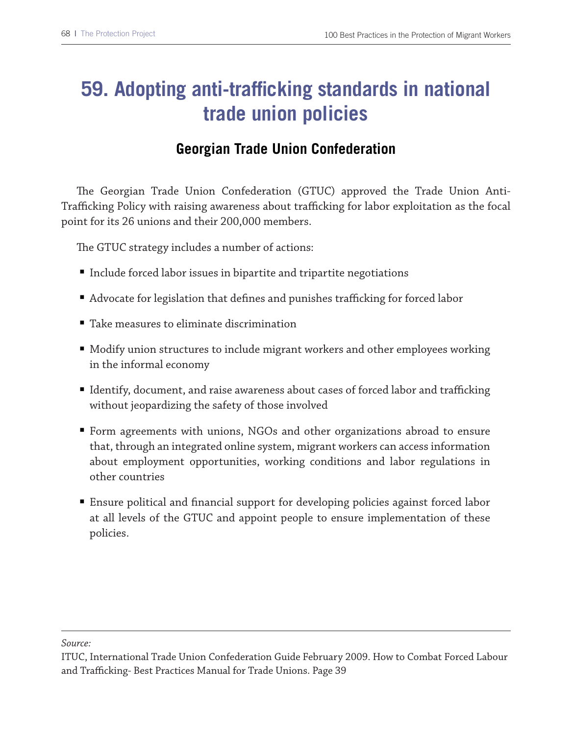# 59. Adopting anti-trafficking standards in national trade union policies

## Georgian Trade Union Confederation

The Georgian Trade Union Confederation (GTUC) approved the Trade Union Anti-Trafficking Policy with raising awareness about trafficking for labor exploitation as the focal point for its 26 unions and their 200,000 members.

The GTUC strategy includes a number of actions:

- Include forced labor issues in bipartite and tripartite negotiations
- Advocate for legislation that defines and punishes trafficking for forced labor
- Take measures to eliminate discrimination
- Modify union structures to include migrant workers and other employees working in the informal economy
- Identify, document, and raise awareness about cases of forced labor and trafficking without jeopardizing the safety of those involved
- Form agreements with unions, NGOs and other organizations abroad to ensure that, through an integrated online system, migrant workers can access information about employment opportunities, working conditions and labor regulations in other countries
- Ensure political and financial support for developing policies against forced labor at all levels of the GTUC and appoint people to ensure implementation of these policies.

---

*Source:*
ITUC, International Trade Union Confederation Guide February 2009. How to Combat Forced Labour and Trafficking- Best Practices Manual for Trade Unions. Page 39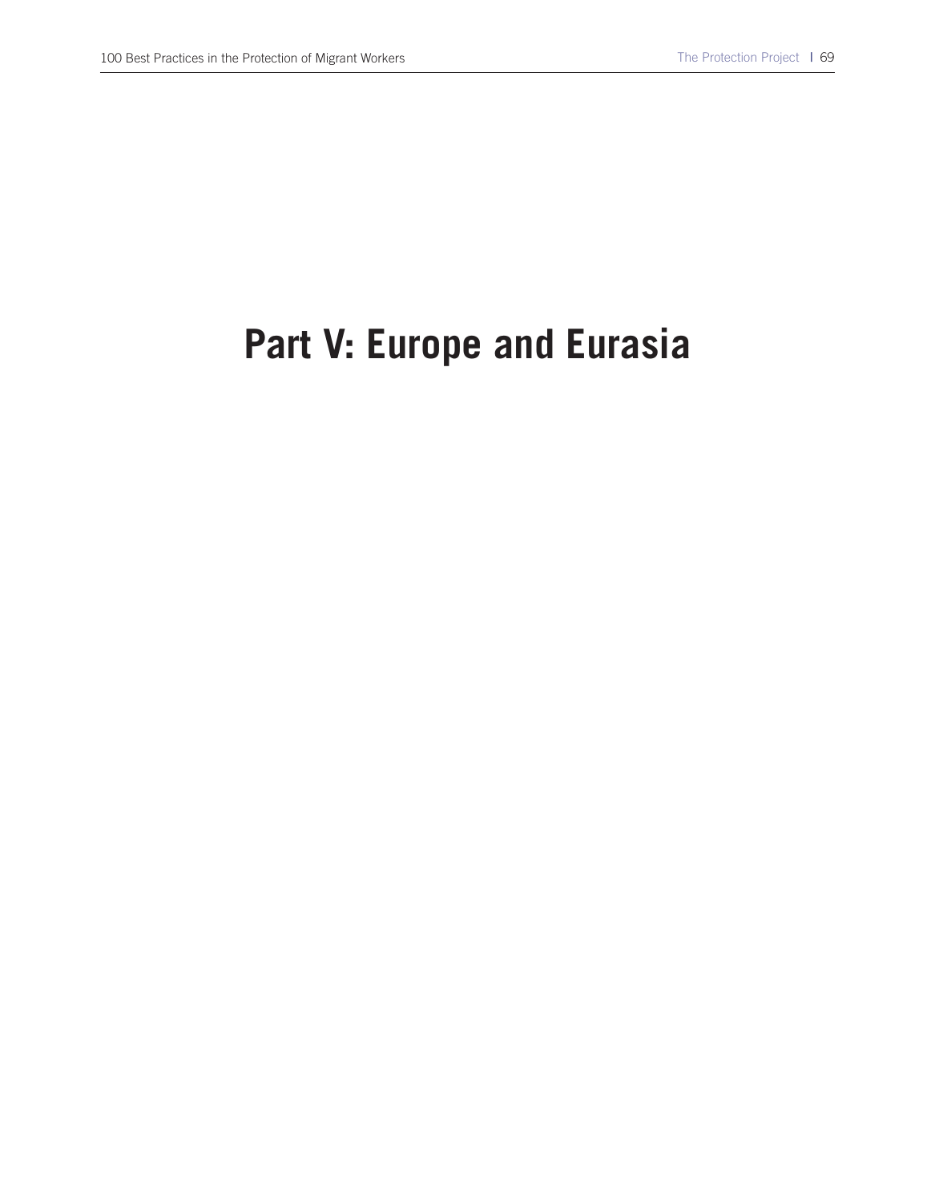# Part V: Europe and Eurasia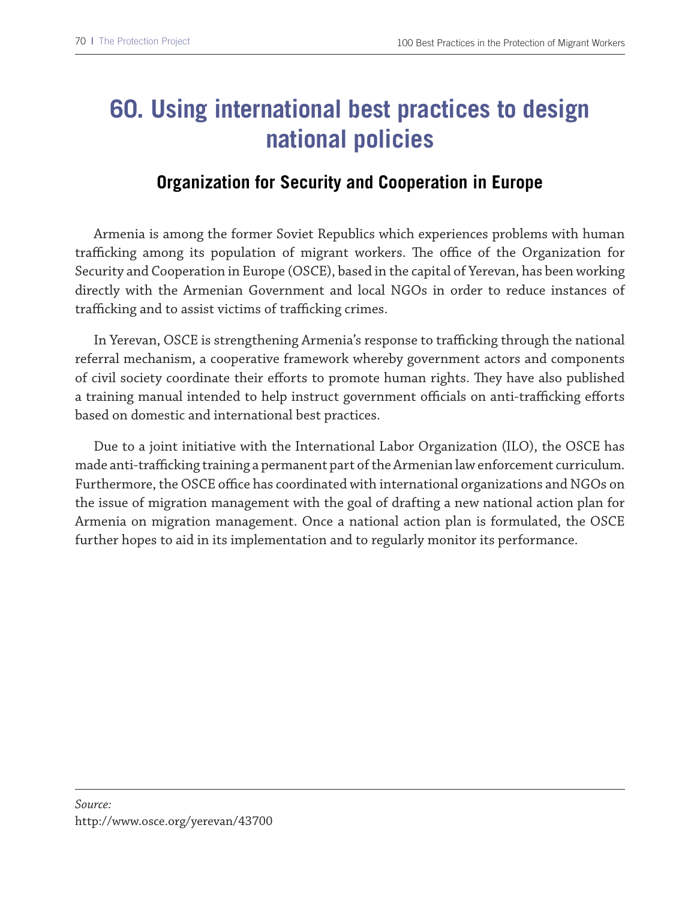# 60. Using international best practices to design national policies

## Organization for Security and Cooperation in Europe

Armenia is among the former Soviet Republics which experiences problems with human trafficking among its population of migrant workers. The office of the Organization for Security and Cooperation in Europe (OSCE), based in the capital of Yerevan, has been working directly with the Armenian Government and local NGOs in order to reduce instances of trafficking and to assist victims of trafficking crimes.

In Yerevan, OSCE is strengthening Armenia's response to trafficking through the national referral mechanism, a cooperative framework whereby government actors and components of civil society coordinate their efforts to promote human rights. They have also published a training manual intended to help instruct government officials on anti-trafficking efforts based on domestic and international best practices.

Due to a joint initiative with the International Labor Organization (ILO), the OSCE has made anti-trafficking training a permanent part of the Armenian law enforcement curriculum. Furthermore, the OSCE office has coordinated with international organizations and NGOs on the issue of migration management with the goal of drafting a new national action plan for Armenia on migration management. Once a national action plan is formulated, the OSCE further hopes to aid in its implementation and to regularly monitor its performance.

---

*Source:*
http://www.osce.org/yerevan/43700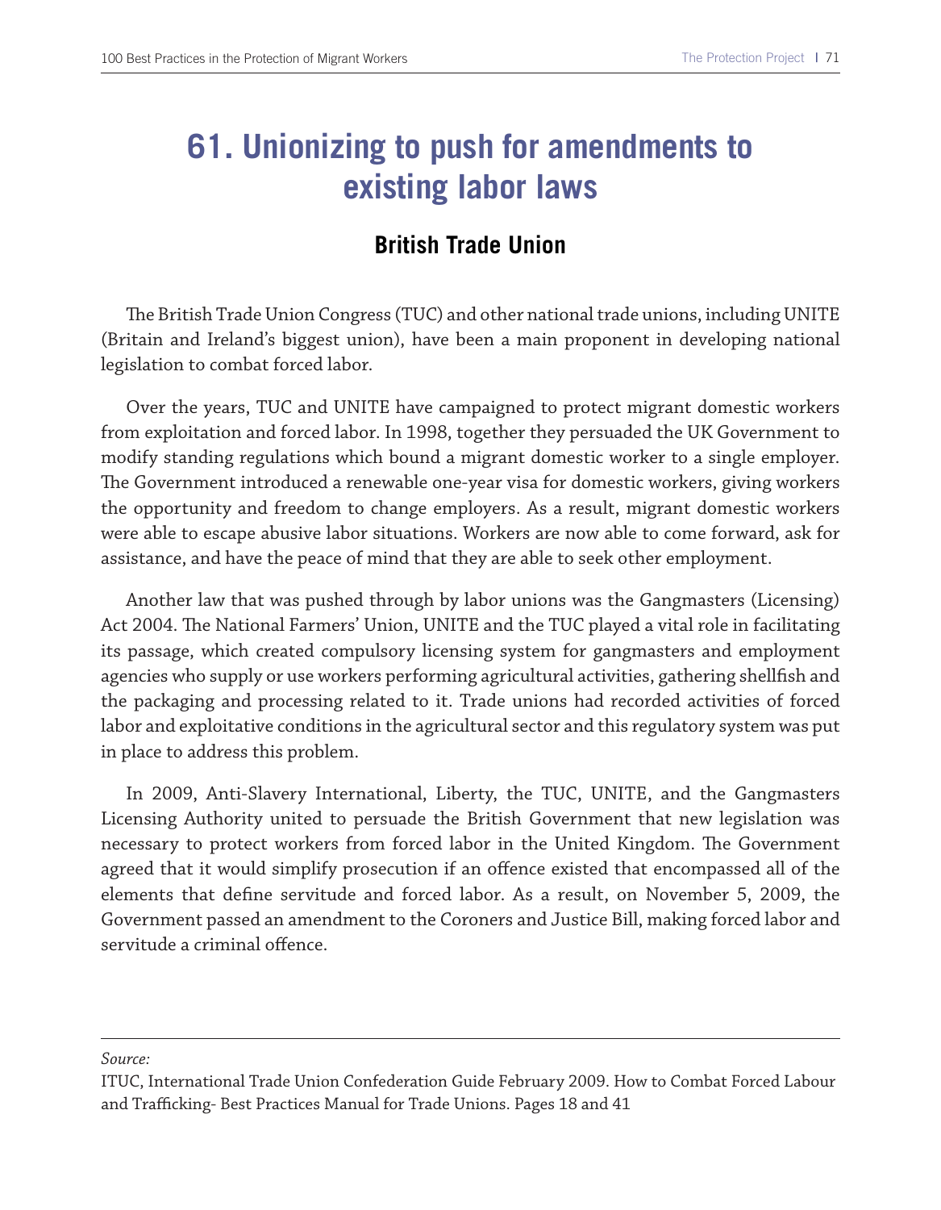# 61. Unionizing to push for amendments to existing labor laws

## British Trade Union

The British Trade Union Congress (TUC) and other national trade unions, including UNITE (Britain and Ireland's biggest union), have been a main proponent in developing national legislation to combat forced labor.

Over the years, TUC and UNITE have campaigned to protect migrant domestic workers from exploitation and forced labor. In 1998, together they persuaded the UK Government to modify standing regulations which bound a migrant domestic worker to a single employer. The Government introduced a renewable one-year visa for domestic workers, giving workers the opportunity and freedom to change employers. As a result, migrant domestic workers were able to escape abusive labor situations. Workers are now able to come forward, ask for assistance, and have the peace of mind that they are able to seek other employment.

Another law that was pushed through by labor unions was the Gangmasters (Licensing) Act 2004. The National Farmers' Union, UNITE and the TUC played a vital role in facilitating its passage, which created compulsory licensing system for gangmasters and employment agencies who supply or use workers performing agricultural activities, gathering shellfish and the packaging and processing related to it. Trade unions had recorded activities of forced labor and exploitative conditions in the agricultural sector and this regulatory system was put in place to address this problem.

In 2009, Anti-Slavery International, Liberty, the TUC, UNITE, and the Gangmasters Licensing Authority united to persuade the British Government that new legislation was necessary to protect workers from forced labor in the United Kingdom. The Government agreed that it would simplify prosecution if an offence existed that encompassed all of the elements that define servitude and forced labor. As a result, on November 5, 2009, the Government passed an amendment to the Coroners and Justice Bill, making forced labor and servitude a criminal offence.

---

*Source:*

ITUC, International Trade Union Confederation Guide February 2009. How to Combat Forced Labour and Trafficking- Best Practices Manual for Trade Unions. Pages 18 and 41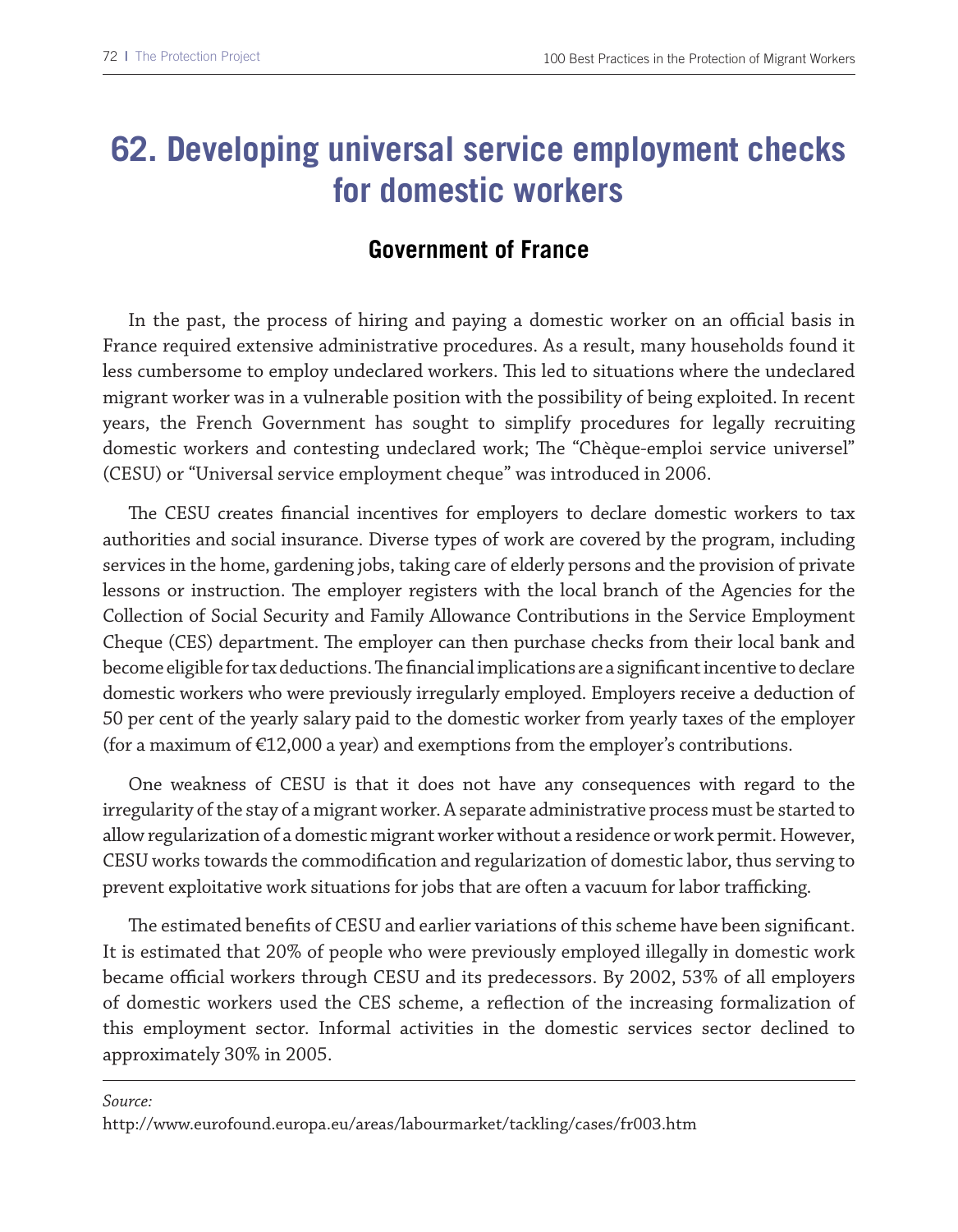# 62. Developing universal service employment checks for domestic workers

## Government of France

In the past, the process of hiring and paying a domestic worker on an official basis in France required extensive administrative procedures. As a result, many households found it less cumbersome to employ undeclared workers. This led to situations where the undeclared migrant worker was in a vulnerable position with the possibility of being exploited. In recent years, the French Government has sought to simplify procedures for legally recruiting domestic workers and contesting undeclared work; The "Chèque-emploi service universel" (CESU) or "Universal service employment cheque" was introduced in 2006.

The CESU creates financial incentives for employers to declare domestic workers to tax authorities and social insurance. Diverse types of work are covered by the program, including services in the home, gardening jobs, taking care of elderly persons and the provision of private lessons or instruction. The employer registers with the local branch of the Agencies for the Collection of Social Security and Family Allowance Contributions in the Service Employment Cheque (CES) department. The employer can then purchase checks from their local bank and become eligible for tax deductions. The financial implications are a significant incentive to declare domestic workers who were previously irregularly employed. Employers receive a deduction of 50 per cent of the yearly salary paid to the domestic worker from yearly taxes of the employer (for a maximum of €12,000 a year) and exemptions from the employer's contributions.

One weakness of CESU is that it does not have any consequences with regard to the irregularity of the stay of a migrant worker. A separate administrative process must be started to allow regularization of a domestic migrant worker without a residence or work permit. However, CESU works towards the commodification and regularization of domestic labor, thus serving to prevent exploitative work situations for jobs that are often a vacuum for labor trafficking.

The estimated benefits of CESU and earlier variations of this scheme have been significant. It is estimated that 20% of people who were previously employed illegally in domestic work became official workers through CESU and its predecessors. By 2002, 53% of all employers of domestic workers used the CES scheme, a reflection of the increasing formalization of this employment sector. Informal activities in the domestic services sector declined to approximately 30% in 2005.

---

*Source:*
http://www.eurofound.europa.eu/areas/labourmarket/tackling/cases/fr003.htm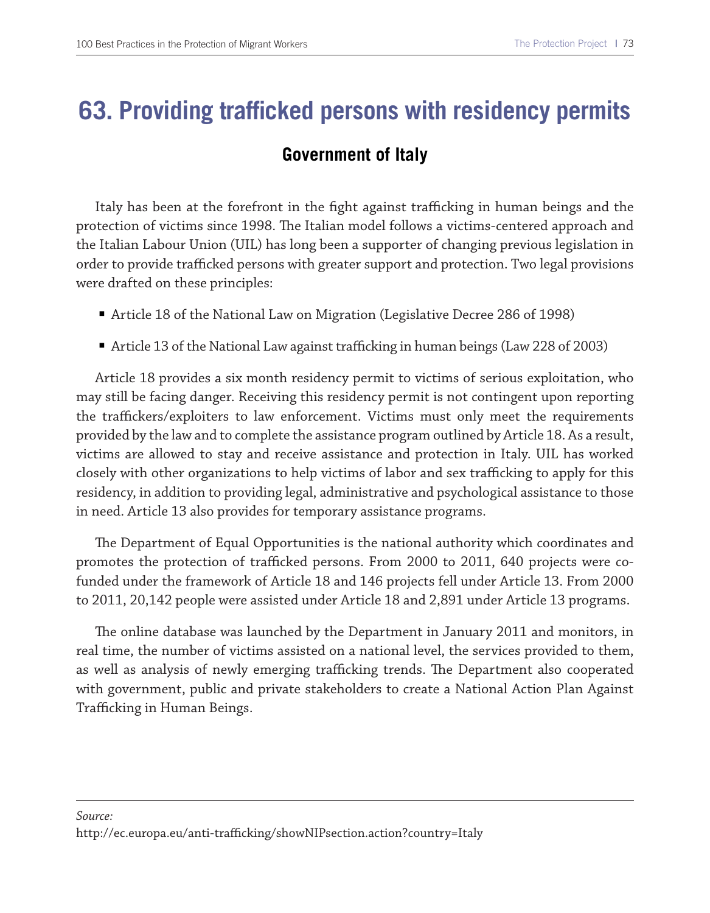# 63. Providing trafficked persons with residency permits

## Government of Italy

Italy has been at the forefront in the fight against trafficking in human beings and the protection of victims since 1998. The Italian model follows a victims-centered approach and the Italian Labour Union (UIL) has long been a supporter of changing previous legislation in order to provide trafficked persons with greater support and protection. Two legal provisions were drafted on these principles:

- Article 18 of the National Law on Migration (Legislative Decree 286 of 1998)
- Article 13 of the National Law against trafficking in human beings (Law 228 of 2003)

Article 18 provides a six month residency permit to victims of serious exploitation, who may still be facing danger. Receiving this residency permit is not contingent upon reporting the traffickers/exploiters to law enforcement. Victims must only meet the requirements provided by the law and to complete the assistance program outlined by Article 18. As a result, victims are allowed to stay and receive assistance and protection in Italy. UIL has worked closely with other organizations to help victims of labor and sex trafficking to apply for this residency, in addition to providing legal, administrative and psychological assistance to those in need. Article 13 also provides for temporary assistance programs.

The Department of Equal Opportunities is the national authority which coordinates and promotes the protection of trafficked persons. From 2000 to 2011, 640 projects were co-funded under the framework of Article 18 and 146 projects fell under Article 13. From 2000 to 2011, 20,142 people were assisted under Article 18 and 2,891 under Article 13 programs.

The online database was launched by the Department in January 2011 and monitors, in real time, the number of victims assisted on a national level, the services provided to them, as well as analysis of newly emerging trafficking trends. The Department also cooperated with government, public and private stakeholders to create a National Action Plan Against Trafficking in Human Beings.

*Source:*
http://ec.europa.eu/anti-trafficking/showNIPsection.action?country=Italy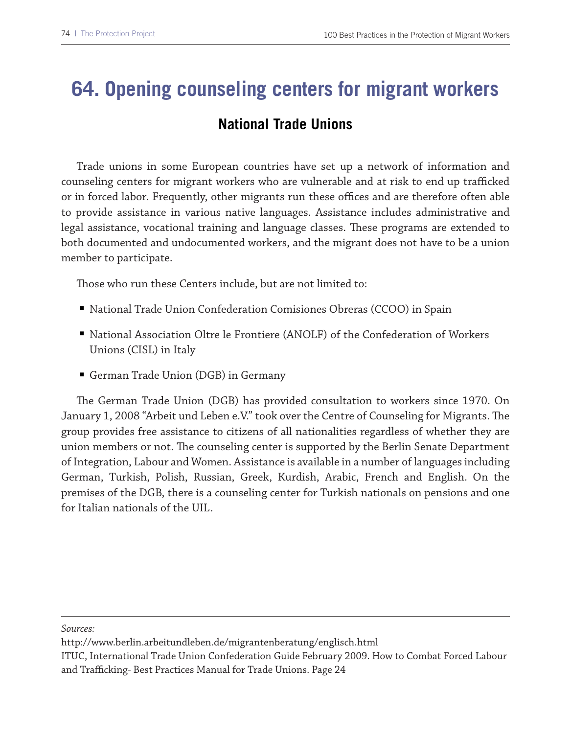# 64. Opening counseling centers for migrant workers

## National Trade Unions

Trade unions in some European countries have set up a network of information and counseling centers for migrant workers who are vulnerable and at risk to end up trafficked or in forced labor. Frequently, other migrants run these offices and are therefore often able to provide assistance in various native languages. Assistance includes administrative and legal assistance, vocational training and language classes. These programs are extended to both documented and undocumented workers, and the migrant does not have to be a union member to participate.

Those who run these Centers include, but are not limited to:

- National Trade Union Confederation Comisiones Obreras (CCOO) in Spain
- National Association Oltre le Frontiere (ANOLF) of the Confederation of Workers Unions (CISL) in Italy
- German Trade Union (DGB) in Germany

The German Trade Union (DGB) has provided consultation to workers since 1970. On January 1, 2008 "Arbeit und Leben e.V." took over the Centre of Counseling for Migrants. The group provides free assistance to citizens of all nationalities regardless of whether they are union members or not. The counseling center is supported by the Berlin Senate Department of Integration, Labour and Women. Assistance is available in a number of languages including German, Turkish, Polish, Russian, Greek, Kurdish, Arabic, French and English. On the premises of the DGB, there is a counseling center for Turkish nationals on pensions and one for Italian nationals of the UIL.

---

*Sources:*

http://www.berlin.arbeitundleben.de/migrantenberatung/englisch.html

ITUC, International Trade Union Confederation Guide February 2009. How to Combat Forced Labour and Trafficking- Best Practices Manual for Trade Unions. Page 24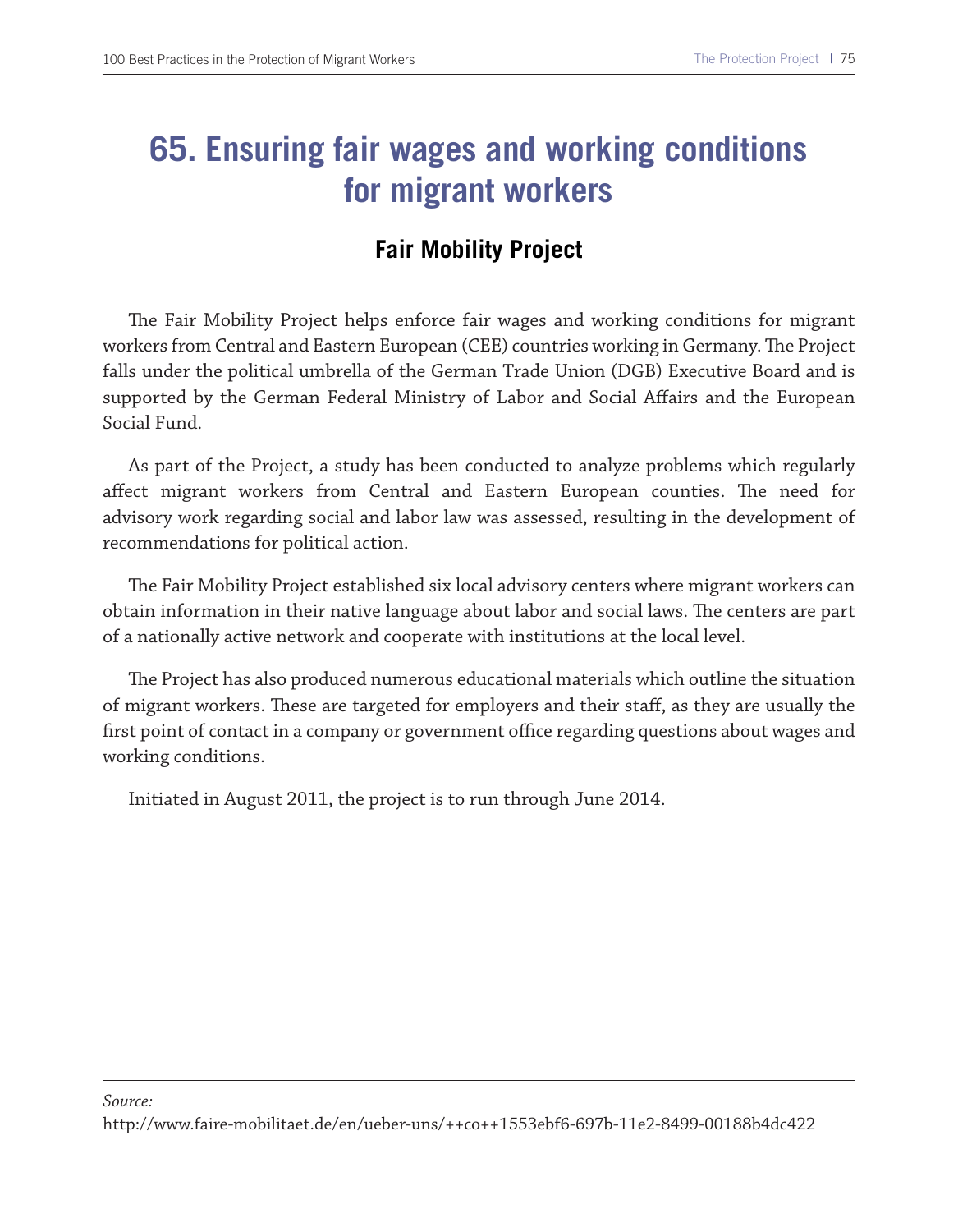# 65. Ensuring fair wages and working conditions for migrant workers

## Fair Mobility Project

The Fair Mobility Project helps enforce fair wages and working conditions for migrant workers from Central and Eastern European (CEE) countries working in Germany. The Project falls under the political umbrella of the German Trade Union (DGB) Executive Board and is supported by the German Federal Ministry of Labor and Social Affairs and the European Social Fund.

As part of the Project, a study has been conducted to analyze problems which regularly affect migrant workers from Central and Eastern European counties. The need for advisory work regarding social and labor law was assessed, resulting in the development of recommendations for political action.

The Fair Mobility Project established six local advisory centers where migrant workers can obtain information in their native language about labor and social laws. The centers are part of a nationally active network and cooperate with institutions at the local level.

The Project has also produced numerous educational materials which outline the situation of migrant workers. These are targeted for employers and their staff, as they are usually the first point of contact in a company or government office regarding questions about wages and working conditions.

Initiated in August 2011, the project is to run through June 2014.

---

*Source:*
http://www.faire-mobilitaet.de/en/ueber-uns/++co++1553ebf6-697b-11e2-8499-00188b4dc422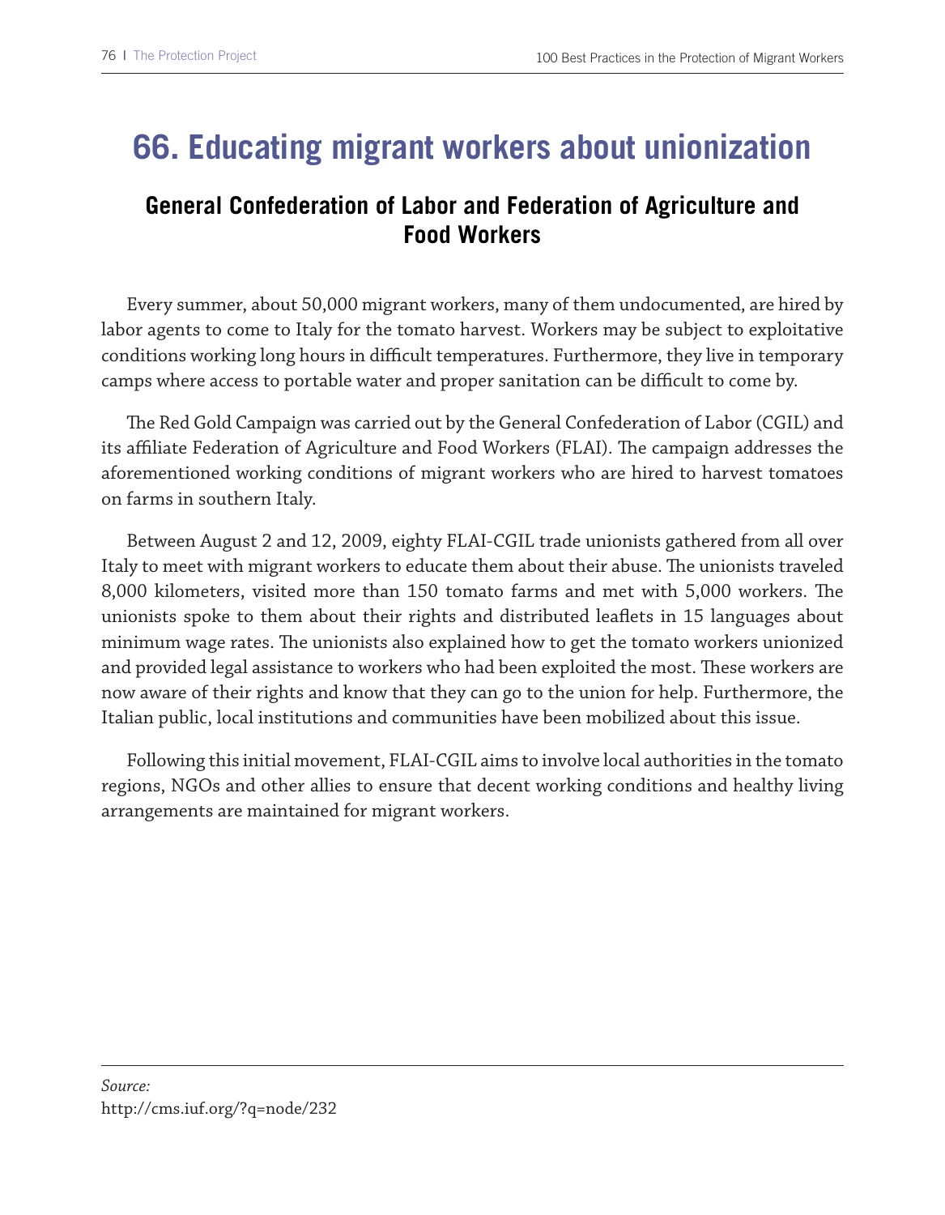# 66. Educating migrant workers about unionization

## General Confederation of Labor and Federation of Agriculture and Food Workers

Every summer, about 50,000 migrant workers, many of them undocumented, are hired by labor agents to come to Italy for the tomato harvest. Workers may be subject to exploitative conditions working long hours in difficult temperatures. Furthermore, they live in temporary camps where access to portable water and proper sanitation can be difficult to come by.

The Red Gold Campaign was carried out by the General Confederation of Labor (CGIL) and its affiliate Federation of Agriculture and Food Workers (FLAI). The campaign addresses the aforementioned working conditions of migrant workers who are hired to harvest tomatoes on farms in southern Italy.

Between August 2 and 12, 2009, eighty FLAI-CGIL trade unionists gathered from all over Italy to meet with migrant workers to educate them about their abuse. The unionists traveled 8,000 kilometers, visited more than 150 tomato farms and met with 5,000 workers. The unionists spoke to them about their rights and distributed leaflets in 15 languages about minimum wage rates. The unionists also explained how to get the tomato workers unionized and provided legal assistance to workers who had been exploited the most. These workers are now aware of their rights and know that they can go to the union for help. Furthermore, the Italian public, local institutions and communities have been mobilized about this issue.

Following this initial movement, FLAI-CGIL aims to involve local authorities in the tomato regions, NGOs and other allies to ensure that decent working conditions and healthy living arrangements are maintained for migrant workers.

---

*Source:*
http://cms.iuf.org/?q=node/232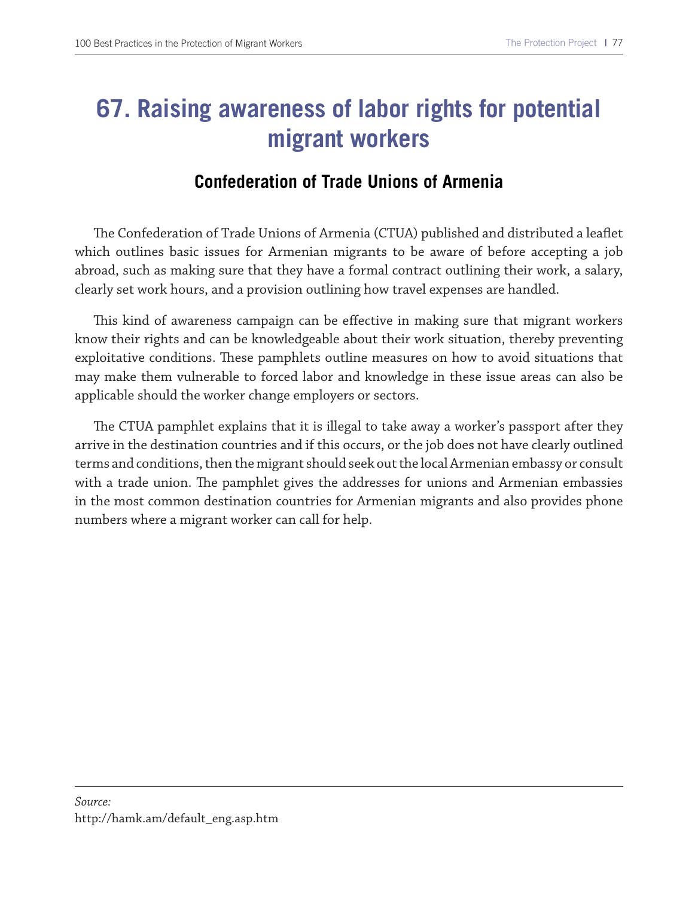# 67. Raising awareness of labor rights for potential migrant workers

## Confederation of Trade Unions of Armenia

The Confederation of Trade Unions of Armenia (CTUA) published and distributed a leaflet which outlines basic issues for Armenian migrants to be aware of before accepting a job abroad, such as making sure that they have a formal contract outlining their work, a salary, clearly set work hours, and a provision outlining how travel expenses are handled.

This kind of awareness campaign can be effective in making sure that migrant workers know their rights and can be knowledgeable about their work situation, thereby preventing exploitative conditions. These pamphlets outline measures on how to avoid situations that may make them vulnerable to forced labor and knowledge in these issue areas can also be applicable should the worker change employers or sectors.

The CTUA pamphlet explains that it is illegal to take away a worker's passport after they arrive in the destination countries and if this occurs, or the job does not have clearly outlined terms and conditions, then the migrant should seek out the local Armenian embassy or consult with a trade union. The pamphlet gives the addresses for unions and Armenian embassies in the most common destination countries for Armenian migrants and also provides phone numbers where a migrant worker can call for help.

---

*Source:*
http://hamk.am/default_eng.asp.htm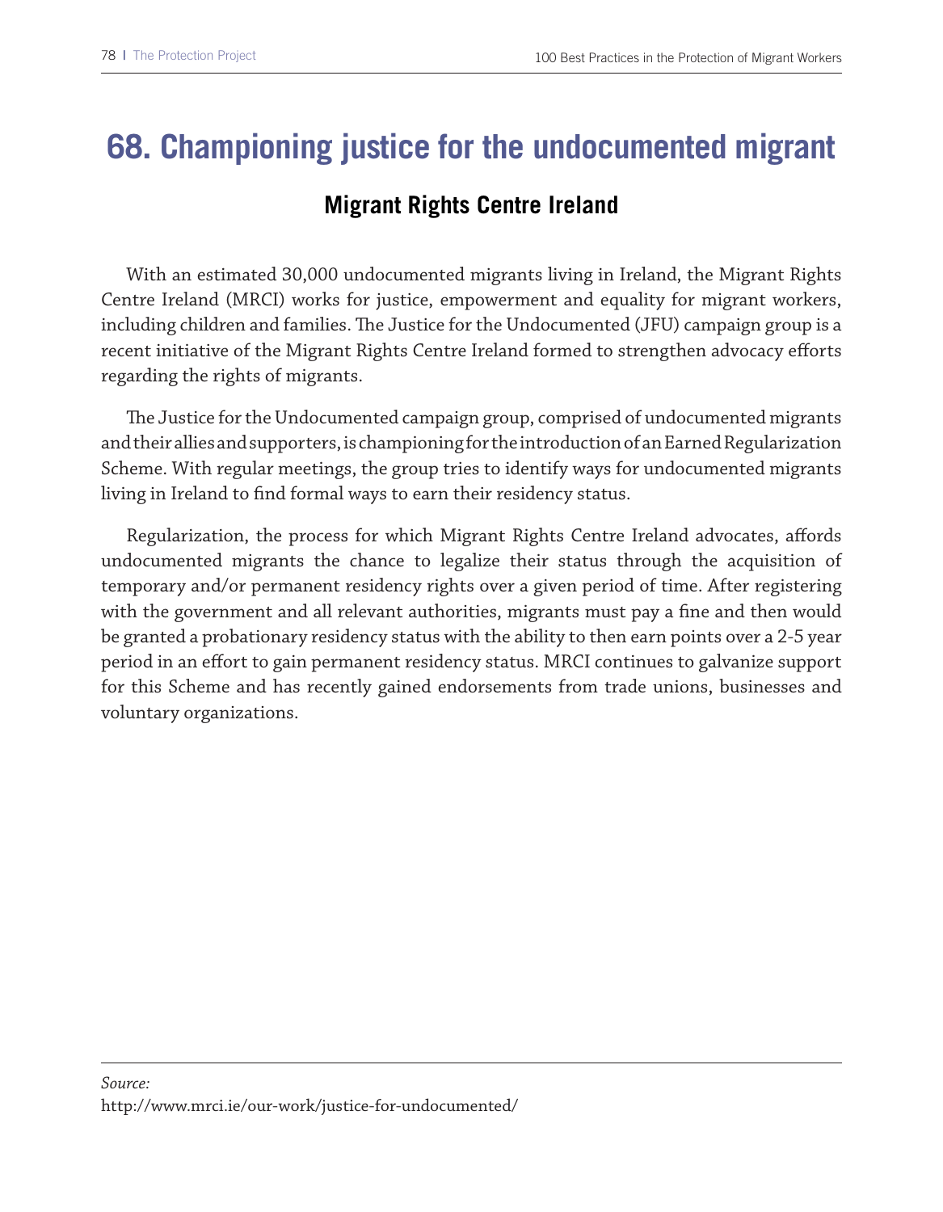# 68. Championing justice for the undocumented migrant

## Migrant Rights Centre Ireland

With an estimated 30,000 undocumented migrants living in Ireland, the Migrant Rights Centre Ireland (MRCI) works for justice, empowerment and equality for migrant workers, including children and families. The Justice for the Undocumented (JFU) campaign group is a recent initiative of the Migrant Rights Centre Ireland formed to strengthen advocacy efforts regarding the rights of migrants.

The Justice for the Undocumented campaign group, comprised of undocumented migrants and their allies and supporters, is championing for the introduction of an Earned Regularization Scheme. With regular meetings, the group tries to identify ways for undocumented migrants living in Ireland to find formal ways to earn their residency status.

Regularization, the process for which Migrant Rights Centre Ireland advocates, affords undocumented migrants the chance to legalize their status through the acquisition of temporary and/or permanent residency rights over a given period of time. After registering with the government and all relevant authorities, migrants must pay a fine and then would be granted a probationary residency status with the ability to then earn points over a 2-5 year period in an effort to gain permanent residency status. MRCI continues to galvanize support for this Scheme and has recently gained endorsements from trade unions, businesses and voluntary organizations.

---

*Source:*
http://www.mrci.ie/our-work/justice-for-undocumented/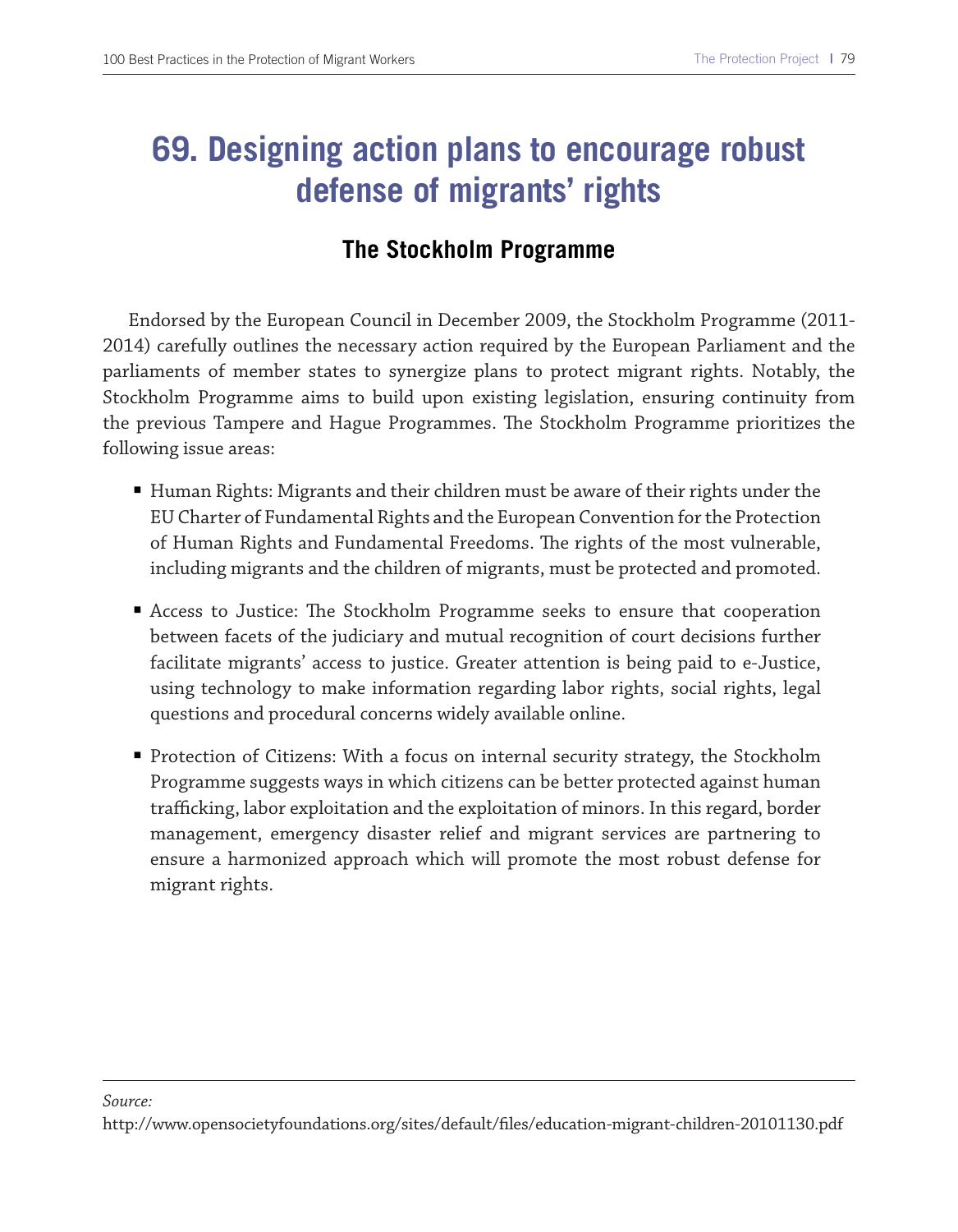# 69. Designing action plans to encourage robust defense of migrants' rights

## The Stockholm Programme

Endorsed by the European Council in December 2009, the Stockholm Programme (2011-2014) carefully outlines the necessary action required by the European Parliament and the parliaments of member states to synergize plans to protect migrant rights. Notably, the Stockholm Programme aims to build upon existing legislation, ensuring continuity from the previous Tampere and Hague Programmes. The Stockholm Programme prioritizes the following issue areas:

- Human Rights: Migrants and their children must be aware of their rights under the EU Charter of Fundamental Rights and the European Convention for the Protection of Human Rights and Fundamental Freedoms. The rights of the most vulnerable, including migrants and the children of migrants, must be protected and promoted.
- Access to Justice: The Stockholm Programme seeks to ensure that cooperation between facets of the judiciary and mutual recognition of court decisions further facilitate migrants' access to justice. Greater attention is being paid to e-Justice, using technology to make information regarding labor rights, social rights, legal questions and procedural concerns widely available online.
- Protection of Citizens: With a focus on internal security strategy, the Stockholm Programme suggests ways in which citizens can be better protected against human trafficking, labor exploitation and the exploitation of minors. In this regard, border management, emergency disaster relief and migrant services are partnering to ensure a harmonized approach which will promote the most robust defense for migrant rights.

---

*Source:*
http://www.opensocietyfoundations.org/sites/default/files/education-migrant-children-20101130.pdf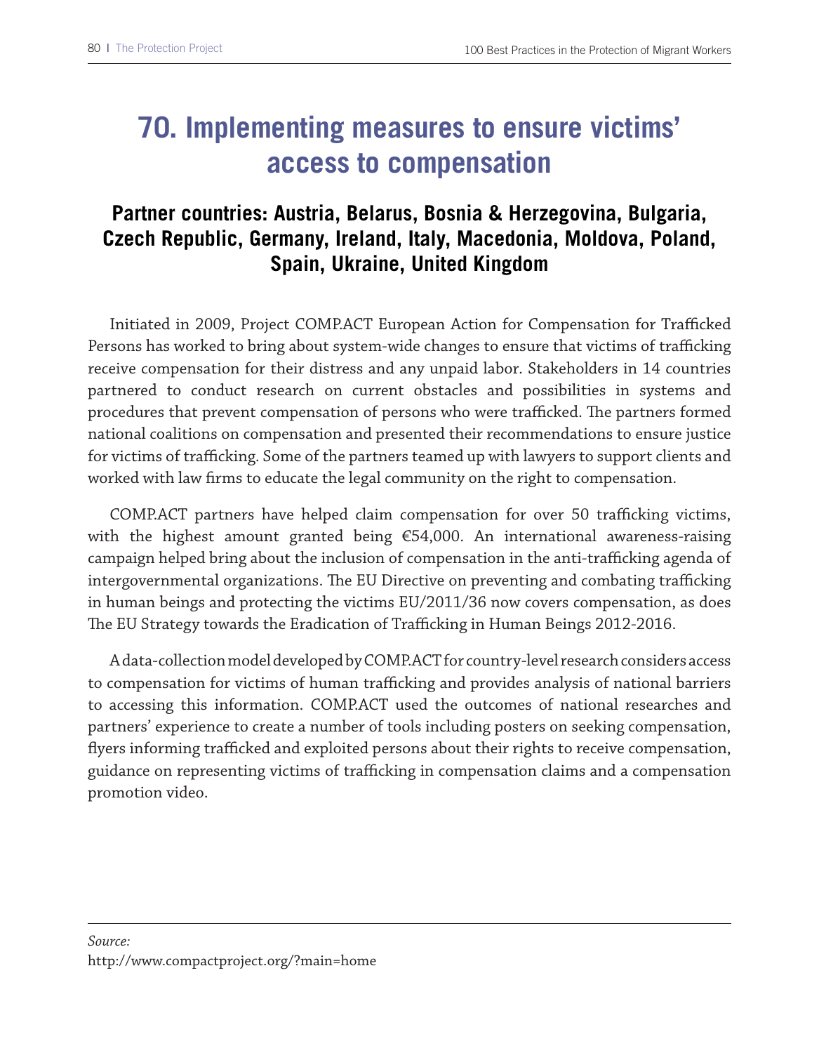# 70. Implementing measures to ensure victims' access to compensation

## Partner countries: Austria, Belarus, Bosnia & Herzegovina, Bulgaria, Czech Republic, Germany, Ireland, Italy, Macedonia, Moldova, Poland, Spain, Ukraine, United Kingdom

Initiated in 2009, Project COMP.ACT European Action for Compensation for Trafficked Persons has worked to bring about system-wide changes to ensure that victims of trafficking receive compensation for their distress and any unpaid labor. Stakeholders in 14 countries partnered to conduct research on current obstacles and possibilities in systems and procedures that prevent compensation of persons who were trafficked. The partners formed national coalitions on compensation and presented their recommendations to ensure justice for victims of trafficking. Some of the partners teamed up with lawyers to support clients and worked with law firms to educate the legal community on the right to compensation.

COMP.ACT partners have helped claim compensation for over 50 trafficking victims, with the highest amount granted being €54,000. An international awareness-raising campaign helped bring about the inclusion of compensation in the anti-trafficking agenda of intergovernmental organizations. The EU Directive on preventing and combating trafficking in human beings and protecting the victims EU/2011/36 now covers compensation, as does The EU Strategy towards the Eradication of Trafficking in Human Beings 2012-2016.

A data-collection model developed by COMP.ACT for country-level research considers access to compensation for victims of human trafficking and provides analysis of national barriers to accessing this information. COMP.ACT used the outcomes of national researches and partners' experience to create a number of tools including posters on seeking compensation, flyers informing trafficked and exploited persons about their rights to receive compensation, guidance on representing victims of trafficking in compensation claims and a compensation promotion video.

---

*Source:*
http://www.compactproject.org/?main=home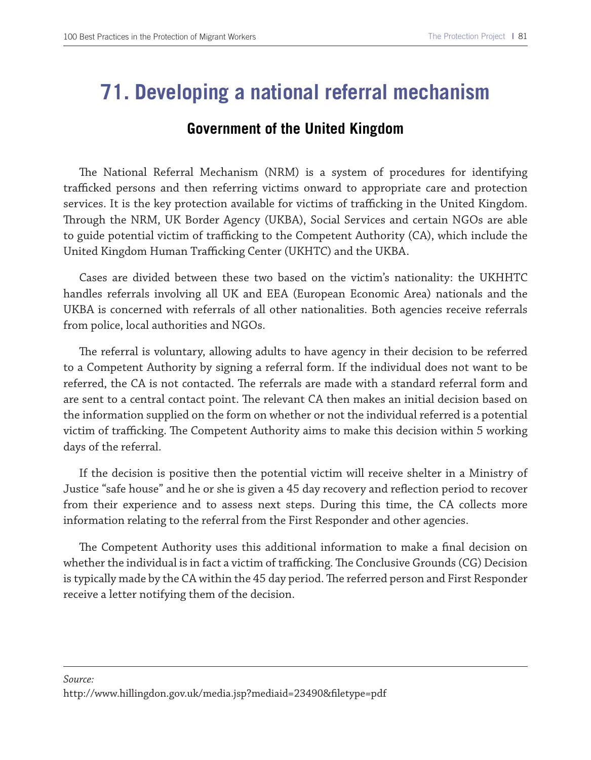# 71. Developing a national referral mechanism

## Government of the United Kingdom

The National Referral Mechanism (NRM) is a system of procedures for identifying trafficked persons and then referring victims onward to appropriate care and protection services. It is the key protection available for victims of trafficking in the United Kingdom. Through the NRM, UK Border Agency (UKBA), Social Services and certain NGOs are able to guide potential victim of trafficking to the Competent Authority (CA), which include the United Kingdom Human Trafficking Center (UKHTC) and the UKBA.

Cases are divided between these two based on the victim's nationality: the UKHHTC handles referrals involving all UK and EEA (European Economic Area) nationals and the UKBA is concerned with referrals of all other nationalities. Both agencies receive referrals from police, local authorities and NGOs.

The referral is voluntary, allowing adults to have agency in their decision to be referred to a Competent Authority by signing a referral form. If the individual does not want to be referred, the CA is not contacted. The referrals are made with a standard referral form and are sent to a central contact point. The relevant CA then makes an initial decision based on the information supplied on the form on whether or not the individual referred is a potential victim of trafficking. The Competent Authority aims to make this decision within 5 working days of the referral.

If the decision is positive then the potential victim will receive shelter in a Ministry of Justice "safe house" and he or she is given a 45 day recovery and reflection period to recover from their experience and to assess next steps. During this time, the CA collects more information relating to the referral from the First Responder and other agencies.

The Competent Authority uses this additional information to make a final decision on whether the individual is in fact a victim of trafficking. The Conclusive Grounds (CG) Decision is typically made by the CA within the 45 day period. The referred person and First Responder receive a letter notifying them of the decision.

---

*Source:*
http://www.hillingdon.gov.uk/media.jsp?mediaid=23490&filetype=pdf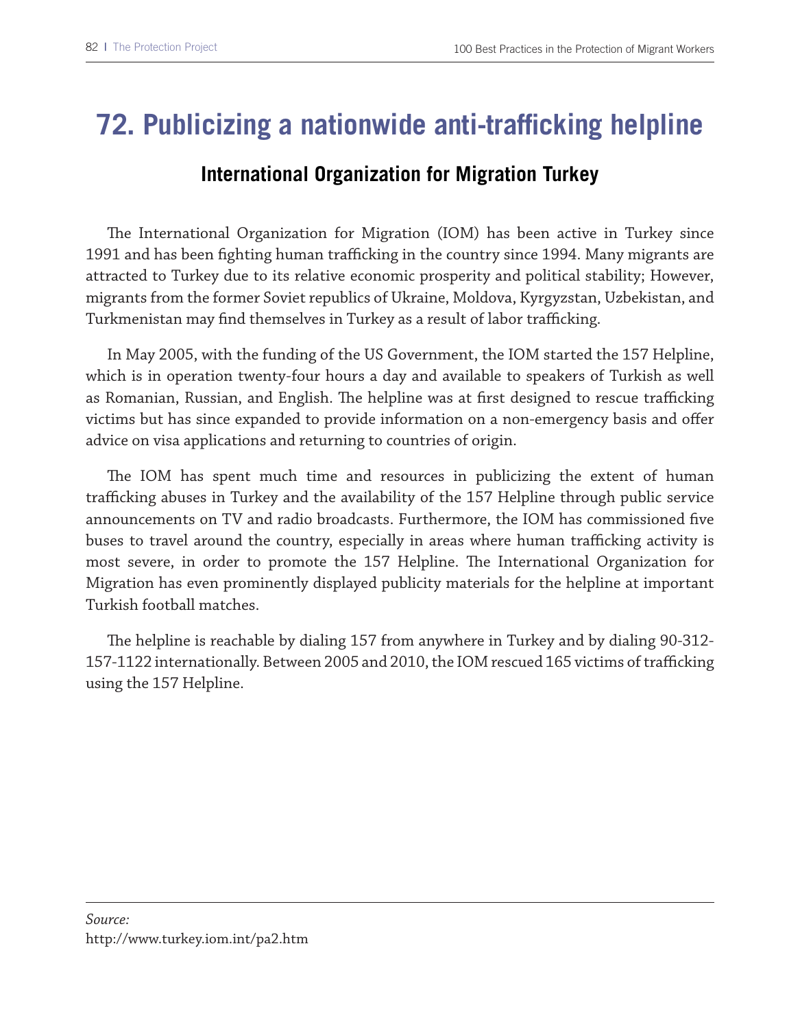# 72. Publicizing a nationwide anti-trafficking helpline

## International Organization for Migration Turkey

The International Organization for Migration (IOM) has been active in Turkey since 1991 and has been fighting human trafficking in the country since 1994. Many migrants are attracted to Turkey due to its relative economic prosperity and political stability; However, migrants from the former Soviet republics of Ukraine, Moldova, Kyrgyzstan, Uzbekistan, and Turkmenistan may find themselves in Turkey as a result of labor trafficking.

In May 2005, with the funding of the US Government, the IOM started the 157 Helpline, which is in operation twenty-four hours a day and available to speakers of Turkish as well as Romanian, Russian, and English. The helpline was at first designed to rescue trafficking victims but has since expanded to provide information on a non-emergency basis and offer advice on visa applications and returning to countries of origin.

The IOM has spent much time and resources in publicizing the extent of human trafficking abuses in Turkey and the availability of the 157 Helpline through public service announcements on TV and radio broadcasts. Furthermore, the IOM has commissioned five buses to travel around the country, especially in areas where human trafficking activity is most severe, in order to promote the 157 Helpline. The International Organization for Migration has even prominently displayed publicity materials for the helpline at important Turkish football matches.

The helpline is reachable by dialing 157 from anywhere in Turkey and by dialing 90-312-157-1122 internationally. Between 2005 and 2010, the IOM rescued 165 victims of trafficking using the 157 Helpline.

---

*Source:*
http://www.turkey.iom.int/pa2.htm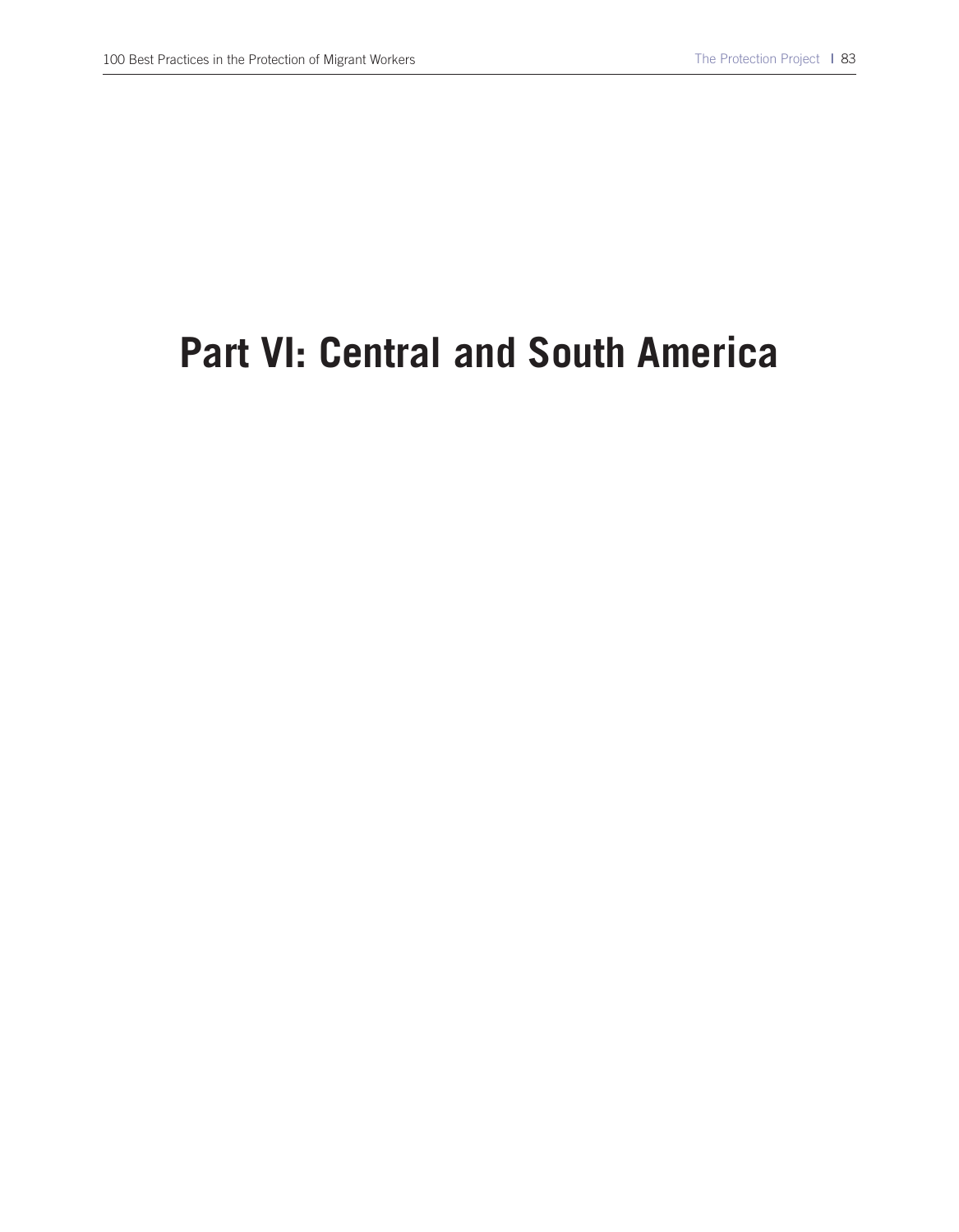# Part VI: Central and South America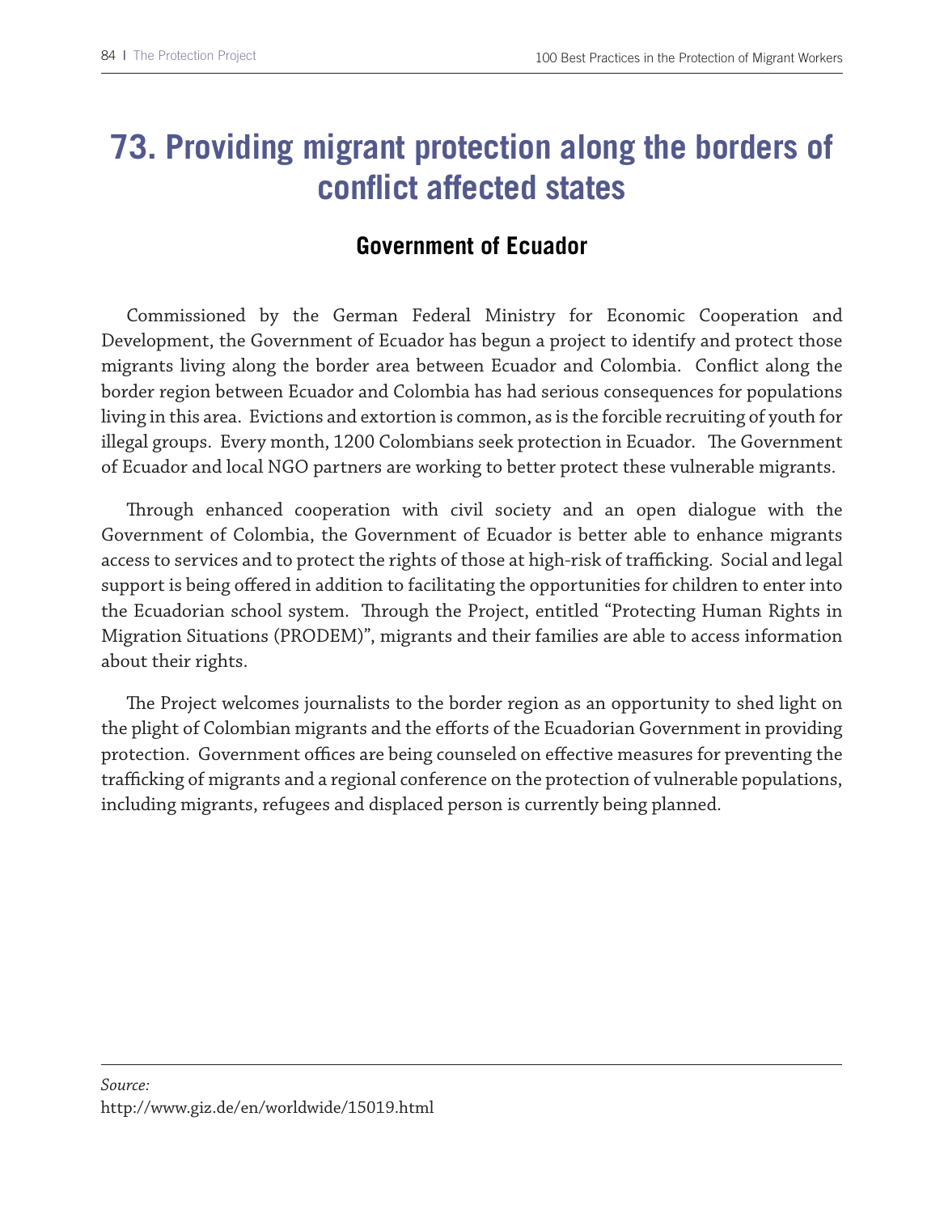# 73. Providing migrant protection along the borders of conflict affected states

## Government of Ecuador

Commissioned by the German Federal Ministry for Economic Cooperation and Development, the Government of Ecuador has begun a project to identify and protect those migrants living along the border area between Ecuador and Colombia. Conflict along the border region between Ecuador and Colombia has had serious consequences for populations living in this area. Evictions and extortion is common, as is the forcible recruiting of youth for illegal groups. Every month, 1200 Colombians seek protection in Ecuador. The Government of Ecuador and local NGO partners are working to better protect these vulnerable migrants.

Through enhanced cooperation with civil society and an open dialogue with the Government of Colombia, the Government of Ecuador is better able to enhance migrants access to services and to protect the rights of those at high-risk of trafficking. Social and legal support is being offered in addition to facilitating the opportunities for children to enter into the Ecuadorian school system. Through the Project, entitled "Protecting Human Rights in Migration Situations (PRODEM)", migrants and their families are able to access information about their rights.

The Project welcomes journalists to the border region as an opportunity to shed light on the plight of Colombian migrants and the efforts of the Ecuadorian Government in providing protection. Government offices are being counseled on effective measures for preventing the trafficking of migrants and a regional conference on the protection of vulnerable populations, including migrants, refugees and displaced person is currently being planned.

---

*Source:*
http://www.giz.de/en/worldwide/15019.html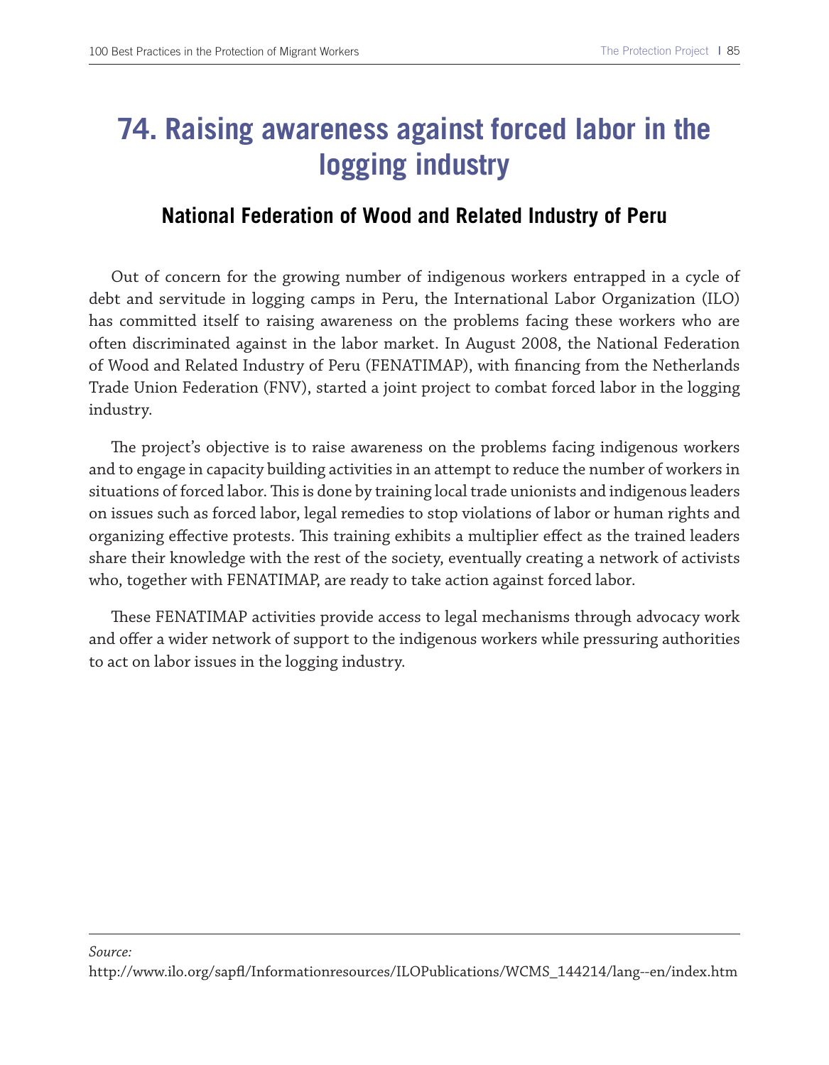# 74. Raising awareness against forced labor in the logging industry

## National Federation of Wood and Related Industry of Peru

Out of concern for the growing number of indigenous workers entrapped in a cycle of debt and servitude in logging camps in Peru, the International Labor Organization (ILO) has committed itself to raising awareness on the problems facing these workers who are often discriminated against in the labor market. In August 2008, the National Federation of Wood and Related Industry of Peru (FENATIMAP), with financing from the Netherlands Trade Union Federation (FNV), started a joint project to combat forced labor in the logging industry.

The project's objective is to raise awareness on the problems facing indigenous workers and to engage in capacity building activities in an attempt to reduce the number of workers in situations of forced labor. This is done by training local trade unionists and indigenous leaders on issues such as forced labor, legal remedies to stop violations of labor or human rights and organizing effective protests. This training exhibits a multiplier effect as the trained leaders share their knowledge with the rest of the society, eventually creating a network of activists who, together with FENATIMAP, are ready to take action against forced labor.

These FENATIMAP activities provide access to legal mechanisms through advocacy work and offer a wider network of support to the indigenous workers while pressuring authorities to act on labor issues in the logging industry.

---

*Source:*
http://www.ilo.org/sapfl/Informationresources/ILOPublications/WCMS_144214/lang--en/index.htm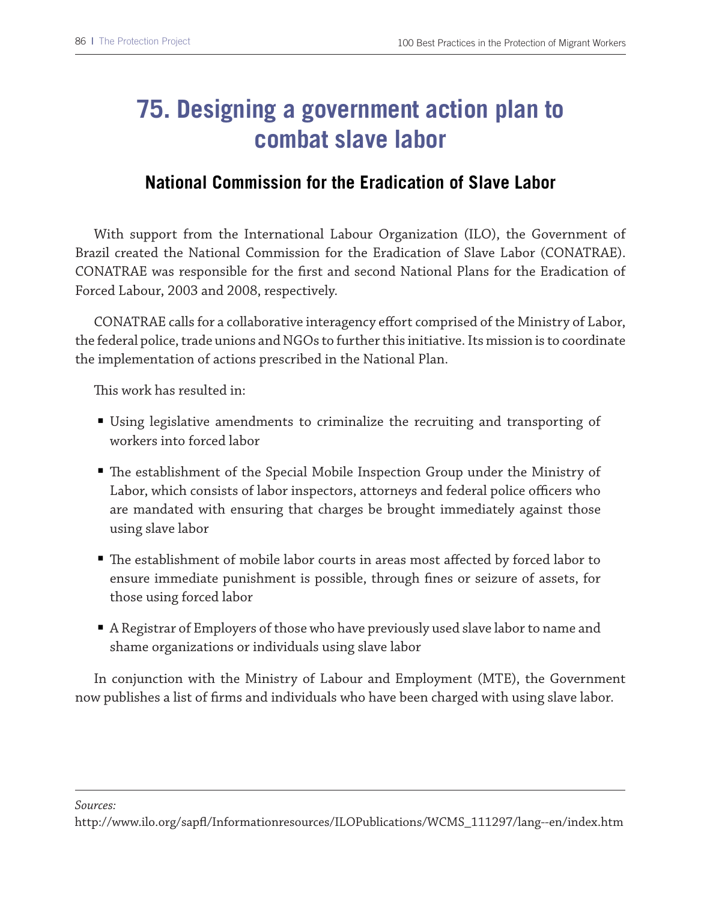# 75. Designing a government action plan to combat slave labor

## National Commission for the Eradication of Slave Labor

With support from the International Labour Organization (ILO), the Government of Brazil created the National Commission for the Eradication of Slave Labor (CONATRAE). CONATRAE was responsible for the first and second National Plans for the Eradication of Forced Labour, 2003 and 2008, respectively.

CONATRAE calls for a collaborative interagency effort comprised of the Ministry of Labor, the federal police, trade unions and NGOs to further this initiative. Its mission is to coordinate the implementation of actions prescribed in the National Plan.

This work has resulted in:

- Using legislative amendments to criminalize the recruiting and transporting of workers into forced labor
- The establishment of the Special Mobile Inspection Group under the Ministry of Labor, which consists of labor inspectors, attorneys and federal police officers who are mandated with ensuring that charges be brought immediately against those using slave labor
- The establishment of mobile labor courts in areas most affected by forced labor to ensure immediate punishment is possible, through fines or seizure of assets, for those using forced labor
- A Registrar of Employers of those who have previously used slave labor to name and shame organizations or individuals using slave labor

In conjunction with the Ministry of Labour and Employment (MTE), the Government now publishes a list of firms and individuals who have been charged with using slave labor.

---

*Sources:*

http://www.ilo.org/sapfl/Informationresources/ILOPublications/WCMS_111297/lang--en/index.htm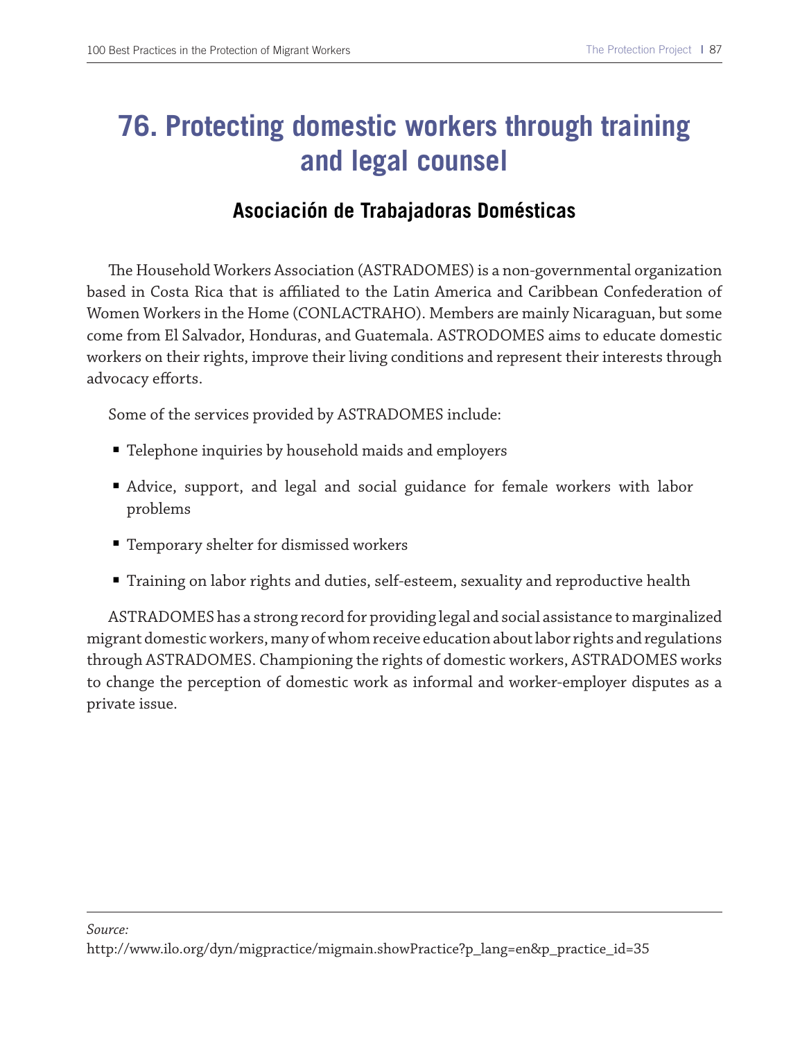# 76. Protecting domestic workers through training and legal counsel

## Asociación de Trabajadoras Domésticas

The Household Workers Association (ASTRADOMES) is a non-governmental organization based in Costa Rica that is affiliated to the Latin America and Caribbean Confederation of Women Workers in the Home (CONLACTRAHO). Members are mainly Nicaraguan, but some come from El Salvador, Honduras, and Guatemala. ASTRODOMES aims to educate domestic workers on their rights, improve their living conditions and represent their interests through advocacy efforts.

Some of the services provided by ASTRADOMES include:

- Telephone inquiries by household maids and employers
- Advice, support, and legal and social guidance for female workers with labor problems
- Temporary shelter for dismissed workers
- Training on labor rights and duties, self-esteem, sexuality and reproductive health

ASTRADOMES has a strong record for providing legal and social assistance to marginalized migrant domestic workers, many of whom receive education about labor rights and regulations through ASTRADOMES. Championing the rights of domestic workers, ASTRADOMES works to change the perception of domestic work as informal and worker-employer disputes as a private issue.

*Source:*
http://www.ilo.org/dyn/migpractice/migmain.showPractice?p_lang=en&p_practice_id=35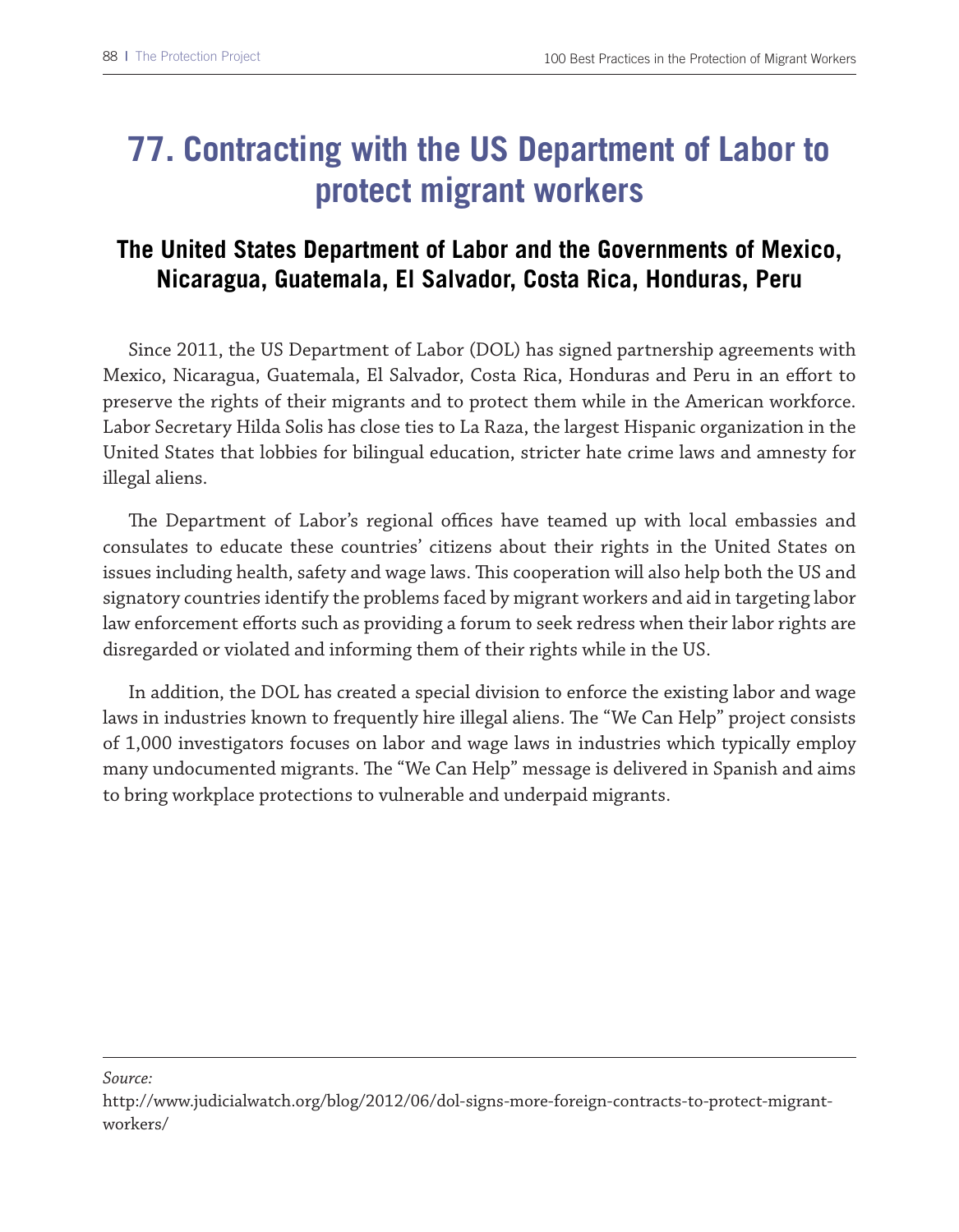# 77. Contracting with the US Department of Labor to protect migrant workers

## The United States Department of Labor and the Governments of Mexico, Nicaragua, Guatemala, El Salvador, Costa Rica, Honduras, Peru

Since 2011, the US Department of Labor (DOL) has signed partnership agreements with Mexico, Nicaragua, Guatemala, El Salvador, Costa Rica, Honduras and Peru in an effort to preserve the rights of their migrants and to protect them while in the American workforce. Labor Secretary Hilda Solis has close ties to La Raza, the largest Hispanic organization in the United States that lobbies for bilingual education, stricter hate crime laws and amnesty for illegal aliens.

The Department of Labor's regional offices have teamed up with local embassies and consulates to educate these countries' citizens about their rights in the United States on issues including health, safety and wage laws. This cooperation will also help both the US and signatory countries identify the problems faced by migrant workers and aid in targeting labor law enforcement efforts such as providing a forum to seek redress when their labor rights are disregarded or violated and informing them of their rights while in the US.

In addition, the DOL has created a special division to enforce the existing labor and wage laws in industries known to frequently hire illegal aliens. The "We Can Help" project consists of 1,000 investigators focuses on labor and wage laws in industries which typically employ many undocumented migrants. The "We Can Help" message is delivered in Spanish and aims to bring workplace protections to vulnerable and underpaid migrants.

---

*Source:*
http://www.judicialwatch.org/blog/2012/06/dol-signs-more-foreign-contracts-to-protect-migrant-workers/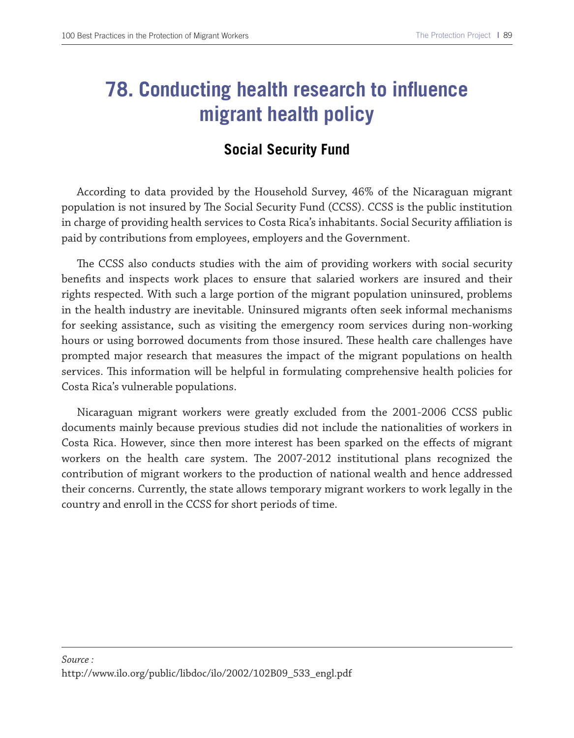# 78. Conducting health research to influence migrant health policy

## Social Security Fund

According to data provided by the Household Survey, 46% of the Nicaraguan migrant population is not insured by The Social Security Fund (CCSS). CCSS is the public institution in charge of providing health services to Costa Rica's inhabitants. Social Security affiliation is paid by contributions from employees, employers and the Government.

The CCSS also conducts studies with the aim of providing workers with social security benefits and inspects work places to ensure that salaried workers are insured and their rights respected. With such a large portion of the migrant population uninsured, problems in the health industry are inevitable. Uninsured migrants often seek informal mechanisms for seeking assistance, such as visiting the emergency room services during non-working hours or using borrowed documents from those insured. These health care challenges have prompted major research that measures the impact of the migrant populations on health services. This information will be helpful in formulating comprehensive health policies for Costa Rica's vulnerable populations.

Nicaraguan migrant workers were greatly excluded from the 2001-2006 CCSS public documents mainly because previous studies did not include the nationalities of workers in Costa Rica. However, since then more interest has been sparked on the effects of migrant workers on the health care system. The 2007-2012 institutional plans recognized the contribution of migrant workers to the production of national wealth and hence addressed their concerns. Currently, the state allows temporary migrant workers to work legally in the country and enroll in the CCSS for short periods of time.

---

*Source :*
http://www.ilo.org/public/libdoc/ilo/2002/102B09_533_engl.pdf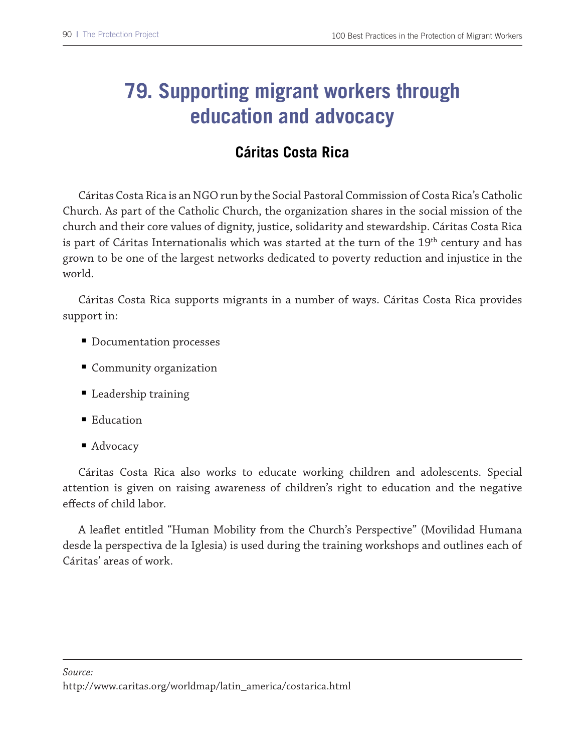# 79. Supporting migrant workers through education and advocacy

## Cáritas Costa Rica

Cáritas Costa Rica is an NGO run by the Social Pastoral Commission of Costa Rica's Catholic Church. As part of the Catholic Church, the organization shares in the social mission of the church and their core values of dignity, justice, solidarity and stewardship. Cáritas Costa Rica is part of Cáritas Internationalis which was started at the turn of the 19th century and has grown to be one of the largest networks dedicated to poverty reduction and injustice in the world.

Cáritas Costa Rica supports migrants in a number of ways. Cáritas Costa Rica provides support in:

- Documentation processes
- Community organization
- Leadership training
- Education
- Advocacy

Cáritas Costa Rica also works to educate working children and adolescents. Special attention is given on raising awareness of children's right to education and the negative effects of child labor.

A leaflet entitled "Human Mobility from the Church's Perspective" (Movilidad Humana desde la perspectiva de la Iglesia) is used during the training workshops and outlines each of Cáritas' areas of work.

*Source:*
http://www.caritas.org/worldmap/latin_america/costarica.html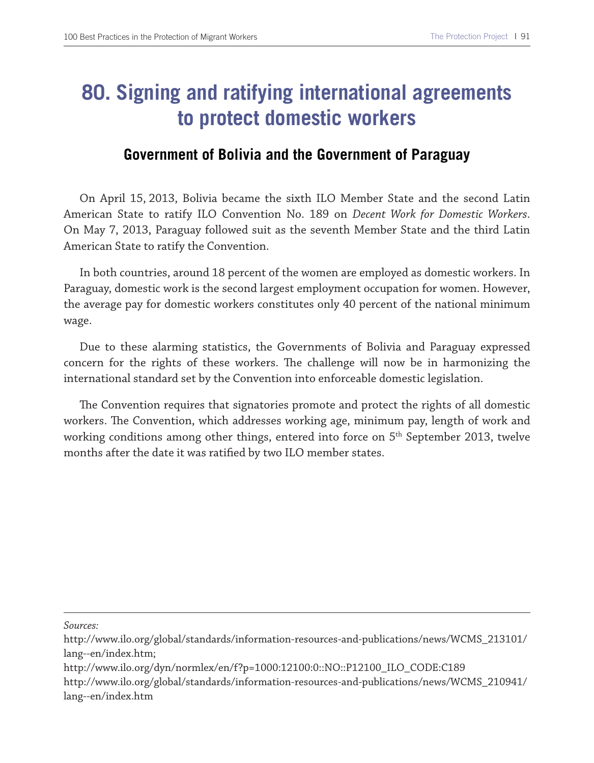# 80. Signing and ratifying international agreements to protect domestic workers

## Government of Bolivia and the Government of Paraguay

On April 15, 2013, Bolivia became the sixth ILO Member State and the second Latin American State to ratify ILO Convention No. 189 on *Decent Work for Domestic Workers*. On May 7, 2013, Paraguay followed suit as the seventh Member State and the third Latin American State to ratify the Convention.

In both countries, around 18 percent of the women are employed as domestic workers. In Paraguay, domestic work is the second largest employment occupation for women. However, the average pay for domestic workers constitutes only 40 percent of the national minimum wage.

Due to these alarming statistics, the Governments of Bolivia and Paraguay expressed concern for the rights of these workers. The challenge will now be in harmonizing the international standard set by the Convention into enforceable domestic legislation.

The Convention requires that signatories promote and protect the rights of all domestic workers. The Convention, which addresses working age, minimum pay, length of work and working conditions among other things, entered into force on 5th September 2013, twelve months after the date it was ratified by two ILO member states.

---

*Sources:*

http://www.ilo.org/global/standards/information-resources-and-publications/news/WCMS_213101/lang--en/index.htm;

http://www.ilo.org/dyn/normlex/en/f?p=1000:12100:0::NO::P12100_ILO_CODE:C189

http://www.ilo.org/global/standards/information-resources-and-publications/news/WCMS_210941/lang--en/index.htm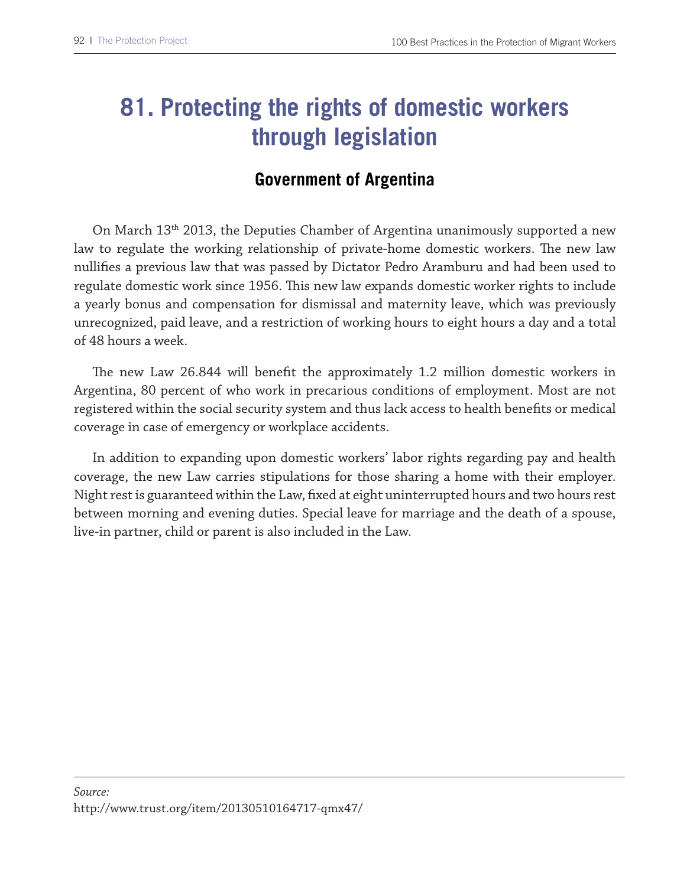# 81. Protecting the rights of domestic workers through legislation

## Government of Argentina

On March 13th 2013, the Deputies Chamber of Argentina unanimously supported a new law to regulate the working relationship of private-home domestic workers. The new law nullifies a previous law that was passed by Dictator Pedro Aramburu and had been used to regulate domestic work since 1956. This new law expands domestic worker rights to include a yearly bonus and compensation for dismissal and maternity leave, which was previously unrecognized, paid leave, and a restriction of working hours to eight hours a day and a total of 48 hours a week.

The new Law 26.844 will benefit the approximately 1.2 million domestic workers in Argentina, 80 percent of who work in precarious conditions of employment. Most are not registered within the social security system and thus lack access to health benefits or medical coverage in case of emergency or workplace accidents.

In addition to expanding upon domestic workers' labor rights regarding pay and health coverage, the new Law carries stipulations for those sharing a home with their employer. Night rest is guaranteed within the Law, fixed at eight uninterrupted hours and two hours rest between morning and evening duties. Special leave for marriage and the death of a spouse, live-in partner, child or parent is also included in the Law.

---

*Source:*
http://www.trust.org/item/20130510164717-qmx47/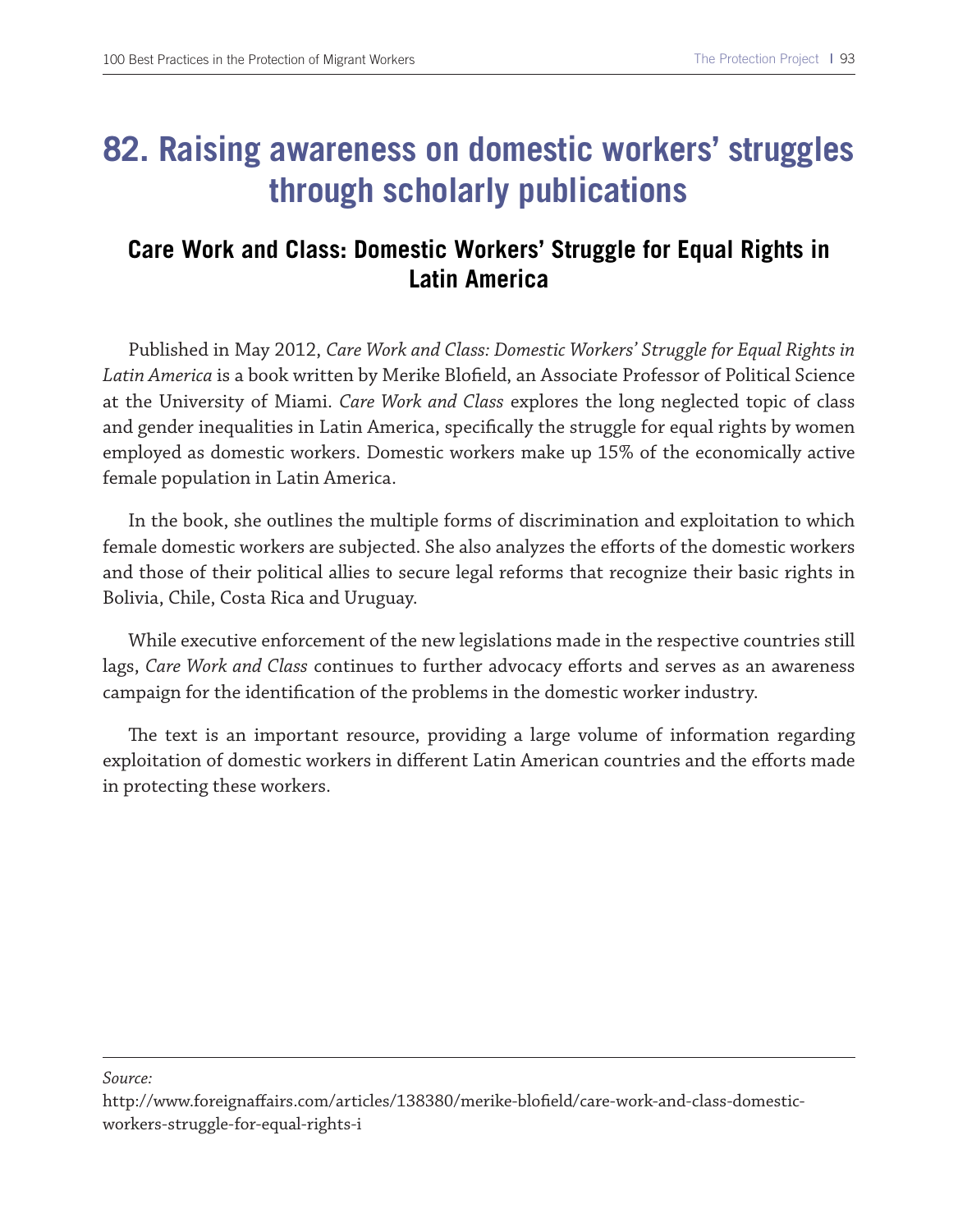# 82. Raising awareness on domestic workers' struggles through scholarly publications

## Care Work and Class: Domestic Workers' Struggle for Equal Rights in Latin America

Published in May 2012, *Care Work and Class: Domestic Workers' Struggle for Equal Rights in Latin America* is a book written by Merike Blofield, an Associate Professor of Political Science at the University of Miami. *Care Work and Class* explores the long neglected topic of class and gender inequalities in Latin America, specifically the struggle for equal rights by women employed as domestic workers. Domestic workers make up 15% of the economically active female population in Latin America.

In the book, she outlines the multiple forms of discrimination and exploitation to which female domestic workers are subjected. She also analyzes the efforts of the domestic workers and those of their political allies to secure legal reforms that recognize their basic rights in Bolivia, Chile, Costa Rica and Uruguay.

While executive enforcement of the new legislations made in the respective countries still lags, *Care Work and Class* continues to further advocacy efforts and serves as an awareness campaign for the identification of the problems in the domestic worker industry.

The text is an important resource, providing a large volume of information regarding exploitation of domestic workers in different Latin American countries and the efforts made in protecting these workers.

---

*Source:*
http://www.foreignaffairs.com/articles/138380/merike-blofield/care-work-and-class-domestic-workers-struggle-for-equal-rights-i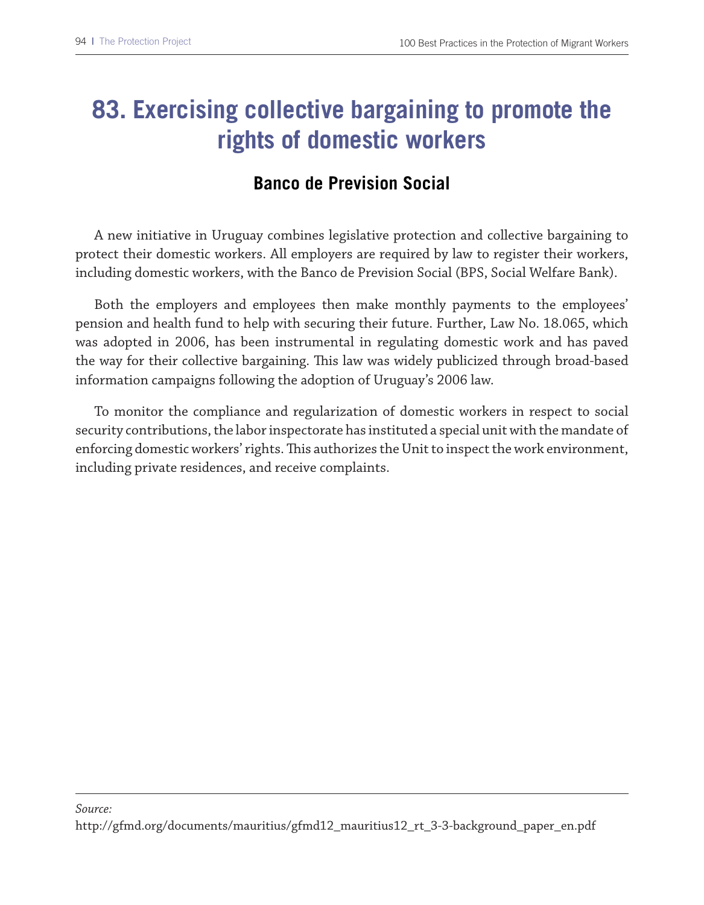# 83. Exercising collective bargaining to promote the rights of domestic workers

## Banco de Prevision Social

A new initiative in Uruguay combines legislative protection and collective bargaining to protect their domestic workers. All employers are required by law to register their workers, including domestic workers, with the Banco de Prevision Social (BPS, Social Welfare Bank).

Both the employers and employees then make monthly payments to the employees' pension and health fund to help with securing their future. Further, Law No. 18.065, which was adopted in 2006, has been instrumental in regulating domestic work and has paved the way for their collective bargaining. This law was widely publicized through broad-based information campaigns following the adoption of Uruguay's 2006 law.

To monitor the compliance and regularization of domestic workers in respect to social security contributions, the labor inspectorate has instituted a special unit with the mandate of enforcing domestic workers' rights. This authorizes the Unit to inspect the work environment, including private residences, and receive complaints.

---

*Source:*
http://gfmd.org/documents/mauritius/gfmd12_mauritius12_rt_3-3-background_paper_en.pdf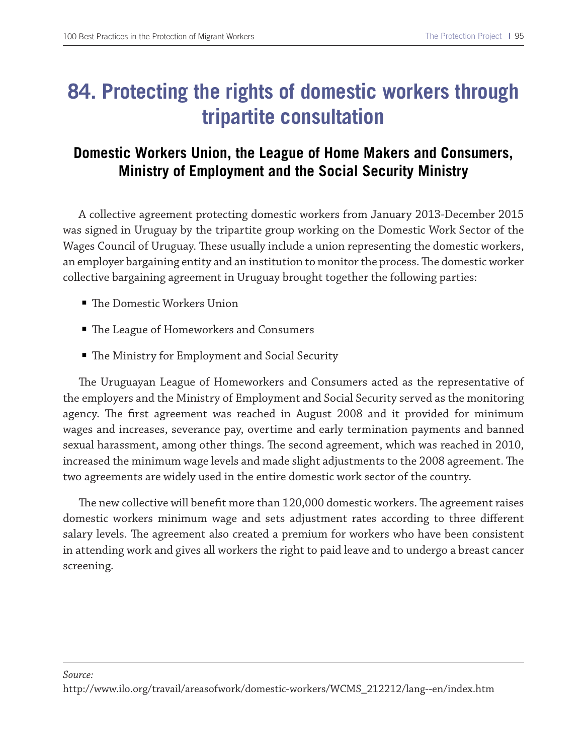# 84. Protecting the rights of domestic workers through tripartite consultation

## Domestic Workers Union, the League of Home Makers and Consumers, Ministry of Employment and the Social Security Ministry

A collective agreement protecting domestic workers from January 2013-December 2015 was signed in Uruguay by the tripartite group working on the Domestic Work Sector of the Wages Council of Uruguay. These usually include a union representing the domestic workers, an employer bargaining entity and an institution to monitor the process. The domestic worker collective bargaining agreement in Uruguay brought together the following parties:

- The Domestic Workers Union
- The League of Homeworkers and Consumers
- The Ministry for Employment and Social Security

The Uruguayan League of Homeworkers and Consumers acted as the representative of the employers and the Ministry of Employment and Social Security served as the monitoring agency. The first agreement was reached in August 2008 and it provided for minimum wages and increases, severance pay, overtime and early termination payments and banned sexual harassment, among other things. The second agreement, which was reached in 2010, increased the minimum wage levels and made slight adjustments to the 2008 agreement. The two agreements are widely used in the entire domestic work sector of the country.

The new collective will benefit more than 120,000 domestic workers. The agreement raises domestic workers minimum wage and sets adjustment rates according to three different salary levels. The agreement also created a premium for workers who have been consistent in attending work and gives all workers the right to paid leave and to undergo a breast cancer screening.

---

*Source:*
http://www.ilo.org/travail/areasofwork/domestic-workers/WCMS_212212/lang--en/index.htm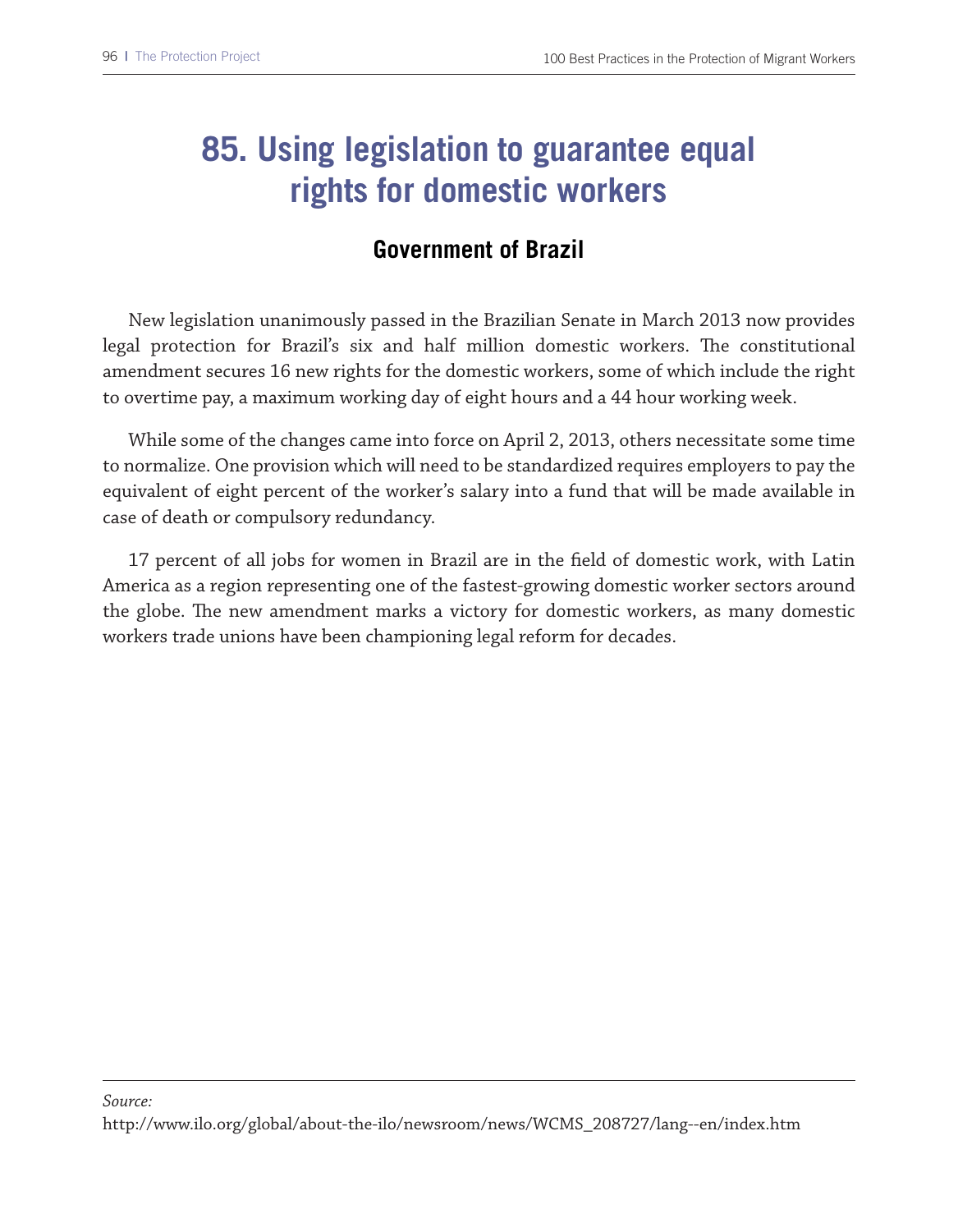# 85. Using legislation to guarantee equal rights for domestic workers

## Government of Brazil

New legislation unanimously passed in the Brazilian Senate in March 2013 now provides legal protection for Brazil's six and half million domestic workers. The constitutional amendment secures 16 new rights for the domestic workers, some of which include the right to overtime pay, a maximum working day of eight hours and a 44 hour working week.

While some of the changes came into force on April 2, 2013, others necessitate some time to normalize. One provision which will need to be standardized requires employers to pay the equivalent of eight percent of the worker's salary into a fund that will be made available in case of death or compulsory redundancy.

17 percent of all jobs for women in Brazil are in the field of domestic work, with Latin America as a region representing one of the fastest-growing domestic worker sectors around the globe. The new amendment marks a victory for domestic workers, as many domestic workers trade unions have been championing legal reform for decades.

---

*Source:*

http://www.ilo.org/global/about-the-ilo/newsroom/news/WCMS_208727/lang--en/index.htm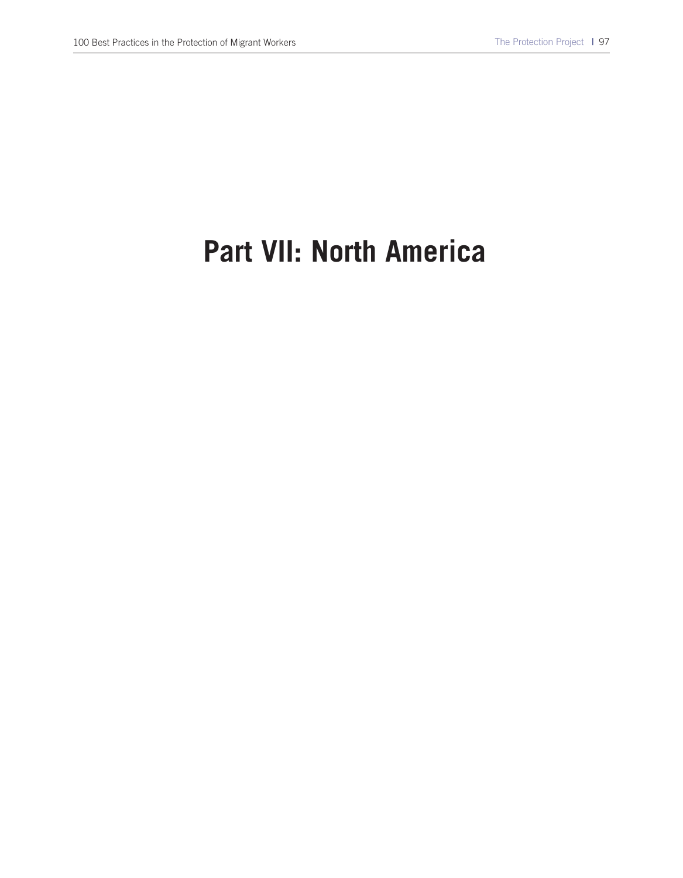# Part VII: North America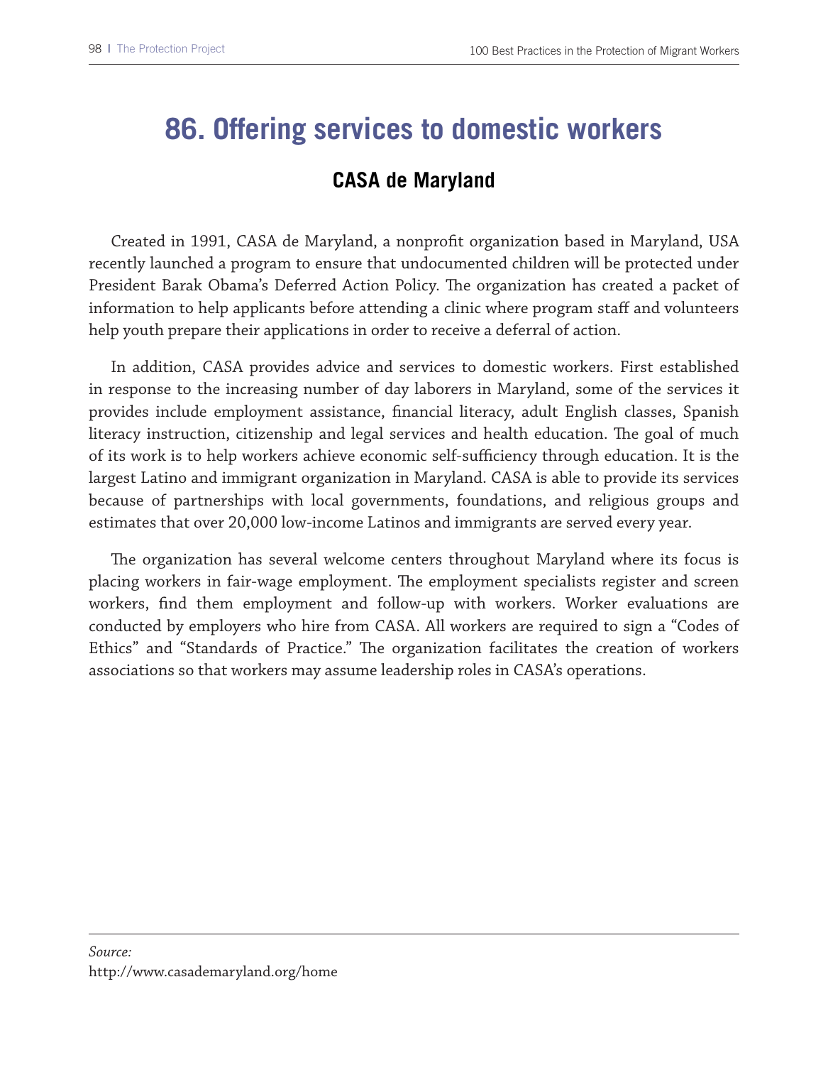# 86. Offering services to domestic workers

## CASA de Maryland

Created in 1991, CASA de Maryland, a nonprofit organization based in Maryland, USA recently launched a program to ensure that undocumented children will be protected under President Barak Obama's Deferred Action Policy. The organization has created a packet of information to help applicants before attending a clinic where program staff and volunteers help youth prepare their applications in order to receive a deferral of action.

In addition, CASA provides advice and services to domestic workers. First established in response to the increasing number of day laborers in Maryland, some of the services it provides include employment assistance, financial literacy, adult English classes, Spanish literacy instruction, citizenship and legal services and health education. The goal of much of its work is to help workers achieve economic self-sufficiency through education. It is the largest Latino and immigrant organization in Maryland. CASA is able to provide its services because of partnerships with local governments, foundations, and religious groups and estimates that over 20,000 low-income Latinos and immigrants are served every year.

The organization has several welcome centers throughout Maryland where its focus is placing workers in fair-wage employment. The employment specialists register and screen workers, find them employment and follow-up with workers. Worker evaluations are conducted by employers who hire from CASA. All workers are required to sign a "Codes of Ethics" and "Standards of Practice." The organization facilitates the creation of workers associations so that workers may assume leadership roles in CASA's operations.

---

*Source:*
http://www.casademaryland.org/home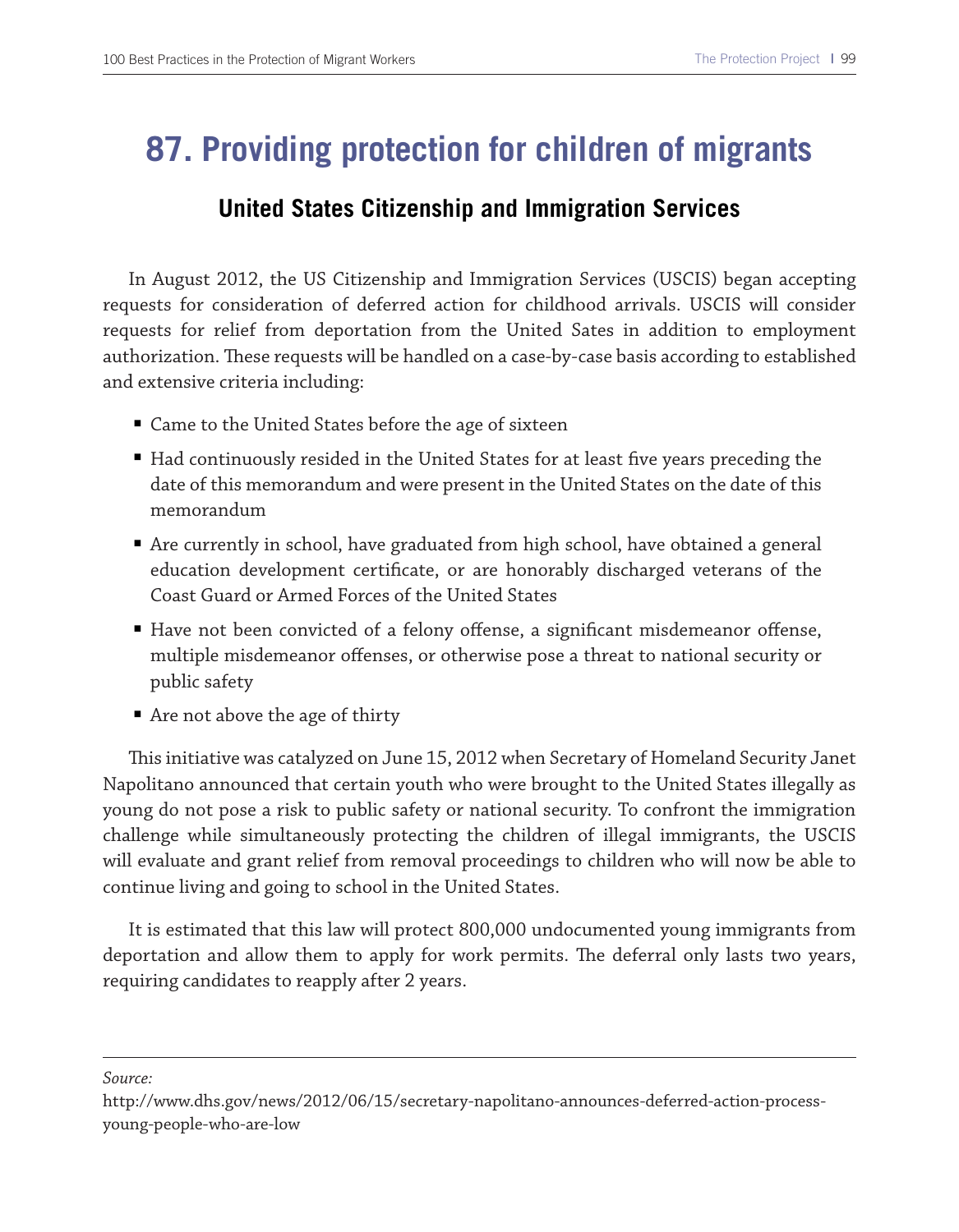# 87. Providing protection for children of migrants

## United States Citizenship and Immigration Services

In August 2012, the US Citizenship and Immigration Services (USCIS) began accepting requests for consideration of deferred action for childhood arrivals. USCIS will consider requests for relief from deportation from the United Sates in addition to employment authorization. These requests will be handled on a case-by-case basis according to established and extensive criteria including:

- Came to the United States before the age of sixteen
- Had continuously resided in the United States for at least five years preceding the date of this memorandum and were present in the United States on the date of this memorandum
- Are currently in school, have graduated from high school, have obtained a general education development certificate, or are honorably discharged veterans of the Coast Guard or Armed Forces of the United States
- Have not been convicted of a felony offense, a significant misdemeanor offense, multiple misdemeanor offenses, or otherwise pose a threat to national security or public safety
- Are not above the age of thirty

This initiative was catalyzed on June 15, 2012 when Secretary of Homeland Security Janet Napolitano announced that certain youth who were brought to the United States illegally as young do not pose a risk to public safety or national security. To confront the immigration challenge while simultaneously protecting the children of illegal immigrants, the USCIS will evaluate and grant relief from removal proceedings to children who will now be able to continue living and going to school in the United States.

It is estimated that this law will protect 800,000 undocumented young immigrants from deportation and allow them to apply for work permits. The deferral only lasts two years, requiring candidates to reapply after 2 years.

---

*Source:*

http://www.dhs.gov/news/2012/06/15/secretary-napolitano-announces-deferred-action-process-young-people-who-are-low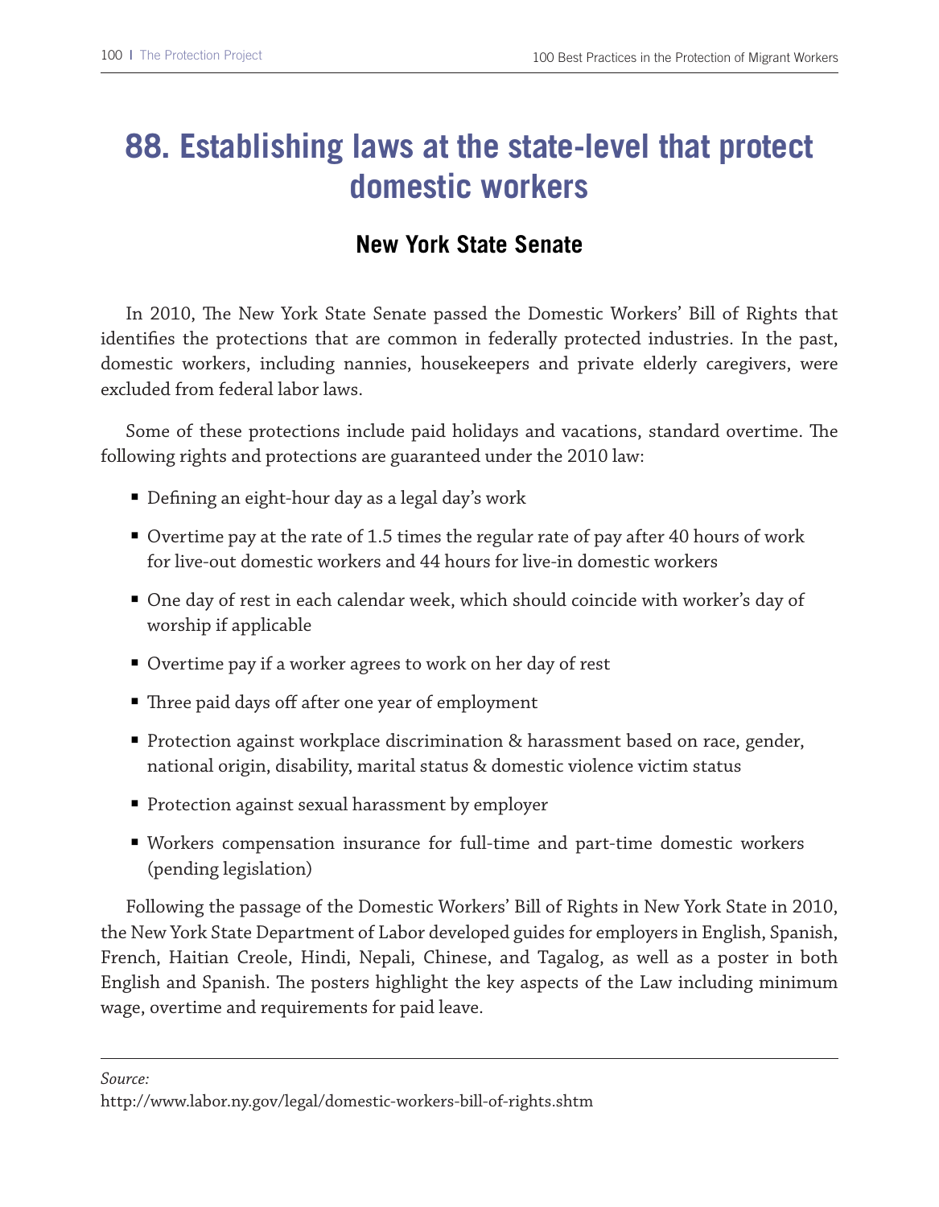# 88. Establishing laws at the state-level that protect domestic workers

## New York State Senate

In 2010, The New York State Senate passed the Domestic Workers' Bill of Rights that identifies the protections that are common in federally protected industries. In the past, domestic workers, including nannies, housekeepers and private elderly caregivers, were excluded from federal labor laws.

Some of these protections include paid holidays and vacations, standard overtime. The following rights and protections are guaranteed under the 2010 law:

- Defining an eight-hour day as a legal day's work
- Overtime pay at the rate of 1.5 times the regular rate of pay after 40 hours of work for live-out domestic workers and 44 hours for live-in domestic workers
- One day of rest in each calendar week, which should coincide with worker's day of worship if applicable
- Overtime pay if a worker agrees to work on her day of rest
- Three paid days off after one year of employment
- Protection against workplace discrimination & harassment based on race, gender, national origin, disability, marital status & domestic violence victim status
- Protection against sexual harassment by employer
- Workers compensation insurance for full-time and part-time domestic workers (pending legislation)

Following the passage of the Domestic Workers' Bill of Rights in New York State in 2010, the New York State Department of Labor developed guides for employers in English, Spanish, French, Haitian Creole, Hindi, Nepali, Chinese, and Tagalog, as well as a poster in both English and Spanish. The posters highlight the key aspects of the Law including minimum wage, overtime and requirements for paid leave.

*Source:*
http://www.labor.ny.gov/legal/domestic-workers-bill-of-rights.shtm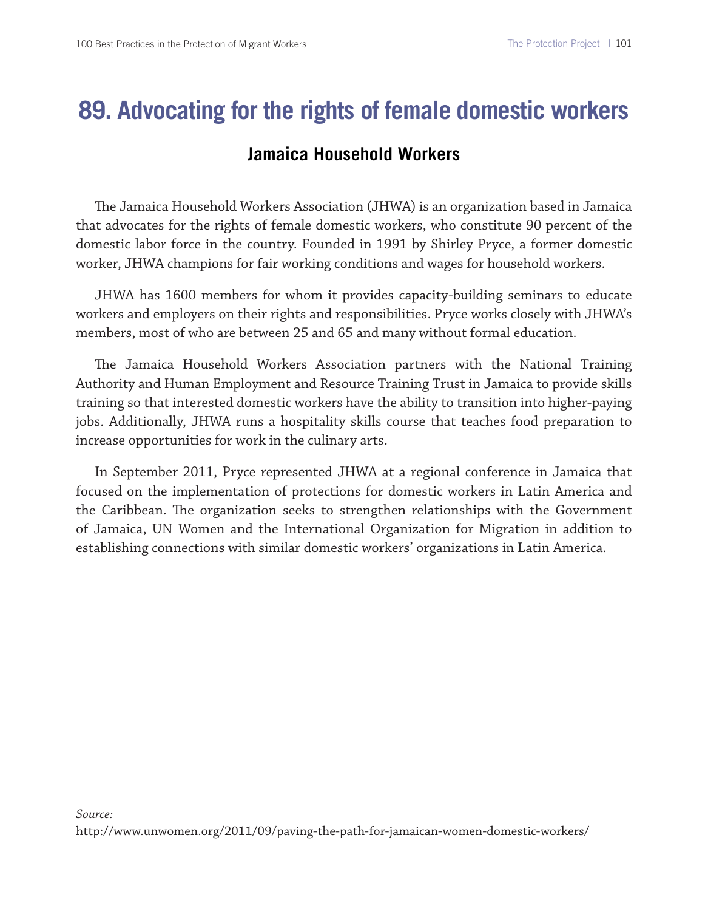# 89. Advocating for the rights of female domestic workers

## Jamaica Household Workers

The Jamaica Household Workers Association (JHWA) is an organization based in Jamaica that advocates for the rights of female domestic workers, who constitute 90 percent of the domestic labor force in the country. Founded in 1991 by Shirley Pryce, a former domestic worker, JHWA champions for fair working conditions and wages for household workers.

JHWA has 1600 members for whom it provides capacity-building seminars to educate workers and employers on their rights and responsibilities. Pryce works closely with JHWA's members, most of who are between 25 and 65 and many without formal education.

The Jamaica Household Workers Association partners with the National Training Authority and Human Employment and Resource Training Trust in Jamaica to provide skills training so that interested domestic workers have the ability to transition into higher-paying jobs. Additionally, JHWA runs a hospitality skills course that teaches food preparation to increase opportunities for work in the culinary arts.

In September 2011, Pryce represented JHWA at a regional conference in Jamaica that focused on the implementation of protections for domestic workers in Latin America and the Caribbean. The organization seeks to strengthen relationships with the Government of Jamaica, UN Women and the International Organization for Migration in addition to establishing connections with similar domestic workers' organizations in Latin America.

---

*Source:*
http://www.unwomen.org/2011/09/paving-the-path-for-jamaican-women-domestic-workers/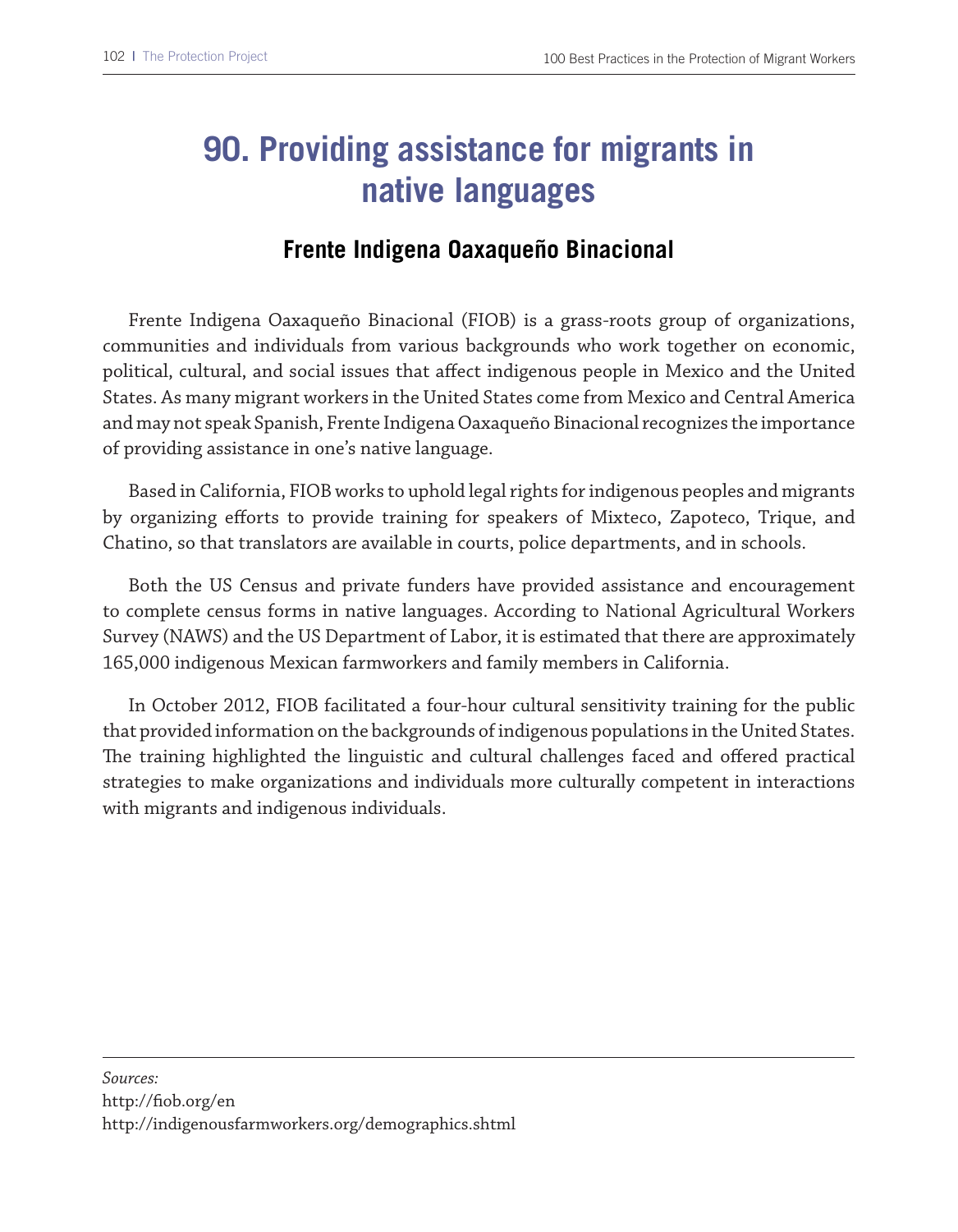# 90. Providing assistance for migrants in native languages

## Frente Indigena Oaxaqueño Binacional

Frente Indigena Oaxaqueño Binacional (FIOB) is a grass-roots group of organizations, communities and individuals from various backgrounds who work together on economic, political, cultural, and social issues that affect indigenous people in Mexico and the United States. As many migrant workers in the United States come from Mexico and Central America and may not speak Spanish, Frente Indigena Oaxaqueño Binacional recognizes the importance of providing assistance in one's native language.

Based in California, FIOB works to uphold legal rights for indigenous peoples and migrants by organizing efforts to provide training for speakers of Mixteco, Zapoteco, Trique, and Chatino, so that translators are available in courts, police departments, and in schools.

Both the US Census and private funders have provided assistance and encouragement to complete census forms in native languages. According to National Agricultural Workers Survey (NAWS) and the US Department of Labor, it is estimated that there are approximately 165,000 indigenous Mexican farmworkers and family members in California.

In October 2012, FIOB facilitated a four-hour cultural sensitivity training for the public that provided information on the backgrounds of indigenous populations in the United States. The training highlighted the linguistic and cultural challenges faced and offered practical strategies to make organizations and individuals more culturally competent in interactions with migrants and indigenous individuals.

---

*Sources:*
http://fiob.org/en
http://indigenousfarmworkers.org/demographics.shtml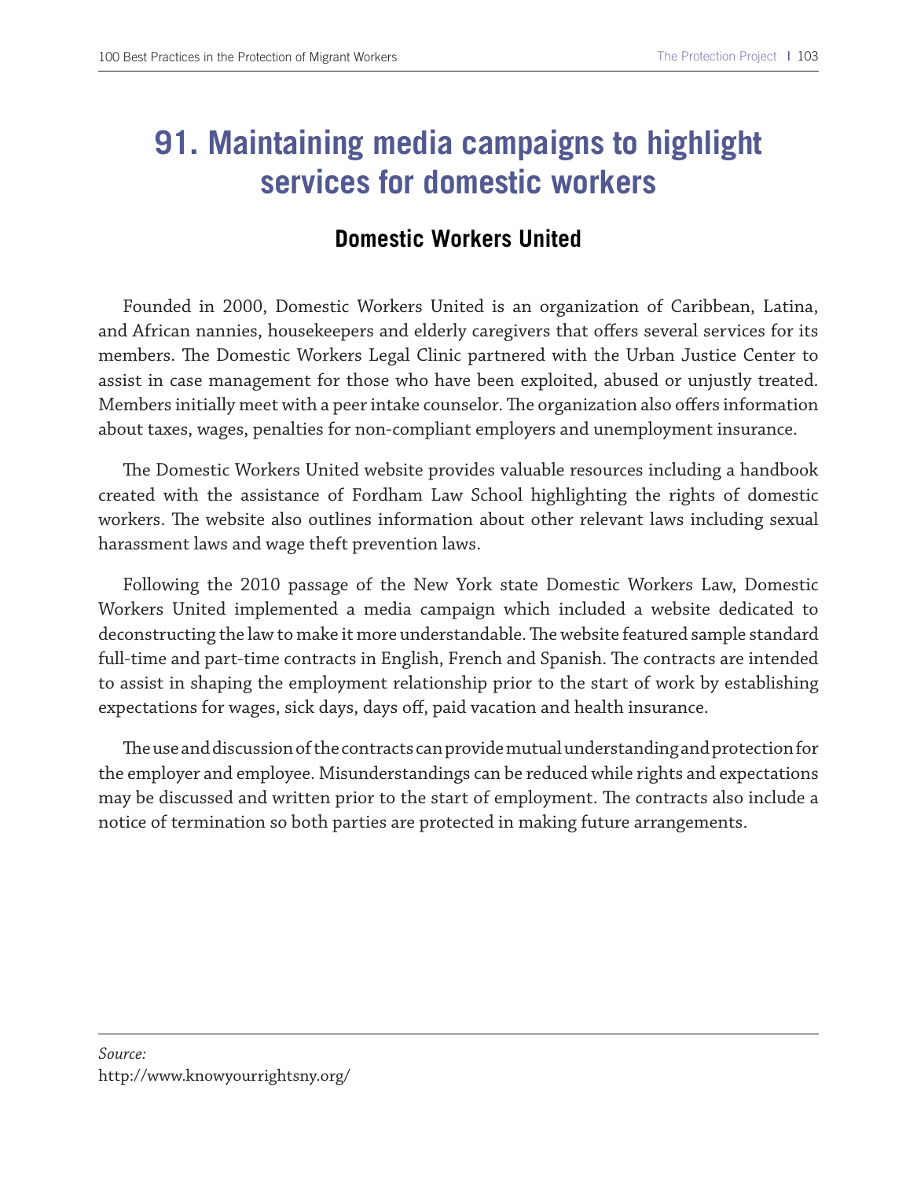# 91. Maintaining media campaigns to highlight services for domestic workers

## Domestic Workers United

Founded in 2000, Domestic Workers United is an organization of Caribbean, Latina, and African nannies, housekeepers and elderly caregivers that offers several services for its members. The Domestic Workers Legal Clinic partnered with the Urban Justice Center to assist in case management for those who have been exploited, abused or unjustly treated. Members initially meet with a peer intake counselor. The organization also offers information about taxes, wages, penalties for non-compliant employers and unemployment insurance.

The Domestic Workers United website provides valuable resources including a handbook created with the assistance of Fordham Law School highlighting the rights of domestic workers. The website also outlines information about other relevant laws including sexual harassment laws and wage theft prevention laws.

Following the 2010 passage of the New York state Domestic Workers Law, Domestic Workers United implemented a media campaign which included a website dedicated to deconstructing the law to make it more understandable. The website featured sample standard full-time and part-time contracts in English, French and Spanish. The contracts are intended to assist in shaping the employment relationship prior to the start of work by establishing expectations for wages, sick days, days off, paid vacation and health insurance.

The use and discussion of the contracts can provide mutual understanding and protection for the employer and employee. Misunderstandings can be reduced while rights and expectations may be discussed and written prior to the start of employment. The contracts also include a notice of termination so both parties are protected in making future arrangements.

---

*Source:*
http://www.knowyourrightsny.org/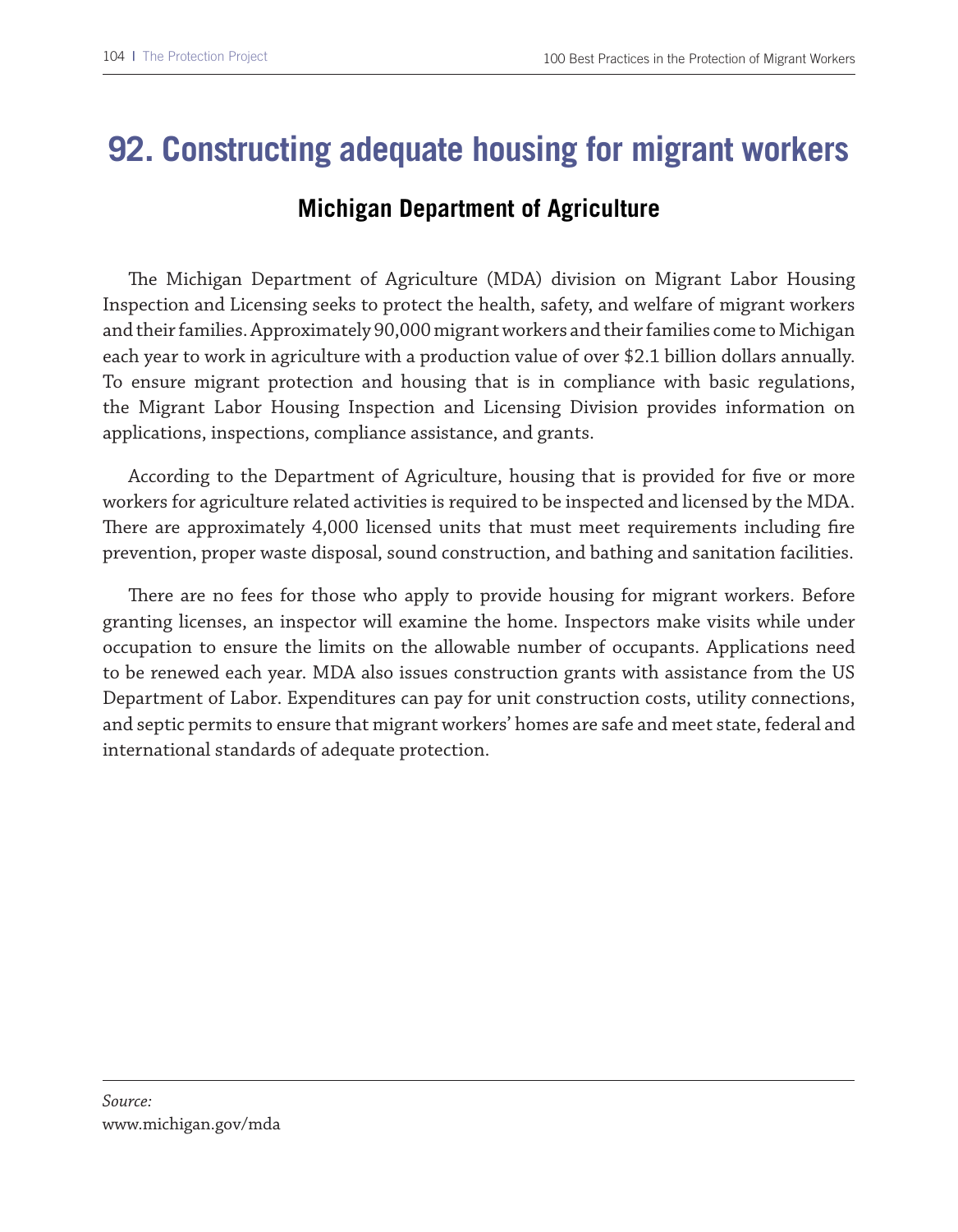# 92. Constructing adequate housing for migrant workers

## Michigan Department of Agriculture

The Michigan Department of Agriculture (MDA) division on Migrant Labor Housing Inspection and Licensing seeks to protect the health, safety, and welfare of migrant workers and their families. Approximately 90,000 migrant workers and their families come to Michigan each year to work in agriculture with a production value of over $2.1 billion dollars annually. To ensure migrant protection and housing that is in compliance with basic regulations, the Migrant Labor Housing Inspection and Licensing Division provides information on applications, inspections, compliance assistance, and grants.

According to the Department of Agriculture, housing that is provided for five or more workers for agriculture related activities is required to be inspected and licensed by the MDA. There are approximately 4,000 licensed units that must meet requirements including fire prevention, proper waste disposal, sound construction, and bathing and sanitation facilities.

There are no fees for those who apply to provide housing for migrant workers. Before granting licenses, an inspector will examine the home. Inspectors make visits while under occupation to ensure the limits on the allowable number of occupants. Applications need to be renewed each year. MDA also issues construction grants with assistance from the US Department of Labor. Expenditures can pay for unit construction costs, utility connections, and septic permits to ensure that migrant workers' homes are safe and meet state, federal and international standards of adequate protection.

---

*Source:*
www.michigan.gov/mda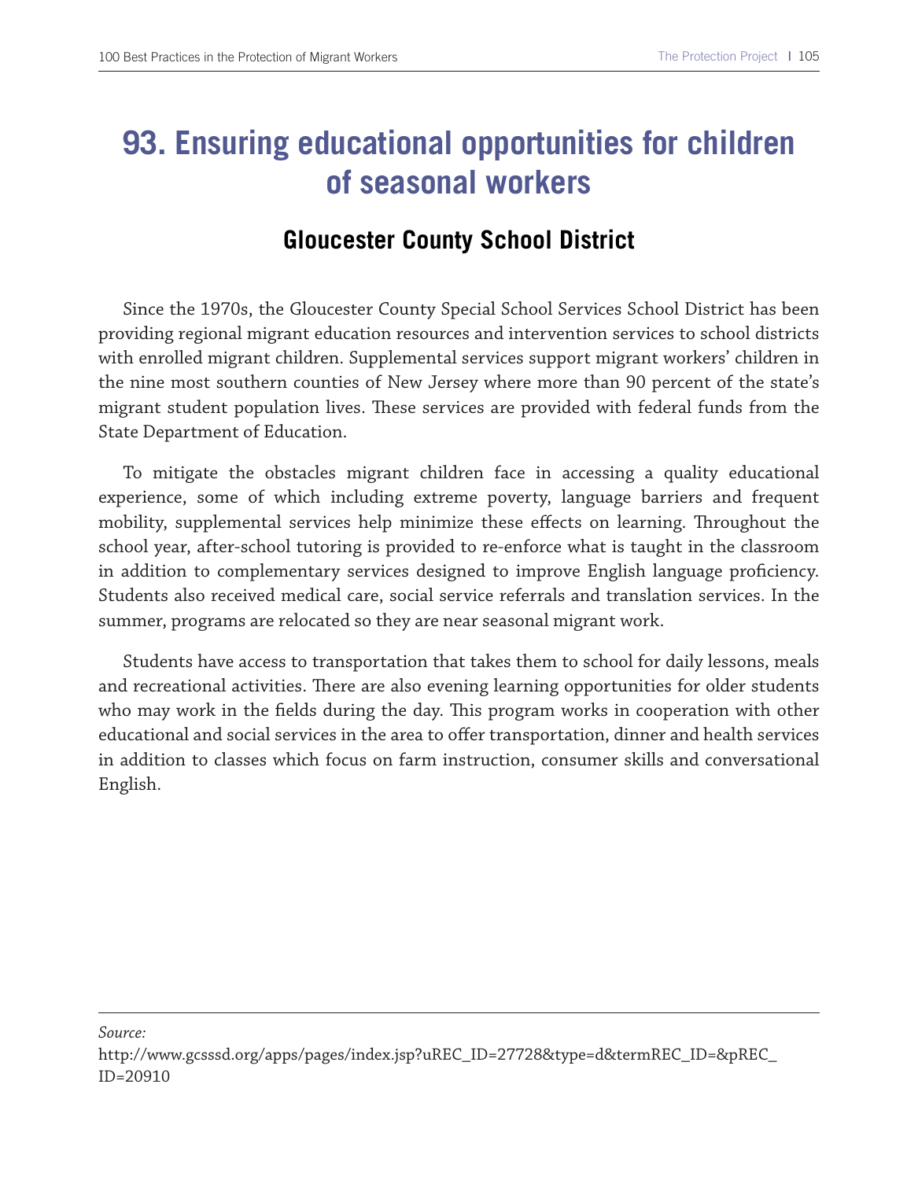# 93. Ensuring educational opportunities for children of seasonal workers

## Gloucester County School District

Since the 1970s, the Gloucester County Special School Services School District has been providing regional migrant education resources and intervention services to school districts with enrolled migrant children. Supplemental services support migrant workers' children in the nine most southern counties of New Jersey where more than 90 percent of the state's migrant student population lives. These services are provided with federal funds from the State Department of Education.

To mitigate the obstacles migrant children face in accessing a quality educational experience, some of which including extreme poverty, language barriers and frequent mobility, supplemental services help minimize these effects on learning. Throughout the school year, after-school tutoring is provided to re-enforce what is taught in the classroom in addition to complementary services designed to improve English language proficiency. Students also received medical care, social service referrals and translation services. In the summer, programs are relocated so they are near seasonal migrant work.

Students have access to transportation that takes them to school for daily lessons, meals and recreational activities. There are also evening learning opportunities for older students who may work in the fields during the day. This program works in cooperation with other educational and social services in the area to offer transportation, dinner and health services in addition to classes which focus on farm instruction, consumer skills and conversational English.

---

*Source:*
http://www.gcsssd.org/apps/pages/index.jsp?uREC_ID=27728&type=d&termREC_ID=&pREC_ID=20910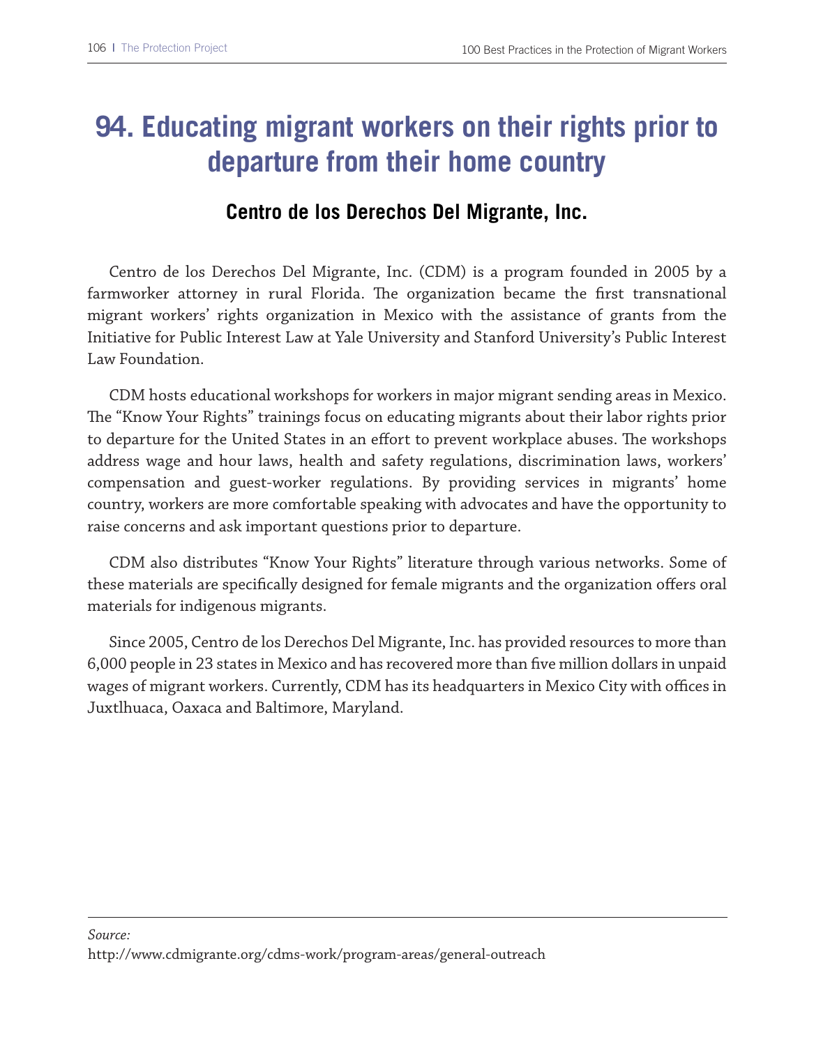# 94. Educating migrant workers on their rights prior to departure from their home country

## Centro de los Derechos Del Migrante, Inc.

Centro de los Derechos Del Migrante, Inc. (CDM) is a program founded in 2005 by a farmworker attorney in rural Florida. The organization became the first transnational migrant workers' rights organization in Mexico with the assistance of grants from the Initiative for Public Interest Law at Yale University and Stanford University's Public Interest Law Foundation.

CDM hosts educational workshops for workers in major migrant sending areas in Mexico. The "Know Your Rights" trainings focus on educating migrants about their labor rights prior to departure for the United States in an effort to prevent workplace abuses. The workshops address wage and hour laws, health and safety regulations, discrimination laws, workers' compensation and guest-worker regulations. By providing services in migrants' home country, workers are more comfortable speaking with advocates and have the opportunity to raise concerns and ask important questions prior to departure.

CDM also distributes "Know Your Rights" literature through various networks. Some of these materials are specifically designed for female migrants and the organization offers oral materials for indigenous migrants.

Since 2005, Centro de los Derechos Del Migrante, Inc. has provided resources to more than 6,000 people in 23 states in Mexico and has recovered more than five million dollars in unpaid wages of migrant workers. Currently, CDM has its headquarters in Mexico City with offices in Juxtlhuaca, Oaxaca and Baltimore, Maryland.

---

*Source:*
http://www.cdmigrante.org/cdms-work/program-areas/general-outreach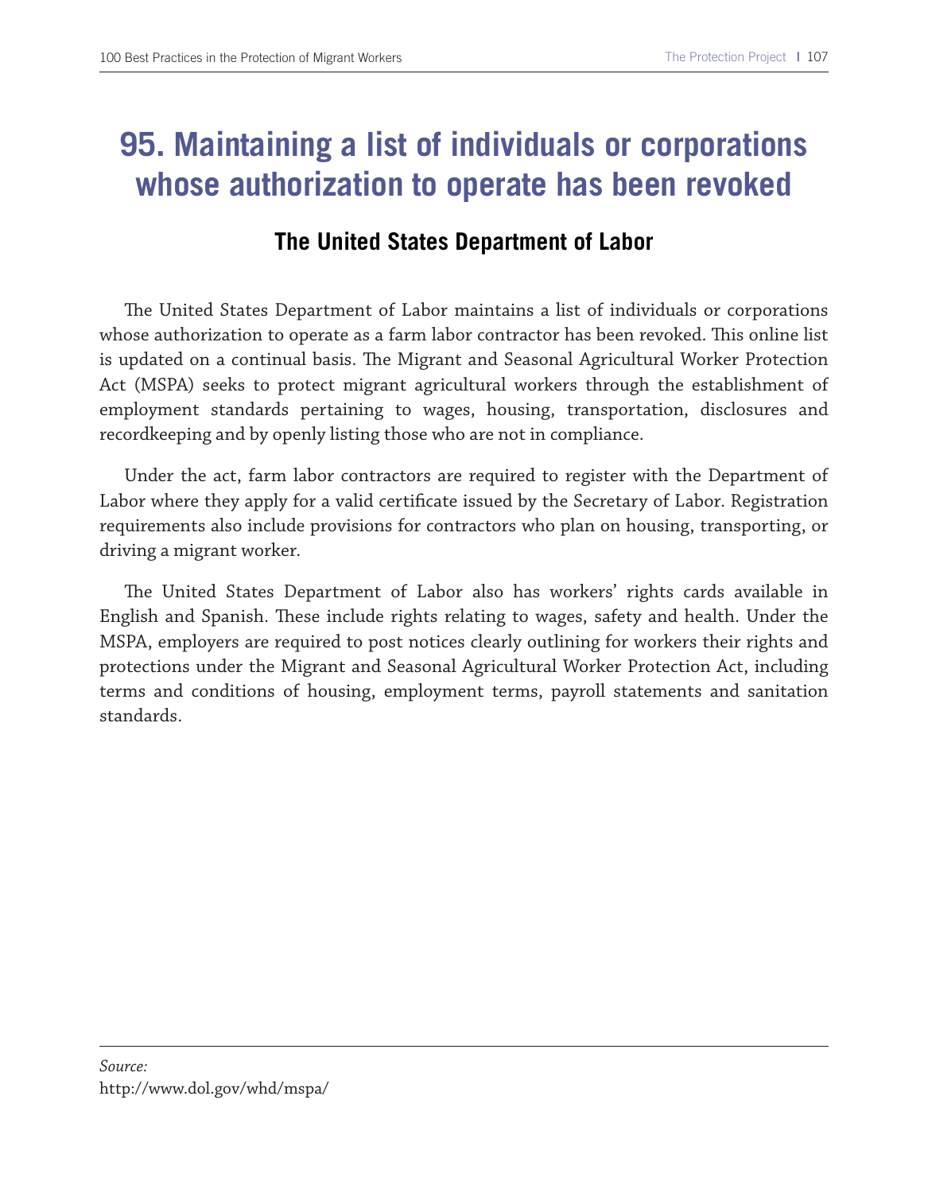# 95. Maintaining a list of individuals or corporations whose authorization to operate has been revoked

## The United States Department of Labor

The United States Department of Labor maintains a list of individuals or corporations whose authorization to operate as a farm labor contractor has been revoked. This online list is updated on a continual basis. The Migrant and Seasonal Agricultural Worker Protection Act (MSPA) seeks to protect migrant agricultural workers through the establishment of employment standards pertaining to wages, housing, transportation, disclosures and recordkeeping and by openly listing those who are not in compliance.

Under the act, farm labor contractors are required to register with the Department of Labor where they apply for a valid certificate issued by the Secretary of Labor. Registration requirements also include provisions for contractors who plan on housing, transporting, or driving a migrant worker.

The United States Department of Labor also has workers' rights cards available in English and Spanish. These include rights relating to wages, safety and health. Under the MSPA, employers are required to post notices clearly outlining for workers their rights and protections under the Migrant and Seasonal Agricultural Worker Protection Act, including terms and conditions of housing, employment terms, payroll statements and sanitation standards.

---

*Source:*
http://www.dol.gov/whd/mspa/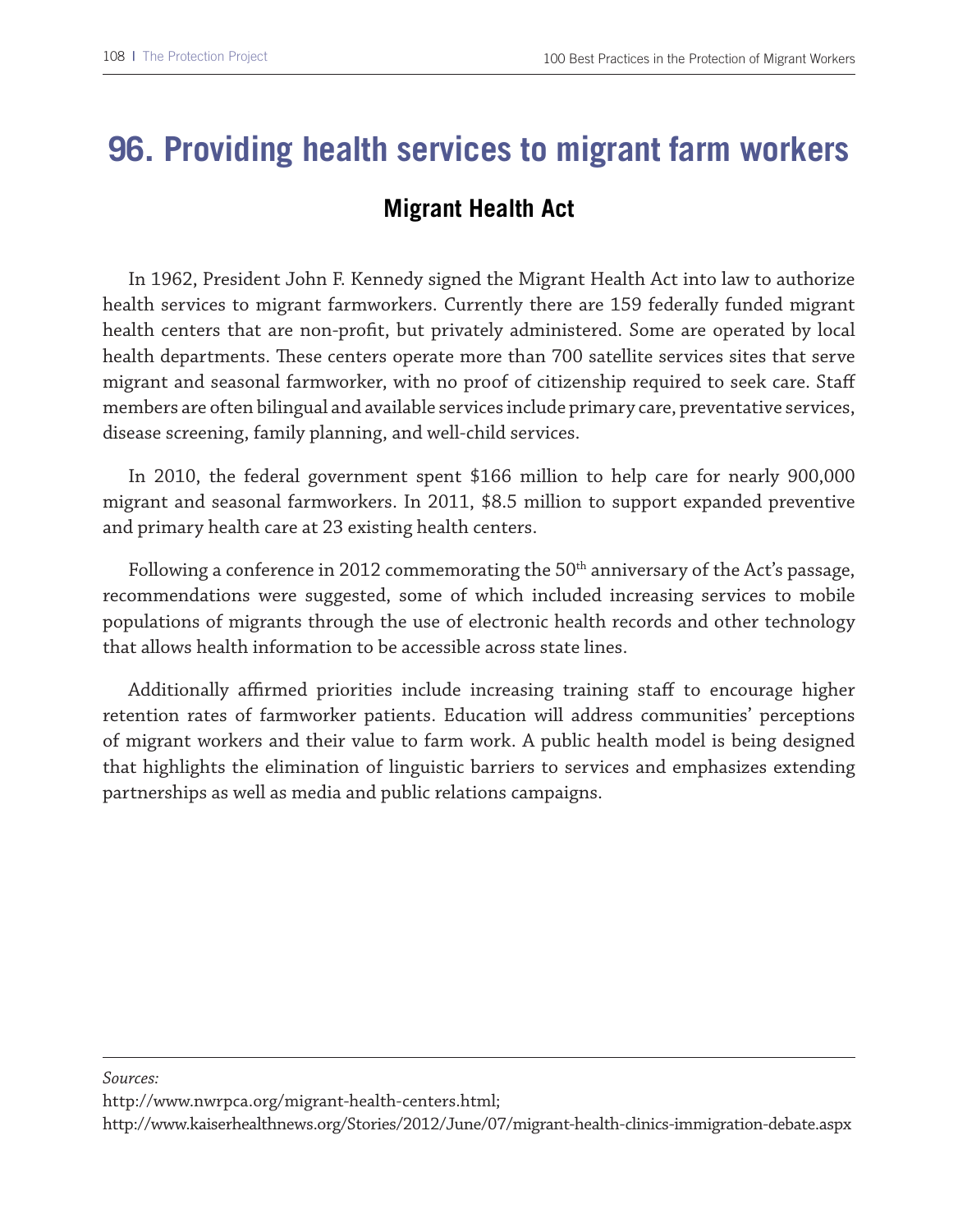# 96. Providing health services to migrant farm workers

## Migrant Health Act

In 1962, President John F. Kennedy signed the Migrant Health Act into law to authorize health services to migrant farmworkers. Currently there are 159 federally funded migrant health centers that are non-profit, but privately administered. Some are operated by local health departments. These centers operate more than 700 satellite services sites that serve migrant and seasonal farmworker, with no proof of citizenship required to seek care. Staff members are often bilingual and available services include primary care, preventative services, disease screening, family planning, and well-child services.

In 2010, the federal government spent $166 million to help care for nearly 900,000 migrant and seasonal farmworkers. In 2011, $8.5 million to support expanded preventive and primary health care at 23 existing health centers.

Following a conference in 2012 commemorating the 50th anniversary of the Act's passage, recommendations were suggested, some of which included increasing services to mobile populations of migrants through the use of electronic health records and other technology that allows health information to be accessible across state lines.

Additionally affirmed priorities include increasing training staff to encourage higher retention rates of farmworker patients. Education will address communities' perceptions of migrant workers and their value to farm work. A public health model is being designed that highlights the elimination of linguistic barriers to services and emphasizes extending partnerships as well as media and public relations campaigns.

---

*Sources:*

http://www.nwrpca.org/migrant-health-centers.html;

http://www.kaiserhealthnews.org/Stories/2012/June/07/migrant-health-clinics-immigration-debate.aspx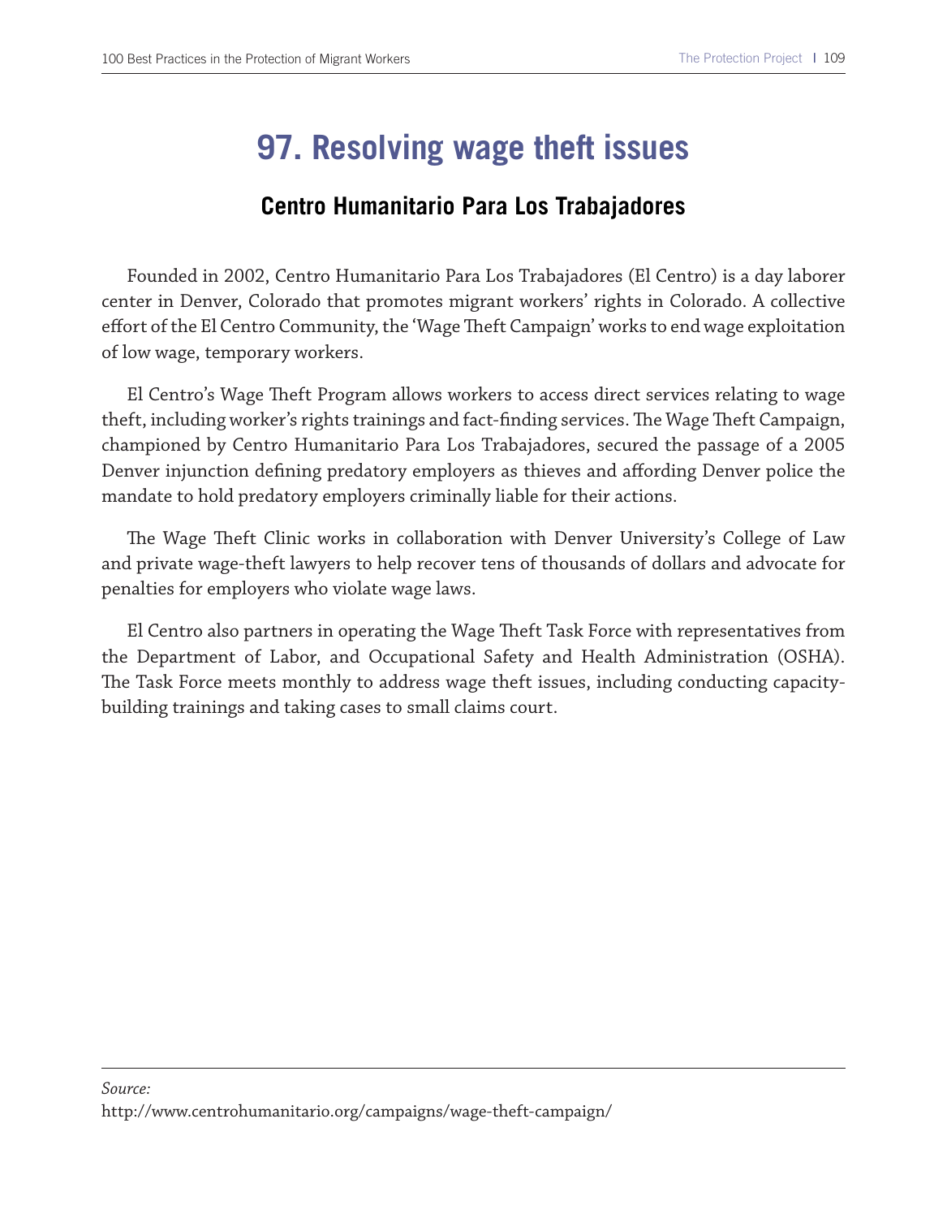# 97. Resolving wage theft issues

## Centro Humanitario Para Los Trabajadores

Founded in 2002, Centro Humanitario Para Los Trabajadores (El Centro) is a day laborer center in Denver, Colorado that promotes migrant workers' rights in Colorado. A collective effort of the El Centro Community, the 'Wage Theft Campaign' works to end wage exploitation of low wage, temporary workers.

El Centro's Wage Theft Program allows workers to access direct services relating to wage theft, including worker's rights trainings and fact-finding services. The Wage Theft Campaign, championed by Centro Humanitario Para Los Trabajadores, secured the passage of a 2005 Denver injunction defining predatory employers as thieves and affording Denver police the mandate to hold predatory employers criminally liable for their actions.

The Wage Theft Clinic works in collaboration with Denver University's College of Law and private wage-theft lawyers to help recover tens of thousands of dollars and advocate for penalties for employers who violate wage laws.

El Centro also partners in operating the Wage Theft Task Force with representatives from the Department of Labor, and Occupational Safety and Health Administration (OSHA). The Task Force meets monthly to address wage theft issues, including conducting capacity-building trainings and taking cases to small claims court.

*Source:*
http://www.centrohumanitario.org/campaigns/wage-theft-campaign/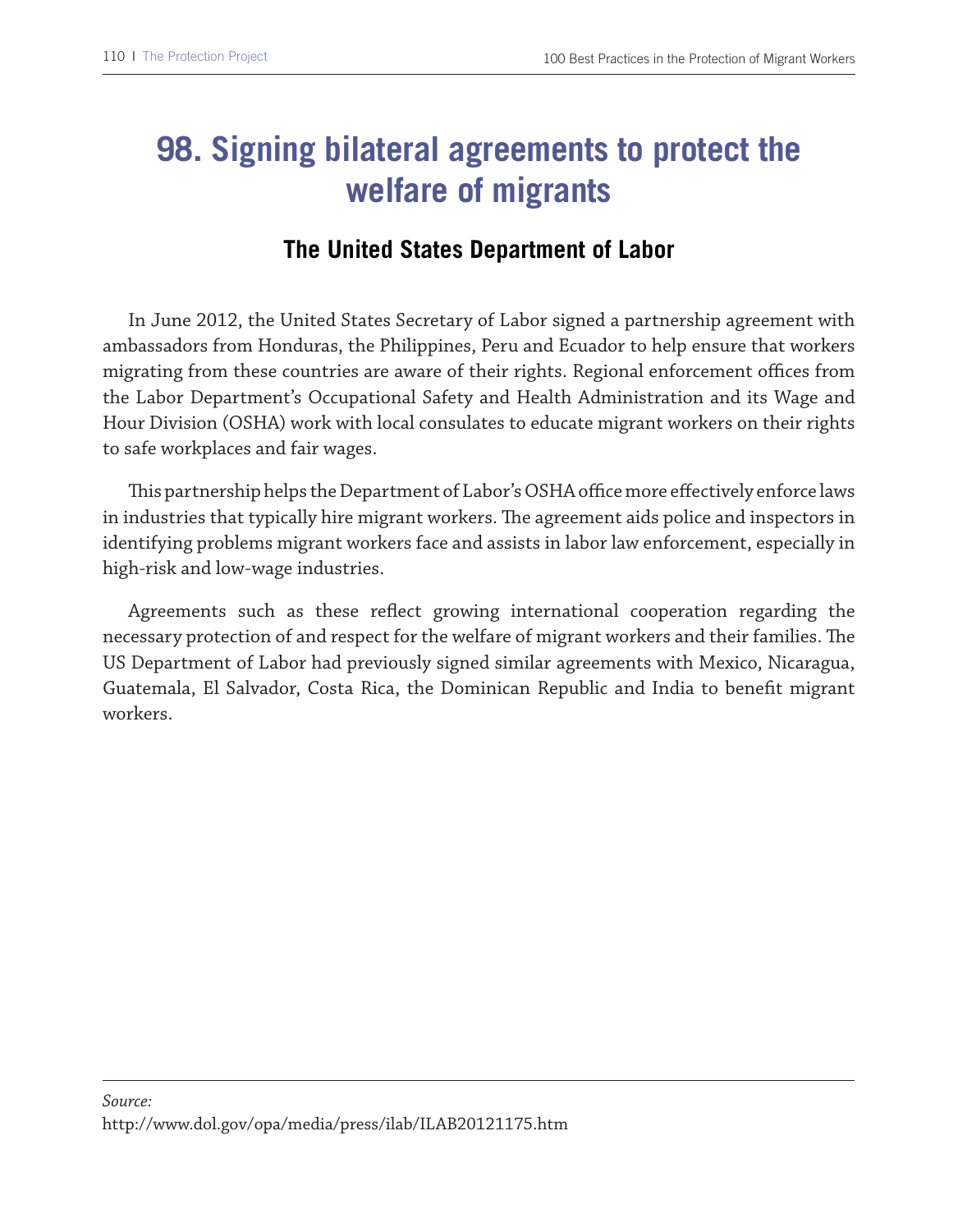# 98. Signing bilateral agreements to protect the welfare of migrants

## The United States Department of Labor

In June 2012, the United States Secretary of Labor signed a partnership agreement with ambassadors from Honduras, the Philippines, Peru and Ecuador to help ensure that workers migrating from these countries are aware of their rights. Regional enforcement offices from the Labor Department's Occupational Safety and Health Administration and its Wage and Hour Division (OSHA) work with local consulates to educate migrant workers on their rights to safe workplaces and fair wages.

This partnership helps the Department of Labor's OSHA office more effectively enforce laws in industries that typically hire migrant workers. The agreement aids police and inspectors in identifying problems migrant workers face and assists in labor law enforcement, especially in high-risk and low-wage industries.

Agreements such as these reflect growing international cooperation regarding the necessary protection of and respect for the welfare of migrant workers and their families. The US Department of Labor had previously signed similar agreements with Mexico, Nicaragua, Guatemala, El Salvador, Costa Rica, the Dominican Republic and India to benefit migrant workers.

---

*Source:*
http://www.dol.gov/opa/media/press/ilab/ILAB20121175.htm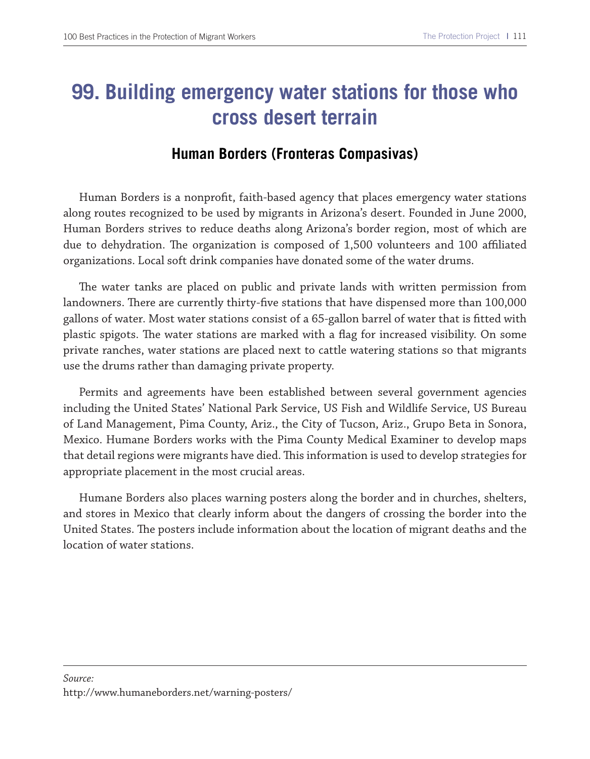# 99. Building emergency water stations for those who cross desert terrain

## Human Borders (Fronteras Compasivas)

Human Borders is a nonprofit, faith-based agency that places emergency water stations along routes recognized to be used by migrants in Arizona's desert. Founded in June 2000, Human Borders strives to reduce deaths along Arizona's border region, most of which are due to dehydration. The organization is composed of 1,500 volunteers and 100 affiliated organizations. Local soft drink companies have donated some of the water drums.

The water tanks are placed on public and private lands with written permission from landowners. There are currently thirty-five stations that have dispensed more than 100,000 gallons of water. Most water stations consist of a 65-gallon barrel of water that is fitted with plastic spigots. The water stations are marked with a flag for increased visibility. On some private ranches, water stations are placed next to cattle watering stations so that migrants use the drums rather than damaging private property.

Permits and agreements have been established between several government agencies including the United States' National Park Service, US Fish and Wildlife Service, US Bureau of Land Management, Pima County, Ariz., the City of Tucson, Ariz., Grupo Beta in Sonora, Mexico. Humane Borders works with the Pima County Medical Examiner to develop maps that detail regions were migrants have died. This information is used to develop strategies for appropriate placement in the most crucial areas.

Humane Borders also places warning posters along the border and in churches, shelters, and stores in Mexico that clearly inform about the dangers of crossing the border into the United States. The posters include information about the location of migrant deaths and the location of water stations.

---

*Source:*
http://www.humaneborders.net/warning-posters/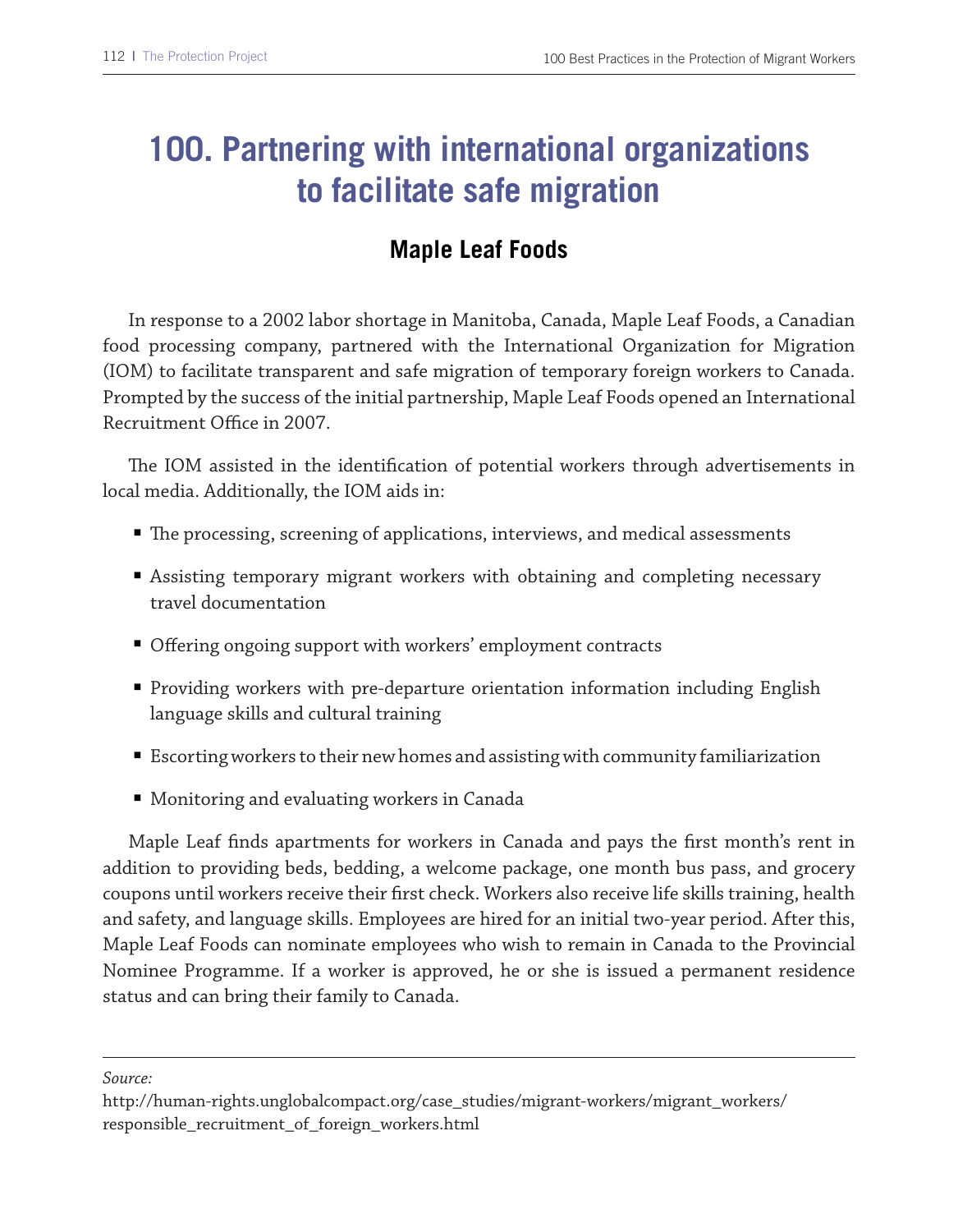# 100. Partnering with international organizations to facilitate safe migration

## Maple Leaf Foods

In response to a 2002 labor shortage in Manitoba, Canada, Maple Leaf Foods, a Canadian food processing company, partnered with the International Organization for Migration (IOM) to facilitate transparent and safe migration of temporary foreign workers to Canada. Prompted by the success of the initial partnership, Maple Leaf Foods opened an International Recruitment Office in 2007.

The IOM assisted in the identification of potential workers through advertisements in local media. Additionally, the IOM aids in:

- The processing, screening of applications, interviews, and medical assessments
- Assisting temporary migrant workers with obtaining and completing necessary travel documentation
- Offering ongoing support with workers' employment contracts
- Providing workers with pre-departure orientation information including English language skills and cultural training
- Escorting workers to their new homes and assisting with community familiarization
- Monitoring and evaluating workers in Canada

Maple Leaf finds apartments for workers in Canada and pays the first month's rent in addition to providing beds, bedding, a welcome package, one month bus pass, and grocery coupons until workers receive their first check. Workers also receive life skills training, health and safety, and language skills. Employees are hired for an initial two-year period. After this, Maple Leaf Foods can nominate employees who wish to remain in Canada to the Provincial Nominee Programme. If a worker is approved, he or she is issued a permanent residence status and can bring their family to Canada.

---

*Source:*
http://human-rights.unglobalcompact.org/case_studies/migrant-workers/migrant_workers/responsible_recruitment_of_foreign_workers.html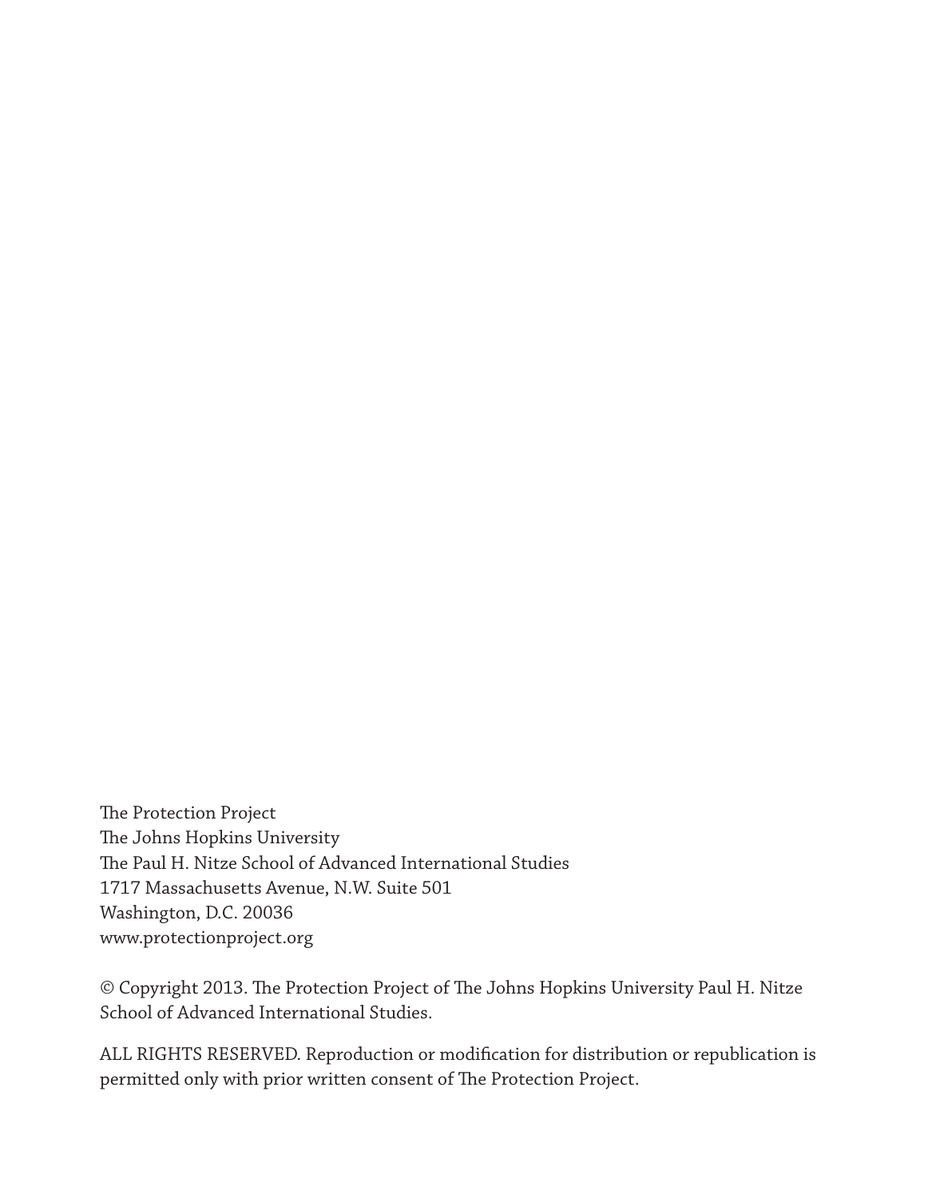The Protection Project
The Johns Hopkins University
The Paul H. Nitze School of Advanced International Studies
1717 Massachusetts Avenue, N.W. Suite 501
Washington, D.C. 20036
www.protectionproject.org

© Copyright 2013. The Protection Project of The Johns Hopkins University Paul H. Nitze School of Advanced International Studies.

ALL RIGHTS RESERVED. Reproduction or modification for distribution or republication is permitted only with prior written consent of The Protection Project.